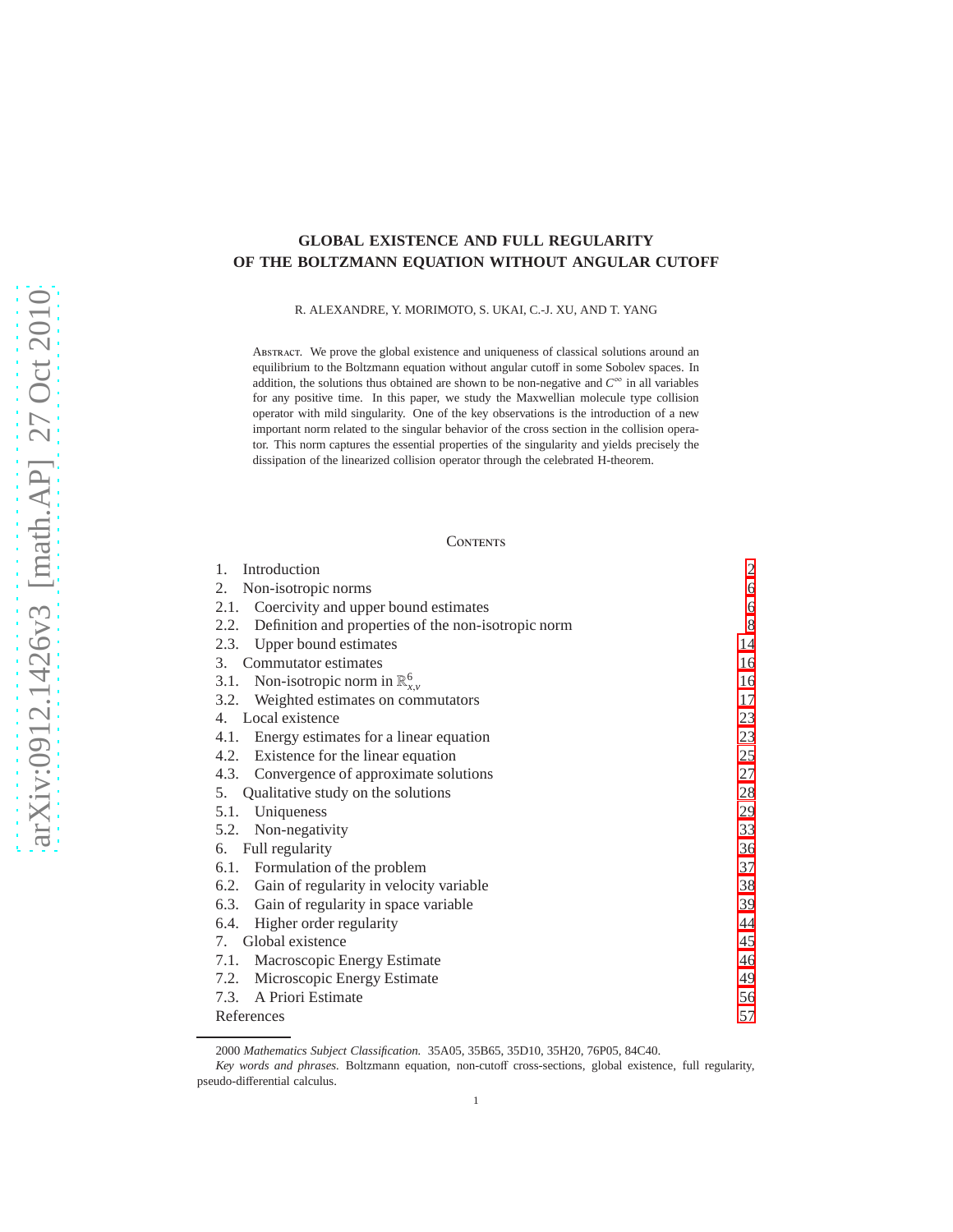# GLOBAL EXISTENCE AND FULL REGULARITY OF THE BOLTZMANN EQUATION WITHOUT ANGULAR CUTOFF

R. ALEXANDRE, Y. MORIMOTO, S. UKAI, C.-J. XU, AND T. YANG

Abstract. We prove the global existence and uniqueness of classical solutions around an equilibrium to the Boltzmann equation without angular cutoff in some Sobolev spaces. In addition, the solutions thus obtained are shown to be non-negative and $C^\infty$ in all variables for any positive time. In this paper, we study the Maxwellian molecule type collision operator with mild singularity. One of the key observations is the introduction of a new important norm related to the singular behavior of the cross section in the collision operator. This norm captures the essential properties of the singularity and yields precisely the dissipation of the linearized collision operator through the celebrated H-theorem.

## Contents

| | |
|---|---|
| 1. Introduction | 2 |
| 2. Non-isotropic norms | 6 |
| 2.1. Coercivity and upper bound estimates | 6 |
| 2.2. Definition and properties of the non-isotropic norm | 8 |
| 2.3. Upper bound estimates | 14 |
| 3. Commutator estimates | 16 |
| 3.1. Non-isotropic norm in $\mathbb{R}^6_{x,v}$ | 16 |
| 3.2. Weighted estimates on commutators | 17 |
| 4. Local existence | 23 |
| 4.1. Energy estimates for a linear equation | 23 |
| 4.2. Existence for the linear equation | 25 |
| 4.3. Convergence of approximate solutions | 27 |
| 5. Qualitative study on the solutions | 28 |
| 5.1. Uniqueness | 29 |
| 5.2. Non-negativity | 33 |
| 6. Full regularity | 36 |
| 6.1. Formulation of the problem | 37 |
| 6.2. Gain of regularity in velocity variable | 38 |
| 6.3. Gain of regularity in space variable | 39 |
| 6.4. Higher order regularity | 44 |
| 7. Global existence | 45 |
| 7.1. Macroscopic Energy Estimate | 46 |
| 7.2. Microscopic Energy Estimate | 49 |
| 7.3. A Priori Estimate | 56 |
| References | 57 |

2000 *Mathematics Subject Classification.* 35A05, 35B65, 35D10, 35H20, 76P05, 84C40.

*Key words and phrases.* Boltzmann equation, non-cutoff cross-sections, global existence, full regularity, pseudo-differential calculus.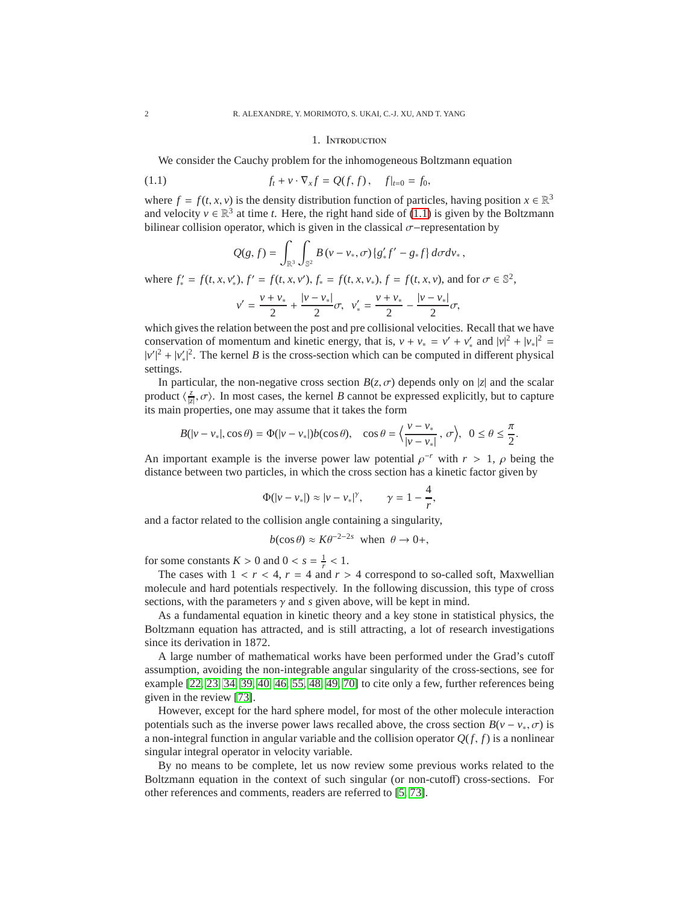## 1. Introduction

We consider the Cauchy problem for the inhomogeneous Boltzmann equation

$$f_t + v \cdot \nabla_x f = Q(f, f), \quad f|_{t=0} = f_0, \tag{1.1}$$

where $f = f(t, x, v)$ is the density distribution function of particles, having position $x \in \mathbb{R}^3$ and velocity $v \in \mathbb{R}^3$ at time $t$. Here, the right hand side of (1.1) is given by the Boltzmann bilinear collision operator, which is given in the classical $\sigma-$representation by

$$Q(g, f) = \int_{\mathbb{R}^3} \int_{\mathbb{S}^2} B(v - v_*, \sigma) \{g'_* f' - g_* f\} \, d\sigma dv_* ,$$

where $f'_* = f(t, x, v'_*)$, $f' = f(t, x, v')$, $f_* = f(t, x, v_*)$, $f = f(t, x, v)$, and for $\sigma \in \mathbb{S}^2$,

$$v' = \frac{v + v_*}{2} + \frac{|v - v_*|}{2}\sigma, \quad v'_* = \frac{v + v_*}{2} - \frac{|v - v_*|}{2}\sigma,$$

which gives the relation between the post and pre collisional velocities. Recall that we have conservation of momentum and kinetic energy, that is, $v + v_* = v' + v'_*$ and $|v|^2 + |v_*|^2 = |v'|^2 + |v'_*|^2$. The kernel $B$ is the cross-section which can be computed in different physical settings.

In particular, the non-negative cross section $B(z, \sigma)$ depends only on $|z|$ and the scalar product $\langle \frac{z}{|z|}, \sigma \rangle$. In most cases, the kernel $B$ cannot be expressed explicitly, but to capture its main properties, one may assume that it takes the form

$$B(|v - v_*|, \cos\theta) = \Phi(|v - v_*|) b(\cos\theta), \quad \cos\theta = \Big\langle \frac{v - v_*}{|v - v_*|}\,, \sigma \Big\rangle, \ \ 0 \le \theta \le \frac{\pi}{2}.$$

An important example is the inverse power law potential $\rho^{-r}$ with $r > 1$, $\rho$ being the distance between two particles, in which the cross section has a kinetic factor given by

$$\Phi(|v - v_*|) \approx |v - v_*|^{\gamma}, \qquad \gamma = 1 - \frac{4}{r},$$

and a factor related to the collision angle containing a singularity,

$$b(\cos\theta) \approx K\theta^{-2-2s} \ \text{ when } \ \theta \to 0+,$$

for some constants $K > 0$ and $0 < s = \frac{1}{r} < 1$.

The cases with $1 < r < 4$, $r = 4$ and $r > 4$ correspond to so-called soft, Maxwellian molecule and hard potentials respectively. In the following discussion, this type of cross sections, with the parameters $\gamma$ and $s$ given above, will be kept in mind.

As a fundamental equation in kinetic theory and a key stone in statistical physics, the Boltzmann equation has attracted, and is still attracting, a lot of research investigations since its derivation in 1872.

A large number of mathematical works have been performed under the Grad's cutoff assumption, avoiding the non-integrable angular singularity of the cross-sections, see for example [22, 23, 34, 39, 40, 46, 55, 48, 49, 70] to cite only a few, further references being given in the review [73].

However, except for the hard sphere model, for most of the other molecule interaction potentials such as the inverse power laws recalled above, the cross section $B(v - v_*, \sigma)$ is a non-integral function in angular variable and the collision operator $Q(f, f)$ is a nonlinear singular integral operator in velocity variable.

By no means to be complete, let us now review some previous works related to the Boltzmann equation in the context of such singular (or non-cutoff) cross-sections. For other references and comments, readers are referred to [5, 73].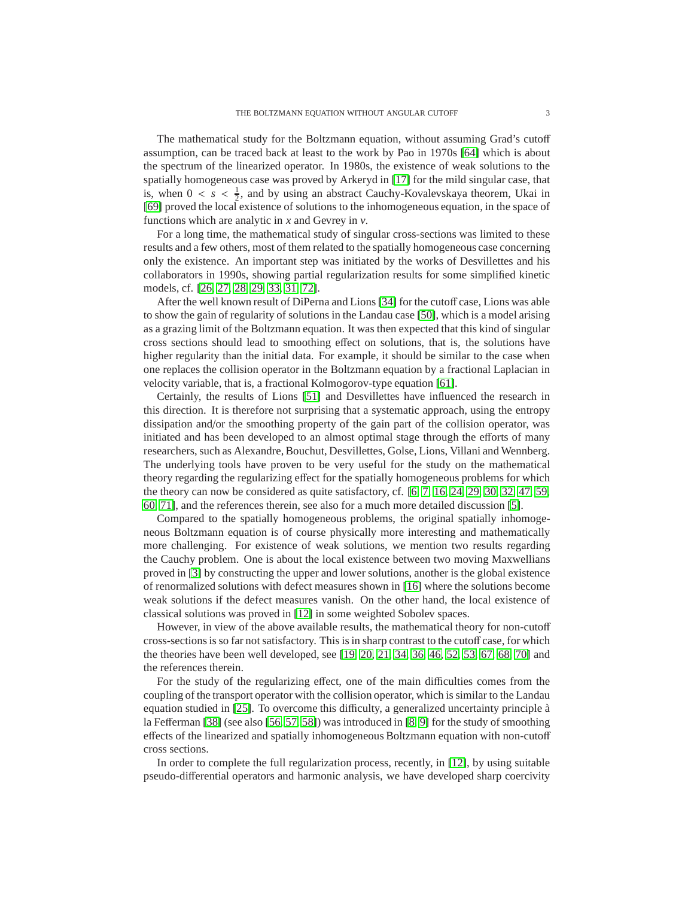The mathematical study for the Boltzmann equation, without assuming Grad's cutoff assumption, can be traced back at least to the work by Pao in 1970s [64] which is about the spectrum of the linearized operator. In 1980s, the existence of weak solutions to the spatially homogeneous case was proved by Arkeryd in [17] for the mild singular case, that is, when $0 < s < \frac{1}{2}$, and by using an abstract Cauchy-Kovalevskaya theorem, Ukai in [69] proved the local existence of solutions to the inhomogeneous equation, in the space of functions which are analytic in $x$ and Gevrey in $v$.

For a long time, the mathematical study of singular cross-sections was limited to these results and a few others, most of them related to the spatially homogeneous case concerning only the existence. An important step was initiated by the works of Desvillettes and his collaborators in 1990s, showing partial regularization results for some simplified kinetic models, cf. [26, 27, 28, 29, 33, 31, 72].

After the well known result of DiPerna and Lions [34] for the cutoff case, Lions was able to show the gain of regularity of solutions in the Landau case [50], which is a model arising as a grazing limit of the Boltzmann equation. It was then expected that this kind of singular cross sections should lead to smoothing effect on solutions, that is, the solutions have higher regularity than the initial data. For example, it should be similar to the case when one replaces the collision operator in the Boltzmann equation by a fractional Laplacian in velocity variable, that is, a fractional Kolmogorov-type equation [61].

Certainly, the results of Lions [51] and Desvillettes have influenced the research in this direction. It is therefore not surprising that a systematic approach, using the entropy dissipation and/or the smoothing property of the gain part of the collision operator, was initiated and has been developed to an almost optimal stage through the efforts of many researchers, such as Alexandre, Bouchut, Desvillettes, Golse, Lions, Villani and Wennberg. The underlying tools have proven to be very useful for the study on the mathematical theory regarding the regularizing effect for the spatially homogeneous problems for which the theory can now be considered as quite satisfactory, cf. [6, 7, 16, 24, 29, 30, 32, 47, 59, 60, 71], and the references therein, see also for a much more detailed discussion [5].

Compared to the spatially homogeneous problems, the original spatially inhomogeneous Boltzmann equation is of course physically more interesting and mathematically more challenging. For existence of weak solutions, we mention two results regarding the Cauchy problem. One is about the local existence between two moving Maxwellians proved in [3] by constructing the upper and lower solutions, another is the global existence of renormalized solutions with defect measures shown in [16] where the solutions become weak solutions if the defect measures vanish. On the other hand, the local existence of classical solutions was proved in [12] in some weighted Sobolev spaces.

However, in view of the above available results, the mathematical theory for non-cutoff cross-sections is so far not satisfactory. This is in sharp contrast to the cutoff case, for which the theories have been well developed, see [19, 20, 21, 34, 36, 46, 52, 53, 67, 68, 70] and the references therein.

For the study of the regularizing effect, one of the main difficulties comes from the coupling of the transport operator with the collision operator, which is similar to the Landau equation studied in [25]. To overcome this difficulty, a generalized uncertainty principle à la Fefferman [38] (see also [56, 57, 58]) was introduced in [8, 9] for the study of smoothing effects of the linearized and spatially inhomogeneous Boltzmann equation with non-cutoff cross sections.

In order to complete the full regularization process, recently, in [12], by using suitable pseudo-differential operators and harmonic analysis, we have developed sharp coercivity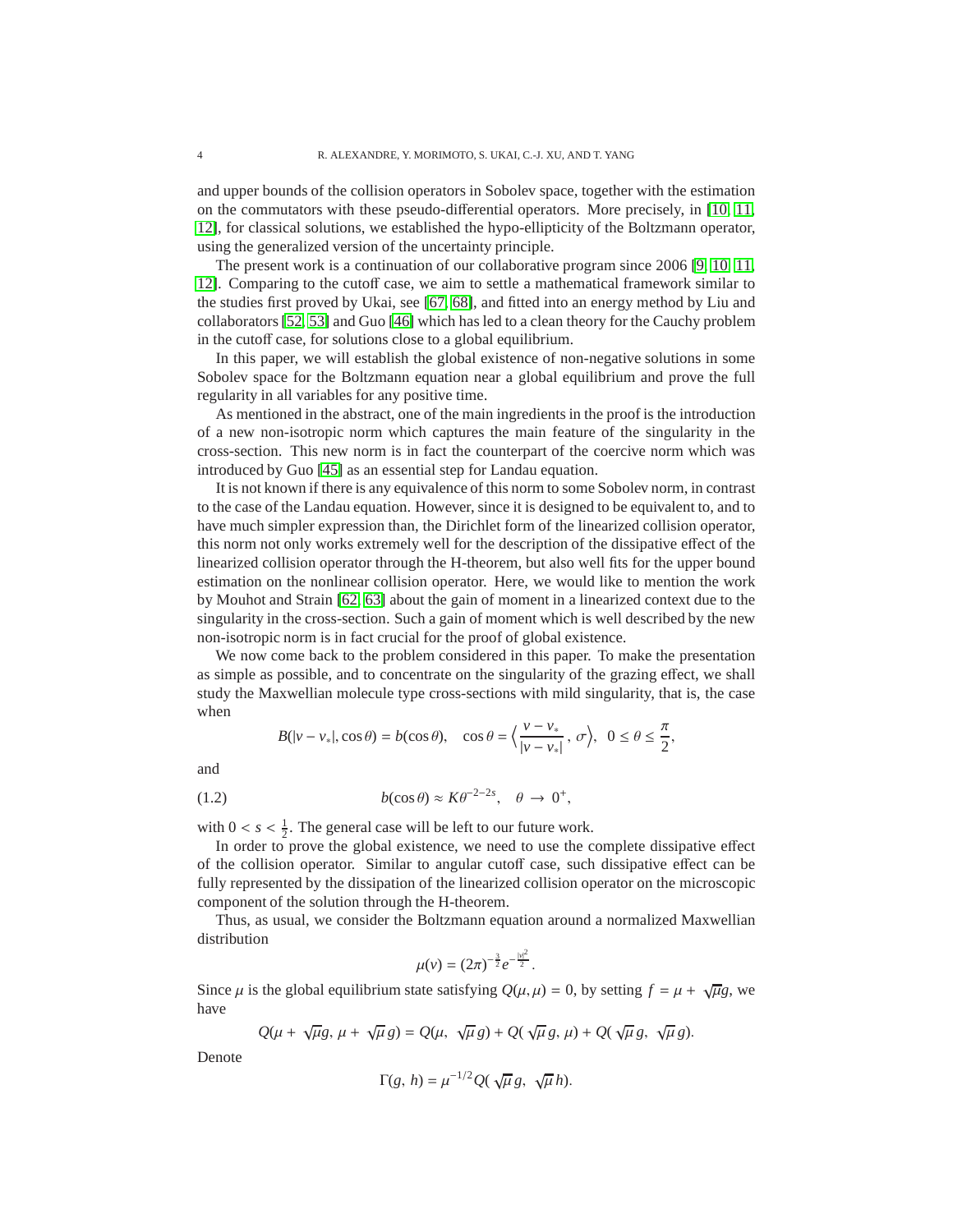and upper bounds of the collision operators in Sobolev space, together with the estimation on the commutators with these pseudo-differential operators. More precisely, in [10, 11, 12], for classical solutions, we established the hypo-ellipticity of the Boltzmann operator, using the generalized version of the uncertainty principle.

The present work is a continuation of our collaborative program since 2006 [9, 10, 11, 12]. Comparing to the cutoff case, we aim to settle a mathematical framework similar to the studies first proved by Ukai, see [67, 68], and fitted into an energy method by Liu and collaborators [52, 53] and Guo [46] which has led to a clean theory for the Cauchy problem in the cutoff case, for solutions close to a global equilibrium.

In this paper, we will establish the global existence of non-negative solutions in some Sobolev space for the Boltzmann equation near a global equilibrium and prove the full regularity in all variables for any positive time.

As mentioned in the abstract, one of the main ingredients in the proof is the introduction of a new non-isotropic norm which captures the main feature of the singularity in the cross-section. This new norm is in fact the counterpart of the coercive norm which was introduced by Guo [45] as an essential step for Landau equation.

It is not known if there is any equivalence of this norm to some Sobolev norm, in contrast to the case of the Landau equation. However, since it is designed to be equivalent to, and to have much simpler expression than, the Dirichlet form of the linearized collision operator, this norm not only works extremely well for the description of the dissipative effect of the linearized collision operator through the H-theorem, but also well fits for the upper bound estimation on the nonlinear collision operator. Here, we would like to mention the work by Mouhot and Strain [62, 63] about the gain of moment in a linearized context due to the singularity in the cross-section. Such a gain of moment which is well described by the new non-isotropic norm is in fact crucial for the proof of global existence.

We now come back to the problem considered in this paper. To make the presentation as simple as possible, and to concentrate on the singularity of the grazing effect, we shall study the Maxwellian molecule type cross-sections with mild singularity, that is, the case when

$$
B(|v-v_*|,\cos\theta)=b(\cos\theta),\quad \cos\theta=\Big\langle\frac{v-v_*}{|v-v_*|}\,,\,\sigma\Big\rangle,\ \ 0\le\theta\le\frac{\pi}{2},
$$

and

$$
b(\cos\theta)\approx K\theta^{-2-2s},\quad \theta\,\rightarrow\,0^+, \tag{1.2}
$$

with $0<s<\frac{1}{2}$. The general case will be left to our future work.

In order to prove the global existence, we need to use the complete dissipative effect of the collision operator. Similar to angular cutoff case, such dissipative effect can be fully represented by the dissipation of the linearized collision operator on the microscopic component of the solution through the H-theorem.

Thus, as usual, we consider the Boltzmann equation around a normalized Maxwellian distribution

$$
\mu(v)=(2\pi)^{-\frac{3}{2}}e^{-\frac{|v|^2}{2}}.
$$

Since $\mu$ is the global equilibrium state satisfying $Q(\mu,\mu)=0$, by setting $f=\mu+\sqrt{\mu}g$, we have

$$
Q(\mu+\sqrt{\mu}g,\,\mu+\sqrt{\mu}\,g)=Q(\mu,\,\sqrt{\mu}\,g)+Q(\sqrt{\mu}\,g,\,\mu)+Q(\sqrt{\mu}\,g,\,\sqrt{\mu}\,g).
$$

Denote

$$
\Gamma(g,\,h)=\mu^{-1/2}Q(\sqrt{\mu}\,g,\,\sqrt{\mu}\,h).
$$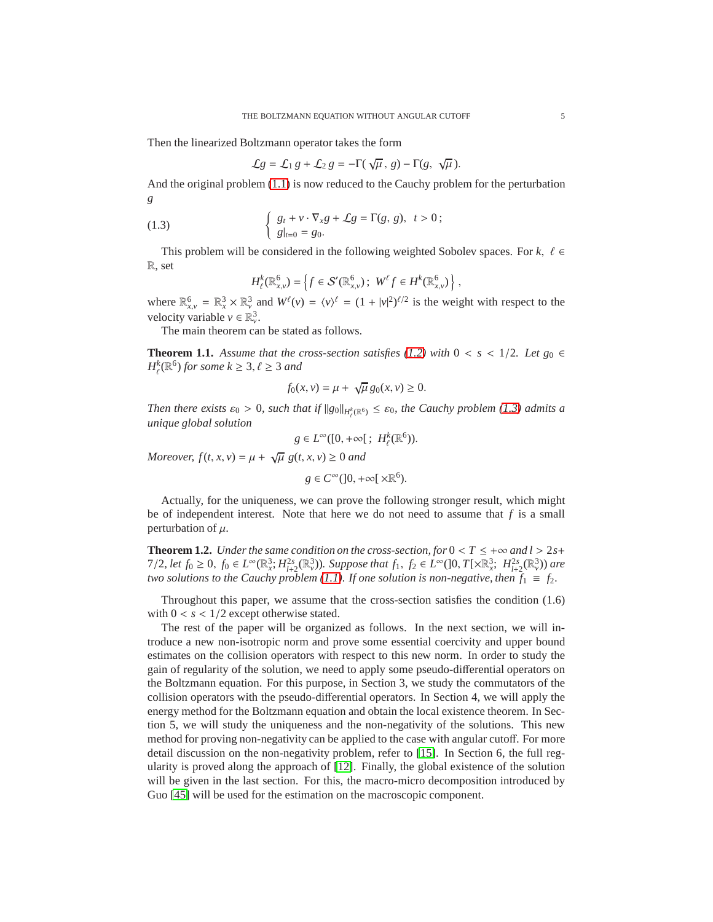Then the linearized Boltzmann operator takes the form

$$\mathcal{L}g = \mathcal{L}_1 g + \mathcal{L}_2 g = -\Gamma(\sqrt{\mu}\,, g) - \Gamma(g,\ \sqrt{\mu}\,).$$

And the original problem (1.1) is now reduced to the Cauchy problem for the perturbation $g$

$$\begin{cases} g_t + v\cdot\nabla_x g + \mathcal{L}g = \Gamma(g,\, g), & t>0\,; \\ g|_{t=0} = g_0. \end{cases} \tag{1.3}$$

This problem will be considered in the following weighted Sobolev spaces. For $k,\ \ell\in\mathbb{R}$, set

$$H^k_\ell(\mathbb{R}^6_{x,v}) = \left\{ f\in\mathcal{S}'(\mathbb{R}^6_{x,v})\,;\ W^\ell f\in H^k(\mathbb{R}^6_{x,v})\right\},$$

where $\mathbb{R}^6_{x,v}=\mathbb{R}^3_x\times\mathbb{R}^3_v$ and $W^\ell(v)=\langle v\rangle^\ell = (1+|v|^2)^{\ell/2}$ is the weight with respect to the velocity variable $v\in\mathbb{R}^3_v$.

The main theorem can be stated as follows.

**Theorem 1.1.** *Assume that the cross-section satisfies (1.2) with $0<s<1/2$. Let $g_0\in H^k_\ell(\mathbb{R}^6)$ for some $k\geq 3, \ell\geq 3$ and*

$$f_0(x,v) = \mu + \sqrt{\mu}\,g_0(x,v)\geq 0.$$

*Then there exists $\varepsilon_0>0$, such that if $\|g_0\|_{H^k_\ell(\mathbb{R}^6)}\leq\varepsilon_0$, the Cauchy problem (1.3) admits a unique global solution*

$$g\in L^\infty([0,+\infty[\,;\ H^k_\ell(\mathbb{R}^6)).$$

*Moreover, $f(t,x,v)=\mu+\sqrt{\mu}\ g(t,x,v)\geq 0$ and*

$$g\in C^\infty(]0,+\infty[\,\times\mathbb{R}^6).$$

Actually, for the uniqueness, we can prove the following stronger result, which might be of independent interest. Note that here we do not need to assume that $f$ is a small perturbation of $\mu$.

**Theorem 1.2.** *Under the same condition on the cross-section, for $0<T\leq+\infty$ and $l>2s+7/2$, let $f_0\geq 0,\ f_0\in L^\infty(\mathbb{R}^3_x;H^{2s}_{l+2}(\mathbb{R}^3_v))$. Suppose that $f_1,\ f_2\in L^\infty(]0,T[\times\mathbb{R}^3_x;\ H^{2s}_{l+2}(\mathbb{R}^3_v))$ are two solutions to the Cauchy problem (1.1). If one solution is non-negative, then $f_1\ \equiv\ f_2$.*

Throughout this paper, we assume that the cross-section satisfies the condition (1.6) with $0<s<1/2$ except otherwise stated.

The rest of the paper will be organized as follows. In the next section, we will introduce a new non-isotropic norm and prove some essential coercivity and upper bound estimates on the collision operators with respect to this new norm. In order to study the gain of regularity of the solution, we need to apply some pseudo-differential operators on the Boltzmann equation. For this purpose, in Section 3, we study the commutators of the collision operators with the pseudo-differential operators. In Section 4, we will apply the energy method for the Boltzmann equation and obtain the local existence theorem. In Section 5, we will study the uniqueness and the non-negativity of the solutions. This new method for proving non-negativity can be applied to the case with angular cutoff. For more detail discussion on the non-negativity problem, refer to [15]. In Section 6, the full regularity is proved along the approach of [12]. Finally, the global existence of the solution will be given in the last section. For this, the macro-micro decomposition introduced by Guo [45] will be used for the estimation on the macroscopic component.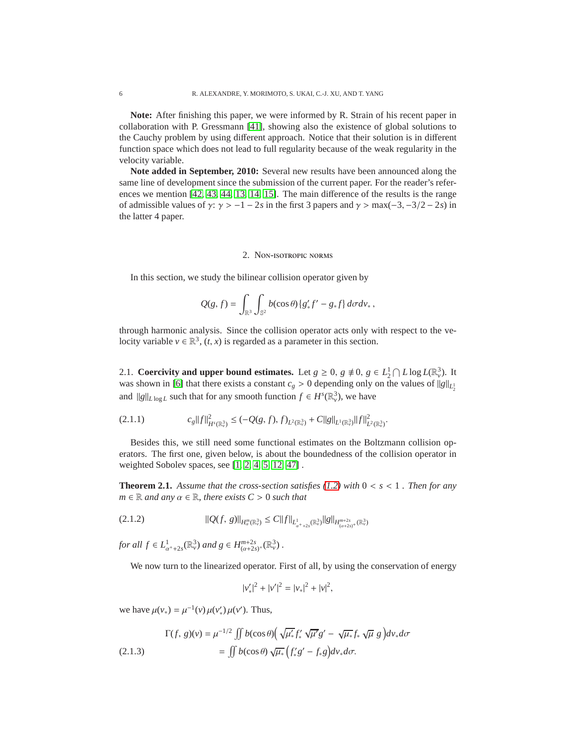**Note:** After finishing this paper, we were informed by R. Strain of his recent paper in collaboration with P. Gressmann [41], showing also the existence of global solutions to the Cauchy problem by using different approach. Notice that their solution is in different function space which does not lead to full regularity because of the weak regularity in the velocity variable.

**Note added in September, 2010:** Several new results have been announced along the same line of development since the submission of the current paper. For the reader's references we mention [42, 43, 44, 13, 14, 15]. The main difference of the results is the range of admissible values of $\gamma$: $\gamma > -1-2s$ in the first 3 papers and $\gamma > \max(-3, -3/2-2s)$ in the latter 4 paper.

## 2. Non-isotropic norms

In this section, we study the bilinear collision operator given by

$$Q(g, f) = \int_{\mathbb{R}^3}\int_{\mathbb{S}^2} b(\cos\theta)\{g'_* f' - g_* f\}\, d\sigma dv_*\,,$$

through harmonic analysis. Since the collision operator acts only with respect to the velocity variable $v \in \mathbb{R}^3$, $(t, x)$ is regarded as a parameter in this section.

2.1. **Coercivity and upper bound estimates.** Let $g \geq 0$, $g \not\equiv 0$, $g \in L^1_2 \bigcap L\log L(\mathbb{R}^3_v)$. It was shown in [6] that there exists a constant $c_g > 0$ depending only on the values of $\|g\|_{L^1_2}$ and $\|g\|_{L\log L}$ such that for any smooth function $f \in H^s(\mathbb{R}^3_v)$, we have

$$c_g\|f\|^2_{H^s(\mathbb{R}^3_v)} \leq (-Q(g, f), f)_{L^2(\mathbb{R}^3_v)} + C\|g\|_{L^1(\mathbb{R}^3_v)}\|f\|^2_{L^2(\mathbb{R}^3_v)}. \tag{2.1.1}$$

Besides this, we still need some functional estimates on the Boltzmann collision operators. The first one, given below, is about the boundedness of the collision operator in weighted Sobolev spaces, see [1, 2, 4, 5, 12, 47] .

**Theorem 2.1.** *Assume that the cross-section satisfies (1.2) with $0 < s < 1$ . Then for any $m \in \mathbb{R}$ and any $\alpha \in \mathbb{R}$, there exists $C > 0$ such that*

$$\|Q(f, g)\|_{H^m_\alpha(\mathbb{R}^3_v)} \leq C\|f\|_{L^1_{\alpha^+ + 2s}(\mathbb{R}^3_v)}\|g\|_{H^{m+2s}_{(\alpha+2s)^+}(\mathbb{R}^3_v)} \tag{2.1.2}$$

*for all $f \in L^1_{\alpha^+ + 2s}(\mathbb{R}^3_v)$ and $g \in H^{m+2s}_{(\alpha+2s)^+}(\mathbb{R}^3_v)$ .*

We now turn to the linearized operator. First of all, by using the conservation of energy

$$|v'_*|^2 + |v'|^2 = |v_*|^2 + |v|^2,$$

we have $\mu(v_*) = \mu^{-1}(v)\,\mu(v'_*)\,\mu(v')$. Thus,

$$\begin{aligned}\Gamma(f, g)(v) &= \mu^{-1/2}\iint b(\cos\theta)\Big(\sqrt{\mu'_*}\, f'_*\, \sqrt{\mu'} g' - \sqrt{\mu_*}\, f_*\, \sqrt{\mu}\; g\Big) dv_* d\sigma \\ &= \iint b(\cos\theta)\,\sqrt{\mu_*}\,\Big(f'_* g' - f_* g\Big) dv_* d\sigma.\end{aligned} \tag{2.1.3}$$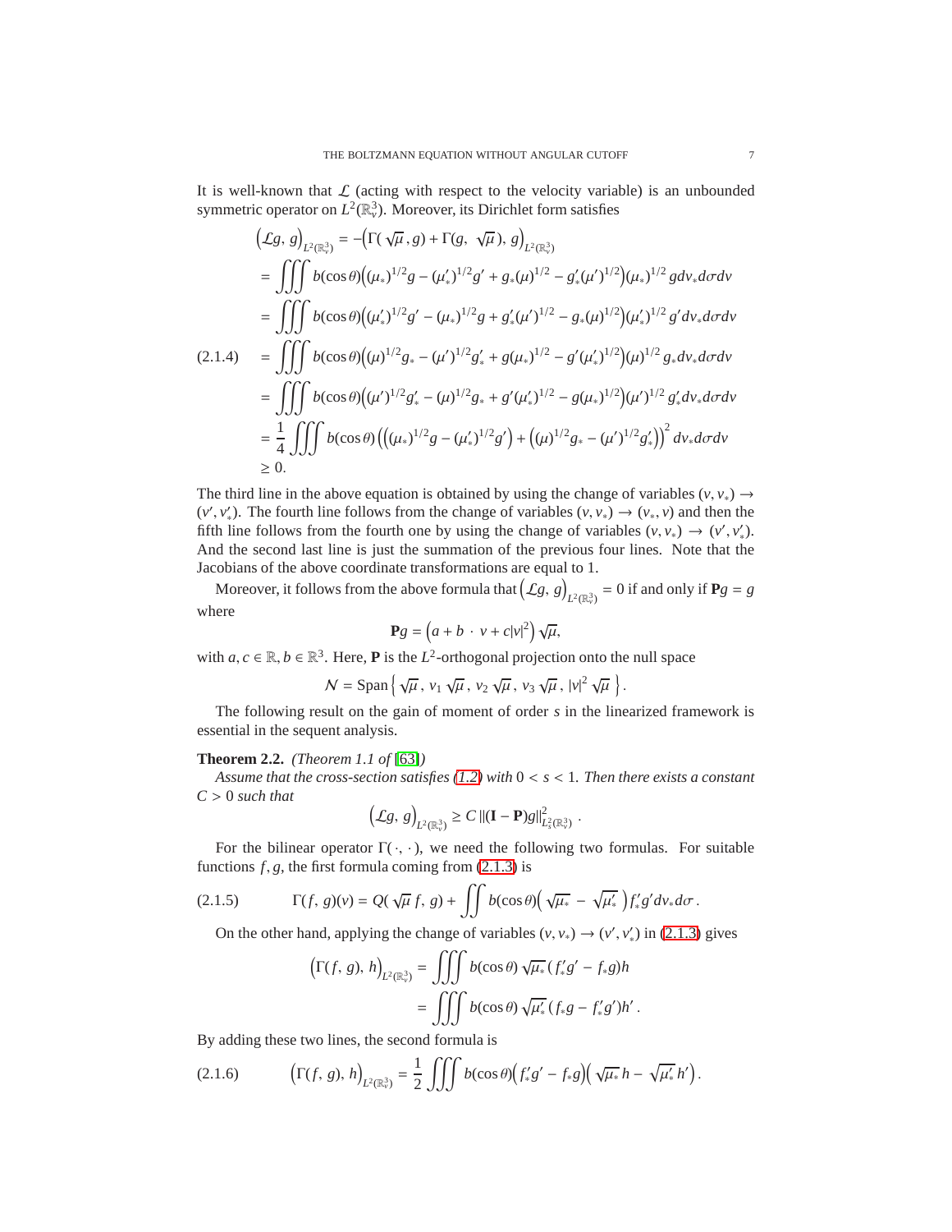It is well-known that $\mathcal{L}$ (acting with respect to the velocity variable) is an unbounded symmetric operator on $L^2(\mathbb{R}^3_v)$. Moreover, its Dirichlet form satisfies

$$
\begin{aligned}
\big(\mathcal{L}g,\, g\big)_{L^2(\mathbb{R}^3_v)} &= -\big(\Gamma(\sqrt{\mu}\,, g) + \Gamma(g,\ \sqrt{\mu}),\, g\big)_{L^2(\mathbb{R}^3_v)} \\
&= \iiint b(\cos\theta)\Big((\mu_*)^{1/2}g - (\mu'_*)^{1/2}g' + g_*(\mu)^{1/2} - g'_*(\mu')^{1/2}\Big)(\mu_*)^{1/2}\, g dv_* d\sigma dv \\
&= \iiint b(\cos\theta)\Big((\mu'_*)^{1/2}g' - (\mu_*)^{1/2}g + g'_*(\mu')^{1/2} - g_*(\mu)^{1/2}\Big)(\mu'_*)^{1/2}\, g' dv_* d\sigma dv \\
&= \iiint b(\cos\theta)\Big((\mu)^{1/2}g_* - (\mu')^{1/2}g'_* + g(\mu_*)^{1/2} - g'(\mu'_*)^{1/2}\Big)(\mu)^{1/2}\, g_* dv_* d\sigma dv \\
&= \iiint b(\cos\theta)\Big((\mu')^{1/2}g'_* - (\mu)^{1/2}g_* + g'(\mu'_*)^{1/2} - g(\mu_*)^{1/2}\Big)(\mu')^{1/2}\, g'_* dv_* d\sigma dv \\
&= \frac{1}{4}\iiint b(\cos\theta)\Big(\big((\mu_*)^{1/2}g - (\mu'_*)^{1/2}g'\big) + \big((\mu)^{1/2}g_* - (\mu')^{1/2}g'_*\big)\Big)^2 dv_* d\sigma dv \\
&\geq 0.
\end{aligned}
\tag{2.1.4}
$$

The third line in the above equation is obtained by using the change of variables $(v, v_*) \to (v', v'_*)$. The fourth line follows from the change of variables $(v, v_*) \to (v_*, v)$ and then the fifth line follows from the fourth one by using the change of variables $(v, v_*) \to (v', v'_*)$. And the second last line is just the summation of the previous four lines. Note that the Jacobians of the above coordinate transformations are equal to 1.

Moreover, it follows from the above formula that $\big(\mathcal{L}g,\, g\big)_{L^2(\mathbb{R}^3_v)} = 0$ if and only if $\mathbf{P}g = g$ where

$$
\mathbf{P}g = \big(a + b\,\cdot\, v + c|v|^2\big)\sqrt{\mu},
$$

with $a, c \in \mathbb{R}, b \in \mathbb{R}^3$. Here, $\mathbf{P}$ is the $L^2$-orthogonal projection onto the null space

$$
\mathcal{N} = \text{Span}\left\{\sqrt{\mu}\,,\, v_1\sqrt{\mu}\,,\, v_2\sqrt{\mu}\,,\, v_3\sqrt{\mu}\,,\, |v|^2\sqrt{\mu}\,\right\}.
$$

The following result on the gain of moment of order $s$ in the linearized framework is essential in the sequent analysis.

**Theorem 2.2.** *(Theorem 1.1 of [63])*

*Assume that the cross-section satisfies (1.2) with $0 < s < 1$. Then there exists a constant $C > 0$ such that*

$$
\big(\mathcal{L}g,\, g\big)_{L^2(\mathbb{R}^3_v)} \geq C\,\|(\mathbf{I}-\mathbf{P})g\|^2_{L^2_s(\mathbb{R}^3)}\ .
$$

For the bilinear operator $\Gamma(\cdot\,,\,\cdot)$, we need the following two formulas. For suitable functions $f, g$, the first formula coming from (2.1.3) is

$$
\Gamma(f,\, g)(v) = Q(\sqrt{\mu}\, f,\, g) + \iint b(\cos\theta)\Big(\sqrt{\mu_*}\, - \,\sqrt{\mu'_*}\,\Big) f'_* g' dv_* d\sigma\,. \tag{2.1.5}
$$

On the other hand, applying the change of variables $(v, v_*) \to (v', v'_*)$ in (2.1.3) gives

$$
\begin{aligned}
\big(\Gamma(f,\, g),\, h\big)_{L^2(\mathbb{R}^3_v)} &= \iiint b(\cos\theta)\sqrt{\mu_*}\,(f'_* g' - f_* g)h \\
&= \iiint b(\cos\theta)\sqrt{\mu'_*}\,(f_* g - f'_* g')h'\,.
\end{aligned}
$$

By adding these two lines, the second formula is

$$
\big(\Gamma(f,\, g),\, h\big)_{L^2(\mathbb{R}^3_v)} = \frac{1}{2}\iiint b(\cos\theta)\Big(f'_* g' - f_* g\Big)\Big(\sqrt{\mu_*}\,h - \sqrt{\mu'_*}\,h'\Big). \tag{2.1.6}
$$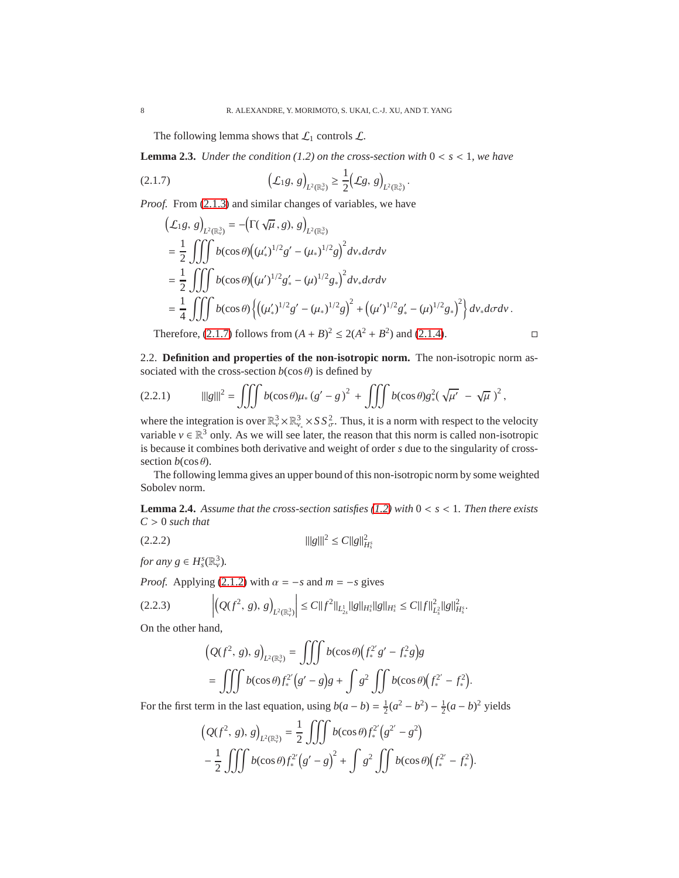The following lemma shows that $\mathcal{L}_1$ controls $\mathcal{L}$.

**Lemma 2.3.** *Under the condition (1.2) on the cross-section with $0 < s < 1$, we have*

$$
\left(\mathcal{L}_1 g,\, g\right)_{L^2(\mathbb{R}^3_v)} \geq \frac{1}{2}\left(\mathcal{L} g,\, g\right)_{L^2(\mathbb{R}^3_v)}. \tag{2.1.7}
$$

*Proof.* From (2.1.3) and similar changes of variables, we have

$$
\begin{aligned}
&\left(\mathcal{L}_1 g,\, g\right)_{L^2(\mathbb{R}^3_v)} = -\left(\Gamma(\sqrt{\mu}\,, g),\, g\right)_{L^2(\mathbb{R}^3_v)} \\
&= \frac{1}{2}\iiint b(\cos\theta)\left((\mu'_*)^{1/2} g' - (\mu_*)^{1/2} g\right)^2 dv_* d\sigma dv \\
&= \frac{1}{2}\iiint b(\cos\theta)\left((\mu')^{1/2} g'_* - (\mu)^{1/2} g_*\right)^2 dv_* d\sigma dv \\
&= \frac{1}{4}\iiint b(\cos\theta)\left\{\left((\mu'_*)^{1/2} g' - (\mu_*)^{1/2} g\right)^2 + \left((\mu')^{1/2} g'_* - (\mu)^{1/2} g_*\right)^2\right\} dv_* d\sigma dv\,.
\end{aligned}
$$

Therefore, (2.1.7) follows from $(A+B)^2 \leq 2(A^2 + B^2)$ and (2.1.4). □

## 2.2. **Definition and properties of the non-isotropic norm.**

The non-isotropic norm associated with the cross-section $b(\cos\theta)$ is defined by

$$
|||g|||^2 = \iiint b(\cos\theta)\mu_*\left(g' - g\right)^2 + \iiint b(\cos\theta) g_*^2\left(\sqrt{\mu'} - \sqrt{\mu}\,\right)^2, \tag{2.2.1}
$$

where the integration is over $\mathbb{R}^3_v \times \mathbb{R}^3_{v_*} \times SS^2_\sigma$. Thus, it is a norm with respect to the velocity variable $v \in \mathbb{R}^3$ only. As we will see later, the reason that this norm is called non-isotropic is because it combines both derivative and weight of order $s$ due to the singularity of cross-section $b(\cos\theta)$.

The following lemma gives an upper bound of this non-isotropic norm by some weighted Sobolev norm.

**Lemma 2.4.** *Assume that the cross-section satisfies (1.2) with $0 < s < 1$. Then there exists $C > 0$ such that*

$$
|||g|||^2 \leq C\|g\|^2_{H^s_s} \tag{2.2.2}
$$

*for any $g \in H^s_s(\mathbb{R}^3_v)$.*

*Proof.* Applying (2.1.2) with $\alpha = -s$ and $m = -s$ gives

$$
\left|\left(Q(f^2,\, g),\, g\right)_{L^2(\mathbb{R}^3_v)}\right| \leq C\|f^2\|_{L^1_{2s}}\|g\|_{H^s_s}\|g\|_{H^s_s} \leq C\|f\|^2_{L^2_s}\|g\|^2_{H^s_s}. \tag{2.2.3}
$$

On the other hand,

$$
\begin{aligned}
\left(Q(f^2,\, g),\, g\right)_{L^2(\mathbb{R}^3_v)} &= \iiint b(\cos\theta)\left(f^{2'}_* g' - f^2_* g\right) g \\
&= \iiint b(\cos\theta) f^{2'}_*\left(g' - g\right) g + \int g^2 \iint b(\cos\theta)\left(f^{2'}_* - f^2_*\right).
\end{aligned}
$$

For the first term in the last equation, using $b(a-b) = \frac{1}{2}(a^2 - b^2) - \frac{1}{2}(a-b)^2$ yields

$$
\begin{aligned}
&\left(Q(f^2,\, g),\, g\right)_{L^2(\mathbb{R}^3_v)} = \frac{1}{2}\iiint b(\cos\theta) f^{2'}_*\left(g^{2'} - g^2\right) \\
&- \frac{1}{2}\iiint b(\cos\theta) f^{2'}_*\left(g' - g\right)^2 + \int g^2 \iint b(\cos\theta)\left(f^{2'}_* - f^2_*\right).
\end{aligned}
$$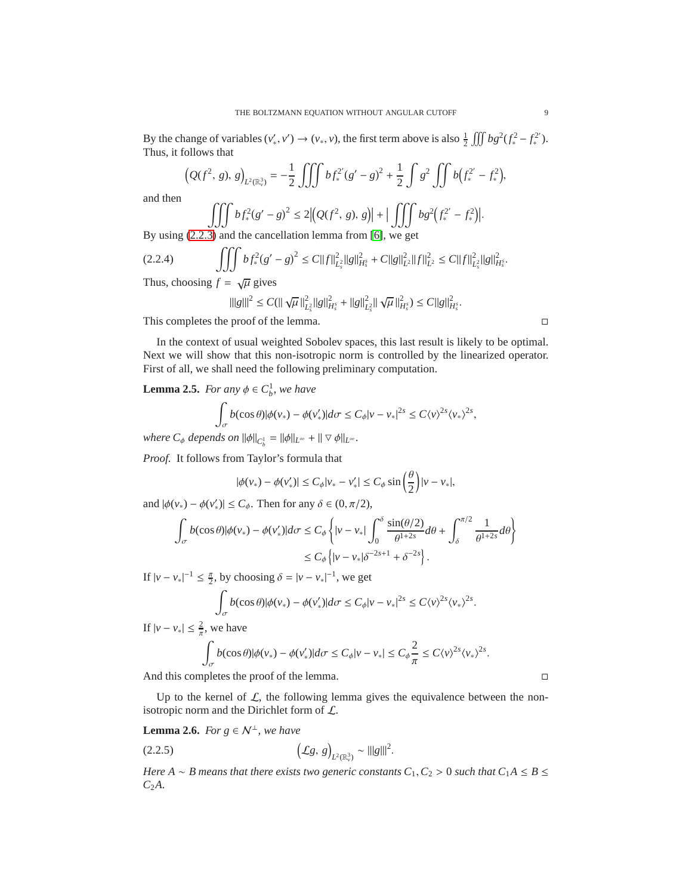By the change of variables $(v'_*, v') \to (v_*, v)$, the first term above is also $\frac{1}{2}\iiint bg^2(f_*^2 - f_*^{2'})$. Thus, it follows that

$$\Big(Q(f^2,\, g),\, g\Big)_{L^2(\mathbb{R}^3_v)} = -\frac{1}{2}\iiint b f_*^{2'}(g'-g)^2 + \frac{1}{2}\int g^2 \iint b\Big(f_*^{2'} - f_*^2\Big),$$

and then

$$\iiint b f_*^2(g'-g)^2 \le 2\Big|\Big(Q(f^2,\, g),\, g\Big)\Big| + \Big|\iiint bg^2\Big(f_*^{2'} - f_*^2\Big)\Big|.$$

By using (2.2.3) and the cancellation lemma from [6], we get

$$\iiint b f_*^2(g'-g)^2 \le C\|f\|^2_{L^2_s}\|g\|^2_{H^s_s} + C\|g\|^2_{L^2}\|f\|^2_{L^2} \le C\|f\|^2_{L^2_s}\|g\|^2_{H^s_s}. \tag{2.2.4}$$

Thus, choosing $f = \sqrt{\mu}$ gives

$$|||g|||^2 \le C(\|\sqrt{\mu}\|^2_{L^2_s}\|g\|^2_{H^s_s} + \|g\|^2_{L^2_s}\|\sqrt{\mu}\|^2_{H^s_s}) \le C\|g\|^2_{H^s_s}.$$

This completes the proof of the lemma. □

In the context of usual weighted Sobolev spaces, this last result is likely to be optimal. Next we will show that this non-isotropic norm is controlled by the linearized operator. First of all, we shall need the following preliminary computation.

**Lemma 2.5.** *For any $\phi \in C^1_b$, we have*

$$\int_\sigma b(\cos\theta)|\phi(v_*) - \phi(v'_*)|d\sigma \le C_\phi|v-v_*|^{2s} \le C\langle v\rangle^{2s}\langle v_*\rangle^{2s},$$

*where $C_\phi$ depends on $\|\phi\|_{C^1_b} = \|\phi\|_{L^\infty} + \|\nabla\phi\|_{L^\infty}$.*

*Proof.* It follows from Taylor's formula that

$$|\phi(v_*) - \phi(v'_*)| \le C_\phi|v_* - v'_*| \le C_\phi \sin\left(\frac{\theta}{2}\right)|v-v_*|,$$

and $|\phi(v_*) - \phi(v'_*)| \le C_\phi$. Then for any $\delta \in (0, \pi/2)$,

$$\begin{aligned}\int_\sigma b(\cos\theta)|\phi(v_*) - \phi(v'_*)|d\sigma &\le C_\phi\left\{|v-v_*|\int_0^\delta \frac{\sin(\theta/2)}{\theta^{1+2s}}d\theta + \int_\delta^{\pi/2}\frac{1}{\theta^{1+2s}}d\theta\right\}\\ &\le C_\phi\left\{|v-v_*|\delta^{-2s+1} + \delta^{-2s}\right\}.\end{aligned}$$

If $|v-v_*|^{-1} \le \frac{\pi}{2}$, by choosing $\delta = |v-v_*|^{-1}$, we get

$$\int_\sigma b(\cos\theta)|\phi(v_*) - \phi(v'_*)|d\sigma \le C_\phi|v-v_*|^{2s} \le C\langle v\rangle^{2s}\langle v_*\rangle^{2s}.$$

If $|v-v_*| \le \frac{2}{\pi}$, we have

$$\int_\sigma b(\cos\theta)|\phi(v_*) - \phi(v'_*)|d\sigma \le C_\phi|v-v_*| \le C_\phi\frac{2}{\pi} \le C\langle v\rangle^{2s}\langle v_*\rangle^{2s}.$$

And this completes the proof of the lemma. □

Up to the kernel of $\mathcal{L}$, the following lemma gives the equivalence between the non-isotropic norm and the Dirichlet form of $\mathcal{L}$.

**Lemma 2.6.** *For $g \in \mathcal{N}^\perp$, we have*

$$\Big(\mathcal{L}g,\, g\Big)_{L^2(\mathbb{R}^3_v)} \sim |||g|||^2. \tag{2.2.5}$$

*Here $A \sim B$ means that there exists two generic constants $C_1, C_2 > 0$ such that $C_1 A \le B \le C_2 A$.*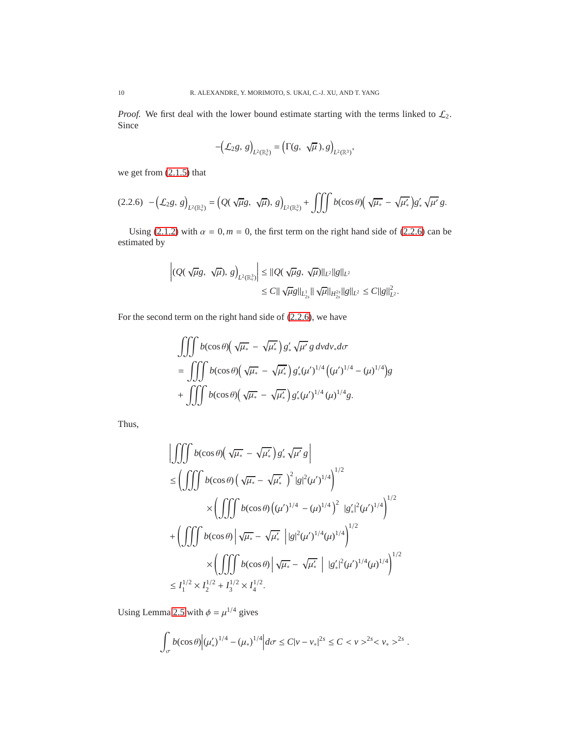*Proof.* We first deal with the lower bound estimate starting with the terms linked to $\mathcal{L}_2$. Since

$$
-\Big(\mathcal{L}_2 g,\, g\Big)_{L^2(\mathbb{R}^3_v)} = \Big(\Gamma(g,\ \sqrt{\mu}\,), g\Big)_{L^2(\mathbb{R}^3)},
$$

we get from (2.1.5) that

$$
(2.2.6)\quad -\Big(\mathcal{L}_2 g,\, g\Big)_{L^2(\mathbb{R}^3_v)} = \Big(Q(\sqrt{\mu} g,\ \sqrt{\mu}),\ g\Big)_{L^2(\mathbb{R}^3_v)} + \iiint b(\cos\theta)\Big(\sqrt{\mu_*} - \sqrt{\mu'_*}\Big) g'_* \sqrt{\mu'}\, g.
$$

Using (2.1.2) with $\alpha = 0, m = 0$, the first term on the right hand side of (2.2.6) can be estimated by

$$
\begin{aligned}
\left|\Big(Q(\sqrt{\mu} g,\ \sqrt{\mu}),\ g\Big)_{L^2(\mathbb{R}^3_v)}\right| &\le \|Q(\sqrt{\mu} g,\ \sqrt{\mu})\|_{L^2} \|g\|_{L^2} \\
&\le C \|\sqrt{\mu} g\|_{L^1_{2s}} \|\sqrt{\mu}\|_{H^{2s}_{2s}} \|g\|_{L^2} \le C \|g\|^2_{L^2}.
\end{aligned}
$$

For the second term on the right hand side of (2.2.6), we have

$$
\begin{aligned}
&\iiint b(\cos\theta)\Big(\sqrt{\mu_*} - \sqrt{\mu'_*}\Big) g'_* \sqrt{\mu'}\, g \, dv dv_* d\sigma \\
&= \iiint b(\cos\theta)\Big(\sqrt{\mu_*} - \sqrt{\mu'_*}\Big) g'_* (\mu')^{1/4} \Big((\mu')^{1/4} - (\mu)^{1/4}\Big) g \\
&+ \iiint b(\cos\theta)\Big(\sqrt{\mu_*} - \sqrt{\mu'_*}\Big) g'_* (\mu')^{1/4} (\mu)^{1/4} g.
\end{aligned}
$$

Thus,

$$
\begin{aligned}
&\left|\iiint b(\cos\theta)\Big(\sqrt{\mu_*} - \sqrt{\mu'_*}\Big) g'_* \sqrt{\mu'}\, g\right| \\
&\le \left(\iiint b(\cos\theta)\Big(\sqrt{\mu_*} - \sqrt{\mu'_*}\ \Big)^2 |g|^2 (\mu')^{1/4}\right)^{1/2} \\
&\qquad\qquad \times \left(\iiint b(\cos\theta)\Big((\mu')^{1/4} - (\mu)^{1/4}\Big)^2\ |g'_*|^2 (\mu')^{1/4}\right)^{1/2} \\
&+ \left(\iiint b(\cos\theta)\Big|\sqrt{\mu_*} - \sqrt{\mu'_*}\ \Big| |g|^2 (\mu')^{1/4} (\mu)^{1/4}\right)^{1/2} \\
&\qquad\qquad \times \left(\iiint b(\cos\theta)\Big|\sqrt{\mu_*} - \sqrt{\mu'_*}\ \Big|\ |g'_*|^2 (\mu')^{1/4} (\mu)^{1/4}\right)^{1/2} \\
&\le I_1^{1/2} \times I_2^{1/2} + I_3^{1/2} \times I_4^{1/2}.
\end{aligned}
$$

Using Lemma 2.5 with $\phi = \mu^{1/4}$ gives

$$
\int_\sigma b(\cos\theta)\Big|(\mu'_*)^{1/4} - (\mu_*)^{1/4}\Big| d\sigma \le C|v - v_*|^{2s} \le C < v >^{2s} < v_* >^{2s}.
$$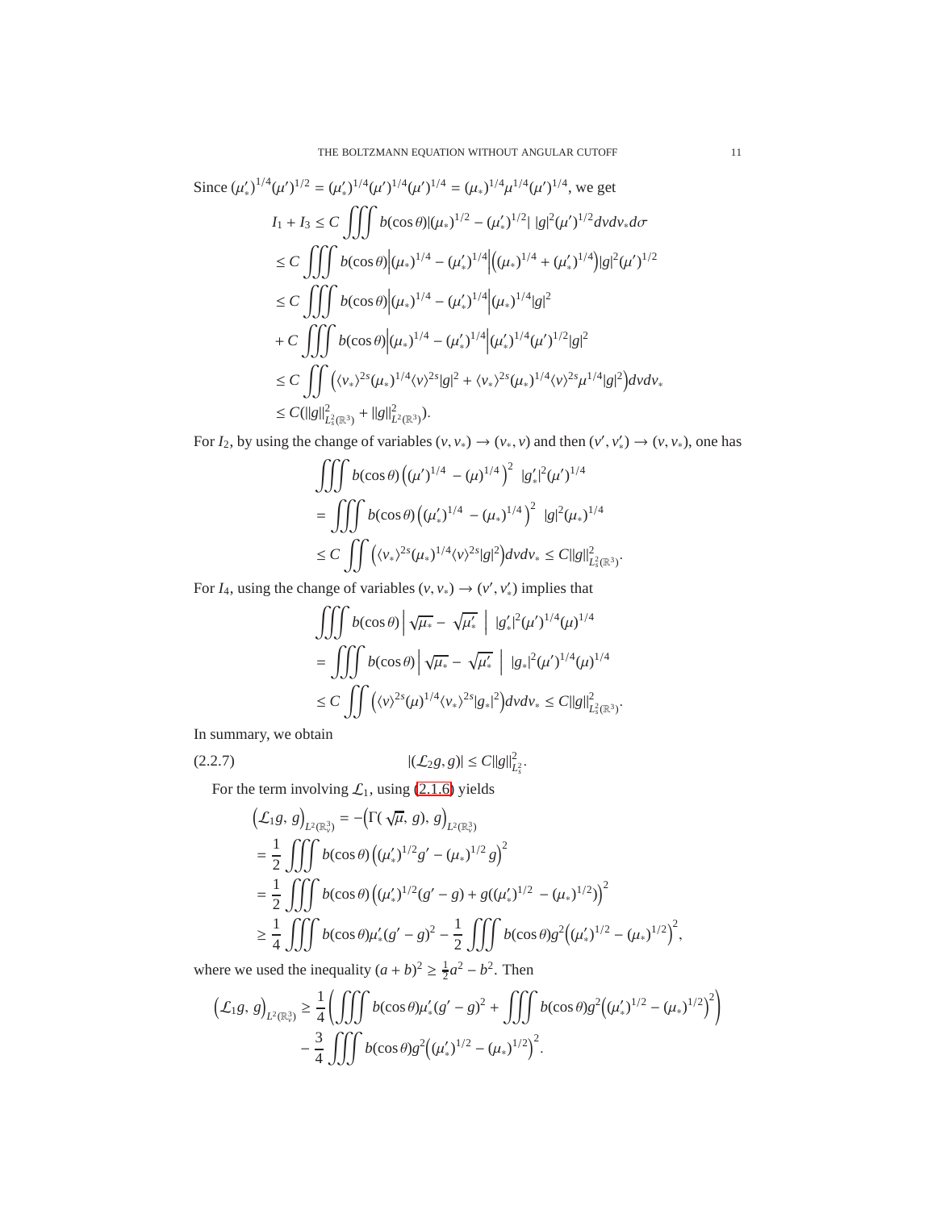Since $(\mu_*')^{1/4}(\mu')^{1/2} = (\mu_*')^{1/4}(\mu')^{1/4}(\mu')^{1/4} = (\mu_*)^{1/4}\mu^{1/4}(\mu')^{1/4}$, we get

$$
\begin{aligned}
I_1 + I_3 &\le C \iiint b(\cos\theta)|(\mu_*)^{1/2} - (\mu_*')^{1/2}|\ |g|^2(\mu')^{1/2} dv dv_* d\sigma \\
&\le C \iiint b(\cos\theta)\Big|(\mu_*)^{1/4} - (\mu_*')^{1/4}\Big|\Big((\mu_*)^{1/4} + (\mu_*')^{1/4}\Big)|g|^2(\mu')^{1/2} \\
&\le C \iiint b(\cos\theta)\Big|(\mu_*)^{1/4} - (\mu_*')^{1/4}\Big|(\mu_*)^{1/4}|g|^2 \\
&+ C \iiint b(\cos\theta)\Big|(\mu_*)^{1/4} - (\mu_*')^{1/4}\Big|(\mu_*')^{1/4}(\mu')^{1/2}|g|^2 \\
&\le C \iint \Big(\langle v_*\rangle^{2s}(\mu_*)^{1/4}\langle v\rangle^{2s}|g|^2 + \langle v_*\rangle^{2s}(\mu_*)^{1/4}\langle v\rangle^{2s}\mu^{1/4}|g|^2\Big) dv dv_* \\
&\le C(\|g\|^2_{L^2_s(\mathbb{R}^3)} + \|g\|^2_{L^2(\mathbb{R}^3)}).
\end{aligned}
$$

For $I_2$, by using the change of variables $(v, v_*) \to (v_*, v)$ and then $(v', v_*') \to (v, v_*)$, one has

$$
\begin{aligned}
&\iiint b(\cos\theta)\left((\mu')^{1/4} - (\mu)^{1/4}\right)^2\ |g_*'|^2(\mu')^{1/4} \\
&= \iiint b(\cos\theta)\left((\mu_*')^{1/4} - (\mu_*)^{1/4}\right)^2\ |g|^2(\mu_*)^{1/4} \\
&\le C \iint \Big(\langle v_*\rangle^{2s}(\mu_*)^{1/4}\langle v\rangle^{2s}|g|^2\Big) dv dv_* \le C\|g\|^2_{L^2_s(\mathbb{R}^3)}.
\end{aligned}
$$

For $I_4$, using the change of variables $(v, v_*) \to (v', v_*')$ implies that

$$
\begin{aligned}
&\iiint b(\cos\theta)\Big|\sqrt{\mu_*} - \sqrt{\mu_*'}\ \Big|\ |g_*'|^2(\mu')^{1/4}(\mu)^{1/4} \\
&= \iiint b(\cos\theta)\Big|\sqrt{\mu_*} - \sqrt{\mu_*'}\ \Big|\ |g_*|^2(\mu')^{1/4}(\mu)^{1/4} \\
&\le C \iint \Big(\langle v\rangle^{2s}(\mu)^{1/4}\langle v_*\rangle^{2s}|g_*|^2\Big) dv dv_* \le C\|g\|^2_{L^2_s(\mathbb{R}^3)}.
\end{aligned}
$$

In summary, we obtain

$$
|(\mathcal{L}_2 g, g)| \le C\|g\|^2_{L^2_s}. \tag{2.2.7}
$$

For the term involving $\mathcal{L}_1$, using (2.1.6) yields

$$
\begin{aligned}
\Big(\mathcal{L}_1 g,\, g\Big)_{L^2(\mathbb{R}^3_v)} &= -\Big(\Gamma(\sqrt{\mu},\, g),\, g\Big)_{L^2(\mathbb{R}^3_v)} \\
&= \frac{1}{2}\iiint b(\cos\theta)\left((\mu_*')^{1/2}g' - (\mu_*)^{1/2}\, g\right)^2 \\
&= \frac{1}{2}\iiint b(\cos\theta)\left((\mu_*')^{1/2}(g' - g) + g((\mu_*')^{1/2} - (\mu_*)^{1/2})\right)^2 \\
&\ge \frac{1}{4}\iiint b(\cos\theta)\mu_*'(g' - g)^2 - \frac{1}{2}\iiint b(\cos\theta)g^2\Big((\mu_*')^{1/2} - (\mu_*)^{1/2}\Big)^2,
\end{aligned}
$$

where we used the inequality $(a+b)^2 \ge \frac{1}{2}a^2 - b^2$. Then

$$
\begin{aligned}
\Big(\mathcal{L}_1 g,\, g\Big)_{L^2(\mathbb{R}^3_v)} \ge\ & \frac{1}{4}\left(\iiint b(\cos\theta)\mu_*'(g' - g)^2 + \iiint b(\cos\theta)g^2\Big((\mu_*')^{1/2} - (\mu_*)^{1/2}\Big)^2\right) \\
& - \frac{3}{4}\iiint b(\cos\theta)g^2\Big((\mu_*')^{1/2} - (\mu_*)^{1/2}\Big)^2.
\end{aligned}
$$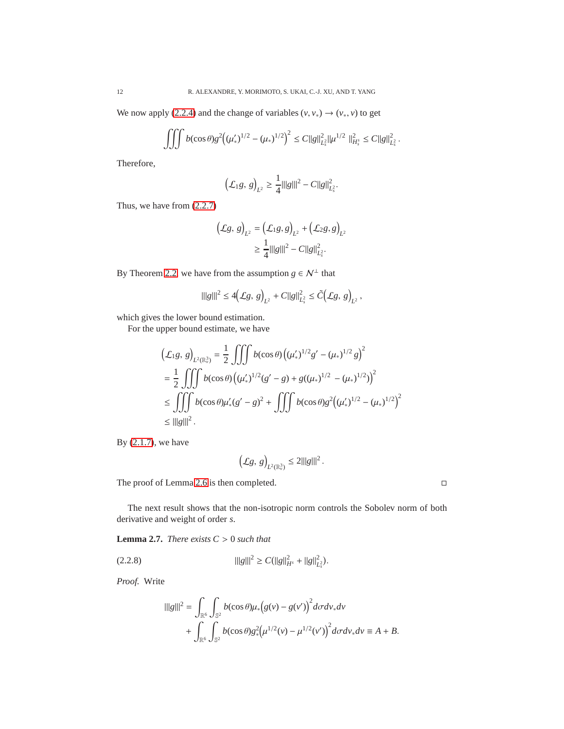We now apply (2.2.4) and the change of variables $(v, v_*) \to (v_*, v)$ to get

$$\iiint b(\cos\theta) g^2 \Big((\mu'_*)^{1/2} - (\mu_*)^{1/2}\Big)^2 \leq C\|g\|^2_{L^2_s} \|\mu^{1/2}\ \|^2_{H^s_s} \leq C\|g\|^2_{L^2_s}.$$

Therefore,

$$\Big(\mathcal{L}_1 g,\, g\Big)_{L^2} \geq \frac{1}{4} |||g|||^2 - C\|g\|^2_{L^2_s}.$$

Thus, we have from (2.2.7)

$$\begin{aligned}
\Big(\mathcal{L}g,\, g\Big)_{L^2} &= \Big(\mathcal{L}_1 g, g\Big)_{L^2} + \Big(\mathcal{L}_2 g, g\Big)_{L^2} \\
&\geq \frac{1}{4} |||g|||^2 - C\|g\|^2_{L^2_s}.
\end{aligned}$$

By Theorem 2.2, we have from the assumption $g \in \mathcal{N}^\perp$ that

$$|||g|||^2 \leq 4\Big(\mathcal{L}g,\, g\Big)_{L^2} + C\|g\|^2_{L^2_s} \leq \tilde{C}\Big(\mathcal{L}g,\, g\Big)_{L^2},$$

which gives the lower bound estimation.

For the upper bound estimate, we have

$$\begin{aligned}
&\Big(\mathcal{L}_1 g,\, g\Big)_{L^2(\mathbb{R}^3_v)} = \frac{1}{2} \iiint b(\cos\theta) \left((\mu'_*)^{1/2} g' - (\mu_*)^{1/2} g\right)^2 \\
&= \frac{1}{2} \iiint b(\cos\theta) \left((\mu'_*)^{1/2}(g' - g) + g((\mu_*)^{1/2}\ - (\mu_*)^{1/2})\right)^2 \\
&\leq \iiint b(\cos\theta) \mu'_*(g' - g)^2 + \iiint b(\cos\theta) g^2 \Big((\mu'_*)^{1/2} - (\mu_*)^{1/2}\Big)^2 \\
&\leq |||g|||^2.
\end{aligned}$$

By (2.1.7), we have

$$\Big(\mathcal{L}g,\, g\Big)_{L^2(\mathbb{R}^3_v)} \leq 2|||g|||^2.$$

The proof of Lemma 2.6 is then completed. $\square$

The next result shows that the non-isotropic norm controls the Sobolev norm of both derivative and weight of order $s$.

**Lemma 2.7.** *There exists $C > 0$ such that*

$$|||g|||^2 \geq C(\|g\|^2_{H^s} + \|g\|^2_{L^2_s}). \tag{2.2.8}$$

*Proof.* Write

$$\begin{aligned}
|||g|||^2 &= \int_{\mathbb{R}^6} \int_{\mathbb{S}^2} b(\cos\theta) \mu_* \Big(g(v) - g(v')\Big)^2 d\sigma dv_* dv \\
&\quad + \int_{\mathbb{R}^6} \int_{\mathbb{S}^2} b(\cos\theta) g_*^2 \Big(\mu^{1/2}(v) - \mu^{1/2}(v')\Big)^2 d\sigma dv_* dv \equiv A + B.
\end{aligned}$$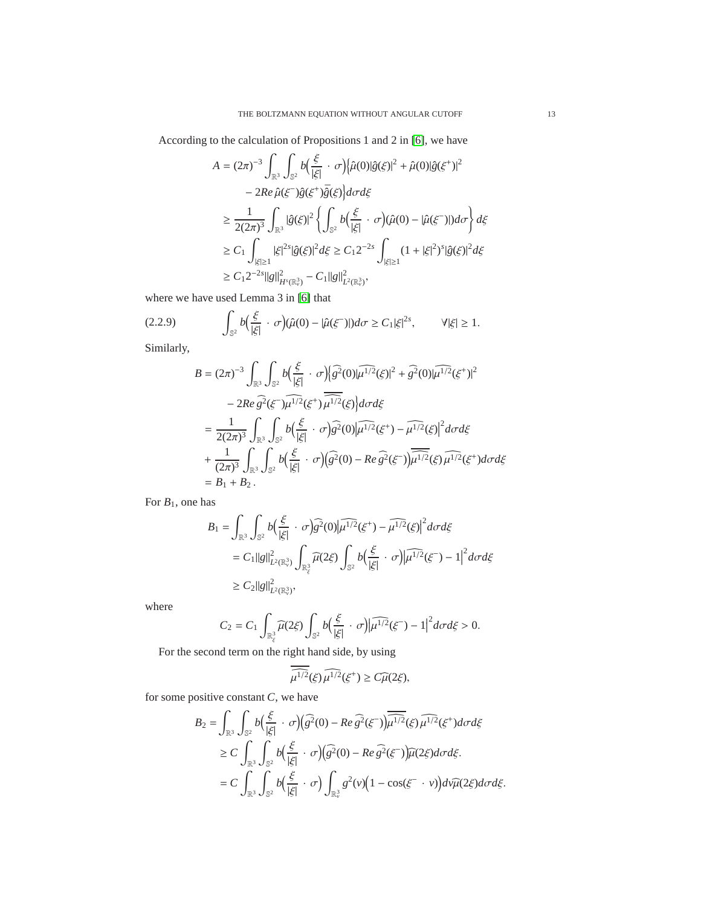According to the calculation of Propositions 1 and 2 in [6], we have

$$
\begin{aligned}
A &= (2\pi)^{-3} \int_{\mathbb{R}^3} \int_{\mathbb{S}^2} b\Big(\frac{\xi}{|\xi|} \cdot \sigma\Big)\Big\{\hat{\mu}(0)|\hat{g}(\xi)|^2 + \hat{\mu}(0)|\hat{g}(\xi^+)|^2 \\
&\qquad - 2Re\, \hat{\mu}(\xi^-)\hat{g}(\xi^+)\bar{\hat{g}}(\xi)\Big\} d\sigma d\xi \\
&\geq \frac{1}{2(2\pi)^3} \int_{\mathbb{R}^3} |\hat{g}(\xi)|^2 \left\{ \int_{\mathbb{S}^2} b\Big(\frac{\xi}{|\xi|} \cdot \sigma\Big)(\hat{\mu}(0) - |\hat{\mu}(\xi^-)|) d\sigma \right\} d\xi \\
&\geq C_1 \int_{|\xi|\geq 1} |\xi|^{2s} |\hat{g}(\xi)|^2 d\xi \geq C_1 2^{-2s} \int_{|\xi|\geq 1} (1+|\xi|^2)^s |\hat{g}(\xi)|^2 d\xi \\
&\geq C_1 2^{-2s} \|g\|^2_{H^s(\mathbb{R}^3_v)} - C_1 \|g\|^2_{L^2(\mathbb{R}^3_v)},
\end{aligned}
$$

where we have used Lemma 3 in [6] that

$$
\int_{\mathbb{S}^2} b\Big(\frac{\xi}{|\xi|} \cdot \sigma\Big)(\hat{\mu}(0) - |\hat{\mu}(\xi^-)|) d\sigma \geq C_1 |\xi|^{2s}, \qquad \forall |\xi| \geq 1. \tag{2.2.9}
$$

Similarly,

$$
\begin{aligned}
B &= (2\pi)^{-3} \int_{\mathbb{R}^3} \int_{\mathbb{S}^2} b\Big(\frac{\xi}{|\xi|} \cdot \sigma\Big)\Big\{\widehat{g^2}(0)|\widehat{\mu^{1/2}}(\xi)|^2 + \widehat{g^2}(0)|\widehat{\mu^{1/2}}(\xi^+)|^2 \\
&\qquad - 2Re\, \widehat{g^2}(\xi^-)\widehat{\mu^{1/2}}(\xi^+)\overline{\widehat{\mu^{1/2}}}(\xi)\Big\} d\sigma d\xi \\
&= \frac{1}{2(2\pi)^3} \int_{\mathbb{R}^3} \int_{\mathbb{S}^2} b\Big(\frac{\xi}{|\xi|} \cdot \sigma\Big) \widehat{g^2}(0) \Big|\widehat{\mu^{1/2}}(\xi^+) - \widehat{\mu^{1/2}}(\xi)\Big|^2 d\sigma d\xi \\
&+ \frac{1}{(2\pi)^3} \int_{\mathbb{R}^3} \int_{\mathbb{S}^2} b\Big(\frac{\xi}{|\xi|} \cdot \sigma\Big)\Big(\widehat{g^2}(0) - Re\, \widehat{g^2}(\xi^-)\Big)\overline{\widehat{\mu^{1/2}}}(\xi)\, \widehat{\mu^{1/2}}(\xi^+) d\sigma d\xi \\
&= B_1 + B_2\,.
\end{aligned}
$$

For $B_1$, one has

$$
\begin{aligned}
B_1 &= \int_{\mathbb{R}^3} \int_{\mathbb{S}^2} b\Big(\frac{\xi}{|\xi|} \cdot \sigma\Big) \widehat{g^2}(0) \Big|\widehat{\mu^{1/2}}(\xi^+) - \widehat{\mu^{1/2}}(\xi)\Big|^2 d\sigma d\xi \\
&= C_1 \|g\|^2_{L^2(\mathbb{R}^3_v)} \int_{\mathbb{R}^3_\xi} \widehat{\mu}(2\xi) \int_{\mathbb{S}^2} b\Big(\frac{\xi}{|\xi|} \cdot \sigma\Big) \Big|\widehat{\mu^{1/2}}(\xi^-) - 1\Big|^2 d\sigma d\xi \\
&\geq C_2 \|g\|^2_{L^2(\mathbb{R}^3_v)},
\end{aligned}
$$

where

$$
C_2 = C_1 \int_{\mathbb{R}^3_\xi} \widehat{\mu}(2\xi) \int_{\mathbb{S}^2} b\Big(\frac{\xi}{|\xi|} \cdot \sigma\Big) \Big|\widehat{\mu^{1/2}}(\xi^-) - 1\Big|^2 d\sigma d\xi > 0.
$$

For the second term on the right hand side, by using

$$
\overline{\widehat{\mu^{1/2}}}(\xi)\, \widehat{\mu^{1/2}}(\xi^+) \geq C\widehat{\mu}(2\xi),
$$

for some positive constant $C$, we have

$$
\begin{aligned}
B_2 &= \int_{\mathbb{R}^3} \int_{\mathbb{S}^2} b\Big(\frac{\xi}{|\xi|} \cdot \sigma\Big)\Big(\widehat{g^2}(0) - Re\, \widehat{g^2}(\xi^-)\Big)\overline{\widehat{\mu^{1/2}}}(\xi)\, \widehat{\mu^{1/2}}(\xi^+) d\sigma d\xi \\
&\geq C \int_{\mathbb{R}^3} \int_{\mathbb{S}^2} b\Big(\frac{\xi}{|\xi|} \cdot \sigma\Big)\Big(\widehat{g^2}(0) - Re\, \widehat{g^2}(\xi^-)\Big)\widehat{\mu}(2\xi) d\sigma d\xi. \\
&= C \int_{\mathbb{R}^3} \int_{\mathbb{S}^2} b\Big(\frac{\xi}{|\xi|} \cdot \sigma\Big) \int_{\mathbb{R}^3_v} g^2(v)\Big(1 - \cos(\xi^- \cdot v)\Big) dv \widehat{\mu}(2\xi) d\sigma d\xi.
\end{aligned}
$$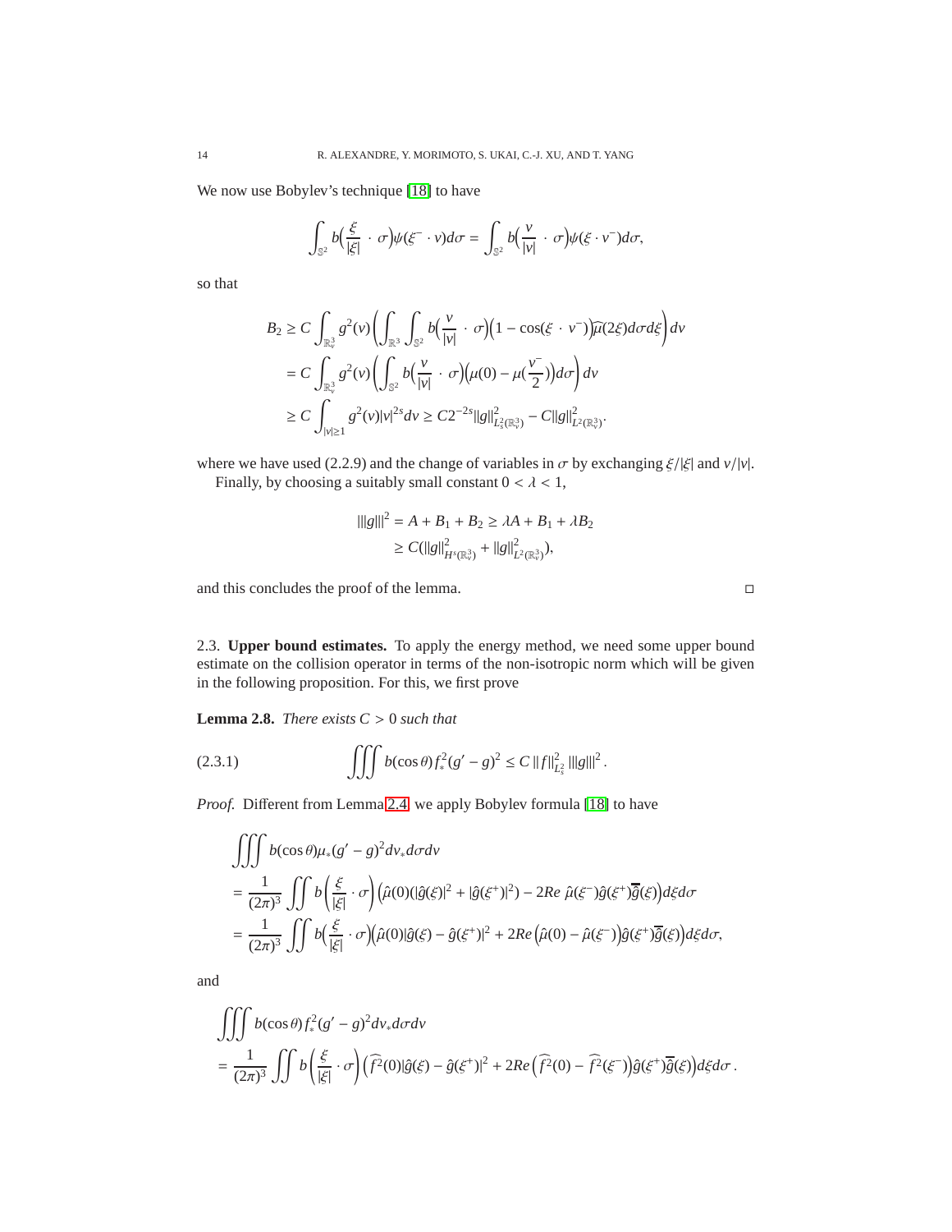We now use Bobylev's technique [18] to have

$$\int_{\mathbb{S}^2} b\Big(\frac{\xi}{|\xi|}\cdot\sigma\Big)\psi(\xi^-\cdot v)d\sigma = \int_{\mathbb{S}^2} b\Big(\frac{v}{|v|}\cdot\sigma\Big)\psi(\xi\cdot v^-)d\sigma,$$

so that

$$\begin{aligned}
B_2 &\geq C\int_{\mathbb{R}^3_v} g^2(v)\left(\int_{\mathbb{R}^3}\int_{\mathbb{S}^2} b\Big(\frac{v}{|v|}\cdot\sigma\Big)\Big(1-\cos(\xi\cdot v^-)\Big)\widehat{\mu}(2\xi)d\sigma d\xi\right)dv\\
&= C\int_{\mathbb{R}^3_v} g^2(v)\left(\int_{\mathbb{S}^2} b\Big(\frac{v}{|v|}\cdot\sigma\Big)\Big(\mu(0)-\mu(\frac{v^-}{2})\Big)d\sigma\right)dv\\
&\geq C\int_{|v|\geq 1} g^2(v)|v|^{2s}dv \geq C2^{-2s}\|g\|^2_{L^2_s(\mathbb{R}^3_v)} - C\|g\|^2_{L^2(\mathbb{R}^3_v)}.
\end{aligned}$$

where we have used (2.2.9) and the change of variables in $\sigma$ by exchanging $\xi/|\xi|$ and $v/|v|$.

Finally, by choosing a suitably small constant $0<\lambda<1$,

$$\begin{aligned}
|||g|||^2 = A + B_1 + B_2 &\geq \lambda A + B_1 + \lambda B_2\\
&\geq C(\|g\|^2_{H^s(\mathbb{R}^3_v)} + \|g\|^2_{L^2(\mathbb{R}^3_v)}),
\end{aligned}$$

and this concludes the proof of the lemma. □

## 2.3. Upper bound estimates.

To apply the energy method, we need some upper bound estimate on the collision operator in terms of the non-isotropic norm which will be given in the following proposition. For this, we first prove

**Lemma 2.8.** *There exists $C>0$ such that*

$$\iiint b(\cos\theta) f_*^2(g'-g)^2 \leq C\,\|f\|^2_{L^2_s}\,|||g|||^2\,. \tag{2.3.1}$$

*Proof.* Different from Lemma 2.4, we apply Bobylev formula [18] to have

$$\begin{aligned}
&\iiint b(\cos\theta)\mu_*(g'-g)^2 dv_* d\sigma dv\\
&= \frac{1}{(2\pi)^3}\iint b\left(\frac{\xi}{|\xi|}\cdot\sigma\right)\Big(\hat{\mu}(0)(|\hat{g}(\xi)|^2+|\hat{g}(\xi^+)|^2) - 2Re\ \hat{\mu}(\xi^-)\hat{g}(\xi^+)\overline{\hat{g}}(\xi)\Big)d\xi d\sigma\\
&= \frac{1}{(2\pi)^3}\iint b\Big(\frac{\xi}{|\xi|}\cdot\sigma\Big)\Big(\hat{\mu}(0)|\hat{g}(\xi)-\hat{g}(\xi^+)|^2 + 2Re\Big(\hat{\mu}(0)-\hat{\mu}(\xi^-)\Big)\hat{g}(\xi^+)\overline{\hat{g}}(\xi)\Big)d\xi d\sigma,
\end{aligned}$$

and

$$\begin{aligned}
&\iiint b(\cos\theta) f_*^2(g'-g)^2 dv_* d\sigma dv\\
&= \frac{1}{(2\pi)^3}\iint b\left(\frac{\xi}{|\xi|}\cdot\sigma\right)\Big(\widehat{f^2}(0)|\hat{g}(\xi)-\hat{g}(\xi^+)|^2 + 2Re\Big(\widehat{f^2}(0)-\widehat{f^2}(\xi^-)\Big)\hat{g}(\xi^+)\overline{\hat{g}}(\xi)\Big)d\xi d\sigma\,.
\end{aligned}$$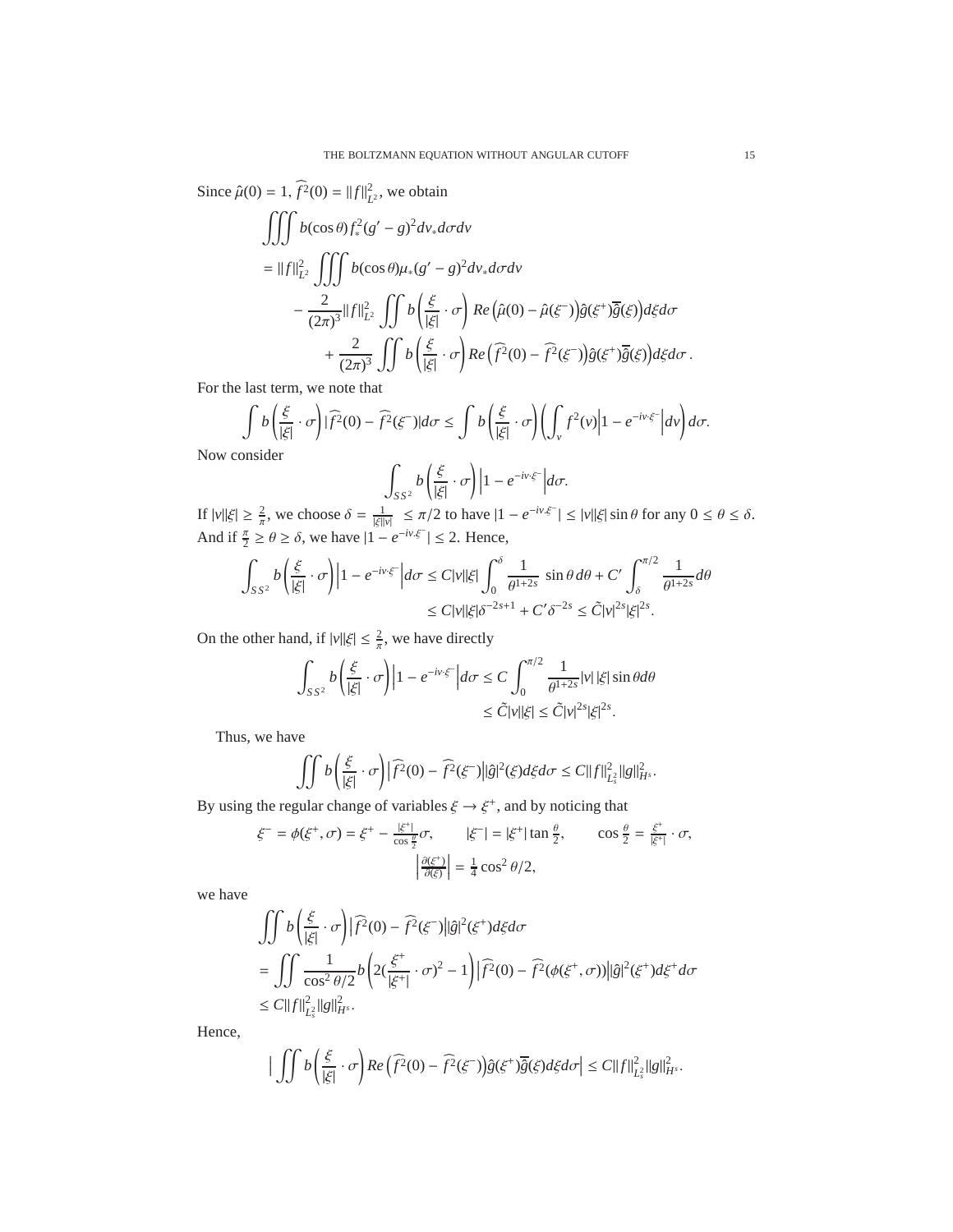Since $\hat{\mu}(0) = 1$, $\widehat{f^2}(0) = \|f\|^2_{L^2}$, we obtain

$$
\begin{aligned}
&\iiint b(\cos\theta) f_*^2 (g' - g)^2 dv_* d\sigma dv \\
&= \|f\|^2_{L^2} \iiint b(\cos\theta) \mu_* (g' - g)^2 dv_* d\sigma dv \\
&\quad - \frac{2}{(2\pi)^3} \|f\|^2_{L^2} \iint b\left(\frac{\xi}{|\xi|}\cdot\sigma\right) Re\left(\hat{\mu}(0) - \hat{\mu}(\xi^-)\right)\hat{g}(\xi^+)\overline{\hat{g}}(\xi)\Big) d\xi d\sigma \\
&\qquad + \frac{2}{(2\pi)^3} \iint b\left(\frac{\xi}{|\xi|}\cdot\sigma\right) Re\left(\widehat{f^2}(0) - \widehat{f^2}(\xi^-)\right)\hat{g}(\xi^+)\overline{\hat{g}}(\xi)\Big) d\xi d\sigma\,.
\end{aligned}
$$

For the last term, we note that

$$
\int b\left(\frac{\xi}{|\xi|}\cdot\sigma\right) |\widehat{f^2}(0) - \widehat{f^2}(\xi^-)| d\sigma \le \int b\left(\frac{\xi}{|\xi|}\cdot\sigma\right)\left(\int_v f^2(v)\Big|1 - e^{-iv\cdot\xi^-}\Big| dv\right) d\sigma.
$$

Now consider

$$
\int_{SS^2} b\left(\frac{\xi}{|\xi|}\cdot\sigma\right)\Big|1 - e^{-iv\cdot\xi^-}\Big| d\sigma.
$$

If $|v||\xi| \ge \frac{2}{\pi}$, we choose $\delta = \frac{1}{|\xi||v|} \le \pi/2$ to have $|1 - e^{-iv.\xi^-}| \le |v||\xi|\sin\theta$ for any $0 \le \theta \le \delta$. And if $\frac{\pi}{2} \ge \theta \ge \delta$, we have $|1 - e^{-iv.\xi^-}| \le 2$. Hence,

$$
\begin{aligned}
\int_{SS^2} b\left(\frac{\xi}{|\xi|}\cdot\sigma\right)\Big|1 - e^{-iv\cdot\xi^-}\Big| d\sigma &\le C|v||\xi| \int_0^\delta \frac{1}{\theta^{1+2s}} \sin\theta\, d\theta + C' \int_\delta^{\pi/2} \frac{1}{\theta^{1+2s}} d\theta \\
&\le C|v||\xi|\delta^{-2s+1} + C'\delta^{-2s} \le \tilde{C}|v|^{2s}|\xi|^{2s}.
\end{aligned}
$$

On the other hand, if $|v||\xi| \le \frac{2}{\pi}$, we have directly

$$
\begin{aligned}
\int_{SS^2} b\left(\frac{\xi}{|\xi|}\cdot\sigma\right)\Big|1 - e^{-iv\cdot\xi^-}\Big| d\sigma &\le C \int_0^{\pi/2} \frac{1}{\theta^{1+2s}} |v|\,|\xi| \sin\theta d\theta \\
&\le \tilde{C}|v||\xi| \le \tilde{C}|v|^{2s}|\xi|^{2s}.
\end{aligned}
$$

Thus, we have

$$
\iint b\left(\frac{\xi}{|\xi|}\cdot\sigma\right)\big|\widehat{f^2}(0) - \widehat{f^2}(\xi^-)\big||\hat{g}|^2(\xi) d\xi d\sigma \le C\|f\|^2_{L^2_s}\|g\|^2_{H^s}.
$$

By using the regular change of variables $\xi \to \xi^+$, and by noticing that

$$
\xi^- = \phi(\xi^+, \sigma) = \xi^+ - \tfrac{|\xi^+|}{\cos\frac{\theta}{2}}\sigma, \qquad |\xi^-| = |\xi^+|\tan\tfrac{\theta}{2}, \qquad \cos\tfrac{\theta}{2} = \tfrac{\xi^+}{|\xi^+|}\cdot\sigma,
$$

$$
\left|\tfrac{\partial(\xi^+)}{\partial(\xi)}\right| = \tfrac{1}{4}\cos^2\theta/2,
$$

we have

$$
\begin{aligned}
&\iint b\left(\frac{\xi}{|\xi|}\cdot\sigma\right)\big|\widehat{f^2}(0) - \widehat{f^2}(\xi^-)\big||\hat{g}|^2(\xi^+) d\xi d\sigma \\
&= \iint \frac{1}{\cos^2\theta/2} b\left(2(\frac{\xi^+}{|\xi^+|}\cdot\sigma)^2 - 1\right)\big|\widehat{f^2}(0) - \widehat{f^2}(\phi(\xi^+,\sigma))\big||\hat{g}|^2(\xi^+) d\xi^+ d\sigma \\
&\le C\|f\|^2_{L^2_s}\|g\|^2_{H^s}.
\end{aligned}
$$

Hence,

$$
\Big|\iint b\left(\frac{\xi}{|\xi|}\cdot\sigma\right) Re\left(\widehat{f^2}(0) - \widehat{f^2}(\xi^-)\right)\hat{g}(\xi^+)\overline{\hat{g}}(\xi) d\xi d\sigma\Big| \le C\|f\|^2_{L^2_s}\|g\|^2_{H^s}.
$$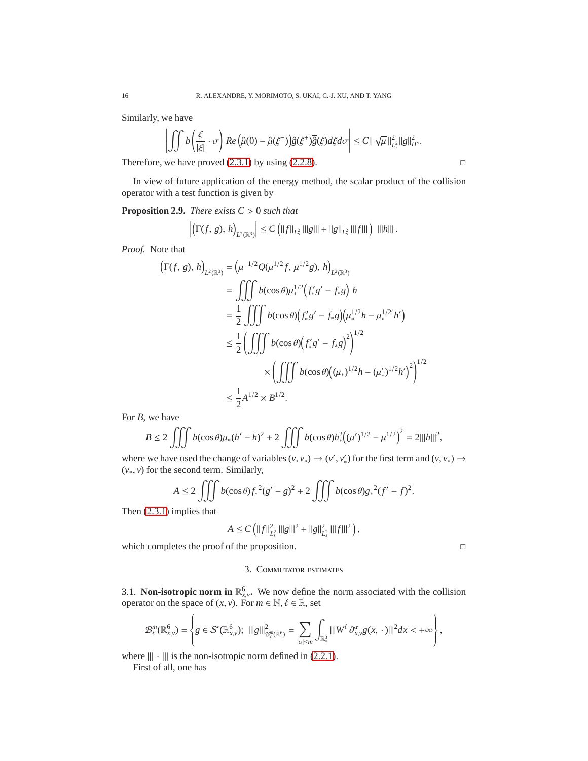Similarly, we have

$$\left| \iint b\left(\frac{\xi}{|\xi|}\cdot\sigma\right) Re\left(\hat{\mu}(0)-\hat{\mu}(\xi^-)\right)\hat{g}(\xi^+)\bar{\hat{g}}(\xi) d\xi d\sigma \right| \leq C\|\sqrt{\mu}\|^2_{L^2_s}\|g\|^2_{H^s}.$$

Therefore, we have proved (2.3.1) by using (2.2.8). $\square$

In view of future application of the energy method, the scalar product of the collision operator with a test function is given by

**Proposition 2.9.** *There exists $C>0$ such that*

$$\left|\Big(\Gamma(f,\,g),\,h\Big)_{L^2(\mathbb{R}^3)}\right| \leq C\left(\|f\|_{L^2_s}\,|||g||| + \|g\|_{L^2_s}\,|||f|||\right)\,|||h|||\,.$$

*Proof.* Note that

$$\begin{aligned}
\Big(\Gamma(f,\,g),\,h\Big)_{L^2(\mathbb{R}^3)} &= \Big(\mu^{-1/2}Q(\mu^{1/2}f,\,\mu^{1/2}g),\,h\Big)_{L^2(\mathbb{R}^3)}\\
&= \iiint b(\cos\theta)\mu_*^{1/2}\Big(f_*'g'-f_*g\Big)\,h\\
&= \frac{1}{2}\iiint b(\cos\theta)\Big(f_*'g'-f_*g\Big)\Big(\mu_*^{1/2}h-\mu_*^{1/2'}h'\Big)\\
&\leq \frac{1}{2}\left(\iiint b(\cos\theta)\Big(f_*'g'-f_*g\Big)^2\right)^{1/2}\\
&\qquad\qquad \times\left(\iiint b(\cos\theta)\Big((\mu_*)^{1/2}h-(\mu_*')^{1/2}h'\Big)^2\right)^{1/2}\\
&\leq \frac{1}{2}A^{1/2}\times B^{1/2}.
\end{aligned}$$

For $B$, we have

$$B \leq 2\iiint b(\cos\theta)\mu_*(h'-h)^2 + 2\iiint b(\cos\theta)h_*^2\Big((\mu')^{1/2}-\mu^{1/2}\Big)^2 = 2|||h|||^2,$$

where we have used the change of variables $(v,v_*)\to(v',v_*')$ for the first term and $(v,v_*)\to(v_*,v)$ for the second term. Similarly,

$$A \leq 2\iiint b(\cos\theta){f_*}^2(g'-g)^2 + 2\iiint b(\cos\theta){g_*}^2(f'-f)^2.$$

Then (2.3.1) implies that

$$A \leq C\left(\|f\|^2_{L^2_s}\,|||g|||^2 + \|g\|^2_{L^2_s}\,|||f|||^2\right),$$

which completes the proof of the proposition. $\square$

## 3. Commutator estimates

### 3.1. Non-isotropic norm in $\mathbb{R}^6_{x,v}$.

We now define the norm associated with the collision operator on the space of $(x,v)$. For $m\in\mathbb{N}$, $\ell\in\mathbb{R}$, set

$$\mathcal{B}^m_\ell(\mathbb{R}^6_{x,v}) = \left\{ g\in\mathcal{S}'(\mathbb{R}^6_{x,v});\ |||g|||^2_{\mathcal{B}^m_\ell(\mathbb{R}^6)} = \sum_{|\alpha|\leq m}\int_{\mathbb{R}^3_x}|||W^\ell\,\partial^\alpha_{x,v}g(x,\,\cdot)|||^2dx < +\infty \right\},$$

where $|||\cdot|||$ is the non-isotropic norm defined in (2.2.1).

First of all, one has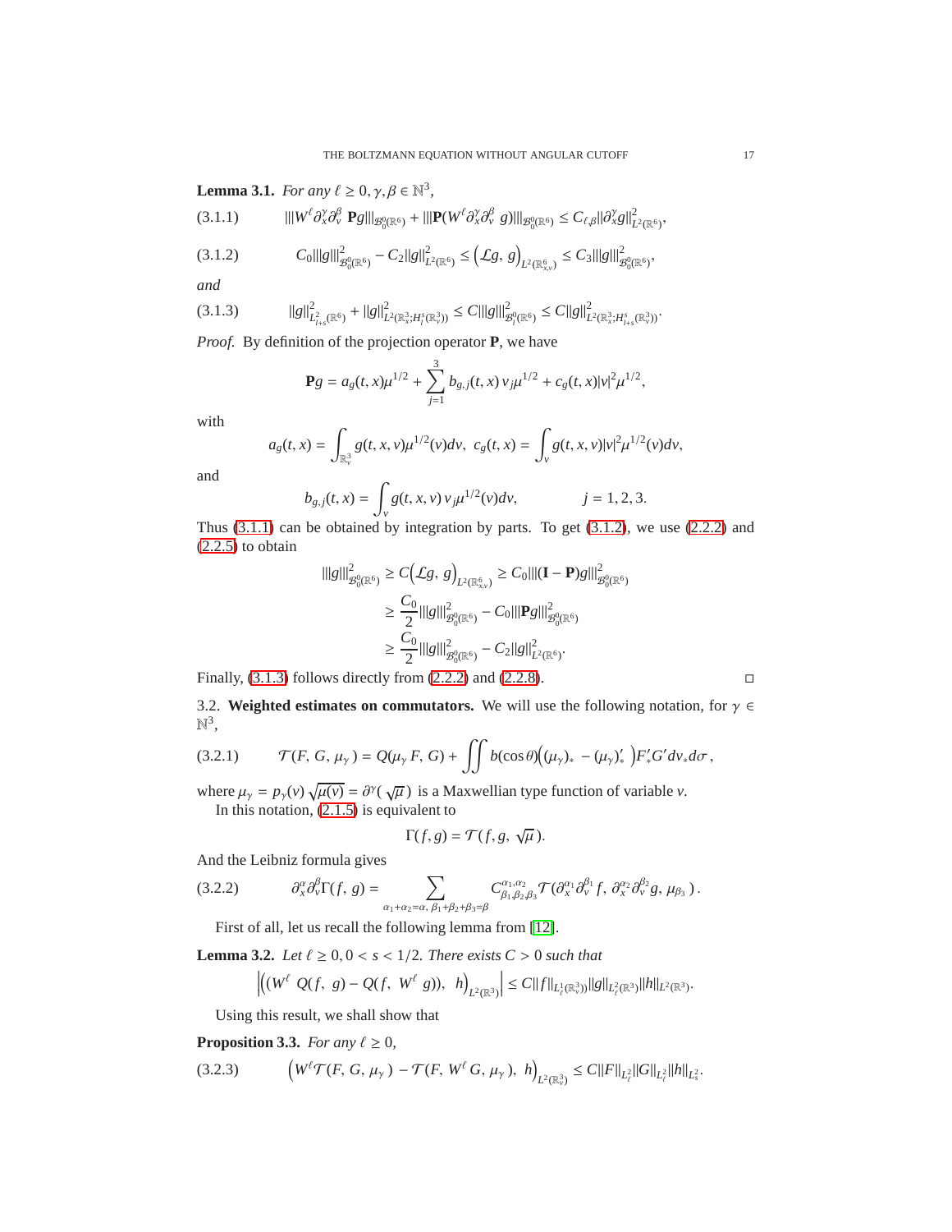**Lemma 3.1.** *For any $\ell \geq 0, \gamma, \beta \in \mathbb{N}^3$,*

$$
\tag{3.1.1} |||W^\ell \partial_x^\gamma \partial_v^\beta \, \mathbf{P} g|||_{\mathcal{B}_0^0(\mathbb{R}^6)} + |||\mathbf{P}(W^\ell \partial_x^\gamma \partial_v^\beta \, g)|||_{\mathcal{B}_0^0(\mathbb{R}^6)} \leq C_{\ell,\beta} \|\partial_x^\gamma g\|^2_{L^2(\mathbb{R}^6)},
$$

$$
\tag{3.1.2} C_0 |||g|||^2_{\mathcal{B}_0^0(\mathbb{R}^6)} - C_2 \|g\|^2_{L^2(\mathbb{R}^6)} \leq \left(\mathcal{L} g,\, g\right)_{L^2(\mathbb{R}^6_{x,v})} \leq C_3 |||g|||^2_{\mathcal{B}_0^0(\mathbb{R}^6)},
$$

*and*

$$
\tag{3.1.3} \|g\|^2_{L^2_{l+s}(\mathbb{R}^6)} + \|g\|^2_{L^2(\mathbb{R}^3_x; H^s_l(\mathbb{R}^3_v))} \leq C |||g|||^2_{\mathcal{B}_l^0(\mathbb{R}^6)} \leq C \|g\|^2_{L^2(\mathbb{R}^3_x; H^s_{l+s}(\mathbb{R}^3_v))}.
$$

*Proof.* By definition of the projection operator $\mathbf{P}$, we have

$$
\mathbf{P} g = a_g(t,x) \mu^{1/2} + \sum_{j=1}^3 b_{g,j}(t,x)\, v_j \mu^{1/2} + c_g(t,x) |v|^2 \mu^{1/2},
$$

with

$$
a_g(t,x) = \int_{\mathbb{R}^3_v} g(t,x,v) \mu^{1/2}(v) dv, \;\; c_g(t,x) = \int_v g(t,x,v) |v|^2 \mu^{1/2}(v) dv,
$$

and

$$
b_{g,j}(t,x) = \int_v g(t,x,v)\, v_j \mu^{1/2}(v) dv, \qquad\qquad j = 1,2,3.
$$

Thus (3.1.1) can be obtained by integration by parts. To get (3.1.2), we use (2.2.2) and (2.2.5) to obtain

$$
\begin{aligned}
|||g|||^2_{\mathcal{B}_0^0(\mathbb{R}^6)} \geq C\left(\mathcal{L} g,\, g\right)_{L^2(\mathbb{R}^6_{x,v})} &\geq C_0 |||(\mathbf{I} - \mathbf{P}) g|||^2_{\mathcal{B}_0^0(\mathbb{R}^6)} \\
&\geq \frac{C_0}{2} |||g|||^2_{\mathcal{B}_0^0(\mathbb{R}^6)} - C_0 |||\mathbf{P} g|||^2_{\mathcal{B}_0^0(\mathbb{R}^6)} \\
&\geq \frac{C_0}{2} |||g|||^2_{\mathcal{B}_0^0(\mathbb{R}^6)} - C_2 \|g\|^2_{L^2(\mathbb{R}^6)}.
\end{aligned}
$$

Finally, (3.1.3) follows directly from (2.2.2) and (2.2.8). □

3.2. **Weighted estimates on commutators.** We will use the following notation, for $\gamma \in \mathbb{N}^3$,

$$
\tag{3.2.1} \mathcal{T}(F,\, G,\, \mu_\gamma) = Q(\mu_\gamma F,\, G) + \iint b(\cos\theta)\big((\mu_\gamma)_* - (\mu_\gamma)'_*\big) F'_* G' dv_* d\sigma\,,
$$

where $\mu_\gamma = p_\gamma(v)\sqrt{\mu(v)} = \partial^\gamma(\sqrt{\mu})$ is a Maxwellian type function of variable $v$.

In this notation, (2.1.5) is equivalent to

$$
\Gamma(f,g) = \mathcal{T}(f, g, \sqrt{\mu}\,).
$$

And the Leibniz formula gives

$$
\tag{3.2.2} \partial_x^\alpha \partial_v^\beta \Gamma(f,\, g) = \sum_{\alpha_1+\alpha_2=\alpha,\; \beta_1+\beta_2+\beta_3=\beta} C^{\alpha_1,\alpha_2}_{\beta_1,\beta_2,\beta_3} \mathcal{T}(\partial_x^{\alpha_1}\partial_v^{\beta_1} f,\, \partial_x^{\alpha_2}\partial_v^{\beta_2} g,\, \mu_{\beta_3}\,)\,.
$$

First of all, let us recall the following lemma from [12].

**Lemma 3.2.** *Let $\ell \geq 0, 0 < s < 1/2$. There exists $C > 0$ such that*

$$
\left|\Big((W^\ell\; Q(f,\; g) - Q(f,\; W^\ell\; g)),\;\; h\Big)_{L^2(\mathbb{R}^3)}\right| \leq C \|f\|_{L^1_\ell(\mathbb{R}^3_v))} \|g\|_{L^2_\ell(\mathbb{R}^3)} \|h\|_{L^2(\mathbb{R}^3)}.
$$

Using this result, we shall show that

**Proposition 3.3.** *For any $\ell \geq 0$,*

$$
\tag{3.2.3} \Big(W^\ell \mathcal{T}(F,\, G,\, \mu_\gamma\,) - \mathcal{T}(F,\, W^\ell\, G,\, \mu_\gamma\,),\;\, h\Big)_{L^2(\mathbb{R}^3_v)} \leq C \|F\|_{L^2_\ell} \|G\|_{L^2_\ell} \|h\|_{L^2_s}.
$$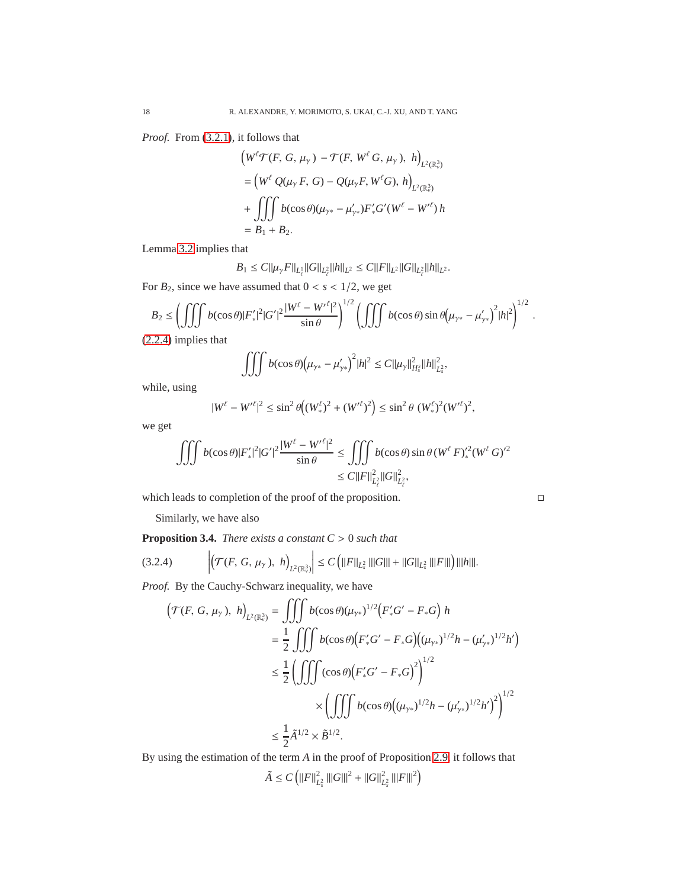*Proof.* From (3.2.1), it follows that

$$
\begin{aligned}
&\Big(W^\ell \mathcal{T}(F,\,G,\,\mu_\gamma\,)\,-\mathcal{T}(F,\,W^\ell\,G,\,\mu_\gamma\,),\;h\Big)_{L^2(\mathbb{R}^3_v)}\\
&=\Big(W^\ell\,Q(\mu_\gamma\,F,\,G)-Q(\mu_\gamma F,\,W^\ell G),\,h\Big)_{L^2(\mathbb{R}^3_v)}\\
&+\iiint b(\cos\theta)(\mu_{\gamma *}-\mu'_{\gamma *})F'_*G'(W^\ell-W'^\ell)\,h\\
&=B_1+B_2.
\end{aligned}
$$

Lemma 3.2 implies that

$$
B_1\le C\|\mu_\gamma F\|_{L^1_\ell}\|G\|_{L^2_\ell}\|h\|_{L^2}\le C\|F\|_{L^2}\|G\|_{L^2_\ell}\|h\|_{L^2}.
$$

For $B_2$, since we have assumed that $0<s<1/2$, we get

$$
B_2\le\left(\iiint b(\cos\theta)|F'_*|^2|G'|^2\frac{|W^\ell-W'^\ell|^2}{\sin\theta}\right)^{1/2}\left(\iiint b(\cos\theta)\sin\theta\Big(\mu_{\gamma *}-\mu'_{\gamma *}\Big)^2|h|^2\right)^{1/2}.
$$

(2.2.4) implies that

$$
\iiint b(\cos\theta)\Big(\mu_{\gamma *}-\mu'_{\gamma *}\Big)^2|h|^2\le C\|\mu_\gamma\|^2_{H^s_s}\|h\|^2_{L^2_s},
$$

while, using

$$
|W^\ell-W'^\ell|^2\le\sin^2\theta\Big((W^\ell_*)^2+(W'^\ell)^2\Big)\le\sin^2\theta\;(W^\ell_*)^2(W'^\ell)^2,
$$

we get

$$
\begin{aligned}
\iiint b(\cos\theta)|F'_*|^2|G'|^2\frac{|W^\ell-W'^\ell|^2}{\sin\theta}&\le\iiint b(\cos\theta)\sin\theta\,(W^\ell\,F)'^2_*(W^\ell\,G)'^2\\
&\le C\|F\|^2_{L^2_\ell}\|G\|^2_{L^2_\ell},
\end{aligned}
$$

which leads to completion of the proof of the proposition. ◻

Similarly, we have also

**Proposition 3.4.** *There exists a constant $C>0$ such that*

$$
\left|\Big(\mathcal{T}(F,\,G,\,\mu_\gamma\,),\;h\Big)_{L^2(\mathbb{R}^3_v)}\right|\le C\Big(\|F\|_{L^2_s}\,|||G|||+\|G\|_{L^2_s}\,|||F|||\Big)\,|||h|||. \tag{3.2.4}
$$

*Proof.* By the Cauchy-Schwarz inequality, we have

$$
\begin{aligned}
\Big(\mathcal{T}(F,\,G,\,\mu_\gamma\,),\;h\Big)_{L^2(\mathbb{R}^3_v)}&=\iiint b(\cos\theta)(\mu_{\gamma *})^{1/2}\Big(F'_*G'-F_*G\Big)\,h\\
&=\frac{1}{2}\iiint b(\cos\theta)\Big(F'_*G'-F_*G\Big)\Big((\mu_{\gamma *})^{1/2}h-(\mu'_{\gamma *})^{1/2}h'\Big)\\
&\le\frac{1}{2}\left(\iiint(\cos\theta)\Big(F'_*G'-F_*G\Big)^2\right)^{1/2}\\
&\qquad\times\left(\iiint b(\cos\theta)\Big((\mu_{\gamma *})^{1/2}h-(\mu'_{\gamma *})^{1/2}h'\Big)^2\right)^{1/2}\\
&\le\frac{1}{2}\tilde{A}^{1/2}\times\tilde{B}^{1/2}.
\end{aligned}
$$

By using the estimation of the term $A$ in the proof of Proposition 2.9, it follows that

$$
\tilde{A}\le C\Big(\|F\|^2_{L^2_s}\,|||G|||^2+\|G\|^2_{L^2_s}\,|||F|||^2\Big)
$$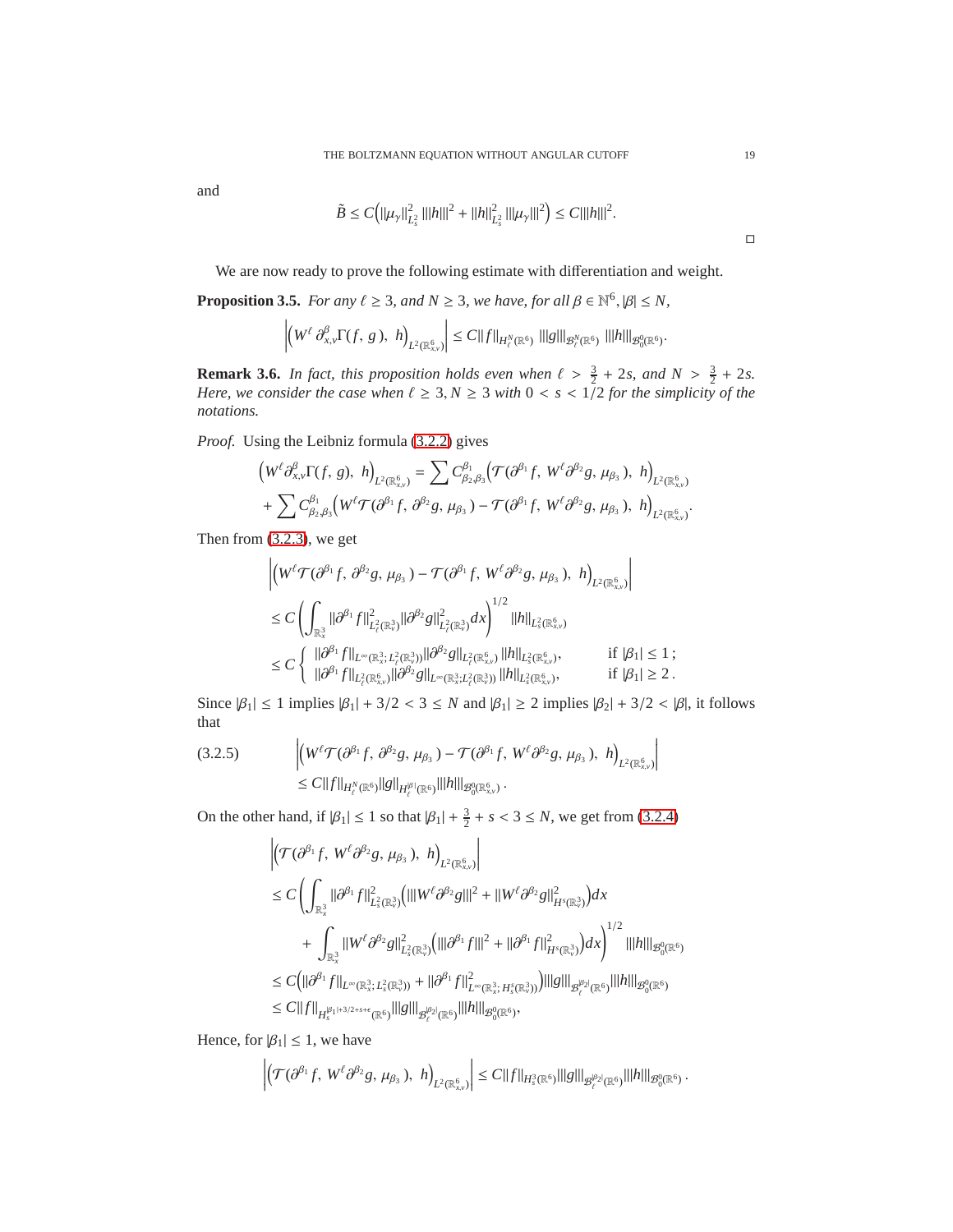and

$$
\tilde{B} \leq C\Big(\|\mu_\gamma\|^2_{L^2_s} \, |||h|||^2 + \|h\|^2_{L^2_s} \, |||\mu_\gamma|||^2\Big) \leq C|||h|||^2.
$$

□

We are now ready to prove the following estimate with differentiation and weight.

**Proposition 3.5.** *For any $\ell \geq 3$, and $N \geq 3$, we have, for all $\beta \in \mathbb{N}^6, |\beta| \leq N$,*

$$
\left| \Big( W^\ell \, \partial^\beta_{x,v} \Gamma(f, \, g), \; h \Big)_{L^2(\mathbb{R}^6_{x,v})} \right| \leq C \|f\|_{H^N_\ell(\mathbb{R}^6)} \; |||g|||_{\mathcal{B}^N_\ell(\mathbb{R}^6)} \; |||h|||_{\mathcal{B}^0_0(\mathbb{R}^6)}.
$$

**Remark 3.6.** *In fact, this proposition holds even when $\ell > \frac{3}{2} + 2s$, and $N > \frac{3}{2} + 2s$. Here, we consider the case when $\ell \geq 3, N \geq 3$ with $0 < s < 1/2$ for the simplicity of the notations.*

*Proof.* Using the Leibniz formula (3.2.2) gives

$$
\begin{aligned}
&\Big(W^\ell \partial^\beta_{x,v} \Gamma(f, \, g), \; h\Big)_{L^2(\mathbb{R}^6_{x,v})} = \sum C^{\beta_1}_{\beta_2,\beta_3} \Big(\mathcal{T}(\partial^{\beta_1} f, \, W^\ell \partial^{\beta_2} g, \, \mu_{\beta_3}), \; h\Big)_{L^2(\mathbb{R}^6_{x,v})} \\
&+ \sum C^{\beta_1}_{\beta_2,\beta_3} \Big(W^\ell \mathcal{T}(\partial^{\beta_1} f, \, \partial^{\beta_2} g, \, \mu_{\beta_3}) - \mathcal{T}(\partial^{\beta_1} f, \, W^\ell \partial^{\beta_2} g, \, \mu_{\beta_3}), \; h\Big)_{L^2(\mathbb{R}^6_{x,v})}.
\end{aligned}
$$

Then from (3.2.3), we get

$$
\begin{aligned}
&\left| \Big( W^\ell \mathcal{T}(\partial^{\beta_1} f, \, \partial^{\beta_2} g, \, \mu_{\beta_3}) - \mathcal{T}(\partial^{\beta_1} f, \, W^\ell \partial^{\beta_2} g, \, \mu_{\beta_3}), \; h \Big)_{L^2(\mathbb{R}^6_{x,v})} \right| \\
&\leq C \left( \int_{\mathbb{R}^3_x} \|\partial^{\beta_1} f\|^2_{L^2_\ell(\mathbb{R}^3_v)} \|\partial^{\beta_2} g\|^2_{L^2_\ell(\mathbb{R}^3_v)} dx \right)^{1/2} \|h\|_{L^2_s(\mathbb{R}^6_{x,v})} \\
&\leq C \begin{cases} \|\partial^{\beta_1} f\|_{L^\infty(\mathbb{R}^3_x; \, L^2_\ell(\mathbb{R}^3_v))} \|\partial^{\beta_2} g\|_{L^2_\ell(\mathbb{R}^6_{x,v})} \, \|h\|_{L^2_s(\mathbb{R}^6_{x,v})}, & \text{if } |\beta_1| \leq 1 \, ; \\ \|\partial^{\beta_1} f\|_{L^2_\ell(\mathbb{R}^6_{x,v})} \|\partial^{\beta_2} g\|_{L^\infty(\mathbb{R}^3_x; L^2_\ell(\mathbb{R}^3_v))} \, \|h\|_{L^2_s(\mathbb{R}^6_{x,v})}, & \text{if } |\beta_1| \geq 2 \, . \end{cases}
\end{aligned}
$$

Since $|\beta_1| \leq 1$ implies $|\beta_1| + 3/2 < 3 \leq N$ and $|\beta_1| \geq 2$ implies $|\beta_2| + 3/2 < |\beta|$, it follows that

$$
\begin{aligned}
(3.2.5) \qquad &\left| \Big( W^\ell \mathcal{T}(\partial^{\beta_1} f, \, \partial^{\beta_2} g, \, \mu_{\beta_3}) - \mathcal{T}(\partial^{\beta_1} f, \, W^\ell \partial^{\beta_2} g, \, \mu_{\beta_3}), \; h \Big)_{L^2(\mathbb{R}^6_{x,v})} \right| \\
&\leq C \|f\|_{H^N_\ell(\mathbb{R}^6)} \|g\|_{H^{|\beta|}_\ell(\mathbb{R}^6)} |||h|||_{\mathcal{B}^0_0(\mathbb{R}^6_{x,v})} \, .
\end{aligned}
$$

On the other hand, if $|\beta_1| \leq 1$ so that $|\beta_1| + \frac{3}{2} + s < 3 \leq N$, we get from (3.2.4)

$$
\begin{aligned}
&\left| \Big( \mathcal{T}(\partial^{\beta_1} f, \, W^\ell \partial^{\beta_2} g, \, \mu_{\beta_3}), \; h \Big)_{L^2(\mathbb{R}^6_{x,v})} \right| \\
&\leq C \Bigg( \int_{\mathbb{R}^3_x} \|\partial^{\beta_1} f\|^2_{L^2_s(\mathbb{R}^3_v)} \Big( |||W^\ell \partial^{\beta_2} g|||^2 + \|W^\ell \partial^{\beta_2} g\|^2_{H^s(\mathbb{R}^3_v)} \Big) dx \\
&\qquad + \int_{\mathbb{R}^3_x} \|W^\ell \partial^{\beta_2} g\|^2_{L^2_s(\mathbb{R}^3_v)} \Big( |||\partial^{\beta_1} f|||^2 + \|\partial^{\beta_1} f\|^2_{H^s(\mathbb{R}^3_v)} \Big) dx \Bigg)^{1/2} |||h|||_{\mathcal{B}^0_0(\mathbb{R}^6)} \\
&\leq C \Big( \|\partial^{\beta_1} f\|_{L^\infty(\mathbb{R}^3_x; \, L^2_s(\mathbb{R}^3_v))} + \|\partial^{\beta_1} f\|^2_{L^\infty(\mathbb{R}^3_x; \, H^s_s(\mathbb{R}^3_v))} \Big) |||g|||_{\mathcal{B}^{|\beta_2|}_\ell(\mathbb{R}^6)} |||h|||_{\mathcal{B}^0_0(\mathbb{R}^6)} \\
&\leq C \|f\|_{H^{|\beta_1| + 3/2 + s + \epsilon}_s(\mathbb{R}^6)} |||g|||_{\mathcal{B}^{|\beta_2|}_\ell(\mathbb{R}^6)} |||h|||_{\mathcal{B}^0_0(\mathbb{R}^6)},
\end{aligned}
$$

Hence, for $|\beta_1| \leq 1$, we have

$$
\left| \Big( \mathcal{T}(\partial^{\beta_1} f, \, W^\ell \partial^{\beta_2} g, \, \mu_{\beta_3}), \; h \Big)_{L^2(\mathbb{R}^6_{x,v})} \right| \leq C \|f\|_{H^3_s(\mathbb{R}^6)} |||g|||_{\mathcal{B}^{|\beta_2|}_\ell(\mathbb{R}^6)} |||h|||_{\mathcal{B}^0_0(\mathbb{R}^6)} \, .
$$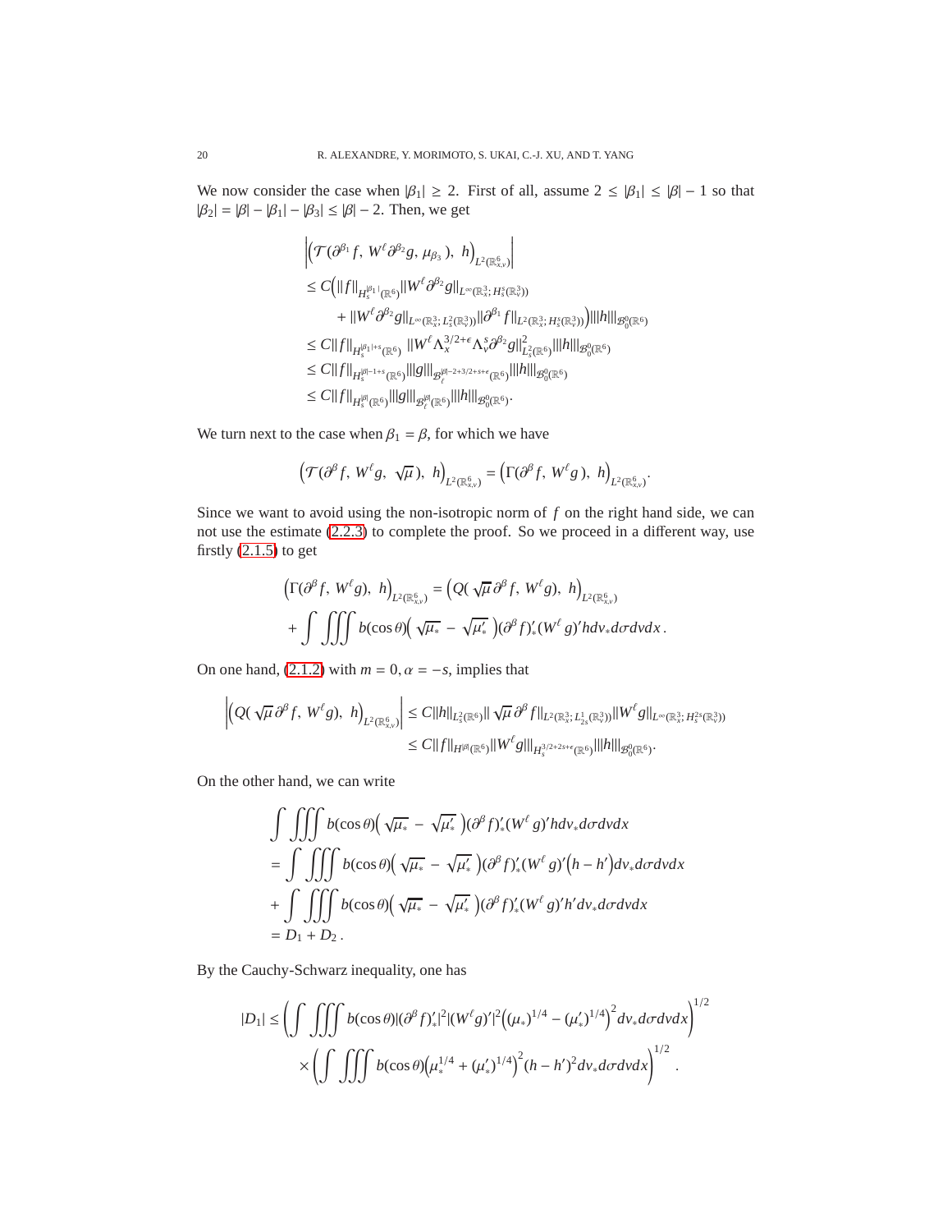We now consider the case when $|\beta_1| \geq 2$. First of all, assume $2 \leq |\beta_1| \leq |\beta| - 1$ so that $|\beta_2| = |\beta| - |\beta_1| - |\beta_3| \leq |\beta| - 2$. Then, we get

$$
\begin{aligned}
&\Big|\Big(\mathcal{T}(\partial^{\beta_1} f,\, W^\ell \partial^{\beta_2} g,\, \mu_{\beta_3}),\ h\Big)_{L^2(\mathbb{R}^6_{x,v})}\Big| \\
&\leq C\Big(\|f\|_{H^{|\beta_1|}_s(\mathbb{R}^6)}\|W^\ell \partial^{\beta_2} g\|_{L^\infty(\mathbb{R}^3_x;\, H^s_s(\mathbb{R}^3_v))} \\
&\qquad + \|W^\ell \partial^{\beta_2} g\|_{L^\infty(\mathbb{R}^3_x;\, L^2_s(\mathbb{R}^3_v))}\|\partial^{\beta_1} f\|_{L^2(\mathbb{R}^3_x;\, H^s_s(\mathbb{R}^3_v))}\Big)|||h|||_{\mathcal{B}^0_0(\mathbb{R}^6)} \\
&\leq C\|f\|_{H^{|\beta_1|+s}_s(\mathbb{R}^6)}\ \|W^\ell \Lambda_x^{3/2+\epsilon}\Lambda_v^s \partial^{\beta_2} g\|^2_{L^2_s(\mathbb{R}^6)}|||h|||_{\mathcal{B}^0_0(\mathbb{R}^6)} \\
&\leq C\|f\|_{H^{|\beta|-1+s}_s(\mathbb{R}^6)}|||g|||_{\mathcal{B}^{|\beta|-2+3/2+s+\epsilon}_\ell(\mathbb{R}^6)}|||h|||_{\mathcal{B}^0_0(\mathbb{R}^6)} \\
&\leq C\|f\|_{H^{|\beta|}_s(\mathbb{R}^6)}|||g|||_{\mathcal{B}^{|\beta|}_\ell(\mathbb{R}^6)}|||h|||_{\mathcal{B}^0_0(\mathbb{R}^6)}.
\end{aligned}
$$

We turn next to the case when $\beta_1 = \beta$, for which we have

$$
\Big(\mathcal{T}(\partial^\beta f,\, W^\ell g,\ \sqrt{\mu}),\ h\Big)_{L^2(\mathbb{R}^6_{x,v})} = \Big(\Gamma(\partial^\beta f,\, W^\ell g\,),\ h\Big)_{L^2(\mathbb{R}^6_{x,v})}.
$$

Since we want to avoid using the non-isotropic norm of $f$ on the right hand side, we can not use the estimate (2.2.3) to complete the proof. So we proceed in a different way, use firstly (2.1.5) to get

$$
\begin{aligned}
\Big(\Gamma(\partial^\beta f,\, W^\ell g),\ h\Big)_{L^2(\mathbb{R}^6_{x,v})} &= \Big(Q(\sqrt{\mu}\,\partial^\beta f,\, W^\ell g),\ h\Big)_{L^2(\mathbb{R}^6_{x,v})} \\
&+ \int \iiint b(\cos\theta)\Big(\sqrt{\mu_*} - \sqrt{\mu'_*}\,\Big)(\partial^\beta f)'_*(W^\ell g)' h dv_* d\sigma dv dx\,.
\end{aligned}
$$

On one hand, (2.1.2) with $m = 0, \alpha = -s$, implies that

$$
\begin{aligned}
\Big|\Big(Q(\sqrt{\mu}\,\partial^\beta f,\, W^\ell g),\ h\Big)_{L^2(\mathbb{R}^6_{x,v})}\Big| &\leq C\|h\|_{L^2_s(\mathbb{R}^6)}\|\sqrt{\mu}\,\partial^\beta f\|_{L^2(\mathbb{R}^3_x;\, L^1_{2s}(\mathbb{R}^3_v))}\|W^\ell g\|_{L^\infty(\mathbb{R}^3_x;\, H^{2s}_s(\mathbb{R}^3_v))} \\
&\leq C\|f\|_{H^{|\beta|}(\mathbb{R}^6)}\|W^\ell g\||_{H^{3/2+2s+\epsilon}_s(\mathbb{R}^6)}|||h|||_{\mathcal{B}^0_0(\mathbb{R}^6)}.
\end{aligned}
$$

On the other hand, we can write

$$
\begin{aligned}
&\int \iiint b(\cos\theta)\Big(\sqrt{\mu_*} - \sqrt{\mu'_*}\,\Big)(\partial^\beta f)'_*(W^\ell g)' h dv_* d\sigma dv dx \\
&= \int \iiint b(\cos\theta)\Big(\sqrt{\mu_*} - \sqrt{\mu'_*}\,\Big)(\partial^\beta f)'_*(W^\ell g)'\Big(h - h'\Big) dv_* d\sigma dv dx \\
&+ \int \iiint b(\cos\theta)\Big(\sqrt{\mu_*} - \sqrt{\mu'_*}\,\Big)(\partial^\beta f)'_*(W^\ell g)' h' dv_* d\sigma dv dx \\
&= D_1 + D_2\,.
\end{aligned}
$$

By the Cauchy-Schwarz inequality, one has

$$
\begin{aligned}
|D_1| \leq &\left(\int \iiint b(\cos\theta)|(\partial^\beta f)'_*|^2|(W^\ell g)'|^2\Big((\mu_*)^{1/4} - (\mu'_*)^{1/4}\Big)^2 dv_* d\sigma dv dx\right)^{1/2} \\
&\times\left(\int \iiint b(\cos\theta)\Big(\mu_*^{1/4} + (\mu'_*)^{1/4}\Big)^2 (h - h')^2 dv_* d\sigma dv dx\right)^{1/2}.
\end{aligned}
$$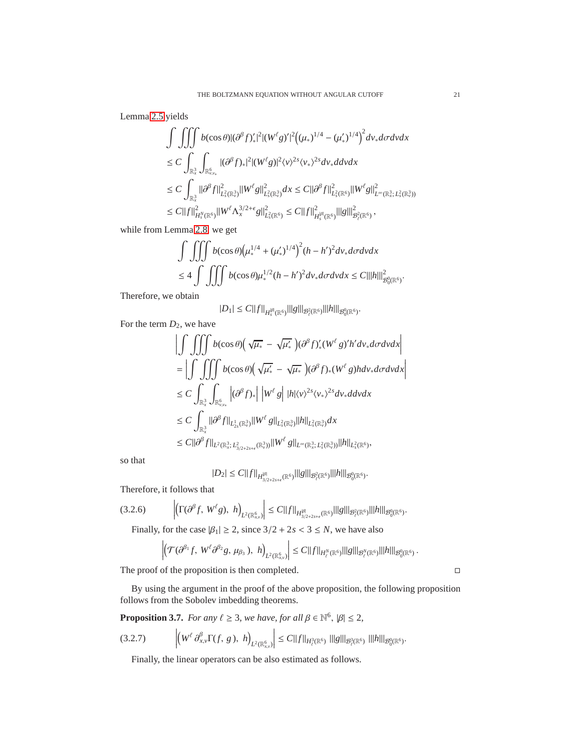Lemma 2.5 yields

$$
\begin{aligned}
&\int \iiint b(\cos\theta)|(\partial^\beta f)'_*|^2|(W^\ell g)'|^2\Big((\mu_*)^{1/4}-(\mu'_*)^{1/4}\Big)^2 dv_* d\sigma dv dx\\
&\le C\int_{\mathbb{R}^3_x}\int_{\mathbb{R}^6_{v,v_*}} |(\partial^\beta f)_*|^2|(W^\ell g)|^2\langle v\rangle^{2s}\langle v_*\rangle^{2s} dv_* d dv dx\\
&\le C\int_{\mathbb{R}^3_x} \|\partial^\beta f\|^2_{L^2_s(\mathbb{R}^3_v)}\|W^\ell g\|^2_{L^2_s(\mathbb{R}^3_v)}dx \le C\|\partial^\beta f\|^2_{L^2_s(\mathbb{R}^6)}\|W^\ell g\|^2_{L^\infty(\mathbb{R}^3_x;\, L^2_s(\mathbb{R}^3_v))}\\
&\le C\|f\|^2_{H^N_s(\mathbb{R}^6)}\|W^\ell \Lambda_x^{3/2+\epsilon} g\|^2_{L^2_s(\mathbb{R}^6)} \le C\|f\|^2_{H^{|\beta|}_s(\mathbb{R}^6)}|||g|||^2_{\mathcal{B}^2_\ell(\mathbb{R}^6)}\,,
\end{aligned}
$$

while from Lemma 2.8, we get

$$
\begin{aligned}
&\int \iiint b(\cos\theta)\Big(\mu_*^{1/4}+(\mu'_*)^{1/4}\Big)^2(h-h')^2 dv_* d\sigma dv dx\\
&\le 4\int \iiint b(\cos\theta)\mu_*^{1/2}(h-h')^2 dv_* d\sigma dv dx \le C|||h|||^2_{\mathcal{B}^0_0(\mathbb{R}^6)}.
\end{aligned}
$$

Therefore, we obtain

$$
|D_1|\le C\|f\|_{H^{|\beta|}_s(\mathbb{R}^6)}|||g|||_{\mathcal{B}^2_\ell(\mathbb{R}^6)}|||h|||_{\mathcal{B}^0_0(\mathbb{R}^6)}.
$$

For the term $D_2$, we have

$$
\begin{aligned}
&\Big|\int \iiint b(\cos\theta)\Big(\sqrt{\mu_*}-\sqrt{\mu'_*}\Big)(\partial^\beta f)'_*(W^\ell g)'h' dv_* d\sigma dv dx\Big|\\
&=\Big|\int \iiint b(\cos\theta)\Big(\sqrt{\mu'_*}-\sqrt{\mu_*}\Big)(\partial^\beta f)_*(W^\ell g)h dv_* d\sigma dv dx\Big|\\
&\le C\int_{\mathbb{R}^3_x}\int_{\mathbb{R}^6_{v,v_*}}\Big|(\partial^\beta f)_*\Big|\,\Big|W^\ell g\Big|\,|h|\langle v\rangle^{2s}\langle v_*\rangle^{2s} dv_* d dv dx\\
&\le C\int_{\mathbb{R}^3_x}\|\partial^\beta f\|_{L^1_{2s}(\mathbb{R}^3_v)}\|W^\ell g\|_{L^2_s(\mathbb{R}^3_v)}\|h\|_{L^2_s(\mathbb{R}^3_v)}dx\\
&\le C\|\partial^\beta f\|_{L^2(\mathbb{R}^3_x;\, L^2_{3/2+2s+\epsilon}(\mathbb{R}^3_v))}\|W^\ell g\|_{L^\infty(\mathbb{R}^3_x;\, L^2_s(\mathbb{R}^3_v))}\|h\|_{L^2_s(\mathbb{R}^6)},
\end{aligned}
$$

so that

$$
|D_2|\le C\|f\|_{H^{|\beta|}_{3/2+2s+\epsilon}(\mathbb{R}^6)}|||g|||_{\mathcal{B}^2_\ell(\mathbb{R}^6)}|||h|||_{\mathcal{B}^0_0(\mathbb{R}^6)}.
$$

Therefore, it follows that

$$
\Big|\Big(\Gamma(\partial^\beta f,\, W^\ell g),\ h\Big)_{L^2(\mathbb{R}^6_{x,v})}\Big|\le C\|f\|_{H^{|\beta|}_{3/2+2s+\epsilon}(\mathbb{R}^6)}|||g|||_{\mathcal{B}^2_\ell(\mathbb{R}^6)}|||h|||_{\mathcal{B}^0_0(\mathbb{R}^6)}. \tag{3.2.6}
$$

Finally, for the case $|\beta_1|\ge 2$, since $3/2+2s<3\le N$, we have also

$$
\Big|\Big(\mathcal{T}(\partial^{\beta_1}f,\, W^\ell\partial^{\beta_2}g,\, \mu_{\beta_3}),\ h\Big)_{L^2(\mathbb{R}^6_{x,v})}\Big|\le C\|f\|_{H^N_\ell(\mathbb{R}^6)}|||g|||_{\mathcal{B}^N_\ell(\mathbb{R}^6)}|||h|||_{\mathcal{B}^0_0(\mathbb{R}^6)}\,.
$$

The proof of the proposition is then completed. $\square$

By using the argument in the proof of the above proposition, the following proposition follows from the Sobolev imbedding theorems.

**Proposition 3.7.** *For any $\ell\ge 3$, we have, for all $\beta\in\mathbb{N}^6$, $|\beta|\le 2$,*

$$
\Big|\Big(W^\ell\partial^\beta_{x,v}\Gamma(f,\, g),\ h\Big)_{L^2(\mathbb{R}^6_{x,v})}\Big|\le C\|f\|_{H^3_\ell(\mathbb{R}^6)}\ |||g|||_{\mathcal{B}^3_\ell(\mathbb{R}^6)}\ |||h|||_{\mathcal{B}^0_0(\mathbb{R}^6)}. \tag{3.2.7}
$$

Finally, the linear operators can be also estimated as follows.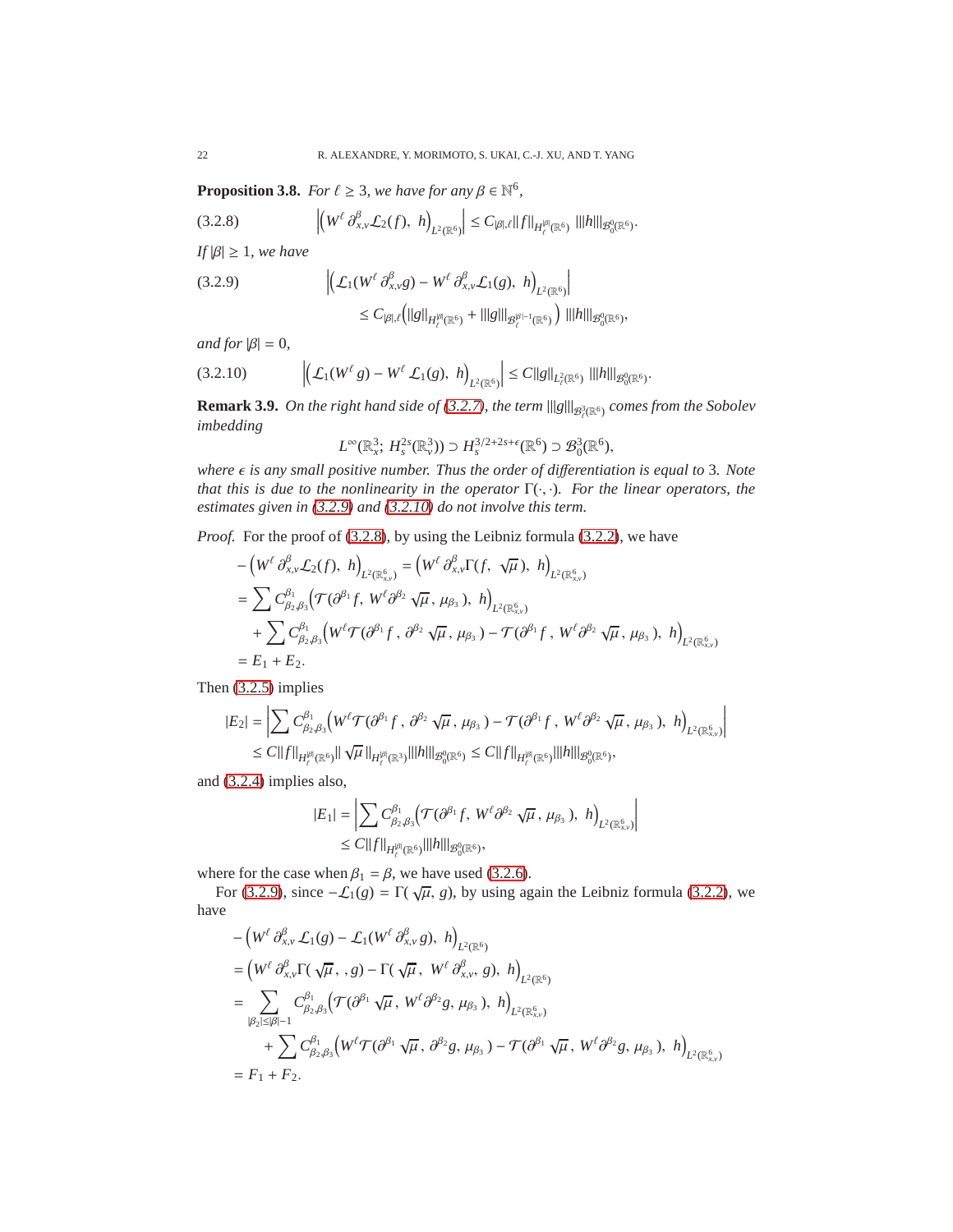**Proposition 3.8.** *For $\ell \geq 3$, we have for any $\beta \in \mathbb{N}^6$,*

$$\left|\Big(W^\ell\, \partial^\beta_{x,v}\mathcal{L}_2(f),\ h\Big)_{L^2(\mathbb{R}^6)}\right| \leq C_{|\beta|,\ell}\|f\|_{H^{|\beta|}_\ell(\mathbb{R}^6)}\ |||h|||_{\mathcal{B}^0_0(\mathbb{R}^6)}. \tag{3.2.8}$$

*If $|\beta| \geq 1$, we have*

$$\begin{aligned}\left|\Big(\mathcal{L}_1(W^\ell\, \partial^\beta_{x,v} g) - W^\ell\, \partial^\beta_{x,v}\mathcal{L}_1(g),\ h\Big)_{L^2(\mathbb{R}^6)}\right| \\ \leq C_{|\beta|,\ell}\Big(\|g\|_{H^{|\beta|}_\ell(\mathbb{R}^6)} + |||g|||_{\mathcal{B}^{|\beta|-1}_\ell(\mathbb{R}^6)}\Big)\ |||h|||_{\mathcal{B}^0_0(\mathbb{R}^6)},\end{aligned} \tag{3.2.9}$$

*and for $|\beta| = 0$,*

$$\left|\Big(\mathcal{L}_1(W^\ell\, g) - W^\ell\, \mathcal{L}_1(g),\ h\Big)_{L^2(\mathbb{R}^6)}\right| \leq C\|g\|_{L^2_\ell(\mathbb{R}^6)}\ |||h|||_{\mathcal{B}^0_0(\mathbb{R}^6)}. \tag{3.2.10}$$

**Remark 3.9.** *On the right hand side of (3.2.7), the term $|||g|||_{\mathcal{B}^3_\ell(\mathbb{R}^6)}$ comes from the Sobolev imbedding*

$$L^\infty(\mathbb{R}^3_x;\ H^{2s}_s(\mathbb{R}^3_v)) \supset H^{3/2+2s+\epsilon}_s(\mathbb{R}^6) \supset \mathcal{B}^3_0(\mathbb{R}^6),$$

*where $\epsilon$ is any small positive number. Thus the order of differentiation is equal to 3. Note that this is due to the nonlinearity in the operator $\Gamma(\cdot,\cdot)$. For the linear operators, the estimates given in (3.2.9) and (3.2.10) do not involve this term.*

*Proof.* For the proof of (3.2.8), by using the Leibniz formula (3.2.2), we have

$$\begin{aligned}
&-\Big(W^\ell\, \partial^\beta_{x,v}\mathcal{L}_2(f),\ h\Big)_{L^2(\mathbb{R}^6_{x,v})} = \Big(W^\ell\, \partial^\beta_{x,v}\Gamma(f,\ \sqrt{\mu}),\ h\Big)_{L^2(\mathbb{R}^6_{x,v})}\\
&= \sum C^{\beta_1}_{\beta_2,\beta_3}\Big(\mathcal{T}(\partial^{\beta_1} f,\ W^\ell\partial^{\beta_2}\sqrt{\mu},\ \mu_{\beta_3}),\ h\Big)_{L^2(\mathbb{R}^6_{x,v})}\\
&\quad + \sum C^{\beta_1}_{\beta_2,\beta_3}\Big(W^\ell\mathcal{T}(\partial^{\beta_1} f,\ \partial^{\beta_2}\sqrt{\mu},\ \mu_{\beta_3}) - \mathcal{T}(\partial^{\beta_1} f,\ W^\ell\partial^{\beta_2}\sqrt{\mu},\ \mu_{\beta_3}),\ h\Big)_{L^2(\mathbb{R}^6_{x,v})}\\
&= E_1 + E_2.
\end{aligned}$$

Then (3.2.5) implies

$$\begin{aligned}
|E_2| &= \left|\sum C^{\beta_1}_{\beta_2,\beta_3}\Big(W^\ell\mathcal{T}(\partial^{\beta_1} f,\ \partial^{\beta_2}\sqrt{\mu},\ \mu_{\beta_3}) - \mathcal{T}(\partial^{\beta_1} f,\ W^\ell\partial^{\beta_2}\sqrt{\mu},\ \mu_{\beta_3}),\ h\Big)_{L^2(\mathbb{R}^6_{x,v})}\right|\\
&\leq C\|f\|_{H^{|\beta|}_\ell(\mathbb{R}^6)}\|\sqrt{\mu}\|_{H^{|\beta|}_\ell(\mathbb{R}^3)}|||h|||_{\mathcal{B}^0_0(\mathbb{R}^6)} \leq C\|f\|_{H^{|\beta|}_\ell(\mathbb{R}^6)}|||h|||_{\mathcal{B}^0_0(\mathbb{R}^6)},
\end{aligned}$$

and (3.2.4) implies also,

$$\begin{aligned}
|E_1| &= \left|\sum C^{\beta_1}_{\beta_2,\beta_3}\Big(\mathcal{T}(\partial^{\beta_1} f,\ W^\ell\partial^{\beta_2}\sqrt{\mu},\ \mu_{\beta_3}),\ h\Big)_{L^2(\mathbb{R}^6_{x,v})}\right|\\
&\leq C\|f\|_{H^{|\beta|}_\ell(\mathbb{R}^6)}|||h|||_{\mathcal{B}^0_0(\mathbb{R}^6)},
\end{aligned}$$

where for the case when $\beta_1 = \beta$, we have used (3.2.6).

For (3.2.9), since $-\mathcal{L}_1(g) = \Gamma(\sqrt{\mu}, g)$, by using again the Leibniz formula (3.2.2), we have

$$\begin{aligned}
&-\Big(W^\ell\, \partial^\beta_{x,v}\,\mathcal{L}_1(g) - \mathcal{L}_1(W^\ell\, \partial^\beta_{x,v}\, g),\ h\Big)_{L^2(\mathbb{R}^6)}\\
&= \Big(W^\ell\, \partial^\beta_{x,v}\Gamma(\sqrt{\mu},\ , g) - \Gamma(\sqrt{\mu},\ W^\ell\, \partial^\beta_{x,v},\ g),\ h\Big)_{L^2(\mathbb{R}^6)}\\
&= \sum_{|\beta_2|\leq|\beta|-1} C^{\beta_1}_{\beta_2,\beta_3}\Big(\mathcal{T}(\partial^{\beta_1}\sqrt{\mu},\ W^\ell\partial^{\beta_2} g,\ \mu_{\beta_3}),\ h\Big)_{L^2(\mathbb{R}^6_{x,v})}\\
&\qquad + \sum C^{\beta_1}_{\beta_2,\beta_3}\Big(W^\ell\mathcal{T}(\partial^{\beta_1}\sqrt{\mu},\ \partial^{\beta_2} g,\ \mu_{\beta_3}) - \mathcal{T}(\partial^{\beta_1}\sqrt{\mu},\ W^\ell\partial^{\beta_2} g,\ \mu_{\beta_3}),\ h\Big)_{L^2(\mathbb{R}^6_{x,v})}\\
&= F_1 + F_2.
\end{aligned}$$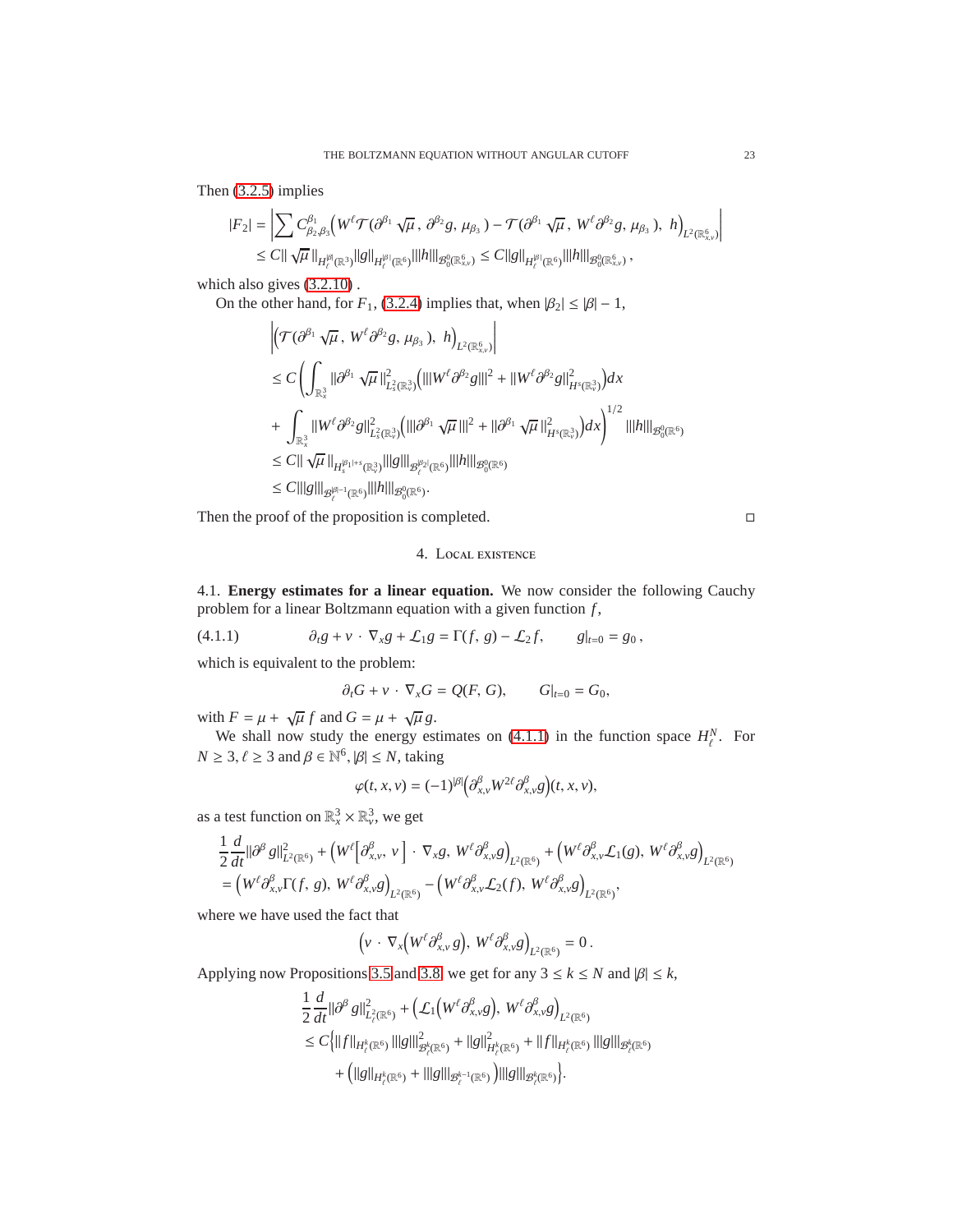Then (3.2.5) implies

$$
\begin{aligned}
|F_2| &= \left| \sum C^{\beta_1}_{\beta_2,\beta_3} \Big( W^\ell \mathcal{T}(\partial^{\beta_1}\sqrt{\mu}\,,\, \partial^{\beta_2} g,\, \mu_{\beta_3}\,) - \mathcal{T}(\partial^{\beta_1}\sqrt{\mu}\,,\, W^\ell \partial^{\beta_2} g,\, \mu_{\beta_3}\,),\ h \Big)_{L^2(\mathbb{R}^6_{x,v})} \right| \\
&\le C \|\sqrt{\mu}\,\|_{H^{|\beta|}_\ell(\mathbb{R}^3)} \|g\|_{H^{|\beta|}_\ell(\mathbb{R}^6)} |||h|||_{\mathcal{B}^0_0(\mathbb{R}^6_{x,v})} \le C \|g\|_{H^{|\beta|}_\ell(\mathbb{R}^6)} |||h|||_{\mathcal{B}^0_0(\mathbb{R}^6_{x,v})}\,,
\end{aligned}
$$

which also gives (3.2.10) .

On the other hand, for $F_1$, (3.2.4) implies that, when $|\beta_2| \le |\beta| - 1$,

$$
\begin{aligned}
&\left| \Big( \mathcal{T}(\partial^{\beta_1}\sqrt{\mu}\,,\, W^\ell \partial^{\beta_2} g,\, \mu_{\beta_3}\,),\ h \Big)_{L^2(\mathbb{R}^6_{x,v})} \right| \\
&\le C \Bigg( \int_{\mathbb{R}^3_x} \|\partial^{\beta_1}\sqrt{\mu}\,\|^2_{L^2_s(\mathbb{R}^3_v)} \Big( |||W^\ell \partial^{\beta_2} g|||^2 + \|W^\ell \partial^{\beta_2} g\|^2_{H^s(\mathbb{R}^3_v)} \Big) dx \\
&+ \int_{\mathbb{R}^3_x} \|W^\ell \partial^{\beta_2} g\|^2_{L^2_s(\mathbb{R}^3_v)} \Big( |||\partial^{\beta_1}\sqrt{\mu}\,|||^2 + \|\partial^{\beta_1}\sqrt{\mu}\,\|^2_{H^s(\mathbb{R}^3_v)} \Big) dx \Bigg)^{1/2} |||h|||_{\mathcal{B}^0_0(\mathbb{R}^6)} \\
&\le C \|\sqrt{\mu}\,\|_{H^{|\beta_1|+s}_s(\mathbb{R}^3_v)} |||g|||_{\mathcal{B}^{|\beta_2|}_\ell(\mathbb{R}^6)} |||h|||_{\mathcal{B}^0_0(\mathbb{R}^6)} \\
&\le C |||g|||_{\mathcal{B}^{|\beta|-1}_\ell(\mathbb{R}^6)} |||h|||_{\mathcal{B}^0_0(\mathbb{R}^6)}.
\end{aligned}
$$

Then the proof of the proposition is completed. □

## 4. Local existence

**4.1. Energy estimates for a linear equation.** We now consider the following Cauchy problem for a linear Boltzmann equation with a given function $f$,

$$
\partial_t g + v \cdot \nabla_x g + \mathcal{L}_1 g = \Gamma(f,\, g) - \mathcal{L}_2 f, \qquad g|_{t=0} = g_0\,, \tag{4.1.1}
$$

which is equivalent to the problem:

$$
\partial_t G + v \cdot \nabla_x G = Q(F,\, G), \qquad G|_{t=0} = G_0,
$$

with $F = \mu + \sqrt{\mu}\, f$ and $G = \mu + \sqrt{\mu}\, g$.

We shall now study the energy estimates on (4.1.1) in the function space $H^N_\ell$. For $N \ge 3$, $\ell \ge 3$ and $\beta \in \mathbb{N}^6$, $|\beta| \le N$, taking

$$
\varphi(t, x, v) = (-1)^{|\beta|} \Big( \partial^\beta_{x,v} W^{2\ell} \partial^\beta_{x,v} g \Big)(t, x, v),
$$

as a test function on $\mathbb{R}^3_x \times \mathbb{R}^3_v$, we get

$$
\begin{aligned}
&\frac{1}{2}\frac{d}{dt} \|\partial^\beta g\|^2_{L^2(\mathbb{R}^6)} + \Big( W^\ell \Big[ \partial^\beta_{x,v},\, v \Big] \cdot \nabla_x g,\, W^\ell \partial^\beta_{x,v} g \Big)_{L^2(\mathbb{R}^6)} + \Big( W^\ell \partial^\beta_{x,v} \mathcal{L}_1(g),\, W^\ell \partial^\beta_{x,v} g \Big)_{L^2(\mathbb{R}^6)} \\
&= \Big( W^\ell \partial^\beta_{x,v} \Gamma(f,\, g),\, W^\ell \partial^\beta_{x,v} g \Big)_{L^2(\mathbb{R}^6)} - \Big( W^\ell \partial^\beta_{x,v} \mathcal{L}_2(f),\, W^\ell \partial^\beta_{x,v} g \Big)_{L^2(\mathbb{R}^6)},
\end{aligned}
$$

where we have used the fact that

$$
\Big( v \cdot \nabla_x \Big( W^\ell \partial^\beta_{x,v}\, g \Big),\, W^\ell \partial^\beta_{x,v} g \Big)_{L^2(\mathbb{R}^6)} = 0\,.
$$

Applying now Propositions 3.5 and 3.8, we get for any $3 \le k \le N$ and $|\beta| \le k$,

$$
\begin{aligned}
&\frac{1}{2}\frac{d}{dt} \|\partial^\beta g\|^2_{L^2_\ell(\mathbb{R}^6)} + \Big( \mathcal{L}_1 \Big( W^\ell \partial^\beta_{x,v} g \Big),\, W^\ell \partial^\beta_{x,v} g \Big)_{L^2(\mathbb{R}^6)} \\
&\le C \Big\{ \|f\|_{H^k_\ell(\mathbb{R}^6)}\, |||g|||^2_{\mathcal{B}^k_\ell(\mathbb{R}^6)} + \|g\|^2_{H^k_\ell(\mathbb{R}^6)} + \|f\|_{H^k_\ell(\mathbb{R}^6)}\, |||g|||_{\mathcal{B}^k_\ell(\mathbb{R}^6)} \\
&\quad + \Big( \|g\|_{H^k_\ell(\mathbb{R}^6)} + |||g|||_{\mathcal{B}^{k-1}_\ell(\mathbb{R}^6)} \Big) |||g|||_{\mathcal{B}^k_\ell(\mathbb{R}^6)} \Big\}.
\end{aligned}
$$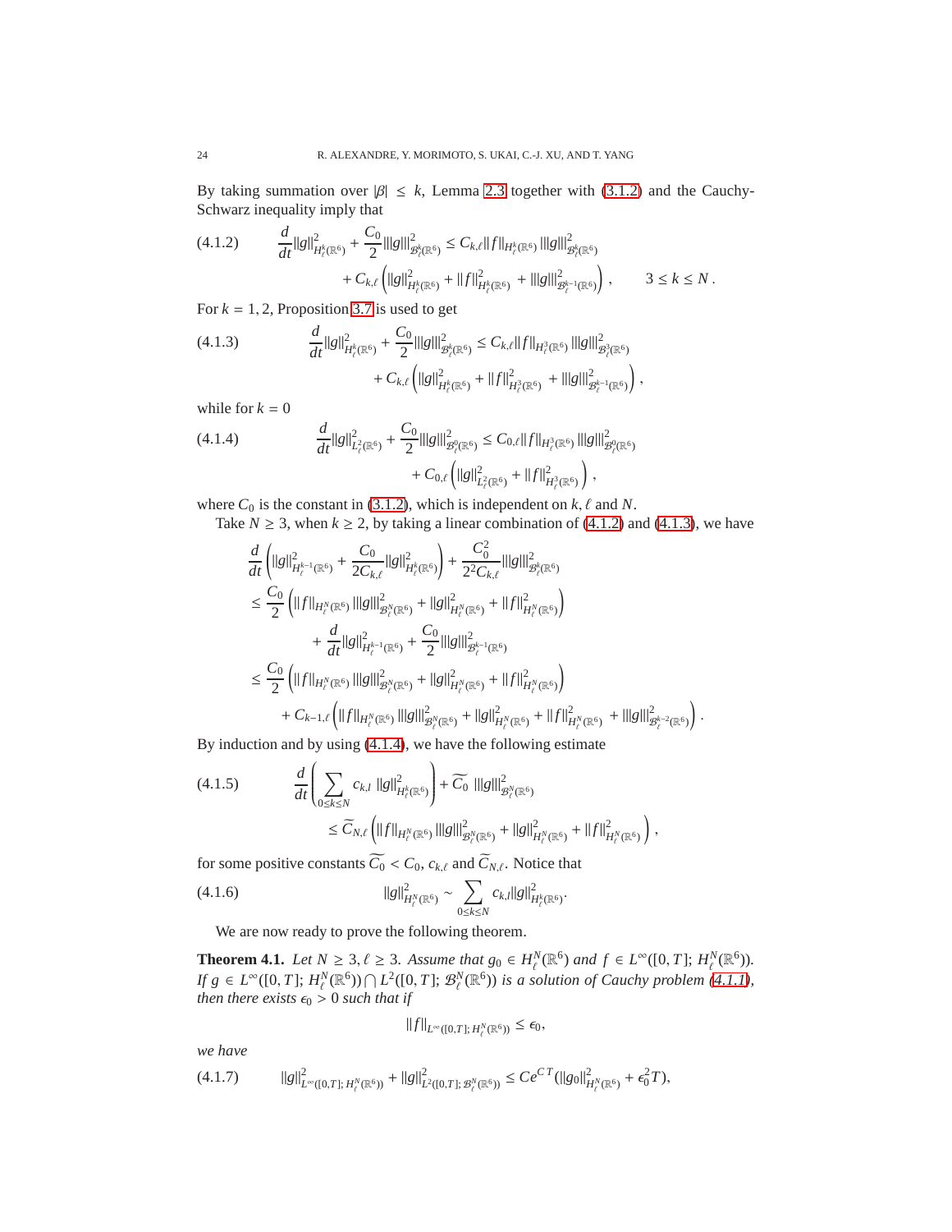By taking summation over $|\beta| \leq k$, Lemma 2.3 together with (3.1.2) and the Cauchy-Schwarz inequality imply that

$$
\begin{aligned}
(4.1.2) \qquad \frac{d}{dt}\|g\|^2_{H^k_\ell(\mathbb{R}^6)} + \frac{C_0}{2}|||g|||^2_{\mathcal{B}^k_\ell(\mathbb{R}^6)} &\leq C_{k,\ell}\|f\|_{H^k_\ell(\mathbb{R}^6)}\,|||g|||^2_{\mathcal{B}^k_\ell(\mathbb{R}^6)} \\
&\quad + C_{k,\ell}\left(\|g\|^2_{H^k_\ell(\mathbb{R}^6)} + \|f\|^2_{H^k_\ell(\mathbb{R}^6)} + |||g|||^2_{\mathcal{B}^{k-1}_\ell(\mathbb{R}^6)}\right), \qquad 3 \leq k \leq N\,.
\end{aligned}
$$

For $k = 1, 2$, Proposition 3.7 is used to get

$$
\begin{aligned}
(4.1.3) \qquad \frac{d}{dt}\|g\|^2_{H^k_\ell(\mathbb{R}^6)} + \frac{C_0}{2}|||g|||^2_{\mathcal{B}^k_\ell(\mathbb{R}^6)} &\leq C_{k,\ell}\|f\|_{H^3_\ell(\mathbb{R}^6)}\,|||g|||^2_{\mathcal{B}^3_\ell(\mathbb{R}^6)} \\
&\quad + C_{k,\ell}\left(\|g\|^2_{H^k_\ell(\mathbb{R}^6)} + \|f\|^2_{H^3_\ell(\mathbb{R}^6)} + |||g|||^2_{\mathcal{B}^{k-1}_\ell(\mathbb{R}^6)}\right),
\end{aligned}
$$

while for $k = 0$

$$
\begin{aligned}
(4.1.4) \qquad \frac{d}{dt}\|g\|^2_{L^2_\ell(\mathbb{R}^6)} + \frac{C_0}{2}|||g|||^2_{\mathcal{B}^0_\ell(\mathbb{R}^6)} &\leq C_{0,\ell}\|f\|_{H^3_\ell(\mathbb{R}^6)}\,|||g|||^2_{\mathcal{B}^0_\ell(\mathbb{R}^6)} \\
&\quad + C_{0,\ell}\left(\|g\|^2_{L^2_\ell(\mathbb{R}^6)} + \|f\|^2_{H^3_\ell(\mathbb{R}^6)}\right),
\end{aligned}
$$

where $C_0$ is the constant in (3.1.2), which is independent on $k$, $\ell$ and $N$.

Take $N \geq 3$, when $k \geq 2$, by taking a linear combination of (4.1.2) and (4.1.3), we have

$$
\begin{aligned}
&\frac{d}{dt}\left(\|g\|^2_{H^{k-1}_\ell(\mathbb{R}^6)} + \frac{C_0}{2C_{k,\ell}}\|g\|^2_{H^k_\ell(\mathbb{R}^6)}\right) + \frac{C_0^2}{2^2C_{k,\ell}}|||g|||^2_{\mathcal{B}^k_\ell(\mathbb{R}^6)} \\
&\leq \frac{C_0}{2}\left(\|f\|_{H^N_\ell(\mathbb{R}^6)}\,|||g|||^2_{\mathcal{B}^N_\ell(\mathbb{R}^6)} + \|g\|^2_{H^N_\ell(\mathbb{R}^6)} + \|f\|^2_{H^N_\ell(\mathbb{R}^6)}\right) \\
&\qquad + \frac{d}{dt}\|g\|^2_{H^{k-1}_\ell(\mathbb{R}^6)} + \frac{C_0}{2}|||g|||^2_{\mathcal{B}^{k-1}_\ell(\mathbb{R}^6)} \\
&\leq \frac{C_0}{2}\left(\|f\|_{H^N_\ell(\mathbb{R}^6)}\,|||g|||^2_{\mathcal{B}^N_\ell(\mathbb{R}^6)} + \|g\|^2_{H^N_\ell(\mathbb{R}^6)} + \|f\|^2_{H^N_\ell(\mathbb{R}^6)}\right) \\
&\qquad + C_{k-1,\ell}\left(\|f\|_{H^N_\ell(\mathbb{R}^6)}\,|||g|||^2_{\mathcal{B}^N_\ell(\mathbb{R}^6)} + \|g\|^2_{H^N_\ell(\mathbb{R}^6)} + \|f\|^2_{H^N_\ell(\mathbb{R}^6)} + |||g|||^2_{\mathcal{B}^{k-2}_\ell(\mathbb{R}^6)}\right).
\end{aligned}
$$

By induction and by using (4.1.4), we have the following estimate

$$
\begin{aligned}
(4.1.5) \qquad \frac{d}{dt}\left(\sum_{0\leq k\leq N} c_{k,l}\,\|g\|^2_{H^k_\ell(\mathbb{R}^6)}\right) + \widetilde{C_0}\,|||g|||^2_{\mathcal{B}^N_\ell(\mathbb{R}^6)} \\
\leq \widetilde{C}_{N,\ell}\left(\|f\|_{H^N_\ell(\mathbb{R}^6)}\,|||g|||^2_{\mathcal{B}^N_\ell(\mathbb{R}^6)} + \|g\|^2_{H^N_\ell(\mathbb{R}^6)} + \|f\|^2_{H^N_\ell(\mathbb{R}^6)}\right),
\end{aligned}
$$

for some positive constants $\widetilde{C_0} < C_0$, $c_{k,\ell}$ and $\widetilde{C}_{N,\ell}$. Notice that

$$
(4.1.6) \qquad \|g\|^2_{H^N_\ell(\mathbb{R}^6)} \sim \sum_{0\leq k\leq N} c_{k,l}\|g\|^2_{H^k_\ell(\mathbb{R}^6)}.
$$

We are now ready to prove the following theorem.

**Theorem 4.1.** *Let $N \geq 3, \ell \geq 3$. Assume that $g_0 \in H^N_\ell(\mathbb{R}^6)$ and $f \in L^\infty([0,T];\, H^N_\ell(\mathbb{R}^6))$. If $g \in L^\infty([0,T];\, H^N_\ell(\mathbb{R}^6)) \bigcap L^2([0,T];\, \mathcal{B}^N_\ell(\mathbb{R}^6))$ is a solution of Cauchy problem (4.1.1), then there exists $\epsilon_0 > 0$ such that if*

$$
\|f\|_{L^\infty([0,T];\,H^N_\ell(\mathbb{R}^6))} \leq \epsilon_0,
$$

*we have*

$$
(4.1.7) \qquad \|g\|^2_{L^\infty([0,T];\,H^N_\ell(\mathbb{R}^6))} + \|g\|^2_{L^2([0,T];\,\mathcal{B}^N_\ell(\mathbb{R}^6))} \leq Ce^{C\,T}(\|g_0\|^2_{H^N_\ell(\mathbb{R}^6)} + \epsilon_0^2 T),
$$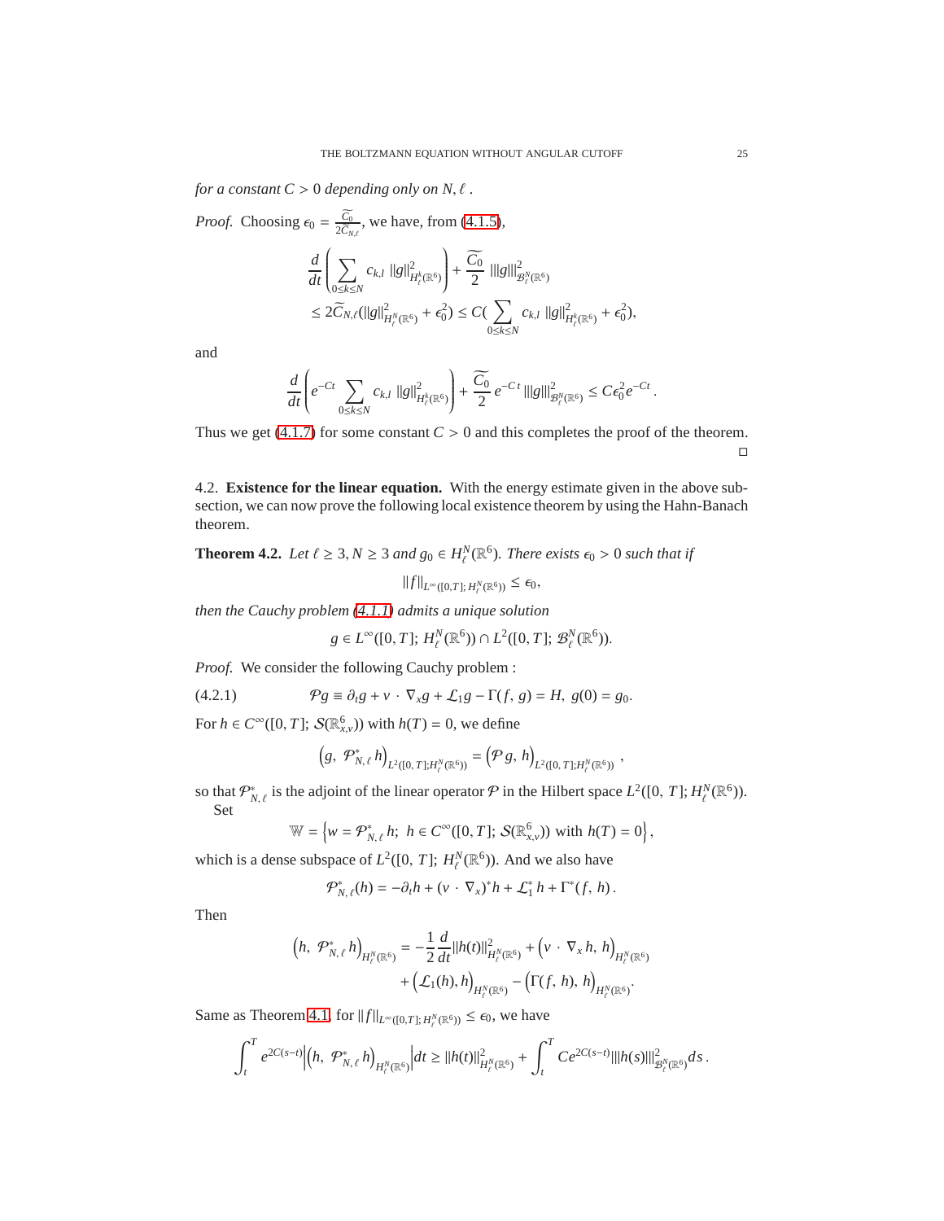*for a constant $C > 0$ depending only on $N, \ell$ .*

*Proof.* Choosing $\epsilon_0 = \frac{\widetilde{C_0}}{2\widetilde{C}_{N,\ell}}$, we have, from (4.1.5),

$$
\begin{aligned}
&\frac{d}{dt}\left(\sum_{0\le k\le N} c_{k,l}\ \|g\|^2_{H^k_\ell(\mathbb{R}^6)}\right) + \frac{\widetilde{C_0}}{2}\ |||g|||^2_{\mathcal{B}^N_\ell(\mathbb{R}^6)}\\
&\le 2\widetilde{C}_{N,\ell}(\|g\|^2_{H^N_\ell(\mathbb{R}^6)} + \epsilon_0^2) \le C(\sum_{0\le k\le N} c_{k,l}\ \|g\|^2_{H^k_\ell(\mathbb{R}^6)} + \epsilon_0^2),
\end{aligned}
$$

and

$$
\frac{d}{dt}\left(e^{-Ct}\sum_{0\le k\le N} c_{k,l}\ \|g\|^2_{H^k_\ell(\mathbb{R}^6)}\right) + \frac{\widetilde{C_0}}{2}\, e^{-C\,t}\, |||g|||^2_{\mathcal{B}^N_\ell(\mathbb{R}^6)} \le C\epsilon_0^2 e^{-Ct}\,.
$$

Thus we get (4.1.7) for some constant $C > 0$ and this completes the proof of the theorem. □

## 4.2. Existence for the linear equation.

With the energy estimate given in the above subsection, we can now prove the following local existence theorem by using the Hahn-Banach theorem.

**Theorem 4.2.** *Let $\ell \ge 3, N \ge 3$ and $g_0 \in H^N_\ell(\mathbb{R}^6)$. There exists $\epsilon_0 > 0$ such that if*

$$
\|f\|_{L^\infty([0,T];\, H^N_\ell(\mathbb{R}^6))} \le \epsilon_0,
$$

*then the Cauchy problem (4.1.1) admits a unique solution*

$$
g \in L^\infty([0,T];\, H^N_\ell(\mathbb{R}^6)) \cap L^2([0,T];\, \mathcal{B}^N_\ell(\mathbb{R}^6)).
$$

*Proof.* We consider the following Cauchy problem :

$$
\mathcal{P}g \equiv \partial_t g + v\,\cdot\,\nabla_x g + \mathcal{L}_1 g - \Gamma(f,\, g) = H,\ g(0) = g_0. \tag{4.2.1}
$$

For $h \in C^\infty([0,T];\, \mathcal{S}(\mathbb{R}^6_{x,v}))$ with $h(T) = 0$, we define

$$
\left(g,\ \mathcal{P}^*_{N,\,\ell}\, h\right)_{L^2([0,\,T];H^N_\ell(\mathbb{R}^6))} = \left(\mathcal{P}\,g,\ h\right)_{L^2([0,\,T];H^N_\ell(\mathbb{R}^6))}\ ,
$$

so that $\mathcal{P}^*_{N,\,\ell}$ is the adjoint of the linear operator $\mathcal{P}$ in the Hilbert space $L^2([0,\,T];\, H^N_\ell(\mathbb{R}^6))$.
Set

$$
\mathbb{W} = \left\{w = \mathcal{P}^*_{N,\,\ell}\, h;\ \ h \in C^\infty([0,T];\, \mathcal{S}(\mathbb{R}^6_{x,v}))\ \text{with}\ h(T) = 0\right\},
$$

which is a dense subspace of $L^2([0,\,T];\, H^N_\ell(\mathbb{R}^6))$. And we also have

$$
\mathcal{P}^*_{N,\,\ell}(h) = -\partial_t h + (v\,\cdot\,\nabla_x)^* h + \mathcal{L}_1^*\, h + \Gamma^*(f,\, h)\,.
$$

Then

$$
\begin{aligned}
\left(h,\ \mathcal{P}^*_{N,\,\ell}\, h\right)_{H^N_\ell(\mathbb{R}^6)} &= -\frac{1}{2}\frac{d}{dt}\|h(t)\|^2_{H^N_\ell(\mathbb{R}^6)} + \left(v\,\cdot\,\nabla_x\, h,\ h\right)_{H^N_\ell(\mathbb{R}^6)}\\
&\quad + \left(\mathcal{L}_1(h),\, h\right)_{H^N_\ell(\mathbb{R}^6)} - \left(\Gamma(f,\, h),\ h\right)_{H^N_\ell(\mathbb{R}^6)}.
\end{aligned}
$$

Same as Theorem 4.1, for $\|f\|_{L^\infty([0,T];\, H^N_\ell(\mathbb{R}^6))} \le \epsilon_0$, we have

$$
\int_t^T e^{2C(s-t)}\left|\left(h,\ \mathcal{P}^*_{N,\,\ell}\, h\right)_{H^N_\ell(\mathbb{R}^6)}\right| dt \ge \|h(t)\|^2_{H^N_\ell(\mathbb{R}^6)} + \int_t^T Ce^{2C(s-t)}|||h(s)|||^2_{\mathcal{B}^N_\ell(\mathbb{R}^6)}ds\,.
$$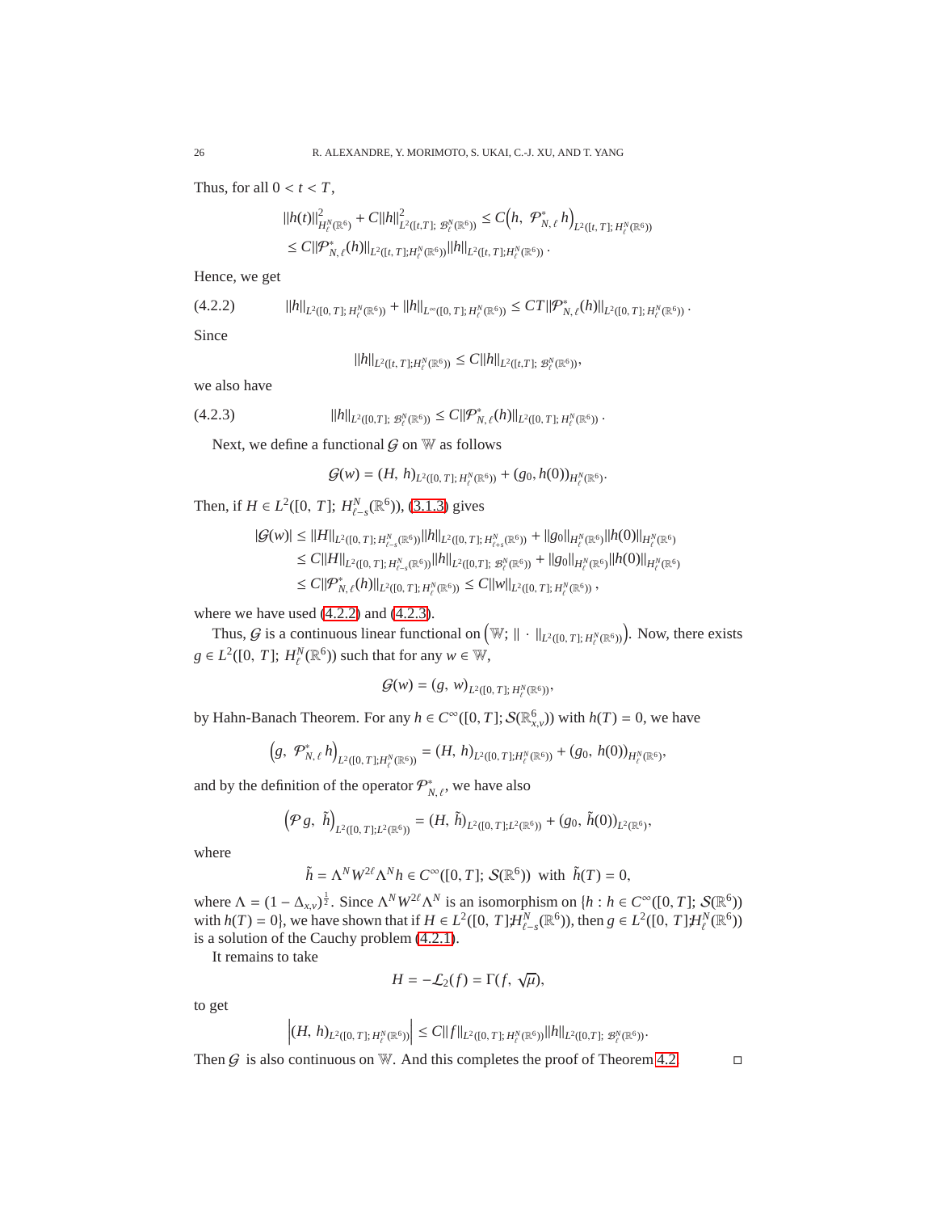Thus, for all $0 < t < T$,

$$
\begin{aligned}
\|h(t)\|^2_{H^N_\ell(\mathbb{R}^6)} + C\|h\|^2_{L^2([t,T];\, \mathcal{B}^N_\ell(\mathbb{R}^6))} &\le C\Big(h,\ \mathcal{P}^*_{N,\ell}\, h\Big)_{L^2([t,T];\, H^N_\ell(\mathbb{R}^6))} \\
&\le C\|\mathcal{P}^*_{N,\ell}(h)\|_{L^2([t,T];H^N_\ell(\mathbb{R}^6))}\|h\|_{L^2([t,T];H^N_\ell(\mathbb{R}^6))}\,.
\end{aligned}
$$

Hence, we get

$$
\|h\|_{L^2([0,T];\, H^N_\ell(\mathbb{R}^6))} + \|h\|_{L^\infty([0,T];\, H^N_\ell(\mathbb{R}^6))} \le CT\|\mathcal{P}^*_{N,\ell}(h)\|_{L^2([0,T];\, H^N_\ell(\mathbb{R}^6))}\,. \tag{4.2.2}
$$

Since

$$
\|h\|_{L^2([t,T];H^N_\ell(\mathbb{R}^6))} \le C\|h\|_{L^2([t,T];\, \mathcal{B}^N_\ell(\mathbb{R}^6))},
$$

we also have

$$
\|h\|_{L^2([0,T];\, \mathcal{B}^N_\ell(\mathbb{R}^6))} \le C\|\mathcal{P}^*_{N,\ell}(h)\|_{L^2([0,T];\, H^N_\ell(\mathbb{R}^6))}\,. \tag{4.2.3}
$$

Next, we define a functional $\mathcal{G}$ on $\mathbb{W}$ as follows

$$
\mathcal{G}(w) = (H,\, h)_{L^2([0,T];\, H^N_\ell(\mathbb{R}^6))} + (g_0, h(0))_{H^N_\ell(\mathbb{R}^6)}.
$$

Then, if $H \in L^2([0,\,T];\, H^N_{\ell-s}(\mathbb{R}^6))$, (3.1.3) gives

$$
\begin{aligned}
|\mathcal{G}(w)| &\le \|H\|_{L^2([0,T];\, H^N_{\ell-s}(\mathbb{R}^6))}\|h\|_{L^2([0,T];\, H^N_{\ell+s}(\mathbb{R}^6))} + \|g_0\|_{H^N_\ell(\mathbb{R}^6)}\|h(0)\|_{H^N_\ell(\mathbb{R}^6)} \\
&\le C\|H\|_{L^2([0,T];\, H^N_{\ell-s}(\mathbb{R}^6))}\|h\|_{L^2([0,T];\, \mathcal{B}^N_\ell(\mathbb{R}^6))} + \|g_0\|_{H^N_\ell(\mathbb{R}^6)}\|h(0)\|_{H^N_\ell(\mathbb{R}^6)} \\
&\le C\|\mathcal{P}^*_{N,\ell}(h)\|_{L^2([0,T];\, H^N_\ell(\mathbb{R}^6))} \le C\|w\|_{L^2([0,T];\, H^N_\ell(\mathbb{R}^6))}\,,
\end{aligned}
$$

where we have used (4.2.2) and (4.2.3).

Thus, $\mathcal{G}$ is a continuous linear functional on $\Big(\mathbb{W};\ \|\cdot\|_{L^2([0,T];\, H^N_\ell(\mathbb{R}^6))}\Big)$. Now, there exists $g \in L^2([0,\,T];\, H^N_\ell(\mathbb{R}^6))$ such that for any $w \in \mathbb{W}$,

$$
\mathcal{G}(w) = (g,\, w)_{L^2([0,T];\, H^N_\ell(\mathbb{R}^6))},
$$

by Hahn-Banach Theorem. For any $h \in C^\infty([0,T];\mathcal{S}(\mathbb{R}^6_{x,v}))$ with $h(T) = 0$, we have

$$
\Big(g,\ \mathcal{P}^*_{N,\ell}\, h\Big)_{L^2([0,T];H^N_\ell(\mathbb{R}^6))} = (H,\, h)_{L^2([0,T];H^N_\ell(\mathbb{R}^6))} + (g_0,\, h(0))_{H^N_\ell(\mathbb{R}^6)},
$$

and by the definition of the operator $\mathcal{P}^*_{N,\ell}$, we have also

$$
\Big(\mathcal{P}\, g,\ \tilde h\Big)_{L^2([0,T];L^2(\mathbb{R}^6))} = (H,\, \tilde h)_{L^2([0,T];L^2(\mathbb{R}^6))} + (g_0,\, \tilde h(0))_{L^2(\mathbb{R}^6)},
$$

where

$$
\tilde h = \Lambda^N W^{2\ell} \Lambda^N h \in C^\infty([0,T];\, \mathcal{S}(\mathbb{R}^6)) \ \text{ with } \ \tilde h(T) = 0,
$$

where $\Lambda = (1 - \Delta_{x,v})^{\frac12}$. Since $\Lambda^N W^{2\ell}\Lambda^N$ is an isomorphism on $\{h : h \in C^\infty([0,T];\, \mathcal{S}(\mathbb{R}^6))$ with $h(T) = 0\}$, we have shown that if $H \in L^2([0,\,T];H^N_{\ell-s}(\mathbb{R}^6))$, then $g \in L^2([0,\,T];H^N_\ell(\mathbb{R}^6))$ is a solution of the Cauchy problem (4.2.1).

It remains to take

$$
H = -\mathcal{L}_2(f) = \Gamma(f,\, \sqrt{\mu}),
$$

to get

$$
\Big|(H,\, h)_{L^2([0,T];\, H^N_\ell(\mathbb{R}^6))}\Big| \le C\|f\|_{L^2([0,T];\, H^N_\ell(\mathbb{R}^6))}\|h\|_{L^2([0,T];\, \mathcal{B}^N_\ell(\mathbb{R}^6))}.
$$

Then $\mathcal{G}$ is also continuous on $\mathbb{W}$. And this completes the proof of Theorem 4.2. $\square$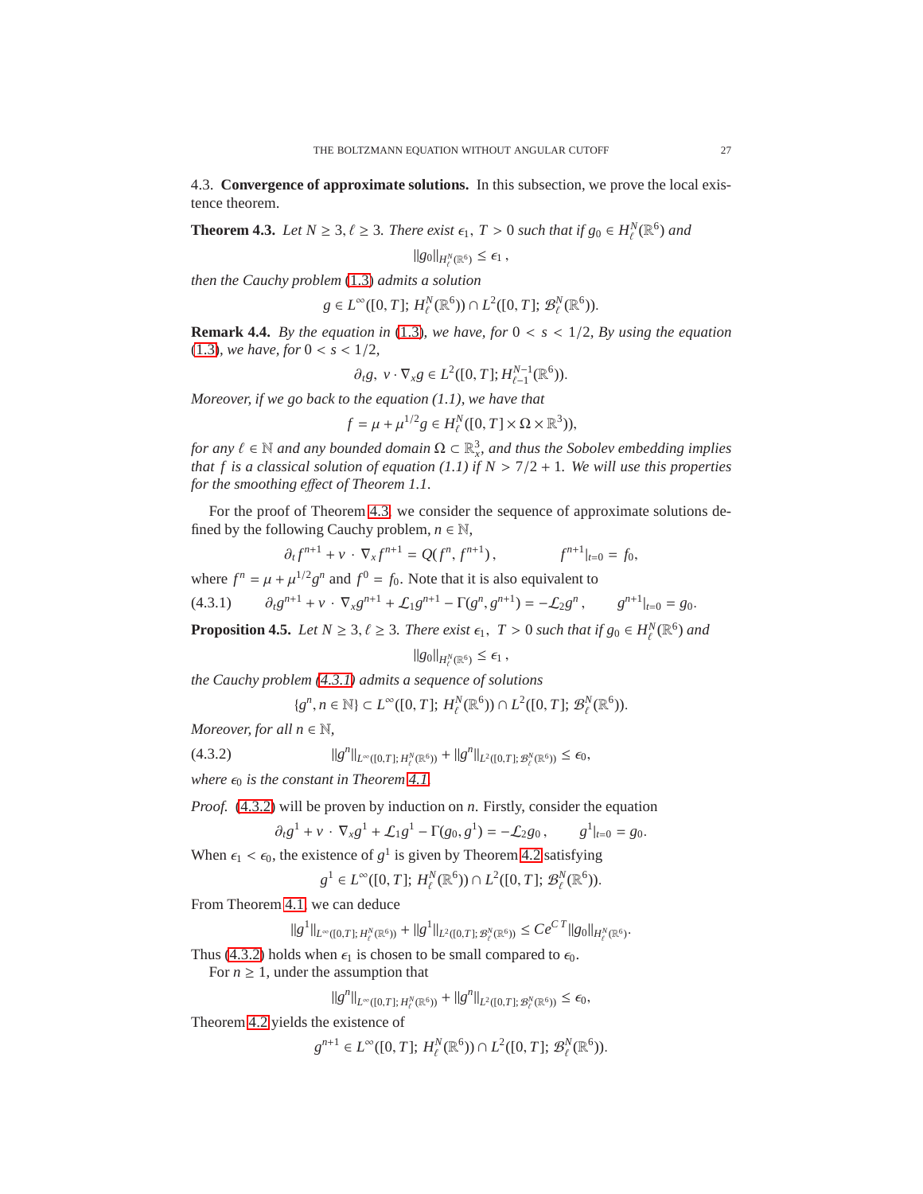### 4.3. Convergence of approximate solutions.

In this subsection, we prove the local existence theorem.

**Theorem 4.3.** *Let $N \geq 3, \ell \geq 3$. There exist $\epsilon_1,\ T > 0$ such that if $g_0 \in H^N_\ell(\mathbb{R}^6)$ and*

$$\|g_0\|_{H^N_\ell(\mathbb{R}^6)} \leq \epsilon_1\,,$$

*then the Cauchy problem (1.3) admits a solution*

$$g \in L^\infty([0,T];\ H^N_\ell(\mathbb{R}^6)) \cap L^2([0,T];\ \mathcal{B}^N_\ell(\mathbb{R}^6)).$$

**Remark 4.4.** *By the equation in (1.3), we have, for $0 < s < 1/2$, By using the equation (1.3), we have, for $0 < s < 1/2$,*

$$\partial_t g,\ v\cdot\nabla_x g \in L^2([0,T]; H^{N-1}_{\ell-1}(\mathbb{R}^6)).$$

*Moreover, if we go back to the equation (1.1), we have that*

$$f = \mu + \mu^{1/2} g \in H^N_\ell([0,T]\times\Omega\times\mathbb{R}^3)),$$

*for any $\ell \in \mathbb{N}$ and any bounded domain $\Omega \subset \mathbb{R}^3_x$, and thus the Sobolev embedding implies that $f$ is a classical solution of equation (1.1) if $N > 7/2 + 1$. We will use this properties for the smoothing effect of Theorem 1.1.*

For the proof of Theorem 4.3, we consider the sequence of approximate solutions defined by the following Cauchy problem, $n \in \mathbb{N}$,

$$\partial_t f^{n+1} + v\,\cdot\,\nabla_x f^{n+1} = Q(f^n, f^{n+1})\,, \qquad\qquad f^{n+1}|_{t=0} = f_0,$$

where $f^n = \mu + \mu^{1/2} g^n$ and $f^0 = f_0$. Note that it is also equivalent to

$$\partial_t g^{n+1} + v\,\cdot\,\nabla_x g^{n+1} + \mathcal{L}_1 g^{n+1} - \Gamma(g^n, g^{n+1}) = -\mathcal{L}_2 g^n\,, \qquad g^{n+1}|_{t=0} = g_0. \tag{4.3.1}$$

**Proposition 4.5.** *Let $N \geq 3, \ell \geq 3$. There exist $\epsilon_1,\ T > 0$ such that if $g_0 \in H^N_\ell(\mathbb{R}^6)$ and*

$$\|g_0\|_{H^N_\ell(\mathbb{R}^6)} \leq \epsilon_1\,,$$

*the Cauchy problem (4.3.1) admits a sequence of solutions*

$$\{g^n, n \in \mathbb{N}\} \subset L^\infty([0,T];\ H^N_\ell(\mathbb{R}^6)) \cap L^2([0,T];\ \mathcal{B}^N_\ell(\mathbb{R}^6)).$$

*Moreover, for all $n \in \mathbb{N}$,*

$$\|g^n\|_{L^\infty([0,T];\,H^N_\ell(\mathbb{R}^6))} + \|g^n\|_{L^2([0,T];\,\mathcal{B}^N_\ell(\mathbb{R}^6))} \leq \epsilon_0, \tag{4.3.2}$$

*where $\epsilon_0$ is the constant in Theorem 4.1.*

*Proof.* (4.3.2) will be proven by induction on $n$. Firstly, consider the equation

$$\partial_t g^1 + v\cdot\nabla_x g^1 + \mathcal{L}_1 g^1 - \Gamma(g_0, g^1) = -\mathcal{L}_2 g_0\,, \qquad g^1|_{t=0} = g_0.$$

When $\epsilon_1 < \epsilon_0$, the existence of $g^1$ is given by Theorem 4.2 satisfying

$$g^1 \in L^\infty([0,T];\ H^N_\ell(\mathbb{R}^6)) \cap L^2([0,T];\ \mathcal{B}^N_\ell(\mathbb{R}^6)).$$

From Theorem 4.1, we can deduce

$$\|g^1\|_{L^\infty([0,T];\,H^N_\ell(\mathbb{R}^6))} + \|g^1\|_{L^2([0,T];\,\mathcal{B}^N_\ell(\mathbb{R}^6))} \leq C e^{C\,T}\|g_0\|_{H^N_\ell(\mathbb{R}^6)}.$$

Thus (4.3.2) holds when $\epsilon_1$ is chosen to be small compared to $\epsilon_0$.

For $n \geq 1$, under the assumption that

$$\|g^n\|_{L^\infty([0,T];\,H^N_\ell(\mathbb{R}^6))} + \|g^n\|_{L^2([0,T];\,\mathcal{B}^N_\ell(\mathbb{R}^6))} \leq \epsilon_0,$$

Theorem 4.2 yields the existence of

$$g^{n+1} \in L^\infty([0,T];\ H^N_\ell(\mathbb{R}^6)) \cap L^2([0,T];\ \mathcal{B}^N_\ell(\mathbb{R}^6)).$$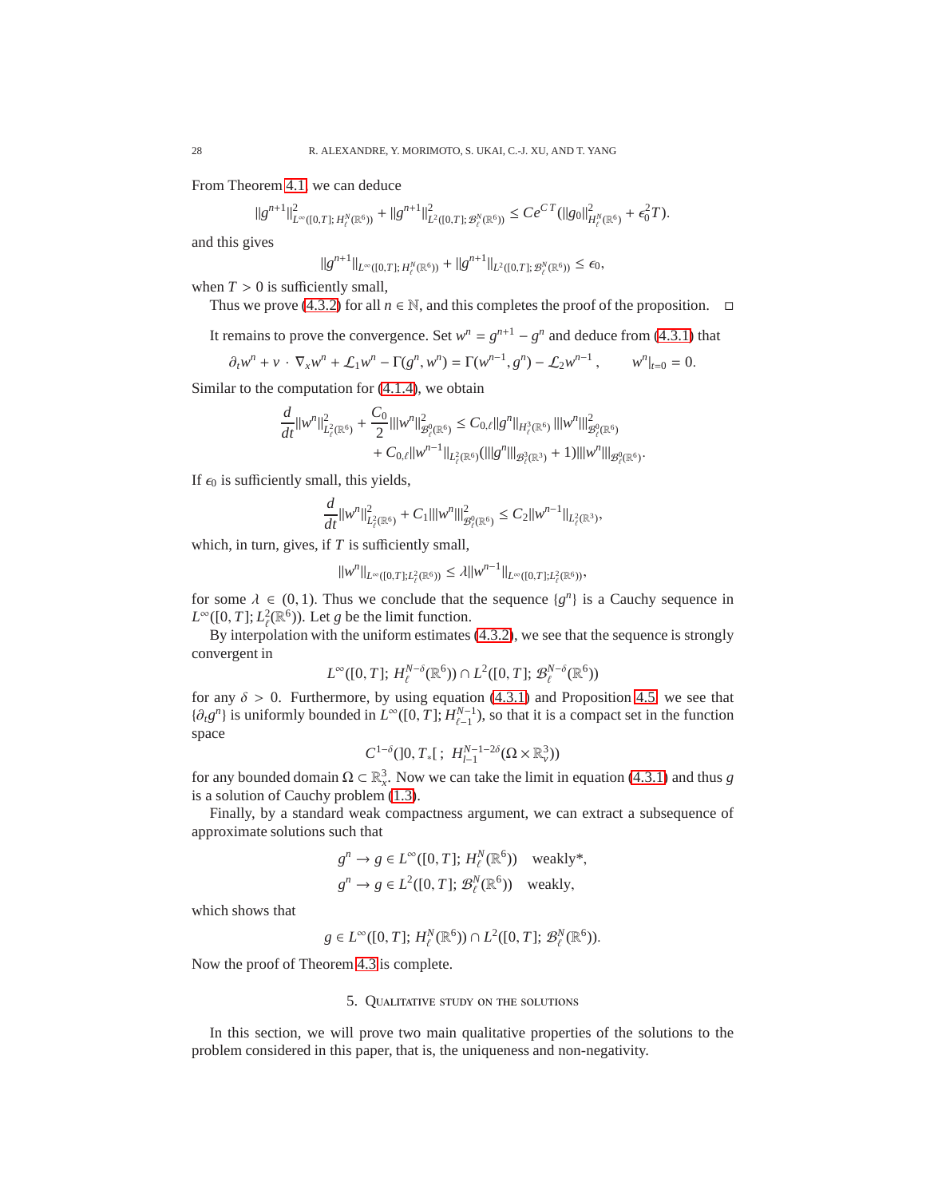From Theorem 4.1, we can deduce

$$\|g^{n+1}\|^2_{L^\infty([0,T];\,H^N_\ell(\mathbb{R}^6))} + \|g^{n+1}\|^2_{L^2([0,T];\,\mathcal{B}^N_\ell(\mathbb{R}^6))} \leq Ce^{CT}(\|g_0\|^2_{H^N_\ell(\mathbb{R}^6)} + \epsilon_0^2 T).$$

and this gives

$$\|g^{n+1}\|_{L^\infty([0,T];\,H^N_\ell(\mathbb{R}^6))} + \|g^{n+1}\|_{L^2([0,T];\,\mathcal{B}^N_\ell(\mathbb{R}^6))} \leq \epsilon_0,$$

when $T > 0$ is sufficiently small,

Thus we prove (4.3.2) for all $n \in \mathbb{N}$, and this completes the proof of the proposition. □

It remains to prove the convergence. Set $w^n = g^{n+1} - g^n$ and deduce from (4.3.1) that

$$\partial_t w^n + v \cdot \nabla_x w^n + \mathcal{L}_1 w^n - \Gamma(g^n, w^n) = \Gamma(w^{n-1}, g^n) - \mathcal{L}_2 w^{n-1}, \qquad w^n|_{t=0} = 0.$$

Similar to the computation for (4.1.4), we obtain

$$\begin{aligned}\frac{d}{dt}\|w^n\|^2_{L^2_\ell(\mathbb{R}^6)} + \frac{C_0}{2}|||w^n|||^2_{\mathcal{B}^0_\ell(\mathbb{R}^6)} &\leq C_{0,\ell}\|g^n\|_{H^3_\ell(\mathbb{R}^6)}\,|||w^n|||^2_{\mathcal{B}^0_\ell(\mathbb{R}^6)}\\ &\quad + C_{0,\ell}\|w^{n-1}\|_{L^2_\ell(\mathbb{R}^6)}(|||g^n|||_{\mathcal{B}^3_\ell(\mathbb{R}^3)} + 1)|||w^n|||_{\mathcal{B}^0_\ell(\mathbb{R}^6)}.\end{aligned}$$

If $\epsilon_0$ is sufficiently small, this yields,

$$\frac{d}{dt}\|w^n\|^2_{L^2_\ell(\mathbb{R}^6)} + C_1|||w^n|||^2_{\mathcal{B}^0_\ell(\mathbb{R}^6)} \leq C_2\|w^{n-1}\|_{L^2_\ell(\mathbb{R}^3)},$$

which, in turn, gives, if $T$ is sufficiently small,

$$\|w^n\|_{L^\infty([0,T];L^2_\ell(\mathbb{R}^6))} \leq \lambda\|w^{n-1}\|_{L^\infty([0,T];L^2_\ell(\mathbb{R}^6))},$$

for some $\lambda \in (0, 1)$. Thus we conclude that the sequence $\{g^n\}$ is a Cauchy sequence in $L^\infty([0,T]; L^2_\ell(\mathbb{R}^6))$. Let $g$ be the limit function.

By interpolation with the uniform estimates (4.3.2), we see that the sequence is strongly convergent in

$$L^\infty([0,T];\, H^{N-\delta}_\ell(\mathbb{R}^6)) \cap L^2([0,T];\, \mathcal{B}^{N-\delta}_\ell(\mathbb{R}^6))$$

for any $\delta > 0$. Furthermore, by using equation (4.3.1) and Proposition 4.5, we see that $\{\partial_t g^n\}$ is uniformly bounded in $L^\infty([0,T]; H^{N-1}_{\ell-1})$, so that it is a compact set in the function space

$$C^{1-\delta}(]0, T_*[\,;\; H^{N-1-2\delta}_{l-1}(\Omega \times \mathbb{R}^3_v))$$

for any bounded domain $\Omega \subset \mathbb{R}^3_x$. Now we can take the limit in equation (4.3.1) and thus $g$ is a solution of Cauchy problem (1.3).

Finally, by a standard weak compactness argument, we can extract a subsequence of approximate solutions such that

$$\begin{aligned} g^n &\to g \in L^\infty([0,T];\, H^N_\ell(\mathbb{R}^6)) \quad \text{weakly*},\\ g^n &\to g \in L^2([0,T];\, \mathcal{B}^N_\ell(\mathbb{R}^6)) \quad \text{weakly},\end{aligned}$$

which shows that

$$g \in L^\infty([0,T];\, H^N_\ell(\mathbb{R}^6)) \cap L^2([0,T];\, \mathcal{B}^N_\ell(\mathbb{R}^6)).$$

Now the proof of Theorem 4.3 is complete.

## 5. Qualitative study on the solutions

In this section, we will prove two main qualitative properties of the solutions to the problem considered in this paper, that is, the uniqueness and non-negativity.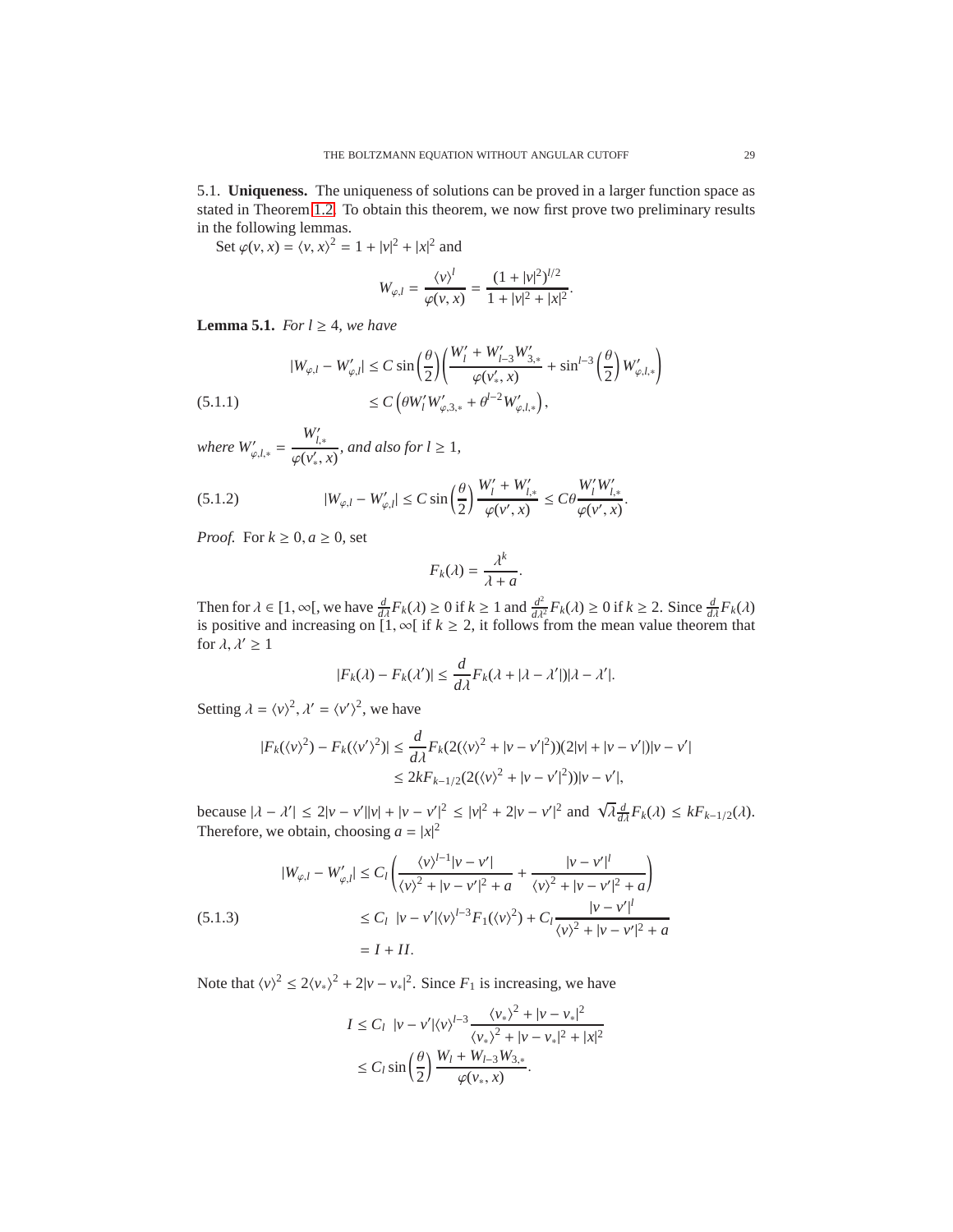5.1. **Uniqueness.** The uniqueness of solutions can be proved in a larger function space as stated in Theorem 1.2. To obtain this theorem, we now first prove two preliminary results in the following lemmas.

Set $\varphi(v,x) = \langle v, x\rangle^2 = 1 + |v|^2 + |x|^2$ and

$$W_{\varphi,l} = \frac{\langle v\rangle^l}{\varphi(v,x)} = \frac{(1+|v|^2)^{l/2}}{1+|v|^2+|x|^2}.$$

**Lemma 5.1.** *For $l \geq 4$, we have*

$$
\begin{aligned}
|W_{\varphi,l} - W'_{\varphi,l}| &\leq C \sin\Big(\frac{\theta}{2}\Big)\left(\frac{W'_l + W'_{l-3}W'_{3,*}}{\varphi(v'_*, x)} + \sin^{l-3}\Big(\frac{\theta}{2}\Big) W'_{\varphi,l,*}\right) \\
&\leq C\left(\theta W'_l W'_{\varphi,3,*} + \theta^{l-2} W'_{\varphi,l,*}\right), \qquad (5.1.1)
\end{aligned}
$$

*where $W'_{\varphi,l,*} = \dfrac{W'_{l,*}}{\varphi(v'_*, x)}$, and also for $l \geq 1$,*

$$|W_{\varphi,l} - W'_{\varphi,l}| \leq C \sin\Big(\frac{\theta}{2}\Big)\frac{W'_l + W'_{l,*}}{\varphi(v',x)} \leq C\theta \frac{W'_l W'_{l,*}}{\varphi(v',x)}. \qquad (5.1.2)$$

*Proof.* For $k \geq 0, a \geq 0$, set

$$F_k(\lambda) = \frac{\lambda^k}{\lambda + a}.$$

Then for $\lambda \in [1,\infty[$, we have $\frac{d}{d\lambda}F_k(\lambda) \geq 0$ if $k \geq 1$ and $\frac{d^2}{d\lambda^2}F_k(\lambda) \geq 0$ if $k \geq 2$. Since $\frac{d}{d\lambda}F_k(\lambda)$ is positive and increasing on $[1,\infty[$ if $k \geq 2$, it follows from the mean value theorem that for $\lambda, \lambda' \geq 1$

$$|F_k(\lambda) - F_k(\lambda')| \leq \frac{d}{d\lambda}F_k(\lambda + |\lambda - \lambda'|)|\lambda - \lambda'|.$$

Setting $\lambda = \langle v\rangle^2, \lambda' = \langle v'\rangle^2$, we have

$$
\begin{aligned}
|F_k(\langle v\rangle^2) - F_k(\langle v'\rangle^2)| &\leq \frac{d}{d\lambda}F_k(2(\langle v\rangle^2 + |v-v'|^2))(2|v| + |v-v'|)|v-v'| \\
&\leq 2kF_{k-1/2}(2(\langle v\rangle^2 + |v-v'|^2))|v-v'|,
\end{aligned}
$$

because $|\lambda - \lambda'| \leq 2|v-v'||v| + |v-v'|^2 \leq |v|^2 + 2|v-v'|^2$ and $\sqrt{\lambda}\frac{d}{d\lambda}F_k(\lambda) \leq kF_{k-1/2}(\lambda)$. Therefore, we obtain, choosing $a = |x|^2$

$$
\begin{aligned}
|W_{\varphi,l} - W'_{\varphi,l}| &\leq C_l\left(\frac{\langle v\rangle^{l-1}|v-v'|}{\langle v\rangle^2 + |v-v'|^2 + a} + \frac{|v-v'|^l}{\langle v\rangle^2 + |v-v'|^2 + a}\right) \\
&\leq C_l\ |v-v'|\langle v\rangle^{l-3}F_1(\langle v\rangle^2) + C_l\frac{|v-v'|^l}{\langle v\rangle^2 + |v-v'|^2 + a} \qquad (5.1.3)\\
&= I + II.
\end{aligned}
$$

Note that $\langle v\rangle^2 \leq 2\langle v_*\rangle^2 + 2|v-v_*|^2$. Since $F_1$ is increasing, we have

$$
\begin{aligned}
I &\leq C_l\ |v-v'|\langle v\rangle^{l-3}\frac{\langle v_*\rangle^2 + |v-v_*|^2}{\langle v_*\rangle^2 + |v-v_*|^2 + |x|^2} \\
&\leq C_l \sin\Big(\frac{\theta}{2}\Big)\frac{W_l + W_{l-3}W_{3,*}}{\varphi(v_*, x)}.
\end{aligned}
$$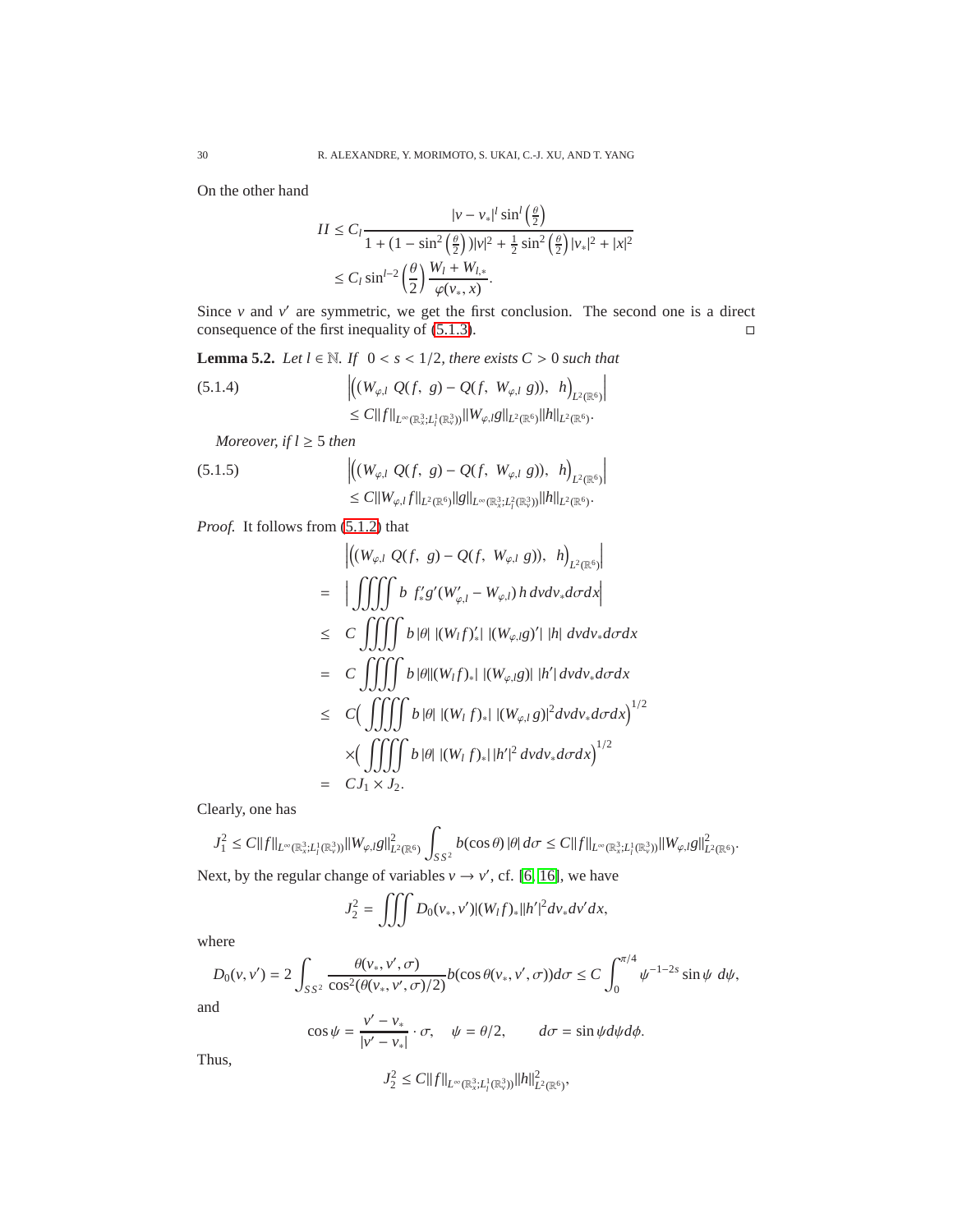On the other hand

$$
\begin{aligned}
II &\le C_l \frac{|v-v_*|^l \sin^l\left(\frac{\theta}{2}\right)}{1+(1-\sin^2\left(\frac{\theta}{2}\right))|v|^2+\frac{1}{2}\sin^2\left(\frac{\theta}{2}\right)|v_*|^2+|x|^2}\\
&\le C_l \sin^{l-2}\left(\frac{\theta}{2}\right)\frac{W_l+W_{l,*}}{\varphi(v_*,x)}.
\end{aligned}
$$

Since $v$ and $v'$ are symmetric, we get the first conclusion. The second one is a direct consequence of the first inequality of (5.1.3). □

**Lemma 5.2.** *Let $l\in\mathbb{N}$. If $0<s<1/2$, there exists $C>0$ such that*

$$
\begin{aligned}
&\left|\Big((W_{\varphi,l}\ Q(f,\ g)-Q(f,\ W_{\varphi,l}\ g)),\ \ h\Big)_{L^2(\mathbb{R}^6)}\right| \\
&\quad\le C\|f\|_{L^\infty(\mathbb{R}^3_x;L^1_l(\mathbb{R}^3_v))}\|W_{\varphi,l}g\|_{L^2(\mathbb{R}^6)}\|h\|_{L^2(\mathbb{R}^6)}.
\end{aligned}
\tag{5.1.4}
$$

*Moreover, if $l\ge 5$ then*

$$
\begin{aligned}
&\left|\Big((W_{\varphi,l}\ Q(f,\ g)-Q(f,\ W_{\varphi,l}\ g)),\ \ h\Big)_{L^2(\mathbb{R}^6)}\right| \\
&\quad\le C\|W_{\varphi,l}f\|_{L^2(\mathbb{R}^6)}\|g\|_{L^\infty(\mathbb{R}^3_x;L^2_l(\mathbb{R}^3_v))}\|h\|_{L^2(\mathbb{R}^6)}.
\end{aligned}
\tag{5.1.5}
$$

*Proof.* It follows from (5.1.2) that

$$
\begin{aligned}
&\left|\Big((W_{\varphi,l}\ Q(f,\ g)-Q(f,\ W_{\varphi,l}\ g)),\ \ h\Big)_{L^2(\mathbb{R}^6)}\right|\\
=&\ \Big|\iiiint b\ f'_*g'(W'_{\varphi,l}-W_{\varphi,l})\,h\,dvdv_*d\sigma dx\Big|\\
\le&\ C\iiiint b\,|\theta|\ |(W_lf)'_*|\ |(W_{\varphi,l}g)'|\ |h|\ dvdv_*d\sigma dx\\
=&\ C\iiiint b\,|\theta||(W_lf)_*|\ |(W_{\varphi,l}g)|\ |h'|\,dvdv_*d\sigma dx\\
\le&\ C\Big(\iiiint b\,|\theta|\ |(W_l\ f)_*|\ |(W_{\varphi,l}\,g)|^2dvdv_*d\sigma dx\Big)^{1/2}\\
&\times\Big(\iiiint b\,|\theta|\ |(W_l\ f)_*|\,|h'|^2\ dvdv_*d\sigma dx\Big)^{1/2}\\
=&\ CJ_1\times J_2.
\end{aligned}
$$

Clearly, one has

$$
J_1^2\le C\|f\|_{L^\infty(\mathbb{R}^3_x;L^1_l(\mathbb{R}^3_v))}\|W_{\varphi,l}g\|^2_{L^2(\mathbb{R}^6)}\int_{SS^2}b(\cos\theta)\,|\theta|\,d\sigma\le C\|f\|_{L^\infty(\mathbb{R}^3_x;L^1_l(\mathbb{R}^3_v))}\|W_{\varphi,l}g\|^2_{L^2(\mathbb{R}^6)}.
$$

Next, by the regular change of variables $v\to v'$, cf. [6, 16], we have

$$
J_2^2=\iiint D_0(v_*,v')|(W_lf)_*||h'|^2dv_*dv'dx,
$$

where

$$
D_0(v,v')=2\int_{SS^2}\frac{\theta(v_*,v',\sigma)}{\cos^2(\theta(v_*,v',\sigma)/2)}b(\cos\theta(v_*,v',\sigma))d\sigma\le C\int_0^{\pi/4}\psi^{-1-2s}\sin\psi\ d\psi,
$$

and

$$
\cos\psi=\frac{v'-v_*}{|v'-v_*|}\cdot\sigma,\quad \psi=\theta/2,\qquad d\sigma=\sin\psi d\psi d\phi.
$$

Thus,

$$
J_2^2\le C\|f\|_{L^\infty(\mathbb{R}^3_x;L^1_l(\mathbb{R}^3_v))}\|h\|^2_{L^2(\mathbb{R}^6)},
$$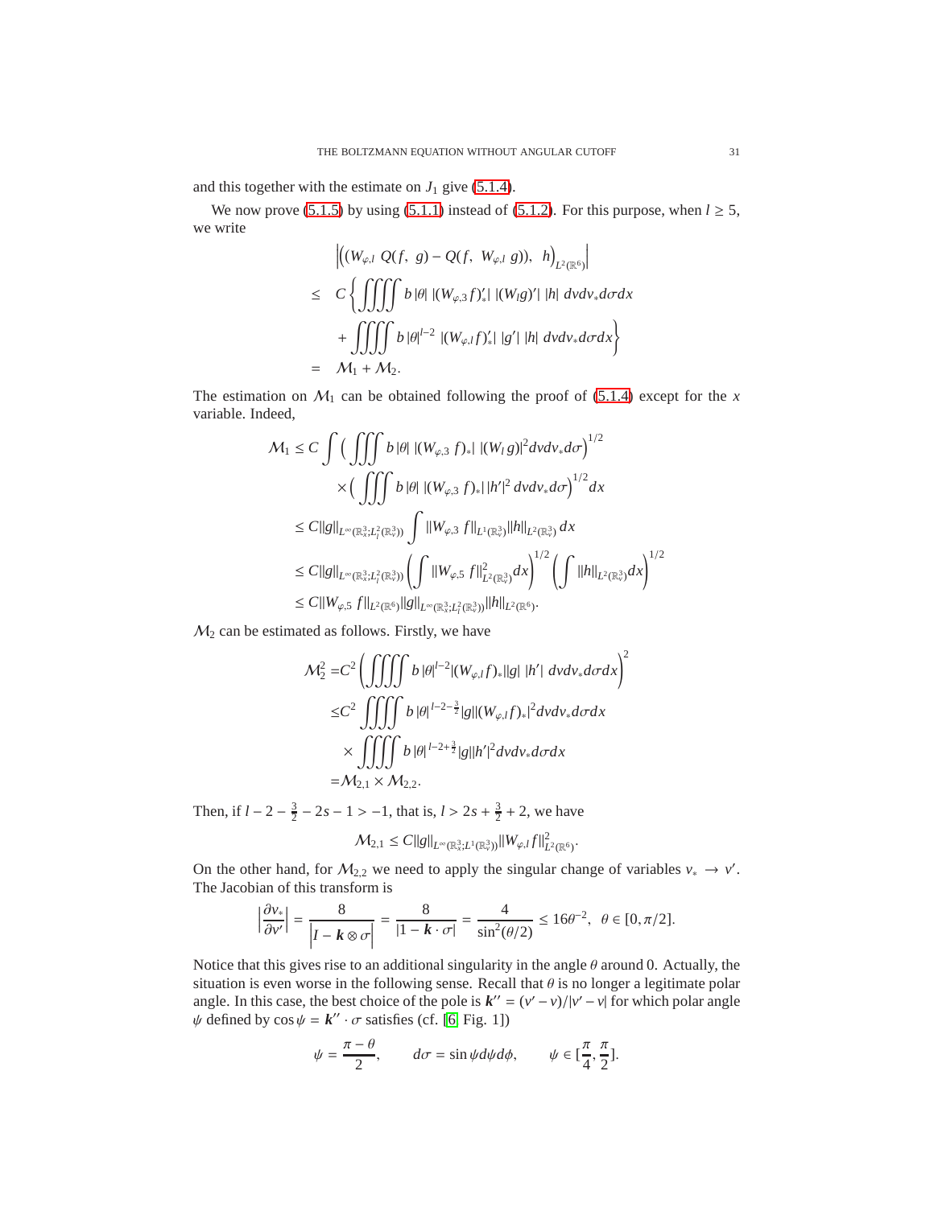and this together with the estimate on $J_1$ give (5.1.4).

We now prove (5.1.5) by using (5.1.1) instead of (5.1.2). For this purpose, when $l \geq 5$, we write

$$
\begin{aligned}
& \Big| \Big( (W_{\varphi,l}\ Q(f,\ g) - Q(f,\ W_{\varphi,l}\ g)),\ \ h \Big)_{L^2(\mathbb{R}^6)} \Big| \\
\leq\ & C \Big\{ \iiiint\!\!\int b\,|\theta|\ |(W_{\varphi,3}\,f)'_*|\ |(W_l g)'|\ |h|\ dv dv_* d\sigma dx \\
& + \iiiint\!\!\int b\,|\theta|^{l-2}\ |(W_{\varphi,l}\,f)'_*|\ |g'|\ |h|\ dv dv_* d\sigma dx \Big\} \\
=\ & \mathcal{M}_1 + \mathcal{M}_2.
\end{aligned}
$$

The estimation on $\mathcal{M}_1$ can be obtained following the proof of (5.1.4) except for the $x$ variable. Indeed,

$$
\begin{aligned}
\mathcal{M}_1 \leq\ & C \int \Big( \iiint b\,|\theta|\ |(W_{\varphi,3}\ f)_*|\ |(W_l\,g)|^2 dv dv_* d\sigma \Big)^{1/2} \\
& \times \Big( \iiint b\,|\theta|\ |(W_{\varphi,3}\ f)_*|\,|h'|^2\ dv dv_* d\sigma \Big)^{1/2} dx \\
\leq\ & C \|g\|_{L^\infty(\mathbb{R}^3_x; L^2_l(\mathbb{R}^3_v))} \int \|W_{\varphi,3}\ f\|_{L^1(\mathbb{R}^3_v)} \|h\|_{L^2(\mathbb{R}^3_v)}\, dx \\
\leq\ & C \|g\|_{L^\infty(\mathbb{R}^3_x; L^2_l(\mathbb{R}^3_v))} \left( \int \|W_{\varphi,5}\ f\|^2_{L^2(\mathbb{R}^3_v)} dx \right)^{1/2} \left( \int \|h\|_{L^2(\mathbb{R}^3_v)} dx \right)^{1/2} \\
\leq\ & C \|W_{\varphi,5}\ f\|_{L^2(\mathbb{R}^6)} \|g\|_{L^\infty(\mathbb{R}^3_x; L^2_l(\mathbb{R}^3_v))} \|h\|_{L^2(\mathbb{R}^6)}.
\end{aligned}
$$

$\mathcal{M}_2$ can be estimated as follows. Firstly, we have

$$
\begin{aligned}
\mathcal{M}_2^2 =& C^2 \left( \iiiint\!\!\int b\,|\theta|^{l-2} |(W_{\varphi,l} f)_*|\,|g|\ |h'|\ dv dv_* d\sigma dx \right)^2 \\
\leq& C^2 \iiiint\!\!\int b\,|\theta|^{l-2-\frac{3}{2}} |g| |(W_{\varphi,l} f)_*|^2 dv dv_* d\sigma dx \\
& \times \iiiint\!\!\int b\,|\theta|^{l-2+\frac{3}{2}} |g| |h'|^2 dv dv_* d\sigma dx \\
=& \mathcal{M}_{2,1} \times \mathcal{M}_{2,2}.
\end{aligned}
$$

Then, if $l - 2 - \frac{3}{2} - 2s - 1 > -1$, that is, $l > 2s + \frac{3}{2} + 2$, we have

$$
\mathcal{M}_{2,1} \leq C \|g\|_{L^\infty(\mathbb{R}^3_x; L^1(\mathbb{R}^3_v))} \|W_{\varphi,l} f\|^2_{L^2(\mathbb{R}^6)}.
$$

On the other hand, for $\mathcal{M}_{2,2}$ we need to apply the singular change of variables $v_* \to v'$. The Jacobian of this transform is

$$
\Big| \frac{\partial v_*}{\partial v'} \Big| = \frac{8}{\Big| I - \boldsymbol{k} \otimes \sigma \Big|} = \frac{8}{|1 - \boldsymbol{k} \cdot \sigma|} = \frac{4}{\sin^2(\theta/2)} \leq 16 \theta^{-2}, \ \ \theta \in [0, \pi/2].
$$

Notice that this gives rise to an additional singularity in the angle $\theta$ around 0. Actually, the situation is even worse in the following sense. Recall that $\theta$ is no longer a legitimate polar angle. In this case, the best choice of the pole is $\boldsymbol{k}'' = (v' - v)/|v' - v|$ for which polar angle $\psi$ defined by $\cos\psi = \boldsymbol{k}'' \cdot \sigma$ satisfies (cf. [6] Fig. 1])

$$
\psi = \frac{\pi - \theta}{2}, \qquad d\sigma = \sin\psi d\psi d\phi, \qquad \psi \in [\frac{\pi}{4}, \frac{\pi}{2}].
$$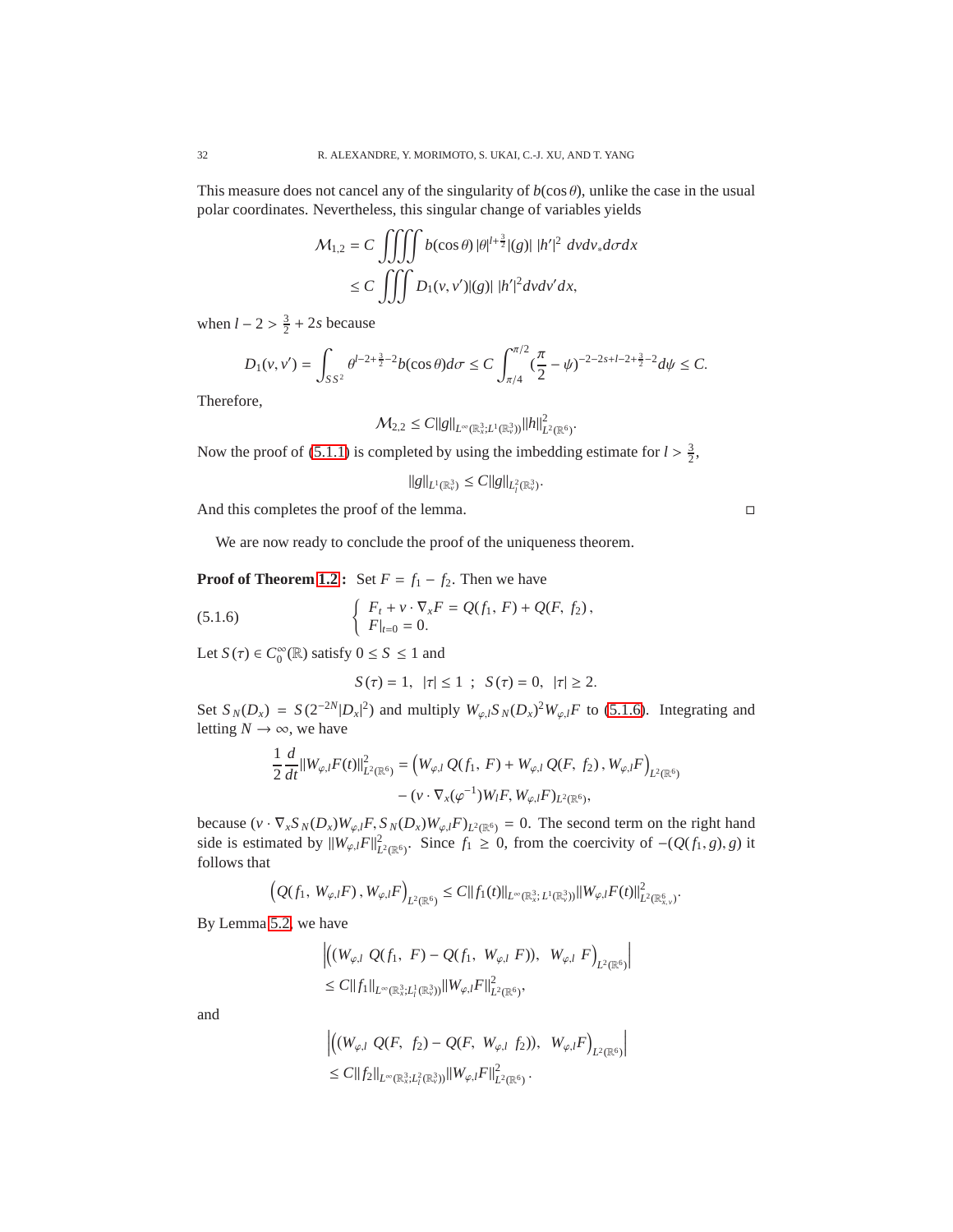This measure does not cancel any of the singularity of $b(\cos\theta)$, unlike the case in the usual polar coordinates. Nevertheless, this singular change of variables yields

$$
\begin{aligned}
\mathcal{M}_{1,2} &= C \iiiint b(\cos\theta)\, |\theta|^{l+\frac{3}{2}} |(g)|\ |h'|^2\ dv dv_* d\sigma dx \\
&\leq C \iiint D_1(v,v')|(g)|\ |h'|^2 dv dv' dx,
\end{aligned}
$$

when $l-2 > \frac{3}{2} + 2s$ because

$$
D_1(v,v') = \int_{SS^2} \theta^{l-2+\frac{3}{2}-2} b(\cos\theta) d\sigma \leq C \int_{\pi/4}^{\pi/2} (\frac{\pi}{2} - \psi)^{-2-2s+l-2+\frac{3}{2}-2} d\psi \leq C.
$$

Therefore,

$$
\mathcal{M}_{2,2} \leq C \|g\|_{L^\infty(\mathbb{R}^3_x; L^1(\mathbb{R}^3_v))} \|h\|^2_{L^2(\mathbb{R}^6)}.
$$

Now the proof of (5.1.1) is completed by using the imbedding estimate for $l > \frac{3}{2}$,

$$
\|g\|_{L^1(\mathbb{R}^3_v)} \leq C \|g\|_{L^2_l(\mathbb{R}^3_v)}.
$$

And this completes the proof of the lemma. □

We are now ready to conclude the proof of the uniqueness theorem.

**Proof of Theorem 1.2 :** Set $F = f_1 - f_2$. Then we have

$$
\left\{
\begin{array}{l}
F_t + v \cdot \nabla_x F = Q(f_1,\ F) + Q(F,\ f_2)\,, \\
F|_{t=0} = 0.
\end{array}
\right.
\tag{5.1.6}
$$

Let $S(\tau) \in C_0^\infty(\mathbb{R})$ satisfy $0 \leq S \leq 1$ and

$$
S(\tau) = 1,\ \ |\tau| \leq 1\ \ ;\ \ S(\tau) = 0,\ \ |\tau| \geq 2.
$$

Set $S_N(D_x) = S(2^{-2N}|D_x|^2)$ and multiply $W_{\varphi,l} S_N(D_x)^2 W_{\varphi,l} F$ to (5.1.6). Integrating and letting $N \to \infty$, we have

$$
\begin{aligned}
\frac{1}{2}\frac{d}{dt} \|W_{\varphi,l} F(t)\|^2_{L^2(\mathbb{R}^6)} &= \Big( W_{\varphi,l}\, Q(f_1,\ F) + W_{\varphi,l}\, Q(F,\ f_2)\,, W_{\varphi,l} F \Big)_{L^2(\mathbb{R}^6)} \\
&\quad - (v \cdot \nabla_x(\varphi^{-1}) W_l F, W_{\varphi,l} F)_{L^2(\mathbb{R}^6)},
\end{aligned}
$$

because $(v \cdot \nabla_x S_N(D_x) W_{\varphi,l} F, S_N(D_x) W_{\varphi,l} F)_{L^2(\mathbb{R}^6)} = 0$. The second term on the right hand side is estimated by $\|W_{\varphi,l} F\|^2_{L^2(\mathbb{R}^6)}$. Since $f_1 \geq 0$, from the coercivity of $-(Q(f_1, g), g)$ it follows that

$$
\Big( Q(f_1,\ W_{\varphi,l} F)\,, W_{\varphi,l} F \Big)_{L^2(\mathbb{R}^6)} \leq C \|f_1(t)\|_{L^\infty(\mathbb{R}^3_x;\ L^1(\mathbb{R}^3_v))} \|W_{\varphi,l} F(t)\|^2_{L^2(\mathbb{R}^6_{x,v})}.
$$

By Lemma 5.2, we have

$$
\begin{aligned}
&\Big| \Big( (W_{\varphi,l}\ Q(f_1,\ F) - Q(f_1,\ W_{\varphi,l}\ F)),\ \ W_{\varphi,l}\ F \Big)_{L^2(\mathbb{R}^6)} \Big| \\
&\leq C \|f_1\|_{L^\infty(\mathbb{R}^3_x; L^1_l(\mathbb{R}^3_v))} \|W_{\varphi,l} F\|^2_{L^2(\mathbb{R}^6)},
\end{aligned}
$$

and

$$
\begin{aligned}
&\Big| \Big( (W_{\varphi,l}\ Q(F,\ f_2) - Q(F,\ W_{\varphi,l}\ f_2)),\ \ W_{\varphi,l} F \Big)_{L^2(\mathbb{R}^6)} \Big| \\
&\leq C \|f_2\|_{L^\infty(\mathbb{R}^3_x; L^2_l(\mathbb{R}^3_v))} \|W_{\varphi,l} F\|^2_{L^2(\mathbb{R}^6)}\,.
\end{aligned}
$$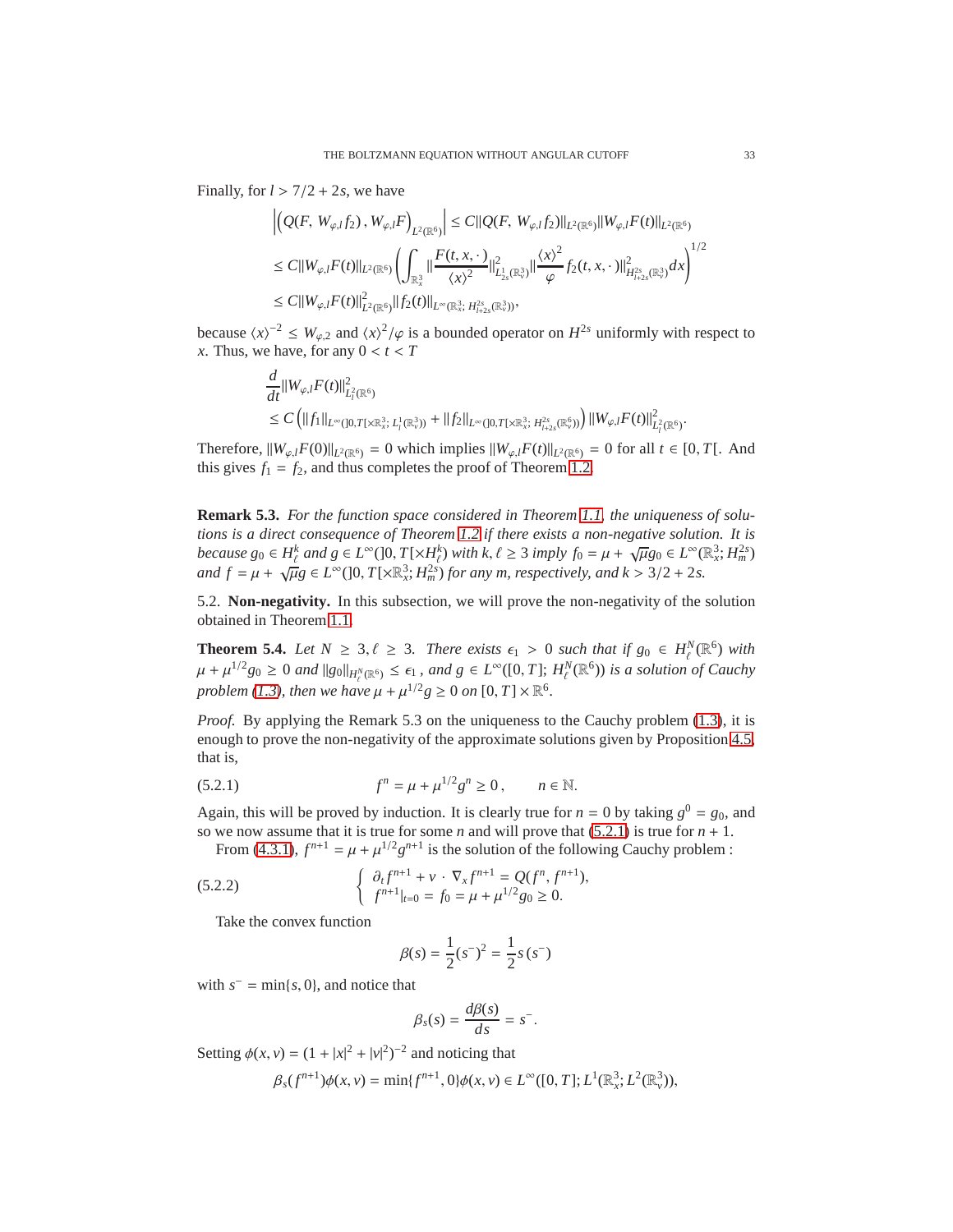Finally, for $l > 7/2 + 2s$, we have

$$
\begin{aligned}
&\left|\Big(Q(F,\, W_{\varphi,l} f_2)\,,\, W_{\varphi,l} F\Big)_{L^2(\mathbb{R}^6)}\right| \leq C\|Q(F,\, W_{\varphi,l} f_2)\|_{L^2(\mathbb{R}^6)}\|W_{\varphi,l}F(t)\|_{L^2(\mathbb{R}^6)}\\
&\leq C\|W_{\varphi,l}F(t)\|_{L^2(\mathbb{R}^6)}\left(\int_{\mathbb{R}^3_x}\|\frac{F(t,x,\cdot)}{\langle x\rangle^2}\|^2_{L^1_{2s}(\mathbb{R}^3_v)}\|\frac{\langle x\rangle^2}{\varphi}f_2(t,x,\cdot)\|^2_{H^{2s}_{l+2s}(\mathbb{R}^3_v)}dx\right)^{1/2}\\
&\leq C\|W_{\varphi,l}F(t)\|^2_{L^2(\mathbb{R}^6)}\|f_2(t)\|_{L^\infty(\mathbb{R}^3_x;\, H^{2s}_{l+2s}(\mathbb{R}^3_v))},
\end{aligned}
$$

because $\langle x\rangle^{-2} \leq W_{\varphi,2}$ and $\langle x\rangle^2/\varphi$ is a bounded operator on $H^{2s}$ uniformly with respect to $x$. Thus, we have, for any $0 < t < T$

$$
\begin{aligned}
&\frac{d}{dt}\|W_{\varphi,l}F(t)\|^2_{L^2_l(\mathbb{R}^6)}\\
&\leq C\left(\|f_1\|_{L^\infty(]0,T[\times\mathbb{R}^3_x;\, L^1_l(\mathbb{R}^3_v))} + \|f_2\|_{L^\infty(]0,T[\times\mathbb{R}^3_x;\, H^{2s}_{l+2s}(\mathbb{R}^6_v))}\right)\|W_{\varphi,l}F(t)\|^2_{L^2_l(\mathbb{R}^6)}.
\end{aligned}
$$

Therefore, $\|W_{\varphi,l}F(0)\|_{L^2(\mathbb{R}^6)} = 0$ which implies $\|W_{\varphi,l}F(t)\|_{L^2(\mathbb{R}^6)} = 0$ for all $t \in [0, T[$. And this gives $f_1 = f_2$, and thus completes the proof of Theorem 1.2.

**Remark 5.3.** *For the function space considered in Theorem 1.1, the uniqueness of solutions is a direct consequence of Theorem 1.2 if there exists a non-negative solution. It is because $g_0 \in H^k_\ell$ and $g \in L^\infty(]0,T[\times H^k_\ell)$ with $k, \ell \geq 3$ imply $f_0 = \mu + \sqrt{\mu} g_0 \in L^\infty(\mathbb{R}^3_x; H^{2s}_m)$ and $f = \mu + \sqrt{\mu} g \in L^\infty(]0,T[\times\mathbb{R}^3_x; H^{2s}_m)$ for any $m$, respectively, and $k > 3/2 + 2s$.*

5.2. **Non-negativity.** In this subsection, we will prove the non-negativity of the solution obtained in Theorem 1.1.

**Theorem 5.4.** *Let $N \geq 3, \ell \geq 3$. There exists $\epsilon_1 > 0$ such that if $g_0 \in H^N_\ell(\mathbb{R}^6)$ with $\mu + \mu^{1/2} g_0 \geq 0$ and $\|g_0\|_{H^N_\ell(\mathbb{R}^6)} \leq \epsilon_1$, and $g \in L^\infty([0,T];\, H^N_\ell(\mathbb{R}^6))$ is a solution of Cauchy problem (1.3), then we have $\mu + \mu^{1/2} g \geq 0$ on $[0,T] \times \mathbb{R}^6$.*

*Proof.* By applying the Remark 5.3 on the uniqueness to the Cauchy problem (1.3), it is enough to prove the non-negativity of the approximate solutions given by Proposition 4.5, that is,

$$
f^n = \mu + \mu^{1/2} g^n \geq 0\,, \qquad n \in \mathbb{N}. \tag{5.2.1}
$$

Again, this will be proved by induction. It is clearly true for $n = 0$ by taking $g^0 = g_0$, and so we now assume that it is true for some $n$ and will prove that (5.2.1) is true for $n + 1$.

From (4.3.1), $f^{n+1} = \mu + \mu^{1/2} g^{n+1}$ is the solution of the following Cauchy problem :

$$
\left\{
\begin{array}{l}
\partial_t f^{n+1} + v \cdot \nabla_x f^{n+1} = Q(f^n, f^{n+1}),\\
f^{n+1}|_{t=0} = f_0 = \mu + \mu^{1/2} g_0 \geq 0.
\end{array}
\right. \tag{5.2.2}
$$

Take the convex function

$$
\beta(s) = \frac{1}{2}(s^-)^2 = \frac{1}{2}s\,(s^-)
$$

with $s^- = \min\{s, 0\}$, and notice that

$$
\beta_s(s) = \frac{d\beta(s)}{ds} = s^-.
$$

Setting $\phi(x,v) = (1 + |x|^2 + |v|^2)^{-2}$ and noticing that

$$
\beta_s(f^{n+1})\phi(x,v) = \min\{f^{n+1}, 0\}\phi(x,v) \in L^\infty([0,T]; L^1(\mathbb{R}^3_x; L^2(\mathbb{R}^3_v)),
$$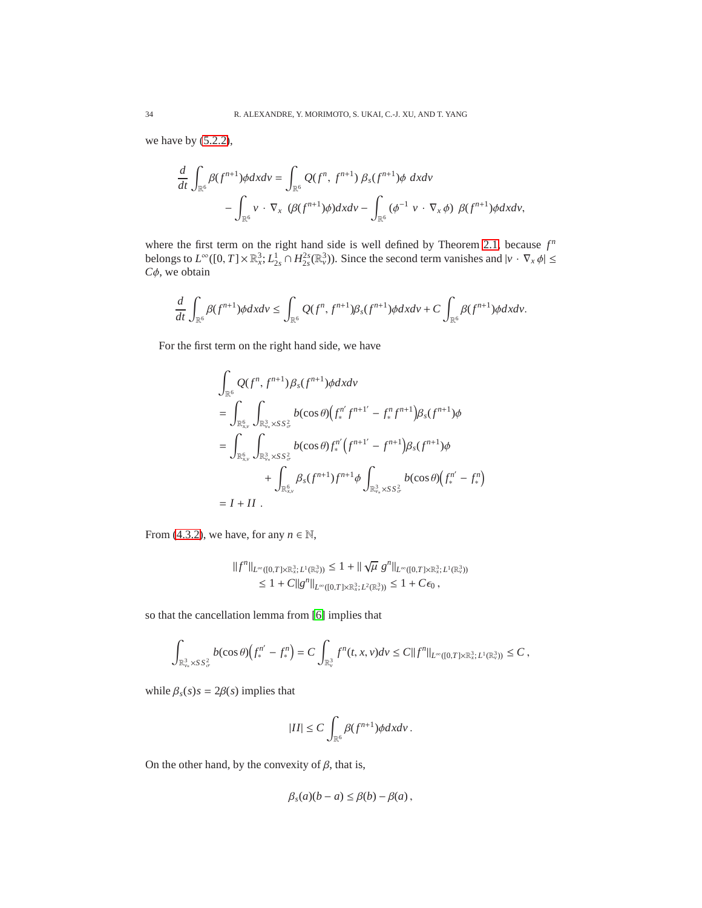we have by (5.2.2),

$$
\frac{d}{dt}\int_{\mathbb{R}^6}\beta(f^{n+1})\phi dxdv = \int_{\mathbb{R}^6} Q(f^n,\, f^{n+1})\,\beta_s(f^{n+1})\phi\; dxdv
$$
$$
-\int_{\mathbb{R}^6} v\,\cdot\,\nabla_x\;(\beta(f^{n+1})\phi)dxdv - \int_{\mathbb{R}^6}(\phi^{-1}\;v\,\cdot\,\nabla_x\,\phi)\;\beta(f^{n+1})\phi dxdv,
$$

where the first term on the right hand side is well defined by Theorem 2.1 because $f^n$ belongs to $L^\infty([0,T]\times\mathbb{R}^3_x; L^1_{2s}\cap H^{2s}_{2s}(\mathbb{R}^3_v))$. Since the second term vanishes and $|v\,\cdot\,\nabla_x\,\phi| \le C\phi$, we obtain

$$
\frac{d}{dt}\int_{\mathbb{R}^6}\beta(f^{n+1})\phi dxdv \le \int_{\mathbb{R}^6} Q(f^n,\, f^{n+1})\beta_s(f^{n+1})\phi dxdv + C\int_{\mathbb{R}^6}\beta(f^{n+1})\phi dxdv.
$$

For the first term on the right hand side, we have

$$
\begin{aligned}
&\int_{\mathbb{R}^6} Q(f^n,\, f^{n+1})\,\beta_s(f^{n+1})\phi dxdv\\
&= \int_{\mathbb{R}^6_{x,v}}\int_{\mathbb{R}^3_{v_*}\times\mathbb{S}^2_\sigma} b(\cos\theta)\Big(f^{n'}_*\,f^{n+1'} - f^n_*\,f^{n+1}\Big)\beta_s(f^{n+1})\phi\\
&= \int_{\mathbb{R}^6_{x,v}}\int_{\mathbb{R}^3_{v_*}\times\mathbb{S}^2_\sigma} b(\cos\theta)\,f^{n'}_*\Big(f^{n+1'} - f^{n+1}\Big)\beta_s(f^{n+1})\phi\\
&\qquad + \int_{\mathbb{R}^6_{x,v}}\beta_s(f^{n+1})\,f^{n+1}\phi\int_{\mathbb{R}^3_{v_*}\times\mathbb{S}^2_\sigma} b(\cos\theta)\Big(f^{n'}_* - f^n_*\Big)\\
&= I + II\;.
\end{aligned}
$$

From (4.3.2), we have, for any $n\in\mathbb{N}$,

$$
\begin{aligned}
\|f^n\|_{L^\infty([0,T]\times\mathbb{R}^3_x;\,L^1(\mathbb{R}^3_v))} &\le 1 + \|\sqrt{\mu}\;g^n\|_{L^\infty([0,T]\times\mathbb{R}^3_x;\,L^1(\mathbb{R}^3_v))}\\
&\le 1 + C\|g^n\|_{L^\infty([0,T]\times\mathbb{R}^3_x;\,L^2(\mathbb{R}^3_v))} \le 1 + C\epsilon_0\,,
\end{aligned}
$$

so that the cancellation lemma from [6] implies that

$$
\int_{\mathbb{R}^3_{v_*}\times\mathbb{S}^2_\sigma} b(\cos\theta)\Big(f^{n'}_* - f^n_*\Big) = C\int_{\mathbb{R}^3_v} f^n(t,x,v)dv \le C\|f^n\|_{L^\infty([0,T]\times\mathbb{R}^3_x;\,L^1(\mathbb{R}^3_v))} \le C\,,
$$

while $\beta_s(s)s = 2\beta(s)$ implies that

$$
|II| \le C\int_{\mathbb{R}^6}\beta(f^{n+1})\phi dxdv\,.
$$

On the other hand, by the convexity of $\beta$, that is,

$$
\beta_s(a)(b-a) \le \beta(b) - \beta(a)\,,
$$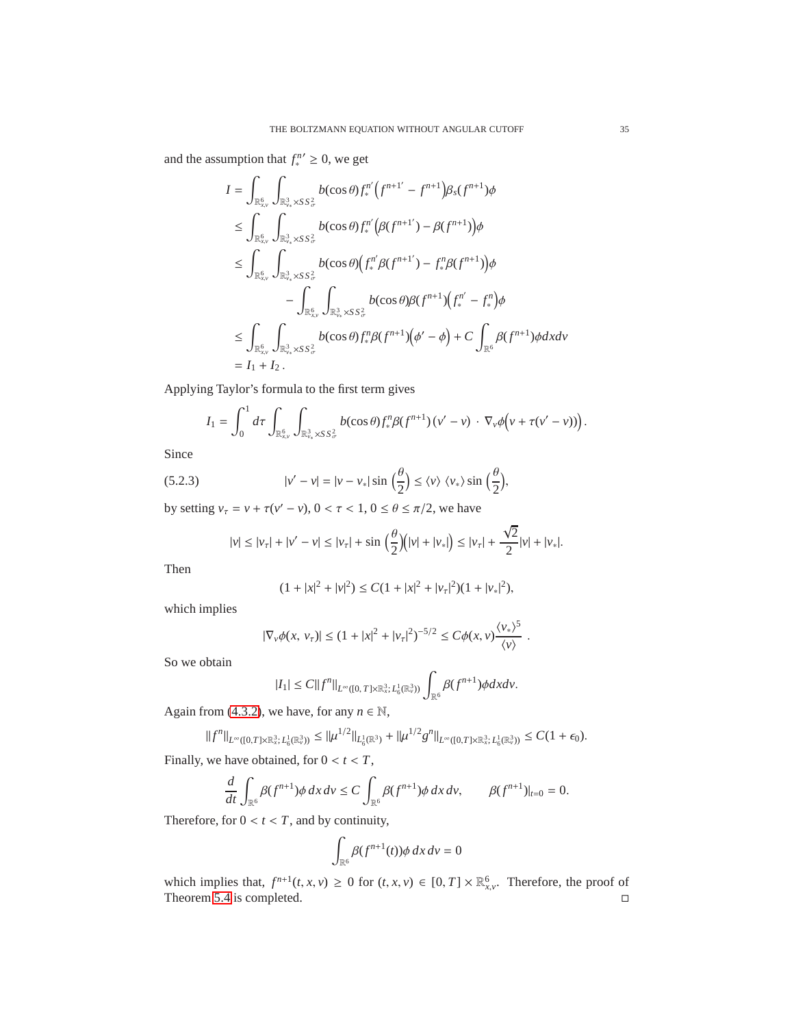and the assumption that $f_*^{n\prime} \geq 0$, we get

$$
\begin{aligned}
I &= \int_{\mathbb{R}^6_{x,v}} \int_{\mathbb{R}^3_{v_*}\times S S^2_\sigma} b(\cos\theta) f_*^{n\prime}\Big(f^{n+1\prime} - f^{n+1}\Big)\beta_s(f^{n+1})\phi \\
&\leq \int_{\mathbb{R}^6_{x,v}} \int_{\mathbb{R}^3_{v_*}\times S S^2_\sigma} b(\cos\theta) f_*^{n\prime}\Big(\beta(f^{n+1\prime}) - \beta(f^{n+1})\Big)\phi \\
&\leq \int_{\mathbb{R}^6_{x,v}} \int_{\mathbb{R}^3_{v_*}\times S S^2_\sigma} b(\cos\theta)\Big(f_*^{n\prime}\beta(f^{n+1\prime}) - f_*^{n}\beta(f^{n+1})\Big)\phi \\
&\qquad\qquad - \int_{\mathbb{R}^6_{x,v}} \int_{\mathbb{R}^3_{v_*}\times S S^2_\sigma} b(\cos\theta)\beta(f^{n+1})\Big(f_*^{n\prime} - f_*^{n}\Big)\phi \\
&\leq \int_{\mathbb{R}^6_{x,v}} \int_{\mathbb{R}^3_{v_*}\times S S^2_\sigma} b(\cos\theta) f_*^{n}\beta(f^{n+1})\Big(\phi' - \phi\Big) + C\int_{\mathbb{R}^6} \beta(f^{n+1})\phi dx dv \\
&= I_1 + I_2\,.
\end{aligned}
$$

Applying Taylor's formula to the first term gives

$$
I_1 = \int_0^1 d\tau \int_{\mathbb{R}^6_{x,v}} \int_{\mathbb{R}^3_{v_*}\times S S^2_\sigma} b(\cos\theta) f_*^{n}\beta(f^{n+1})\,(v'-v)\,\cdot\,\nabla_v\phi\Big(v+\tau(v'-v)\Big)\Big).
$$

Since

$$
|v'-v| = |v-v_*|\sin\Big(\frac{\theta}{2}\Big) \leq \langle v\rangle\,\langle v_*\rangle\sin\Big(\frac{\theta}{2}\Big), \tag{5.2.3}
$$

by setting $v_\tau = v + \tau(v'-v)$, $0<\tau<1$, $0\leq\theta\leq\pi/2$, we have

$$
|v| \leq |v_\tau| + |v'-v| \leq |v_\tau| + \sin\Big(\frac{\theta}{2}\Big)\Big(|v|+|v_*|\Big) \leq |v_\tau| + \frac{\sqrt{2}}{2}|v| + |v_*|.
$$

Then

$$
(1+|x|^2+|v|^2) \leq C(1+|x|^2+|v_\tau|^2)(1+|v_*|^2),
$$

which implies

$$
|\nabla_v\phi(x,\,v_\tau)| \leq (1+|x|^2+|v_\tau|^2)^{-5/2} \leq C\phi(x,v)\frac{\langle v_*\rangle^5}{\langle v\rangle}\,.
$$

So we obtain

$$
|I_1| \leq C\|f^n\|_{L^\infty([0,T]\times\mathbb{R}^3_x;\,L^1_6(\mathbb{R}^3_v))}\int_{\mathbb{R}^6}\beta(f^{n+1})\phi dx dv.
$$

Again from (4.3.2), we have, for any $n\in\mathbb{N}$,

$$
\|f^n\|_{L^\infty([0,T]\times\mathbb{R}^3_x;\,L^1_6(\mathbb{R}^3_v))} \leq \|\mu^{1/2}\|_{L^1_6(\mathbb{R}^3)} + \|\mu^{1/2}g^n\|_{L^\infty([0,T]\times\mathbb{R}^3_x;\,L^1_6(\mathbb{R}^3_v))} \leq C(1+\epsilon_0).
$$

Finally, we have obtained, for $0<t<T$,

$$
\frac{d}{dt}\int_{\mathbb{R}^6}\beta(f^{n+1})\phi\, dx\, dv \leq C\int_{\mathbb{R}^6}\beta(f^{n+1})\phi\, dx\, dv, \qquad \beta(f^{n+1})|_{t=0} = 0.
$$

Therefore, for $0<t<T$, and by continuity,

$$
\int_{\mathbb{R}^6}\beta(f^{n+1}(t))\phi\, dx\, dv = 0
$$

which implies that, $f^{n+1}(t,x,v) \geq 0$ for $(t,x,v)\in[0,T]\times\mathbb{R}^6_{x,v}$. Therefore, the proof of Theorem 5.4 is completed. □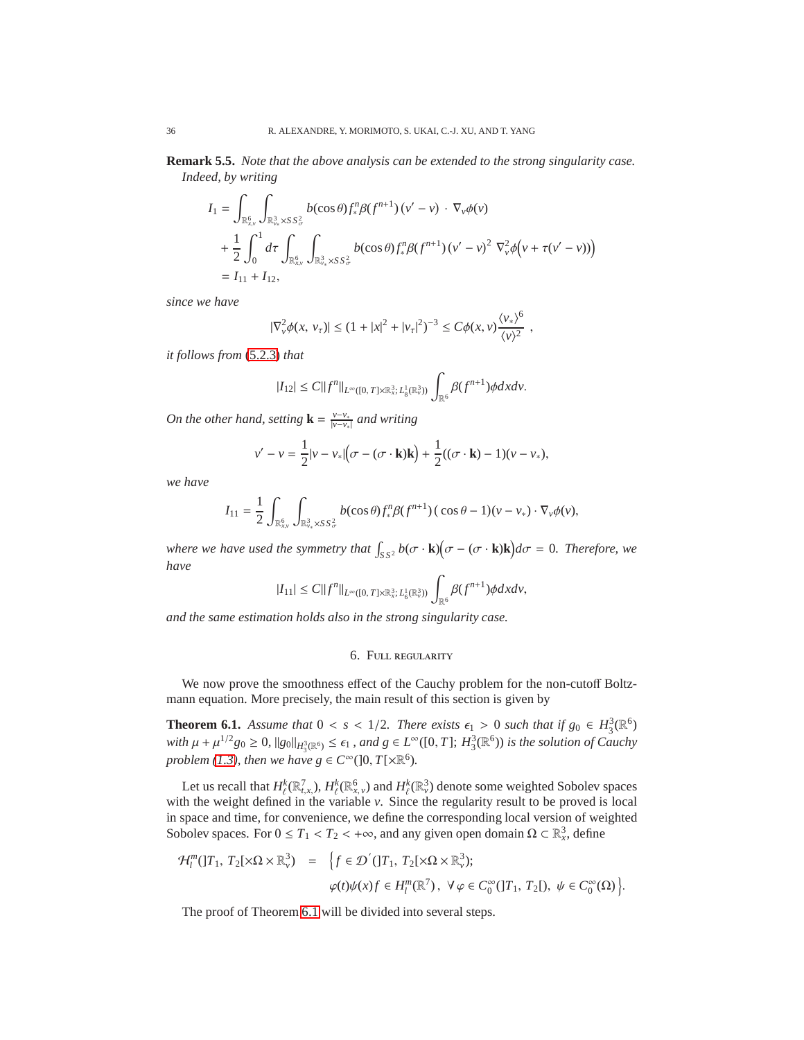**Remark 5.5.** *Note that the above analysis can be extended to the strong singularity case. Indeed, by writing*

$$
\begin{aligned}
I_1 &= \int_{\mathbb{R}^6_{x,v}} \int_{\mathbb{R}^3_{v_*}\times SS^2_\sigma} b(\cos\theta) f^n_* \beta(f^{n+1})\,(v'-v)\,\cdot\,\nabla_v\phi(v)\\
&\quad+\frac{1}{2}\int_0^1 d\tau \int_{\mathbb{R}^6_{x,v}} \int_{\mathbb{R}^3_{v_*}\times SS^2_\sigma} b(\cos\theta) f^n_* \beta(f^{n+1})\,(v'-v)^2\ \nabla^2_v\phi\Big(v+\tau(v'-v)\Big)\Big)\\
&= I_{11}+I_{12},
\end{aligned}
$$

*since we have*

$$
|\nabla^2_v\phi(x,\,v_\tau)| \le (1+|x|^2+|v_\tau|^2)^{-3} \le C\phi(x,v)\frac{\langle v_*\rangle^6}{\langle v\rangle^2}\ ,
$$

*it follows from* (5.2.3) *that*

$$
|I_{12}| \le C\|f^n\|_{L^\infty([0,\,T]\times\mathbb{R}^3_x;\,L^1_8(\mathbb{R}^3_v))}\int_{\mathbb{R}^6}\beta(f^{n+1})\phi dxdv.
$$

*On the other hand, setting* $\mathbf{k}=\frac{v-v_*}{|v-v_*|}$ *and writing*

$$
v'-v=\frac{1}{2}|v-v_*|\Big(\sigma-(\sigma\cdot\mathbf{k})\mathbf{k}\Big)+\frac{1}{2}((\sigma\cdot\mathbf{k})-1)(v-v_*),
$$

*we have*

$$
I_{11}=\frac{1}{2}\int_{\mathbb{R}^6_{x,v}}\int_{\mathbb{R}^3_{v_*}\times SS^2_\sigma} b(\cos\theta) f^n_*\beta(f^{n+1})\,(\,\cos\theta-1)(v-v_*)\cdot\nabla_v\phi(v),
$$

*where we have used the symmetry that* $\int_{SS^2} b(\sigma\cdot\mathbf{k})\Big(\sigma-(\sigma\cdot\mathbf{k})\mathbf{k}\Big)d\sigma=0$. *Therefore, we have*

$$
|I_{11}| \le C\|f^n\|_{L^\infty([0,\,T]\times\mathbb{R}^3_x;\,L^1_6(\mathbb{R}^3_v))}\int_{\mathbb{R}^6}\beta(f^{n+1})\phi dxdv,
$$

*and the same estimation holds also in the strong singularity case.*

## 6. Full regularity

We now prove the smoothness effect of the Cauchy problem for the non-cutoff Boltzmann equation. More precisely, the main result of this section is given by

**Theorem 6.1.** *Assume that* $0<s<1/2$. *There exists* $\epsilon_1>0$ *such that if* $g_0\in H^3_3(\mathbb{R}^6)$ *with* $\mu+\mu^{1/2}g_0\ge 0$, $\|g_0\|_{H^3_3(\mathbb{R}^6)}\le\epsilon_1$ , *and* $g\in L^\infty([0,T];\,H^3_3(\mathbb{R}^6))$ *is the solution of Cauchy problem* (1.3)*, then we have* $g\in C^\infty(]0,T[\times\mathbb{R}^6)$.

Let us recall that $H^k_\ell(\mathbb{R}^7_{t,x,})$, $H^k_\ell(\mathbb{R}^6_{x,v})$ and $H^k_\ell(\mathbb{R}^3_v)$ denote some weighted Sobolev spaces with the weight defined in the variable $v$. Since the regularity result to be proved is local in space and time, for convenience, we define the corresponding local version of weighted Sobolev spaces. For $0\le T_1<T_2<+\infty$, and any given open domain $\Omega\subset\mathbb{R}^3_x$, define

$$
\begin{aligned}
\mathcal{H}^m_l(]T_1,\,T_2[\times\Omega\times\mathbb{R}^3_v) \;\; = \;\; &\Big\{f\in\mathcal{D}'(]T_1,\,T_2[\times\Omega\times\mathbb{R}^3_v);\\
&\varphi(t)\psi(x)f\in H^m_l(\mathbb{R}^7)\,,\ \forall\,\varphi\in C^\infty_0(]T_1,\,T_2[),\ \psi\in C^\infty_0(\Omega)\Big\}.
\end{aligned}
$$

The proof of Theorem 6.1 will be divided into several steps.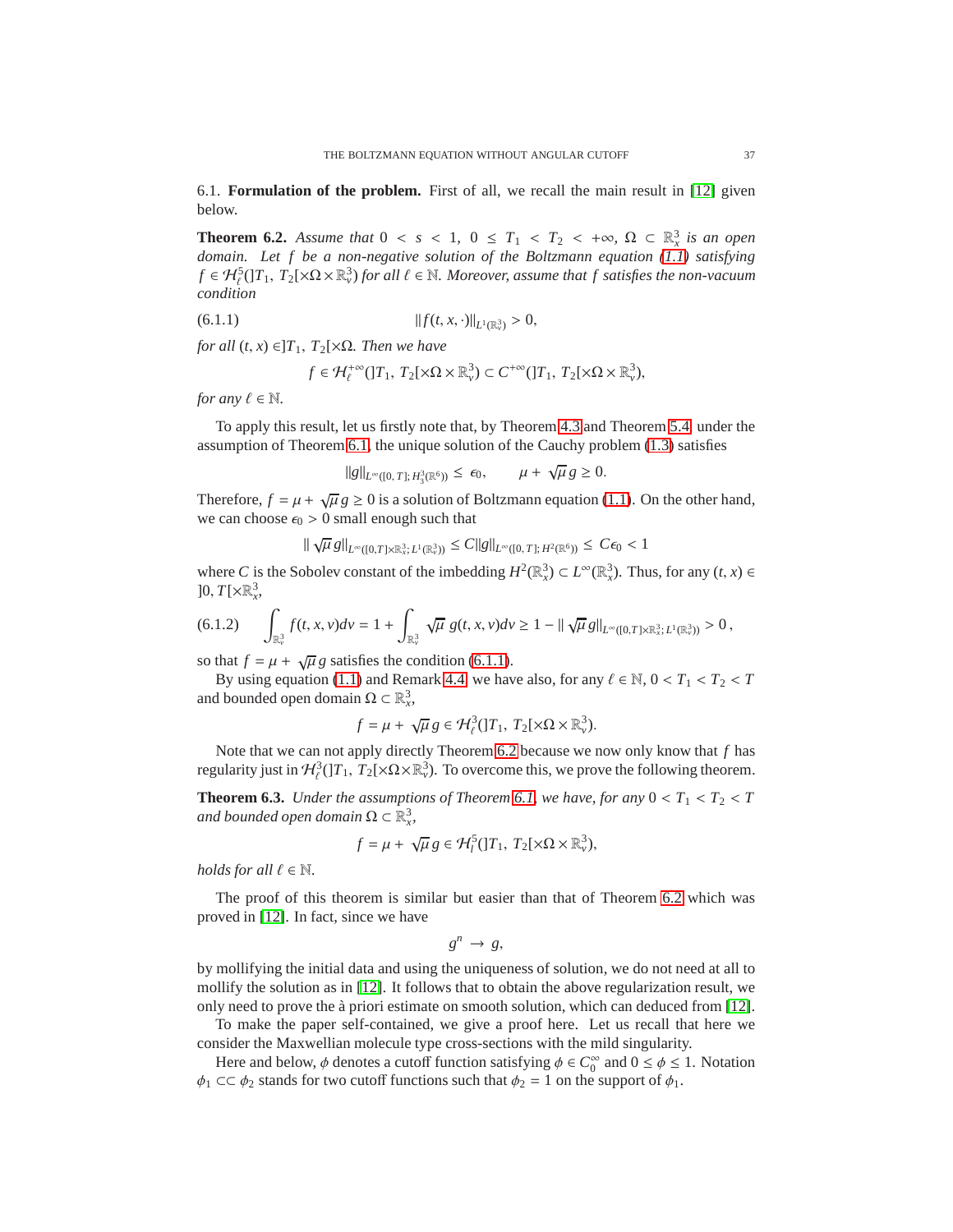6.1. **Formulation of the problem.** First of all, we recall the main result in [12] given below.

**Theorem 6.2.** *Assume that $0 < s < 1$, $0 \leq T_1 < T_2 < +\infty$, $\Omega \subset \mathbb{R}^3_x$ is an open domain. Let $f$ be a non-negative solution of the Boltzmann equation (1.1) satisfying $f \in \mathcal{H}^5_\ell(]T_1, T_2[\times\Omega\times\mathbb{R}^3_v)$ for all $\ell \in \mathbb{N}$. Moreover, assume that $f$ satisfies the non-vacuum condition*

$$
\|f(t,x,\cdot)\|_{L^1(\mathbb{R}^3_v)} > 0, \tag{6.1.1}
$$

*for all $(t, x) \in ]T_1, T_2[\times\Omega$. Then we have*

$$
f \in \mathcal{H}^{+\infty}_\ell(]T_1, T_2[\times\Omega\times\mathbb{R}^3_v) \subset C^{+\infty}(]T_1, T_2[\times\Omega\times\mathbb{R}^3_v),
$$

*for any $\ell \in \mathbb{N}$.*

To apply this result, let us firstly note that, by Theorem 4.3 and Theorem 5.4, under the assumption of Theorem 6.1, the unique solution of the Cauchy problem (1.3) satisfies

$$
\|g\|_{L^\infty([0,T];\, H^3_3(\mathbb{R}^6))} \leq \epsilon_0, \qquad \mu + \sqrt{\mu}\, g \geq 0.
$$

Therefore, $f = \mu + \sqrt{\mu}\, g \geq 0$ is a solution of Boltzmann equation (1.1). On the other hand, we can choose $\epsilon_0 > 0$ small enough such that

$$
\|\sqrt{\mu}\, g\|_{L^\infty([0,T]\times\mathbb{R}^3_x;\, L^1(\mathbb{R}^3_v))} \leq C\|g\|_{L^\infty([0,T];\, H^2(\mathbb{R}^6))} \leq C\epsilon_0 < 1
$$

where $C$ is the Sobolev constant of the imbedding $H^2(\mathbb{R}^3_x) \subset L^\infty(\mathbb{R}^3_x)$. Thus, for any $(t, x) \in ]0, T[\times\mathbb{R}^3_x$,

$$
\int_{\mathbb{R}^3_v} f(t,x,v)dv = 1 + \int_{\mathbb{R}^3_v} \sqrt{\mu}\; g(t,x,v)dv \geq 1 - \|\sqrt{\mu}\, g\|_{L^\infty([0,T]\times\mathbb{R}^3_x;\, L^1(\mathbb{R}^3_v))} > 0\,, \tag{6.1.2}
$$

so that $f = \mu + \sqrt{\mu}\, g$ satisfies the condition (6.1.1).

By using equation (1.1) and Remark 4.4, we have also, for any $\ell \in \mathbb{N}$, $0 < T_1 < T_2 < T$ and bounded open domain $\Omega \subset \mathbb{R}^3_x$,

$$
f = \mu + \sqrt{\mu}\, g \in \mathcal{H}^3_\ell(]T_1, T_2[\times\Omega\times\mathbb{R}^3_v).
$$

Note that we can not apply directly Theorem 6.2 because we now only know that $f$ has regularity just in $\mathcal{H}^3_\ell(]T_1, T_2[\times\Omega\times\mathbb{R}^3_v)$. To overcome this, we prove the following theorem.

**Theorem 6.3.** *Under the assumptions of Theorem 6.1, we have, for any $0 < T_1 < T_2 < T$ and bounded open domain $\Omega \subset \mathbb{R}^3_x$,*

$$
f = \mu + \sqrt{\mu}\, g \in \mathcal{H}^5_l(]T_1, T_2[\times\Omega\times\mathbb{R}^3_v),
$$

*holds for all $\ell \in \mathbb{N}$.*

The proof of this theorem is similar but easier than that of Theorem 6.2 which was proved in [12]. In fact, since we have

$$
g^n \to g,
$$

by mollifying the initial data and using the uniqueness of solution, we do not need at all to mollify the solution as in [12]. It follows that to obtain the above regularization result, we only need to prove the à priori estimate on smooth solution, which can deduced from [12].

To make the paper self-contained, we give a proof here. Let us recall that here we consider the Maxwellian molecule type cross-sections with the mild singularity.

Here and below, $\phi$ denotes a cutoff function satisfying $\phi \in C^\infty_0$ and $0 \leq \phi \leq 1$. Notation $\phi_1 \subset\subset \phi_2$ stands for two cutoff functions such that $\phi_2 = 1$ on the support of $\phi_1$.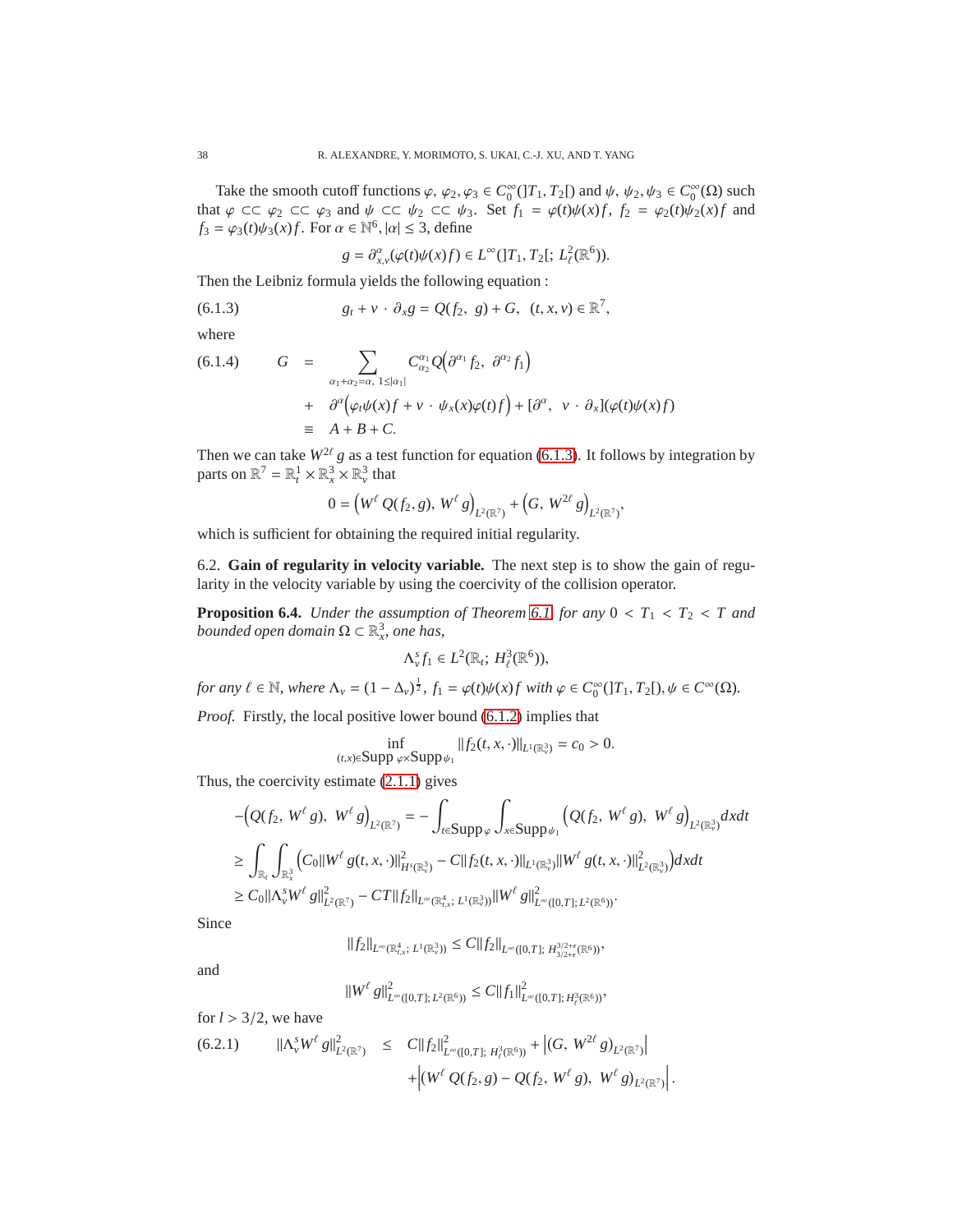Take the smooth cutoff functions $\varphi, \varphi_2, \varphi_3 \in C_0^\infty(]T_1, T_2[)$ and $\psi, \psi_2, \psi_3 \in C_0^\infty(\Omega)$ such that $\varphi \subset\subset \varphi_2 \subset\subset \varphi_3$ and $\psi \subset\subset \psi_2 \subset\subset \psi_3$. Set $f_1 = \varphi(t)\psi(x)f$, $f_2 = \varphi_2(t)\psi_2(x)f$ and $f_3 = \varphi_3(t)\psi_3(x)f$. For $\alpha \in \mathbb{N}^6, |\alpha| \leq 3$, define

$$g = \partial_{x,v}^\alpha(\varphi(t)\psi(x)f) \in L^\infty(]T_1, T_2[;\, L^2_\ell(\mathbb{R}^6)).$$

Then the Leibniz formula yields the following equation :

$$g_t + v\cdot\partial_x g = Q(f_2,\ g) + G,\ \ (t,x,v)\in\mathbb{R}^7, \tag{6.1.3}$$

where

$$\begin{aligned}
G \ &= \sum_{\alpha_1+\alpha_2=\alpha,\ 1\leq|\alpha_1|} C_{\alpha_2}^{\alpha_1} Q\Big(\partial^{\alpha_1} f_2,\ \partial^{\alpha_2} f_1\Big) \\
&\quad + \ \partial^\alpha\Big(\varphi_t\psi(x)f + v\cdot\psi_x(x)\varphi(t)f\Big) + [\partial^\alpha,\ v\cdot\partial_x](\varphi(t)\psi(x)f) \\
&\equiv \ A + B + C.
\end{aligned} \tag{6.1.4}$$

Then we can take $W^{2\ell} g$ as a test function for equation (6.1.3). It follows by integration by parts on $\mathbb{R}^7 = \mathbb{R}^1_t\times\mathbb{R}^3_x\times\mathbb{R}^3_v$ that

$$0 = \Big(W^\ell\, Q(f_2, g),\ W^\ell\, g\Big)_{L^2(\mathbb{R}^7)} + \Big(G,\ W^{2\ell}\, g\Big)_{L^2(\mathbb{R}^7)},$$

which is sufficient for obtaining the required initial regularity.

## 6.2. **Gain of regularity in velocity variable.**

The next step is to show the gain of regularity in the velocity variable by using the coercivity of the collision operator.

**Proposition 6.4.** *Under the assumption of Theorem 6.1 for any $0 < T_1 < T_2 < T$ and bounded open domain $\Omega\subset\mathbb{R}^3_x$, one has,*

$$\Lambda_v^s f_1 \in L^2(\mathbb{R}_t;\ H^3_\ell(\mathbb{R}^6)),$$

*for any $\ell\in\mathbb{N}$, where $\Lambda_v = (1-\Delta_v)^{\frac{1}{2}}$, $f_1 = \varphi(t)\psi(x)f$ with $\varphi\in C_0^\infty(]T_1, T_2[), \psi\in C^\infty(\Omega)$.*

*Proof.* Firstly, the local positive lower bound (6.1.2) implies that

$$\inf_{(t,x)\in\text{Supp }\varphi\times\text{Supp}_{\psi_1}} \|f_2(t,x,\cdot)\|_{L^1(\mathbb{R}^3_v)} = c_0 > 0.$$

Thus, the coercivity estimate (2.1.1) gives

$$\begin{aligned}
&-\Big(Q(f_2,\ W^\ell\, g),\ W^\ell\, g\Big)_{L^2(\mathbb{R}^7)} = -\int_{t\in\text{Supp }\varphi}\int_{x\in\text{Supp}_{\psi_1}} \Big(Q(f_2,\ W^\ell\, g),\ W^\ell\, g\Big)_{L^2(\mathbb{R}^3_v)} dxdt \\
&\geq \int_{\mathbb{R}_t}\int_{\mathbb{R}^3_x}\Big(C_0\|W^\ell\, g(t,x,\cdot)\|^2_{H^s(\mathbb{R}^3_v)} - C\|f_2(t,x,\cdot)\|_{L^1(\mathbb{R}^3_v)}\|W^\ell\, g(t,x,\cdot)\|^2_{L^2(\mathbb{R}^3_v)}\Big)dxdt \\
&\geq C_0\|\Lambda^s_v W^\ell\, g\|^2_{L^2(\mathbb{R}^7)} - CT\|f_2\|_{L^\infty(\mathbb{R}^4_{t,x};\ L^1(\mathbb{R}^3_v))}\|W^\ell\, g\|^2_{L^\infty([0,T];\, L^2(\mathbb{R}^6))}.
\end{aligned}$$

Since

$$\|f_2\|_{L^\infty(\mathbb{R}^4_{t,x};\ L^1(\mathbb{R}^3_v))} \leq C\|f_2\|_{L^\infty([0,T];\ H^{3/2+\epsilon}_{3/2+\epsilon}(\mathbb{R}^6))},$$

and

$$\|W^\ell\, g\|^2_{L^\infty([0,T];\, L^2(\mathbb{R}^6))} \leq C\|f_1\|^2_{L^\infty([0,T];\, H^3_\ell(\mathbb{R}^6))},$$

for $l > 3/2$, we have

$$\begin{aligned}
\|\Lambda^s_v W^\ell\, g\|^2_{L^2(\mathbb{R}^7)} \ &\leq \ C\|f_2\|^2_{L^\infty([0,T];\ H^3_\ell(\mathbb{R}^6))} + \Big|(G,\ W^{2\ell}\, g)_{L^2(\mathbb{R}^7)}\Big| \\
&\quad + \Big|\Big(W^\ell\, Q(f_2, g) - Q(f_2,\ W^\ell\, g),\ W^\ell\, g\Big)_{L^2(\mathbb{R}^7)}\Big|.
\end{aligned} \tag{6.2.1}$$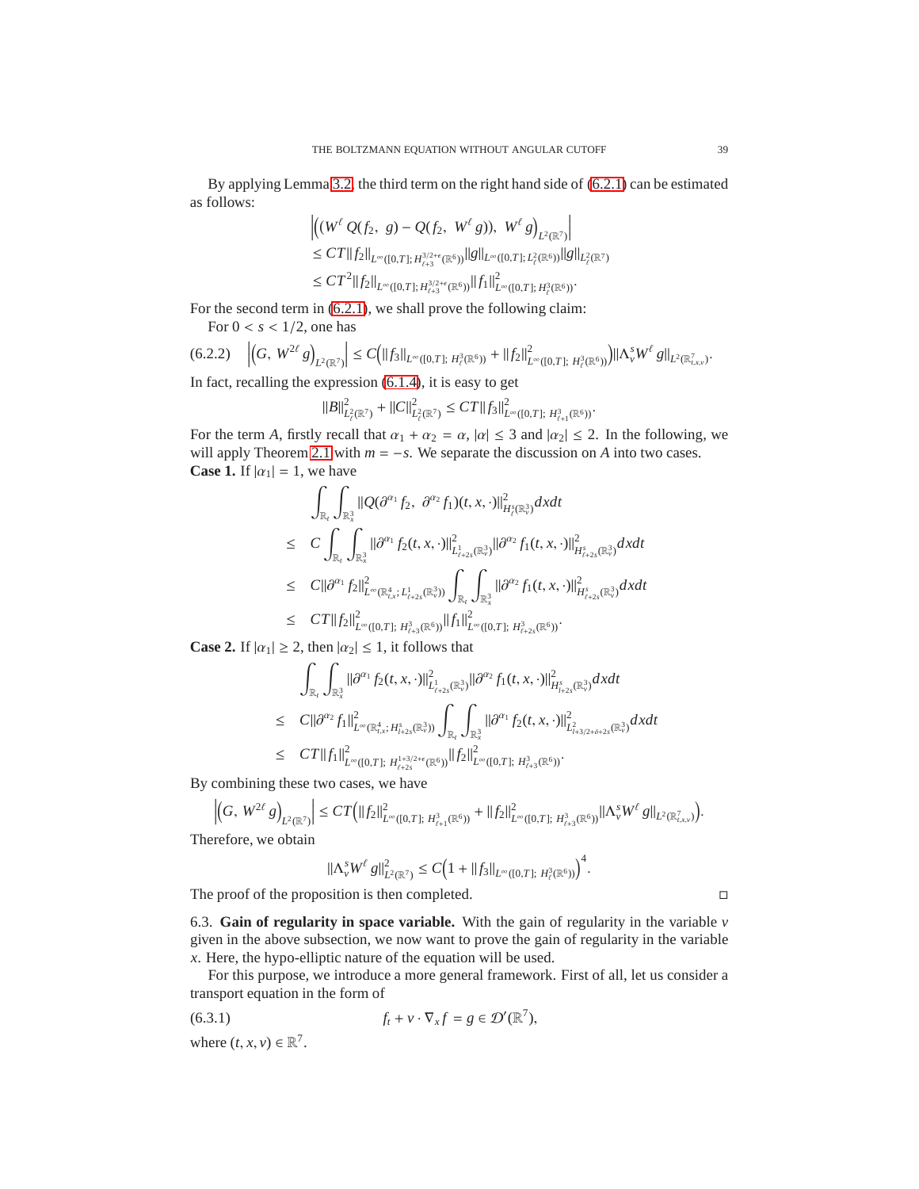By applying Lemma 3.2, the third term on the right hand side of (6.2.1) can be estimated as follows:

$$
\begin{aligned}
&\Big|\Big((W^\ell\, Q(f_2,\ g) - Q(f_2,\ W^\ell\, g)),\ W^\ell\, g\Big)_{L^2(\mathbb{R}^7)}\Big| \\
&\leq CT\|f_2\|_{L^\infty([0,T];\, H^{3/2+\epsilon}_{\ell+3}(\mathbb{R}^6))}\|g\|_{L^\infty([0,T];\, L^2_\ell(\mathbb{R}^6))}\|g\|_{L^2_\ell(\mathbb{R}^7)} \\
&\leq CT^2\|f_2\|_{L^\infty([0,T];\, H^{3/2+\epsilon}_{\ell+3}(\mathbb{R}^6))}\|f_1\|^2_{L^\infty([0,T];\, H^3_\ell(\mathbb{R}^6))}.
\end{aligned}
$$

For the second term in (6.2.1), we shall prove the following claim:

For $0 < s < 1/2$, one has

$$
(6.2.2)\qquad \Big|\Big(G,\ W^{2\ell}\, g\Big)_{L^2(\mathbb{R}^7)}\Big| \leq C\Big(\|f_3\|_{L^\infty([0,T];\ H^3_\ell(\mathbb{R}^6))} + \|f_2\|^2_{L^\infty([0,T];\ H^3_\ell(\mathbb{R}^6))}\Big)\|\Lambda^s_v W^\ell\, g\|_{L^2(\mathbb{R}^7_{t,x,v})}.
$$

In fact, recalling the expression (6.1.4), it is easy to get

$$
\|B\|^2_{L^2_\ell(\mathbb{R}^7)} + \|C\|^2_{L^2_\ell(\mathbb{R}^7)} \leq CT\|f_3\|^2_{L^\infty([0,T];\ H^3_{\ell+1}(\mathbb{R}^6))}.
$$

For the term $A$, firstly recall that $\alpha_1 + \alpha_2 = \alpha$, $|\alpha| \leq 3$ and $|\alpha_2| \leq 2$. In the following, we will apply Theorem 2.1 with $m = -s$. We separate the discussion on $A$ into two cases.

**Case 1.** If $|\alpha_1| = 1$, we have

$$
\begin{aligned}
&\int_{\mathbb{R}_t}\int_{\mathbb{R}^3_x}\|Q(\partial^{\alpha_1} f_2,\ \partial^{\alpha_2} f_1)(t,x,\cdot)\|^2_{H^s_\ell(\mathbb{R}^3_v)}dxdt \\
\leq\ & C\int_{\mathbb{R}_t}\int_{\mathbb{R}^3_x}\|\partial^{\alpha_1} f_2(t,x,\cdot)\|^2_{L^1_{\ell+2s}(\mathbb{R}^3_v)}\|\partial^{\alpha_2} f_1(t,x,\cdot)\|^2_{H^s_{\ell+2s}(\mathbb{R}^3_v)}dxdt \\
\leq\ & C\|\partial^{\alpha_1} f_2\|^2_{L^\infty(\mathbb{R}^4_{t,x};\, L^1_{\ell+2s}(\mathbb{R}^3_v))}\int_{\mathbb{R}_t}\int_{\mathbb{R}^3_x}\|\partial^{\alpha_2} f_1(t,x,\cdot)\|^2_{H^s_{\ell+2s}(\mathbb{R}^3_v)}dxdt \\
\leq\ & CT\|f_2\|^2_{L^\infty([0,T];\ H^3_{\ell+3}(\mathbb{R}^6))}\|f_1\|^2_{L^\infty([0,T];\ H^3_{\ell+2s}(\mathbb{R}^6))}.
\end{aligned}
$$

**Case 2.** If $|\alpha_1| \geq 2$, then $|\alpha_2| \leq 1$, it follows that

$$
\begin{aligned}
&\int_{\mathbb{R}_t}\int_{\mathbb{R}^3_x}\|\partial^{\alpha_1} f_2(t,x,\cdot)\|^2_{L^1_{\ell+2s}(\mathbb{R}^3_v)}\|\partial^{\alpha_2} f_1(t,x,\cdot)\|^2_{H^s_{l+2s}(\mathbb{R}^3_v)}dxdt \\
\leq\ & C\|\partial^{\alpha_2} f_1\|^2_{L^\infty(\mathbb{R}^4_{t,x};\, H^s_{l+2s}(\mathbb{R}^3_v))}\int_{\mathbb{R}_t}\int_{\mathbb{R}^3_x}\|\partial^{\alpha_1} f_2(t,x,\cdot)\|^2_{L^2_{\ell+3/2+\delta+2s}(\mathbb{R}^3_v)}dxdt \\
\leq\ & CT\|f_1\|^2_{L^\infty([0,T];\ H^{1+3/2+\epsilon}_{\ell+2s}(\mathbb{R}^6))}\|f_2\|^2_{L^\infty([0,T];\ H^3_{\ell+3}(\mathbb{R}^6))}.
\end{aligned}
$$

By combining these two cases, we have

$$
\Big|\Big(G,\ W^{2\ell}\, g\Big)_{L^2(\mathbb{R}^7)}\Big| \leq CT\Big(\|f_2\|^2_{L^\infty([0,T];\ H^3_{\ell+1}(\mathbb{R}^6))} + \|f_2\|^2_{L^\infty([0,T];\ H^3_{\ell+3}(\mathbb{R}^6))}\|\Lambda^s_v W^\ell\, g\|_{L^2(\mathbb{R}^7_{t,x,v})}\Big).
$$

Therefore, we obtain

$$
\|\Lambda^s_v W^\ell\, g\|^2_{L^2(\mathbb{R}^7)} \leq C\Big(1 + \|f_3\|_{L^\infty([0,T];\ H^3_\ell(\mathbb{R}^6))}\Big)^4.
$$

The proof of the proposition is then completed. $\square$

6.3. **Gain of regularity in space variable.** With the gain of regularity in the variable $v$ given in the above subsection, we now want to prove the gain of regularity in the variable $x$. Here, the hypo-elliptic nature of the equation will be used.

For this purpose, we introduce a more general framework. First of all, let us consider a transport equation in the form of

$$
(6.3.1)\qquad\qquad f_t + v\cdot\nabla_x f = g \in \mathcal{D}'(\mathbb{R}^7),
$$

where $(t,x,v) \in \mathbb{R}^7$.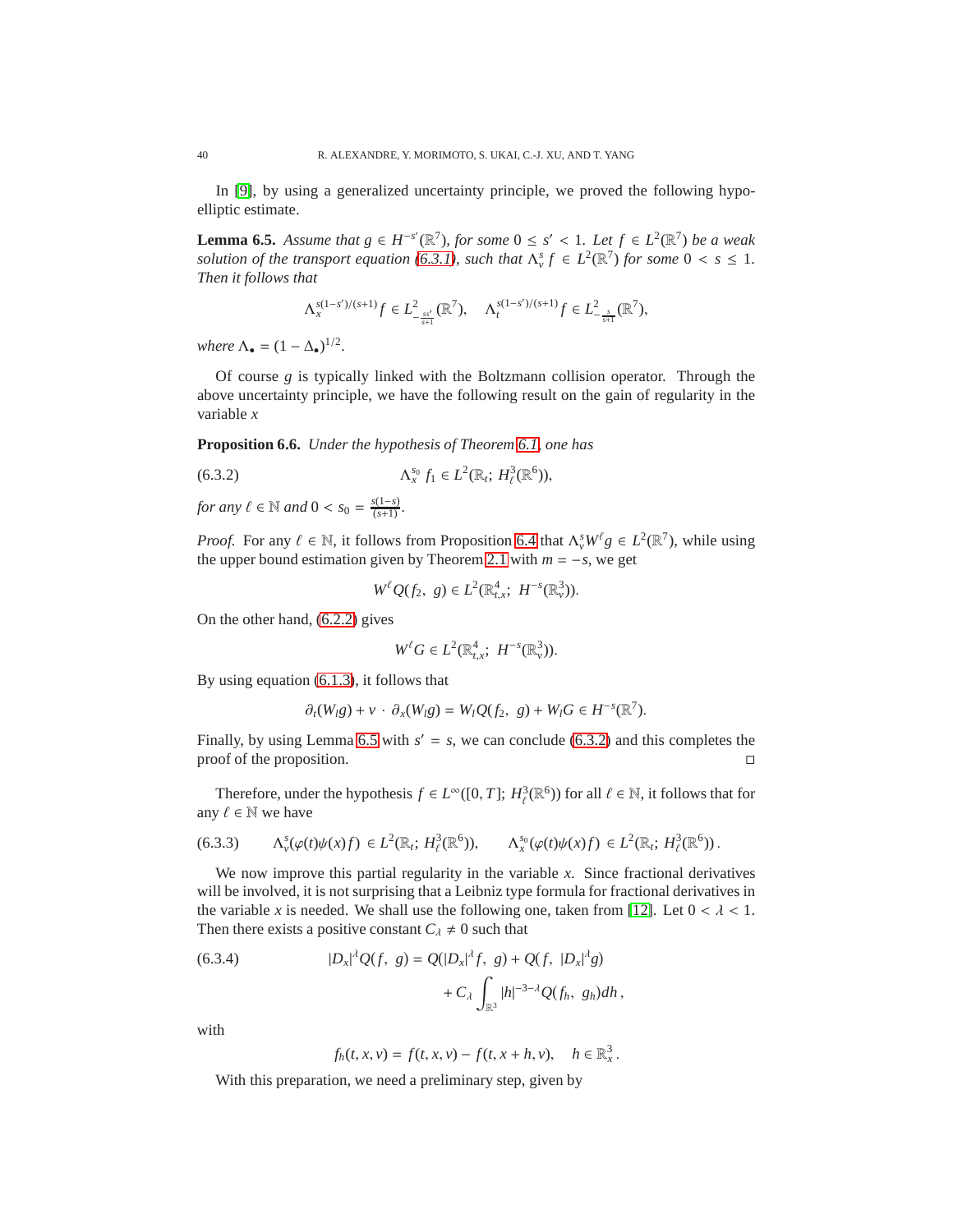In [9], by using a generalized uncertainty principle, we proved the following hypoelliptic estimate.

**Lemma 6.5.** *Assume that $g \in H^{-s'}(\mathbb{R}^7)$, for some $0 \le s' < 1$. Let $f \in L^2(\mathbb{R}^7)$ be a weak solution of the transport equation (6.3.1), such that $\Lambda_v^s f \in L^2(\mathbb{R}^7)$ for some $0 < s \le 1$. Then it follows that*

$$\Lambda_x^{s(1-s')/(s+1)} f \in L^2_{-\frac{ss'}{s+1}}(\mathbb{R}^7), \quad \Lambda_t^{s(1-s')/(s+1)} f \in L^2_{-\frac{s}{s+1}}(\mathbb{R}^7),$$

*where $\Lambda_\bullet = (1 - \Delta_\bullet)^{1/2}$.*

Of course $g$ is typically linked with the Boltzmann collision operator. Through the above uncertainty principle, we have the following result on the gain of regularity in the variable $x$

**Proposition 6.6.** *Under the hypothesis of Theorem 6.1, one has*

$$\Lambda_x^{s_0} f_1 \in L^2(\mathbb{R}_t;\ H^3_\ell(\mathbb{R}^6)), \tag{6.3.2}$$

*for any $\ell \in \mathbb{N}$ and $0 < s_0 = \frac{s(1-s)}{(s+1)}$.*

*Proof.* For any $\ell \in \mathbb{N}$, it follows from Proposition 6.4 that $\Lambda_v^s W^\ell g \in L^2(\mathbb{R}^7)$, while using the upper bound estimation given by Theorem 2.1 with $m = -s$, we get

$$W^\ell Q(f_2,\ g) \in L^2(\mathbb{R}^4_{t,x};\ H^{-s}(\mathbb{R}^3_v)).$$

On the other hand, (6.2.2) gives

$$W^\ell G \in L^2(\mathbb{R}^4_{t,x};\ H^{-s}(\mathbb{R}^3_v)).$$

By using equation (6.1.3), it follows that

$$\partial_t(W_l g) + v \cdot \partial_x(W_l g) = W_l Q(f_2,\ g) + W_l G \in H^{-s}(\mathbb{R}^7).$$

Finally, by using Lemma 6.5 with $s' = s$, we can conclude (6.3.2) and this completes the proof of the proposition. □

Therefore, under the hypothesis $f \in L^\infty([0,T];\ H^3_\ell(\mathbb{R}^6))$ for all $\ell \in \mathbb{N}$, it follows that for any $\ell \in \mathbb{N}$ we have

$$\Lambda_v^s(\varphi(t)\psi(x) f) \in L^2(\mathbb{R}_t;\ H^3_\ell(\mathbb{R}^6)), \qquad \Lambda_x^{s_0}(\varphi(t)\psi(x) f) \in L^2(\mathbb{R}_t;\ H^3_\ell(\mathbb{R}^6))\,. \tag{6.3.3}$$

We now improve this partial regularity in the variable $x$. Since fractional derivatives will be involved, it is not surprising that a Leibniz type formula for fractional derivatives in the variable $x$ is needed. We shall use the following one, taken from [12]. Let $0 < \lambda < 1$. Then there exists a positive constant $C_\lambda \neq 0$ such that

$$\begin{aligned} |D_x|^\lambda Q(f,\ g) = Q(|D_x|^\lambda f,\ g) + Q(f,\ |D_x|^\lambda g) \\ + C_\lambda \int_{\mathbb{R}^3} |h|^{-3-\lambda} Q(f_h,\ g_h) dh\,, \end{aligned} \tag{6.3.4}$$

with

$$f_h(t,x,v) = f(t,x,v) - f(t,x+h,v), \quad h \in \mathbb{R}^3_x\,.$$

With this preparation, we need a preliminary step, given by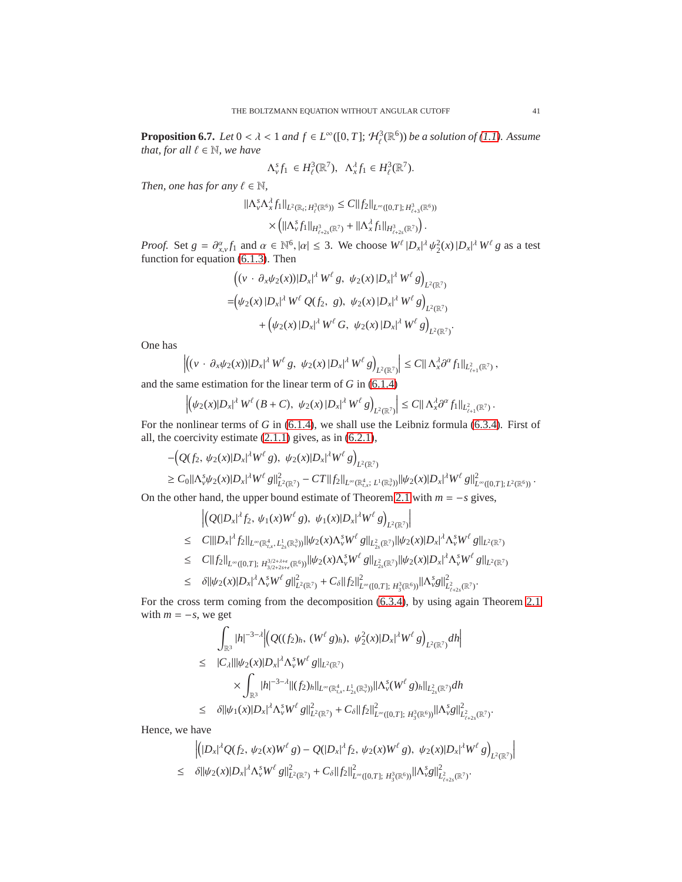**Proposition 6.7.** *Let $0 < \lambda < 1$ and $f \in L^\infty([0,T]; \mathcal{H}^3_\ell(\mathbb{R}^6))$ be a solution of (1.1). Assume that, for all $\ell \in \mathbb{N}$, we have*

$$\Lambda^s_v f_1 \in H^3_\ell(\mathbb{R}^7), \;\; \Lambda^\lambda_x f_1 \in H^3_\ell(\mathbb{R}^7).$$

*Then, one has for any $\ell \in \mathbb{N}$,*

$$\|\Lambda^s_v \Lambda^\lambda_x f_1\|_{L^2(\mathbb{R}_t;\, H^3_\ell(\mathbb{R}^6))} \le C\|f_2\|_{L^\infty([0,T];\, H^3_{\ell+3}(\mathbb{R}^6))}$$
$$\times \left(\|\Lambda^s_v f_1\|_{H^3_{\ell+2s}(\mathbb{R}^7)} + \|\Lambda^\lambda_x f_1\|_{H^3_{\ell+2s}(\mathbb{R}^7)}\right).$$

*Proof.* Set $g = \partial^\alpha_{x,v} f_1$ and $\alpha \in \mathbb{N}^6, |\alpha| \le 3$. We choose $W^\ell\, |D_x|^\lambda\, \psi_2^2(x)\, |D_x|^\lambda\, W^\ell\, g$ as a test function for equation (6.1.3). Then

$$\begin{aligned}
&\Big((v\,\cdot\,\partial_x\psi_2(x))|D_x|^\lambda\, W^\ell\, g,\;\psi_2(x)\,|D_x|^\lambda\, W^\ell\, g\Big)_{L^2(\mathbb{R}^7)}\\
=&\Big(\psi_2(x)\,|D_x|^\lambda\, W^\ell\, Q(f_2,\; g),\;\psi_2(x)\,|D_x|^\lambda\, W^\ell\, g\Big)_{L^2(\mathbb{R}^7)}\\
&+\Big(\psi_2(x)\,|D_x|^\lambda\, W^\ell\, G,\;\psi_2(x)\,|D_x|^\lambda\, W^\ell\, g\Big)_{L^2(\mathbb{R}^7)}.
\end{aligned}$$

One has

$$\left|\Big((v\,\cdot\,\partial_x\psi_2(x))|D_x|^\lambda\, W^\ell\, g,\;\psi_2(x)\,|D_x|^\lambda\, W^\ell\, g\Big)_{L^2(\mathbb{R}^7)}\right| \le C\|\,\Lambda^\lambda_x\partial^\alpha f_1\|_{L^2_{\ell+1}(\mathbb{R}^7)}\,,$$

and the same estimation for the linear term of $G$ in (6.1.4)

$$\left|\Big(\psi_2(x)|D_x|^\lambda\, W^\ell\,(B+C),\;\psi_2(x)\,|D_x|^\lambda\, W^\ell\, g\Big)_{L^2(\mathbb{R}^7)}\right| \le C\|\,\Lambda^\lambda_x\partial^\alpha f_1\|_{L^2_{\ell+1}(\mathbb{R}^7)}\,.$$

For the nonlinear terms of $G$ in (6.1.4), we shall use the Leibniz formula (6.3.4). First of all, the coercivity estimate (2.1.1) gives, as in (6.2.1),

$$\begin{aligned}
&-\Big(Q(f_2,\,\psi_2(x)|D_x|^\lambda W^\ell\, g),\;\psi_2(x)|D_x|^\lambda W^\ell\, g\Big)_{L^2(\mathbb{R}^7)}\\
&\ge C_0\|\Lambda^s_v\psi_2(x)|D_x|^\lambda W^\ell\, g\|^2_{L^2(\mathbb{R}^7)} - CT\|f_2\|_{L^\infty(\mathbb{R}^4_{t,x},\,L^1(\mathbb{R}^3_v))}\|\psi_2(x)|D_x|^\lambda W^\ell\, g\|^2_{L^\infty([0,T];\,L^2(\mathbb{R}^6))}\,.
\end{aligned}$$

On the other hand, the upper bound estimate of Theorem 2.1 with $m = -s$ gives,

$$\begin{aligned}
&\left|\Big(Q(|D_x|^\lambda f_2,\,\psi_1(x)W^\ell\, g),\;\psi_1(x)|D_x|^\lambda W^\ell\, g\Big)_{L^2(\mathbb{R}^7)}\right|\\
\le\;& C\||D_x|^\lambda f_2\|_{L^\infty(\mathbb{R}^4_{t,x},\,L^1_{2s}(\mathbb{R}^3_v))}\|\psi_2(x)\Lambda^s_v W^\ell\, g\|_{L^2_{2s}(\mathbb{R}^7)}\|\psi_2(x)|D_x|^\lambda\Lambda^s_v W^\ell\, g\|_{L^2(\mathbb{R}^7)}\\
\le\;& C\|f_2\|_{L^\infty([0,T];\,H^{3/2+\lambda+\epsilon}_{3/2+2s+\epsilon}(\mathbb{R}^6))}\|\psi_2(x)\Lambda^s_v W^\ell\, g\|_{L^2_{2s}(\mathbb{R}^7)}\|\psi_2(x)|D_x|^\lambda\Lambda^s_v W^\ell\, g\|_{L^2(\mathbb{R}^7)}\\
\le\;& \delta\|\psi_2(x)|D_x|^\lambda\Lambda^s_v W^\ell\, g\|^2_{L^2(\mathbb{R}^7)} + C_\delta\|f_2\|^2_{L^\infty([0,T];\,H^3_3(\mathbb{R}^6))}\|\Lambda^s_v g\|^2_{L^2_{\ell+2s}(\mathbb{R}^7)}.
\end{aligned}$$

For the cross term coming from the decomposition (6.3.4), by using again Theorem 2.1 with $m = -s$, we get

$$\begin{aligned}
&\int_{\mathbb{R}^3}|h|^{-3-\lambda}\left|\Big(Q((f_2)_h,\,(W^\ell\, g)_h),\;\psi_2^2(x)|D_x|^\lambda W^\ell\, g\Big)_{L^2(\mathbb{R}^7)}dh\right|\\
\le\;& |C_\lambda|\|\psi_2(x)|D_x|^\lambda\Lambda^s_v W^\ell\, g\|_{L^2(\mathbb{R}^7)}\\
&\times\int_{\mathbb{R}^3}|h|^{-3-\lambda}\|(f_2)_h\|_{L^\infty(\mathbb{R}^4_{t,x},\,L^1_{2s}(\mathbb{R}^3_v))}\|\Lambda^s_v(W^\ell\, g)_h\|_{L^2_{2s}(\mathbb{R}^7)}dh\\
\le\;& \delta\|\psi_1(x)|D_x|^\lambda\Lambda^s_v W^\ell\, g\|^2_{L^2(\mathbb{R}^7)} + C_\delta\|f_2\|^2_{L^\infty([0,T];\,H^3_3(\mathbb{R}^6))}\|\Lambda^s_v g\|^2_{L^2_{\ell+2s}(\mathbb{R}^7)}.
\end{aligned}$$

Hence, we have

$$\begin{aligned}
&\left|\Big(|D_x|^\lambda Q(f_2,\,\psi_2(x)W^\ell\, g) - Q(|D_x|^\lambda f_2,\,\psi_2(x)W^\ell\, g),\;\psi_2(x)|D_x|^\lambda W^\ell\, g\Big)_{L^2(\mathbb{R}^7)}\right|\\
\le\;& \delta\|\psi_2(x)|D_x|^\lambda\Lambda^s_v W^\ell\, g\|^2_{L^2(\mathbb{R}^7)} + C_\delta\|f_2\|^2_{L^\infty([0,T];\,H^3_3(\mathbb{R}^6))}\|\Lambda^s_v g\|^2_{L^2_{\ell+2s}(\mathbb{R}^7)}.
\end{aligned}$$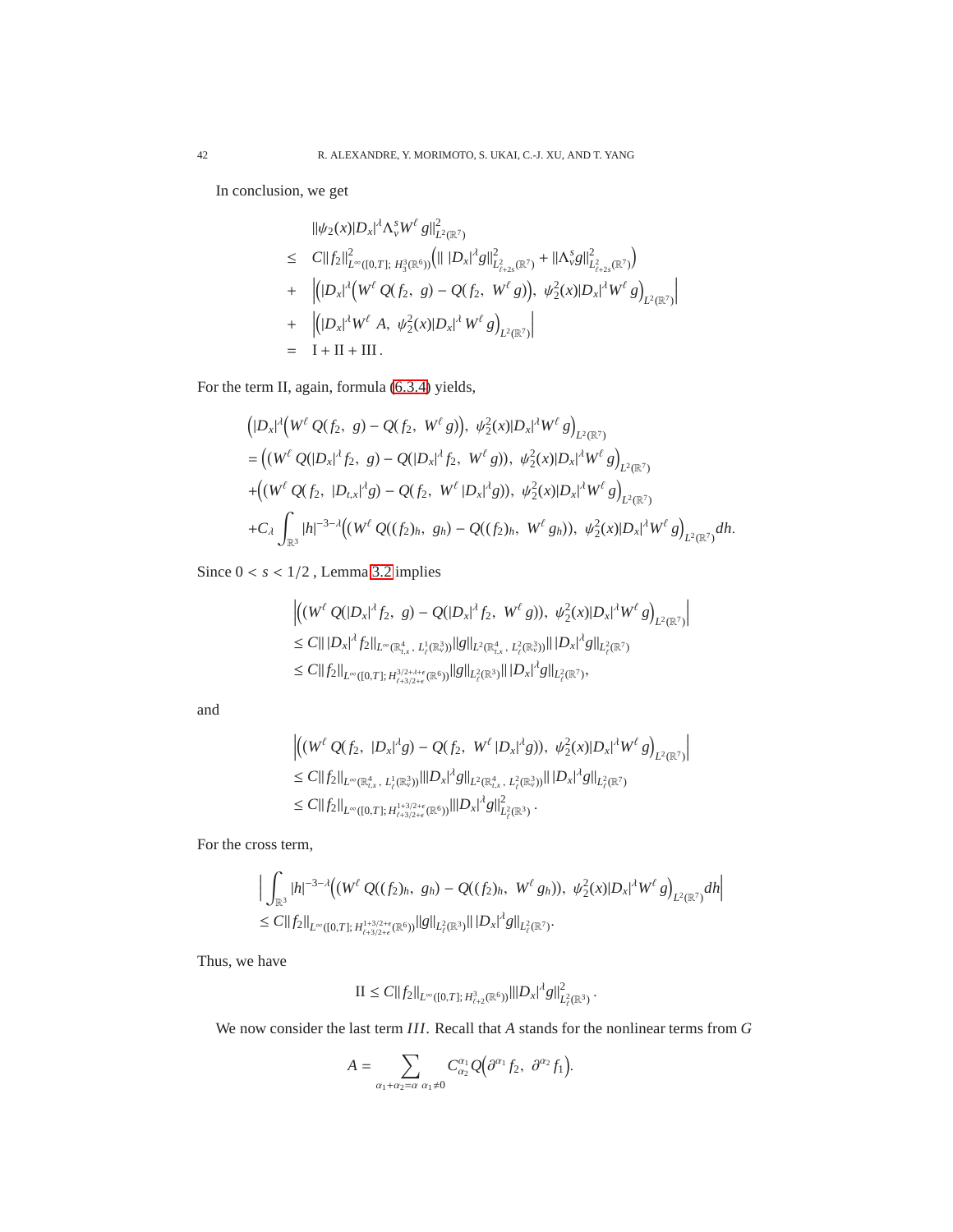In conclusion, we get

$$
\begin{aligned}
& \|\psi_2(x)|D_x|^\lambda \Lambda_v^s W^\ell g\|^2_{L^2(\mathbb{R}^7)} \\
\leq \;& C\|f_2\|^2_{L^\infty([0,T];\, H^3_3(\mathbb{R}^6))}\Big(\|\,|D_x|^\lambda g\|^2_{L^2_{\ell+2s}(\mathbb{R}^7)} + \|\Lambda_v^s g\|^2_{L^2_{\ell+2s}(\mathbb{R}^7)}\Big) \\
+ \;& \Big|\Big(|D_x|^\lambda\Big(W^\ell\, Q(f_2,\, g) - Q(f_2,\, W^\ell g)\Big),\; \psi_2^2(x)|D_x|^\lambda W^\ell\, g\Big)_{L^2(\mathbb{R}^7)}\Big| \\
+ \;& \Big|\Big(|D_x|^\lambda W^\ell\, A,\; \psi_2^2(x)|D_x|^\lambda\, W^\ell\, g\Big)_{L^2(\mathbb{R}^7)}\Big| \\
= \;& \mathrm{I} + \mathrm{II} + \mathrm{III}\,.
\end{aligned}
$$

For the term II, again, formula (6.3.4) yields,

$$
\begin{aligned}
& \Big(|D_x|^\lambda\Big(W^\ell\, Q(f_2,\, g) - Q(f_2,\, W^\ell g)\Big),\; \psi_2^2(x)|D_x|^\lambda W^\ell\, g\Big)_{L^2(\mathbb{R}^7)} \\
& = \Big((W^\ell\, Q(|D_x|^\lambda f_2,\, g) - Q(|D_x|^\lambda f_2,\, W^\ell g)),\; \psi_2^2(x)|D_x|^\lambda W^\ell\, g\Big)_{L^2(\mathbb{R}^7)} \\
& + \Big((W^\ell\, Q(f_2,\, |D_{t,x}|^\lambda g) - Q(f_2,\, W^\ell\, |D_x|^\lambda g)),\; \psi_2^2(x)|D_x|^\lambda W^\ell\, g\Big)_{L^2(\mathbb{R}^7)} \\
& + C_\lambda \int_{\mathbb{R}^3} |h|^{-3-\lambda}\Big((W^\ell\, Q((f_2)_h,\, g_h) - Q((f_2)_h,\, W^\ell\, g_h)),\; \psi_2^2(x)|D_x|^\lambda W^\ell\, g\Big)_{L^2(\mathbb{R}^7)} dh.
\end{aligned}
$$

Since $0 < s < 1/2$ , Lemma 3.2 implies

$$
\begin{aligned}
& \Big|\Big((W^\ell\, Q(|D_x|^\lambda f_2,\, g) - Q(|D_x|^\lambda f_2,\, W^\ell\, g)),\; \psi_2^2(x)|D_x|^\lambda W^\ell\, g\Big)_{L^2(\mathbb{R}^7)}\Big| \\
& \leq C\|\,|D_x|^\lambda f_2\|_{L^\infty(\mathbb{R}^4_{t,x},\, L^1_\ell(\mathbb{R}^3_v))}\|g\|_{L^2(\mathbb{R}^4_{t,x},\, L^2_\ell(\mathbb{R}^3_v))}\|\,|D_x|^\lambda g\|_{L^2_\ell(\mathbb{R}^7)} \\
& \leq C\|f_2\|_{L^\infty([0,T];\, H^{3/2+\lambda+\epsilon}_{\ell+3/2+\epsilon}(\mathbb{R}^6))}\|g\|_{L^2_\ell(\mathbb{R}^3)}\|\,|D_x|^\lambda g\|_{L^2_\ell(\mathbb{R}^7)},
\end{aligned}
$$

and

$$
\begin{aligned}
& \Big|\Big((W^\ell\, Q(f_2,\, |D_x|^\lambda g) - Q(f_2,\, W^\ell\, |D_x|^\lambda g)),\; \psi_2^2(x)|D_x|^\lambda W^\ell\, g\Big)_{L^2(\mathbb{R}^7)}\Big| \\
& \leq C\|f_2\|_{L^\infty(\mathbb{R}^4_{t,x},\, L^1_\ell(\mathbb{R}^3_v))}\||D_x|^\lambda g\|_{L^2(\mathbb{R}^4_{t,x},\, L^2_\ell(\mathbb{R}^3_v))}\|\,|D_x|^\lambda g\|_{L^2_\ell(\mathbb{R}^7)} \\
& \leq C\|f_2\|_{L^\infty([0,T];\, H^{1+3/2+\epsilon}_{\ell+3/2+\epsilon}(\mathbb{R}^6))}\||D_x|^\lambda g\|^2_{L^2_\ell(\mathbb{R}^3)}\,.
\end{aligned}
$$

For the cross term,

$$
\begin{aligned}
& \Big|\int_{\mathbb{R}^3} |h|^{-3-\lambda}\Big((W^\ell\, Q((f_2)_h,\, g_h) - Q((f_2)_h,\, W^\ell\, g_h)),\; \psi_2^2(x)|D_x|^\lambda W^\ell\, g\Big)_{L^2(\mathbb{R}^7)} dh\Big| \\
& \leq C\|f_2\|_{L^\infty([0,T];\, H^{1+3/2+\epsilon}_{\ell+3/2+\epsilon}(\mathbb{R}^6))}\|g\|_{L^2_\ell(\mathbb{R}^3)}\|\,|D_x|^\lambda g\|_{L^2_\ell(\mathbb{R}^7)}.
\end{aligned}
$$

Thus, we have

$$
\mathrm{II} \leq C\|f_2\|_{L^\infty([0,T];\, H^3_{\ell+2}(\mathbb{R}^6))}\||D_x|^\lambda g\|^2_{L^2_\ell(\mathbb{R}^3)}\,.
$$

We now consider the last term $III$. Recall that $A$ stands for the nonlinear terms from $G$

$$
A = \sum_{\alpha_1+\alpha_2=\alpha\;\alpha_1\neq 0} C^{\alpha_1}_{\alpha_2} Q\Big(\partial^{\alpha_1} f_2,\; \partial^{\alpha_2} f_1\Big).
$$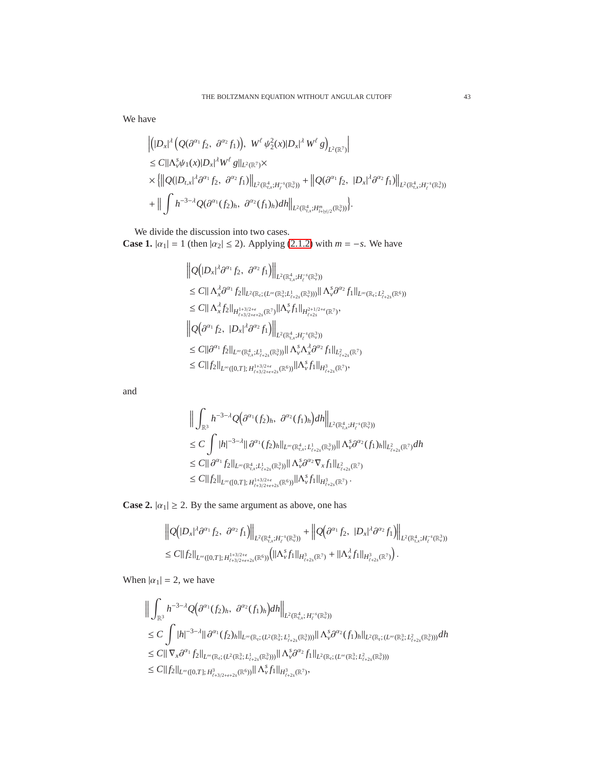We have

$$
\begin{aligned}
&\Big|\Big(|D_x|^\lambda \Big(Q(\partial^{\alpha_1} f_2,\ \partial^{\alpha_2} f_1)\Big),\ W^\ell\,\psi_2^2(x)|D_x|^\lambda W^\ell g\Big)_{L^2(\mathbb{R}^7)}\Big|\\
&\le C\|\Lambda_v^s\psi_1(x)|D_x|^\lambda W^\ell g\|_{L^2(\mathbb{R}^7)}\times\\
&\times\Big\{\Big\|Q(|D_{t,x}|^\lambda\partial^{\alpha_1} f_2,\ \partial^{\alpha_2} f_1)\Big\|_{L^2(\mathbb{R}^4_{t,x};H^{-s}_\ell(\mathbb{R}^3_v))}+\Big\|Q(\partial^{\alpha_1} f_2,\ |D_x|^\lambda\partial^{\alpha_2} f_1)\Big\|_{L^2(\mathbb{R}^4_{t,x};H^{-s}_\ell(\mathbb{R}^3_v))}\\
&+\Big\|\int h^{-3-\lambda}Q(\partial^{\alpha_1}(f_2)_h,\ \partial^{\alpha_2}(f_1)_h)dh\Big\|_{L^2(\mathbb{R}^4_{t,x};H^{m}_{l+|\gamma|/2}(\mathbb{R}^3_v))}\Big\}.
\end{aligned}
$$

We divide the discussion into two cases.

**Case 1.** $|\alpha_1|=1$ (then $|\alpha_2|\le 2$). Applying (2.1.2) with $m=-s$. We have

$$
\begin{aligned}
&\Big\|Q\Big(|D_x|^\lambda\partial^{\alpha_1} f_2,\ \partial^{\alpha_2} f_1\Big)\Big\|_{L^2(\mathbb{R}^4_{t,x};H^{-s}_\ell(\mathbb{R}^3_v))}\\
&\le C\|\,\Lambda_x^\lambda\partial^{\alpha_1} f_2\|_{L^2(\mathbb{R}_t;(L^\infty(\mathbb{R}^3_x;L^1_{\ell+2s}(\mathbb{R}^3_v))))}\|\,\Lambda_v^s\partial^{\alpha_2} f_1\|_{L^\infty(\mathbb{R}_t;L^2_{\ell+2s}(\mathbb{R}^6))}\\
&\le C\|\,\Lambda_x^\lambda f_2\|_{H^{1+3/2+\epsilon}_{\ell+3/2+\epsilon+2s}(\mathbb{R}^7)}\|\Lambda_v^s f_1\|_{H^{2+1/2+\epsilon}_{\ell+2s}(\mathbb{R}^7)},\\
&\Big\|Q\Big(\partial^{\alpha_1} f_2,\ |D_x|^\lambda\partial^{\alpha_2} f_1\Big)\Big\|_{L^2(\mathbb{R}^4_{t,x};H^{-s}_\ell(\mathbb{R}^3_v))}\\
&\le C\|\partial^{\alpha_1} f_2\|_{L^\infty(\mathbb{R}^4_{t,x};L^1_{\ell+2s}(\mathbb{R}^3_v))}\|\,\Lambda_v^s\Lambda_x^\lambda\partial^{\alpha_2} f_1\|_{L^2_{\ell+2s}(\mathbb{R}^7)}\\
&\le C\|f_2\|_{L^\infty([0,T];\,H^{1+3/2+\epsilon}_{\ell+3/2+\epsilon+2s}(\mathbb{R}^6))}\|\Lambda_v^s f_1\|_{H^3_{\ell+2s}(\mathbb{R}^7)},
\end{aligned}
$$

and

$$
\begin{aligned}
&\Big\|\int_{\mathbb{R}^3} h^{-3-\lambda}Q\Big(\partial^{\alpha_1}(f_2)_h,\ \partial^{\alpha_2}(f_1)_h\Big)dh\Big\|_{L^2(\mathbb{R}^4_{t,x};H^{-s}_\ell(\mathbb{R}^3_v))}\\
&\le C\int|h|^{-3-\lambda}\|\,\partial^{\alpha_1}(f_2)_h\|_{L^\infty(\mathbb{R}^4_{t,x};L^1_{\ell+2s}(\mathbb{R}^3_v))}\|\,\Lambda_v^s\partial^{\alpha_2}(f_1)_h\|_{L^2_{\ell+2s}(\mathbb{R}^7)}dh\\
&\le C\|\,\partial^{\alpha_1} f_2\|_{L^\infty(\mathbb{R}^4_{t,x};L^1_{\ell+2s}(\mathbb{R}^3_v))}\|\,\Lambda_v^s\partial^{\alpha_2}\nabla_x f_1\|_{L^2_{\ell+2s}(\mathbb{R}^7)}\\
&\le C\|f_2\|_{L^\infty([0,T];\,H^{1+3/2+\epsilon}_{\ell+3/2+\epsilon+2s}(\mathbb{R}^6))}\|\Lambda_v^s f_1\|_{H^3_{\ell+2s}(\mathbb{R}^7)}\,.
\end{aligned}
$$

**Case 2.** $|\alpha_1|\ge 2$. By the same argument as above, one has

$$
\begin{aligned}
&\Big\|Q\Big(|D_x|^\lambda\partial^{\alpha_1} f_2,\ \partial^{\alpha_2} f_1\Big)\Big\|_{L^2(\mathbb{R}^4_{t,x};H^{-s}_\ell(\mathbb{R}^3_v))}+\Big\|Q\Big(\partial^{\alpha_1} f_2,\ |D_x|^\lambda\partial^{\alpha_2} f_1\Big)\Big\|_{L^2(\mathbb{R}^4_{t,x};H^{-s}_\ell(\mathbb{R}^3_v))}\\
&\le C\|f_2\|_{L^\infty([0,T];\,H^{1+3/2+\epsilon}_{\ell+3/2+\epsilon+2s}(\mathbb{R}^6))}\Big(\|\Lambda_v^s f_1\|_{H^3_{\ell+2s}(\mathbb{R}^7)}+\|\Lambda_x^\lambda f_1\|_{H^3_{\ell+2s}(\mathbb{R}^7)}\Big).
\end{aligned}
$$

When $|\alpha_1|=2$, we have

$$
\begin{aligned}
&\Big\|\int_{\mathbb{R}^3} h^{-3-\lambda}Q\Big(\partial^{\alpha_1}(f_2)_h,\ \partial^{\alpha_2}(f_1)_h\Big)dh\Big\|_{L^2(\mathbb{R}^4_{t,x};\,H^{-s}_\ell(\mathbb{R}^3_v))}\\
&\le C\int|h|^{-3-\lambda}\|\,\partial^{\alpha_1}(f_2)_h\|_{L^\infty(\mathbb{R}_t;\,(L^2(\mathbb{R}^3_x;\,L^1_{\ell+2s}(\mathbb{R}^3_v))))}\|\,\Lambda_v^s\partial^{\alpha_2}(f_1)_h\|_{L^2(\mathbb{R}_t;\,(L^\infty(\mathbb{R}^3_x;\,L^2_{\ell+2s}(\mathbb{R}^3_v))))}dh\\
&\le C\|\,\nabla_x\partial^{\alpha_1} f_2\|_{L^\infty(\mathbb{R}_t;\,(L^2(\mathbb{R}^3_x;\,L^1_{\ell+2s}(\mathbb{R}^3_v))))}\|\,\Lambda_v^s\partial^{\alpha_2} f_1\|_{L^2(\mathbb{R}_t;\,(L^\infty(\mathbb{R}^3_x;\,L^2_{\ell+2s}(\mathbb{R}^3_v))))}\\
&\le C\|f_2\|_{L^\infty([0,T];\,H^3_{\ell+3/2+\epsilon+2s}(\mathbb{R}^6))}\|\,\Lambda_v^s f_1\|_{H^3_{\ell+2s}(\mathbb{R}^7)},
\end{aligned}
$$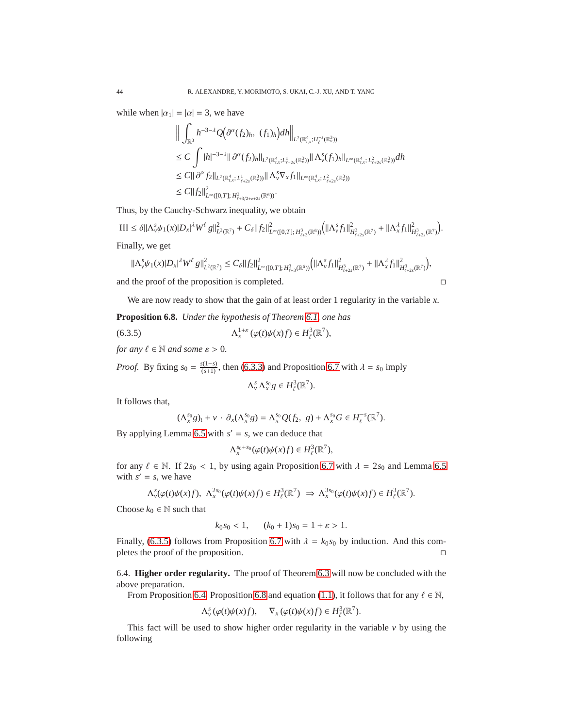while when $|\alpha_1| = |\alpha| = 3$, we have

$$
\begin{aligned}
&\Big\| \int_{\mathbb{R}^3} h^{-3-\lambda} Q\big(\partial^\alpha (f_2)_h,\ (f_1)_h\big) dh \Big\|_{L^2(\mathbb{R}^4_{t,x}; H^{-s}_\ell(\mathbb{R}^3_v))} \\
&\leq C \int |h|^{-3-\lambda} \| \partial^\alpha (f_2)_h \|_{L^2(\mathbb{R}^4_{t,x}; L^1_{\ell+2s}(\mathbb{R}^3_v))} \| \Lambda^s_v (f_1)_h \|_{L^\infty(\mathbb{R}^4_{t,x}; L^2_{\ell+2s}(\mathbb{R}^3_v))} dh \\
&\leq C \| \partial^\alpha f_2 \|_{L^2(\mathbb{R}^4_{t,x}; L^1_{\ell+2s}(\mathbb{R}^3_v))} \| \Lambda^s_v \nabla_x f_1 \|_{L^\infty(\mathbb{R}^4_{t,x}; L^2_{\ell+2s}(\mathbb{R}^3_v))} \\
&\leq C \| f_2 \|^2_{L^\infty([0,T]; H^3_{\ell+3/2+\epsilon+2s}(\mathbb{R}^6))}.
\end{aligned}
$$

Thus, by the Cauchy-Schwarz inequality, we obtain

$$
\mathrm{III} \leq \delta \| \Lambda^s_v \psi_1(x) |D_x|^\lambda W^\ell g \|^2_{L^2(\mathbb{R}^7)} + C_\delta \| f_2 \|^2_{L^\infty([0,T]; H^3_{\ell+3}(\mathbb{R}^6))} \Big( \| \Lambda^s_v f_1 \|^2_{H^3_{\ell+2s}(\mathbb{R}^7)} + \| \Lambda^\lambda_x f_1 \|^2_{H^3_{\ell+2s}(\mathbb{R}^7)} \Big).
$$

Finally, we get

$$
\| \Lambda^s_v \psi_1(x) |D_x|^\lambda W^\ell g \|^2_{L^2(\mathbb{R}^7)} \leq C_\delta \| f_2 \|^2_{L^\infty([0,T]; H^3_{\ell+3}(\mathbb{R}^6))} \Big( \| \Lambda^s_v f_1 \|^2_{H^3_{\ell+2s}(\mathbb{R}^7)} + \| \Lambda^\lambda_x f_1 \|^2_{H^3_{\ell+2s}(\mathbb{R}^7)} \Big),
$$

and the proof of the proposition is completed. □

We are now ready to show that the gain of at least order 1 regularity in the variable $x$.

**Proposition 6.8.** *Under the hypothesis of Theorem 6.1, one has*

$$
\Lambda^{1+\varepsilon}_x \left( \varphi(t) \psi(x) f \right) \in H^3_\ell(\mathbb{R}^7), \tag{6.3.5}
$$

*for any $\ell \in \mathbb{N}$ and some $\varepsilon > 0$.*

*Proof.* By fixing $s_0 = \frac{s(1-s)}{(s+1)}$, then (6.3.3) and Proposition 6.7 with $\lambda = s_0$ imply

$$
\Lambda^s_v \Lambda^{s_0}_x g \in H^3_\ell(\mathbb{R}^7).
$$

It follows that,

$$
(\Lambda^{s_0}_x g)_t + v \cdot \partial_x (\Lambda^{s_0}_x g) = \Lambda^{s_0}_x Q(f_2,\ g) + \Lambda^{s_0}_x G \in H^{-s}_\ell(\mathbb{R}^7).
$$

By applying Lemma 6.5 with $s' = s$, we can deduce that

$$
\Lambda^{s_0+s_0}_x (\varphi(t)\psi(x) f) \in H^3_\ell(\mathbb{R}^7),
$$

for any $\ell \in \mathbb{N}$. If $2s_0 < 1$, by using again Proposition 6.7 with $\lambda = 2s_0$ and Lemma 6.5 with $s' = s$, we have

$$
\Lambda^s_v (\varphi(t)\psi(x) f),\ \Lambda^{2s_0}_x (\varphi(t)\psi(x) f) \in H^3_\ell(\mathbb{R}^7) \ \Rightarrow\ \Lambda^{3s_0}_x (\varphi(t)\psi(x) f) \in H^3_\ell(\mathbb{R}^7).
$$

Choose $k_0 \in \mathbb{N}$ such that

$$
k_0 s_0 < 1, \qquad (k_0+1) s_0 = 1 + \varepsilon > 1.
$$

Finally, (6.3.5) follows from Proposition 6.7 with $\lambda = k_0 s_0$ by induction. And this completes the proof of the proposition. □

6.4. **Higher order regularity.** The proof of Theorem 6.3 will now be concluded with the above preparation.

From Proposition 6.4, Proposition 6.8 and equation (1.1), it follows that for any $\ell \in \mathbb{N}$,

$$
\Lambda^s_v (\varphi(t)\psi(x) f), \quad \nabla_x (\varphi(t)\psi(x) f) \in H^3_\ell(\mathbb{R}^7).
$$

This fact will be used to show higher order regularity in the variable $v$ by using the following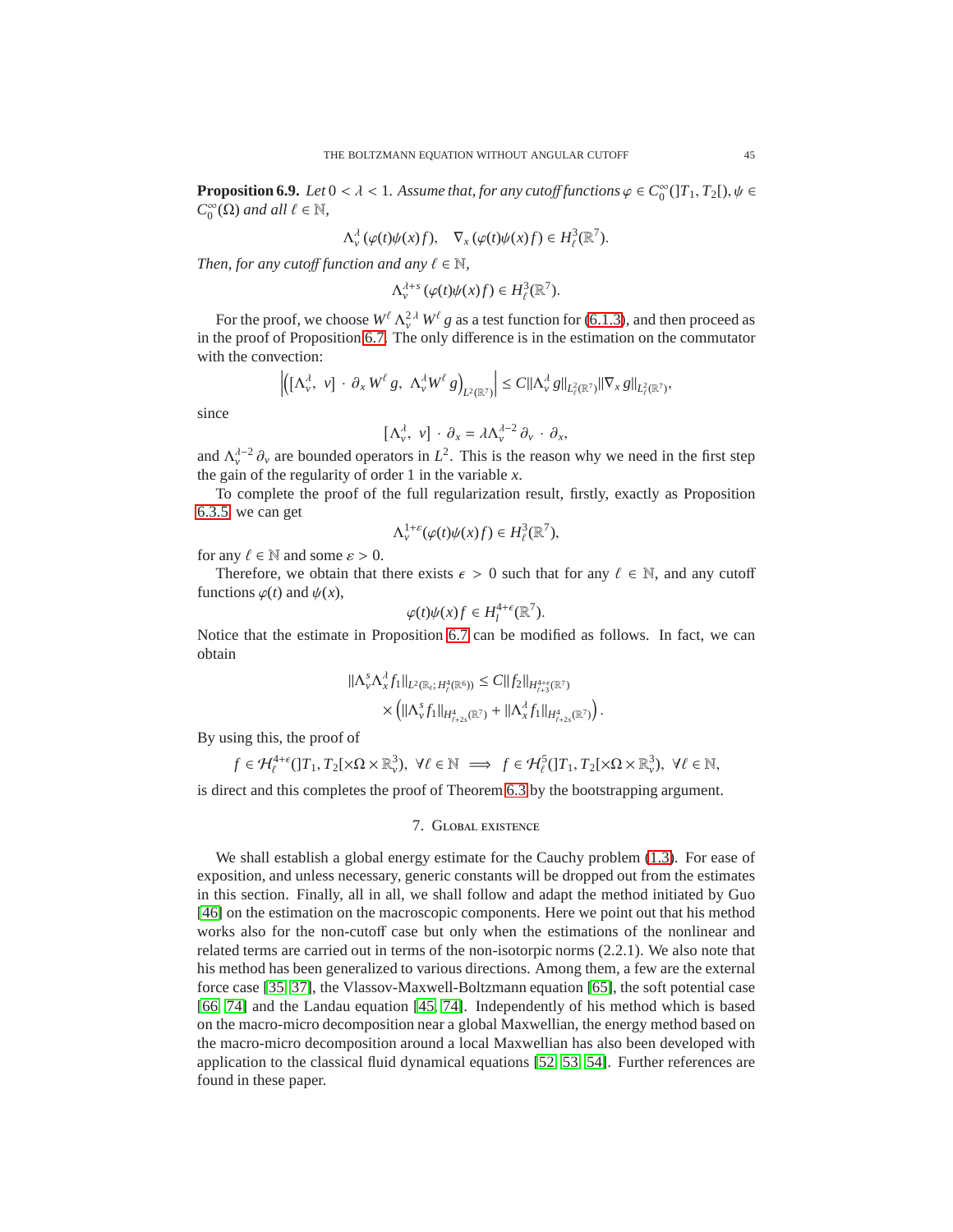**Proposition 6.9.** *Let $0 < \lambda < 1$. Assume that, for any cutoff functions $\varphi \in C_0^\infty(]T_1, T_2[)$, $\psi \in C_0^\infty(\Omega)$ and all $\ell \in \mathbb{N}$,*

$$\Lambda_v^\lambda (\varphi(t)\psi(x) f), \quad \nabla_x (\varphi(t)\psi(x) f) \in H^3_\ell(\mathbb{R}^7).$$

*Then, for any cutoff function and any $\ell \in \mathbb{N}$,*

$$\Lambda_v^{\lambda+s} (\varphi(t)\psi(x) f) \in H^3_\ell(\mathbb{R}^7).$$

For the proof, we choose $W^\ell \Lambda_v^{2\lambda} W^\ell g$ as a test function for (6.1.3), and then proceed as in the proof of Proposition 6.7. The only difference is in the estimation on the commutator with the convection:

$$\left| \Big( [\Lambda_v^\lambda, \ v] \cdot \partial_x W^\ell g, \ \Lambda_v^\lambda W^\ell g \Big)_{L^2(\mathbb{R}^7)} \right| \le C \|\Lambda_v^\lambda g\|_{L^2_\ell(\mathbb{R}^7)} \|\nabla_x g\|_{L^2_\ell(\mathbb{R}^7)},$$

since

$$[\Lambda_v^\lambda, \ v] \cdot \partial_x = \lambda \Lambda_v^{\lambda-2} \partial_v \cdot \partial_x,$$

and $\Lambda_v^{\lambda-2} \partial_v$ are bounded operators in $L^2$. This is the reason why we need in the first step the gain of the regularity of order 1 in the variable $x$.

To complete the proof of the full regularization result, firstly, exactly as Proposition 6.3.5 we can get

$$\Lambda_v^{1+\varepsilon} (\varphi(t)\psi(x) f) \in H^3_\ell(\mathbb{R}^7),$$

for any $\ell \in \mathbb{N}$ and some $\varepsilon > 0$.

Therefore, we obtain that there exists $\epsilon > 0$ such that for any $\ell \in \mathbb{N}$, and any cutoff functions $\varphi(t)$ and $\psi(x)$,

$$\varphi(t)\psi(x) f \in H^{4+\epsilon}_l(\mathbb{R}^7).$$

Notice that the estimate in Proposition 6.7 can be modified as follows. In fact, we can obtain

$$\begin{aligned} \|\Lambda_v^s \Lambda_x^\lambda f_1\|_{L^2(\mathbb{R}_t; H^4_\ell(\mathbb{R}^6))} &\le C \|f_2\|_{H^{4+\epsilon}_{\ell+3}(\mathbb{R}^7)} \\ &\quad \times \left( \|\Lambda_v^s f_1\|_{H^4_{\ell+2s}(\mathbb{R}^7)} + \|\Lambda_x^\lambda f_1\|_{H^4_{\ell+2s}(\mathbb{R}^7)} \right). \end{aligned}$$

By using this, the proof of

$$f \in \mathcal{H}^{4+\epsilon}_\ell(]T_1, T_2[\times \Omega \times \mathbb{R}^3_v), \ \forall \ell \in \mathbb{N} \implies f \in \mathcal{H}^5_\ell(]T_1, T_2[\times \Omega \times \mathbb{R}^3_v), \ \forall \ell \in \mathbb{N},$$

is direct and this completes the proof of Theorem 6.3 by the bootstrapping argument.

## 7. Global existence

We shall establish a global energy estimate for the Cauchy problem (1.3). For ease of exposition, and unless necessary, generic constants will be dropped out from the estimates in this section. Finally, all in all, we shall follow and adapt the method initiated by Guo [46] on the estimation on the macroscopic components. Here we point out that his method works also for the non-cutoff case but only when the estimations of the nonlinear and related terms are carried out in terms of the non-isotorpic norms (2.2.1). We also note that his method has been generalized to various directions. Among them, a few are the external force case [35, 37], the Vlassov-Maxwell-Boltzmann equation [65], the soft potential case [66, 74] and the Landau equation [45, 74]. Independently of his method which is based on the macro-micro decomposition near a global Maxwellian, the energy method based on the macro-micro decomposition around a local Maxwellian has also been developed with application to the classical fluid dynamical equations [52, 53, 54]. Further references are found in these paper.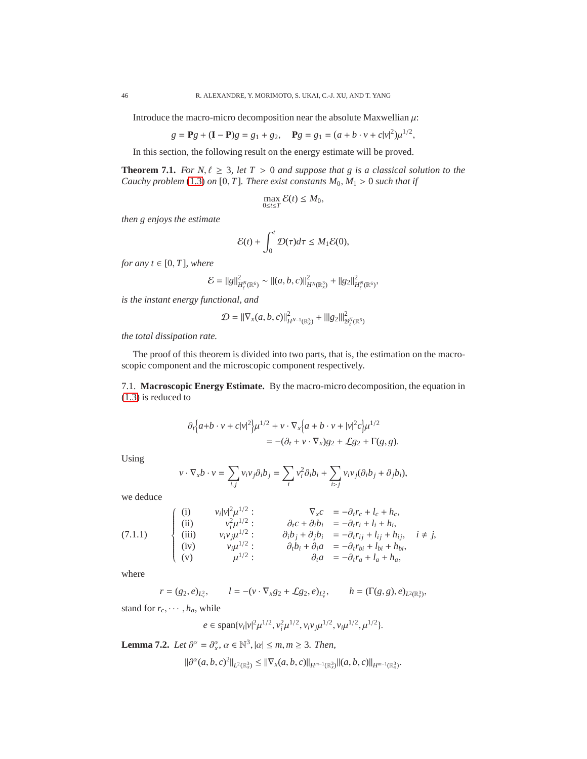Introduce the macro-micro decomposition near the absolute Maxwellian $\mu$:

$$g = \mathbf{P}g + (\mathbf{I} - \mathbf{P})g = g_1 + g_2, \quad \mathbf{P}g = g_1 = (a + b \cdot v + c|v|^2)\mu^{1/2},$$

In this section, the following result on the energy estimate will be proved.

**Theorem 7.1.** *For $N, \ell \geq 3$, let $T > 0$ and suppose that $g$ is a classical solution to the Cauchy problem (1.3) on $[0, T]$. There exist constants $M_0, M_1 > 0$ such that if*

$$\max_{0 \leq t \leq T} \mathcal{E}(t) \leq M_0,$$

*then $g$ enjoys the estimate*

$$\mathcal{E}(t) + \int_0^t \mathcal{D}(\tau) d\tau \leq M_1 \mathcal{E}(0),$$

*for any $t \in [0, T]$, where*

$$\mathcal{E} = \|g\|^2_{H^N_\ell(\mathbb{R}^6)} \sim \|(a, b, c)\|^2_{H^N(\mathbb{R}^3_x)} + \|g_2\|^2_{H^N_\ell(\mathbb{R}^6)},$$

*is the instant energy functional, and*

$$\mathcal{D} = \|\nabla_x(a, b, c)\|^2_{H^{N-1}(\mathbb{R}^3_x)} + |||g_2|||^2_{\mathcal{B}^N_\ell(\mathbb{R}^6)}$$

*the total dissipation rate.*

The proof of this theorem is divided into two parts, that is, the estimation on the macroscopic component and the microscopic component respectively.

7.1. **Macroscopic Energy Estimate.** By the macro-micro decomposition, the equation in (1.3) is reduced to

$$\begin{aligned}\partial_t\Big\{a + b \cdot v + c|v|^2\Big\}\mu^{1/2} + v \cdot \nabla_x\Big\{a + b \cdot v + |v|^2 c\Big\}\mu^{1/2} \\ = -(\partial_t + v \cdot \nabla_x)g_2 + \mathcal{L}g_2 + \Gamma(g, g).\end{aligned}$$

Using

$$v \cdot \nabla_x b \cdot v = \sum_{i,j} v_i v_j \partial_i b_j = \sum_i v_i^2 \partial_i b_i + \sum_{i>j} v_i v_j (\partial_i b_j + \partial_j b_i),$$

we deduce

$$\text{(7.1.1)} \qquad \left\{ \begin{array}{llrl} \text{(i)} & v_i|v|^2\mu^{1/2}: & \nabla_x c & = -\partial_t r_c + l_c + h_c, \\ \text{(ii)} & v_i^2\mu^{1/2}: & \partial_t c + \partial_i b_i & = -\partial_t r_i + l_i + h_i, \\ \text{(iii)} & v_i v_j \mu^{1/2}: & \partial_i b_j + \partial_j b_i & = -\partial_t r_{ij} + l_{ij} + h_{ij}, \quad i \neq j, \\ \text{(iv)} & v_i\mu^{1/2}: & \partial_t b_i + \partial_i a & = -\partial_t r_{bi} + l_{bi} + h_{bi}, \\ \text{(v)} & \mu^{1/2}: & \partial_t a & = -\partial_t r_a + l_a + h_a, \end{array} \right.$$

where

$$r = (g_2, e)_{L^2_v}, \qquad l = -(v \cdot \nabla_x g_2 + \mathcal{L}g_2, e)_{L^2_v}, \qquad h = (\Gamma(g, g), e)_{L^2(\mathbb{R}^3_v)},$$

stand for $r_c, \cdots, h_a$, while

$$e \in \text{span}\{v_i|v|^2\mu^{1/2}, v_i^2\mu^{1/2}, v_i v_j \mu^{1/2}, v_i\mu^{1/2}, \mu^{1/2}\}.$$

**Lemma 7.2.** *Let $\partial^\alpha = \partial^\alpha_x$, $\alpha \in \mathbb{N}^3$, $|\alpha| \leq m, m \geq 3$. Then,*

$$\|\partial^\alpha (a, b, c)^2\|_{L^2(\mathbb{R}^3_x)} \leq \|\nabla_x(a, b, c)\|_{H^{m-1}(\mathbb{R}^3_x)} \|(a, b, c)\|_{H^{m-1}(\mathbb{R}^3_x)}.$$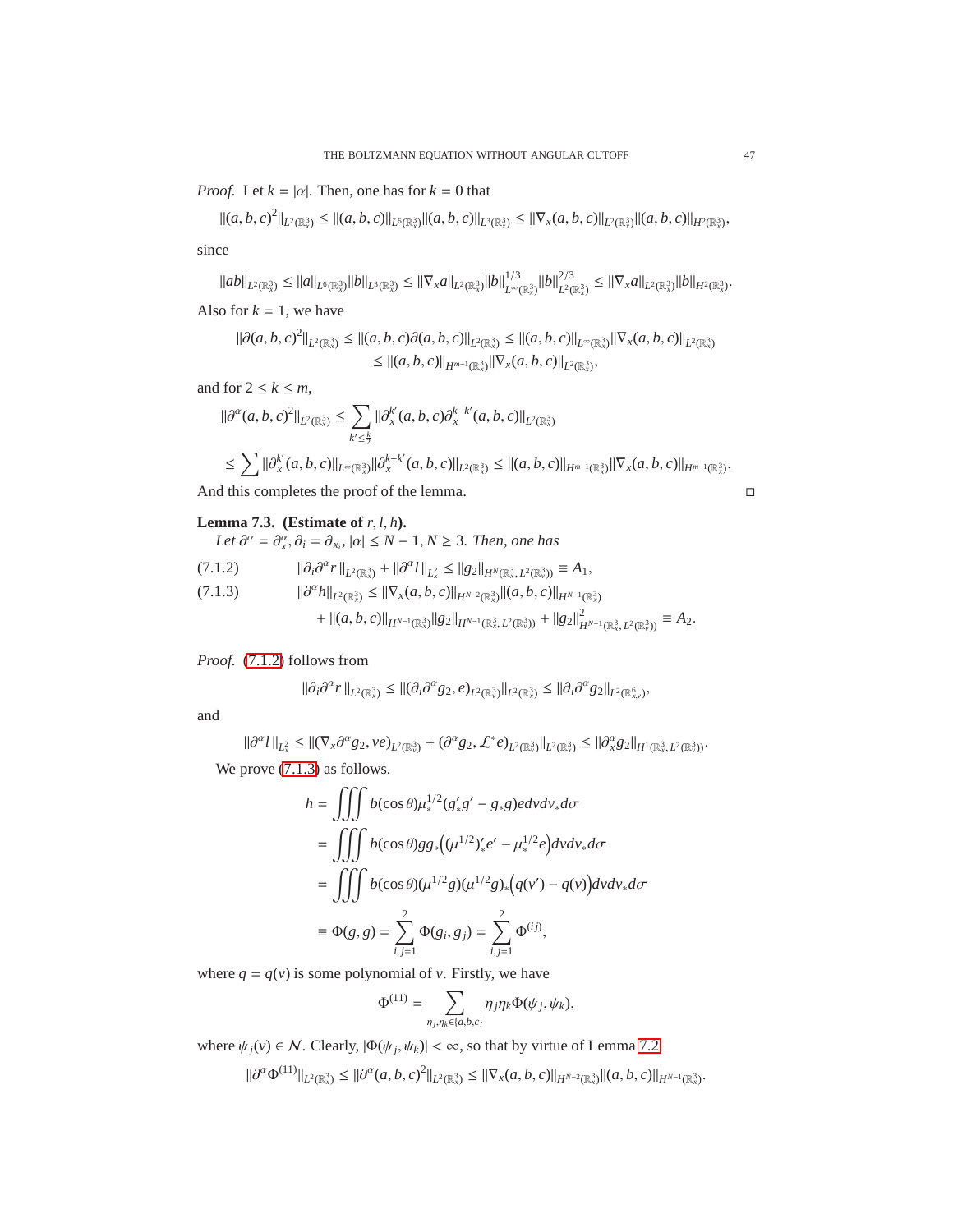*Proof.* Let $k = |\alpha|$. Then, one has for $k = 0$ that

$$\|(a,b,c)^2\|_{L^2(\mathbb{R}^3_x)} \le \|(a,b,c)\|_{L^6(\mathbb{R}^3_x)}\|(a,b,c)\|_{L^3(\mathbb{R}^3_x)} \le \|\nabla_x(a,b,c)\|_{L^2(\mathbb{R}^3_x)}\|(a,b,c)\|_{H^2(\mathbb{R}^3_x)},$$

since

$$\|ab\|_{L^2(\mathbb{R}^3_x)} \le \|a\|_{L^6(\mathbb{R}^3_x)}\|b\|_{L^3(\mathbb{R}^3_x)} \le \|\nabla_x a\|_{L^2(\mathbb{R}^3_x)}\|b\|^{1/3}_{L^\infty(\mathbb{R}^3_x)}\|b\|^{2/3}_{L^2(\mathbb{R}^3_x)} \le \|\nabla_x a\|_{L^2(\mathbb{R}^3_x)}\|b\|_{H^2(\mathbb{R}^3_x)}.$$

Also for $k = 1$, we have

$$\begin{aligned}\|\partial(a,b,c)^2\|_{L^2(\mathbb{R}^3_x)} &\le \|(a,b,c)\partial(a,b,c)\|_{L^2(\mathbb{R}^3_x)} \le \|(a,b,c)\|_{L^\infty(\mathbb{R}^3_x)}\|\nabla_x(a,b,c)\|_{L^2(\mathbb{R}^3_x)}\\ &\le \|(a,b,c)\|_{H^{m-1}(\mathbb{R}^3_x)}\|\nabla_x(a,b,c)\|_{L^2(\mathbb{R}^3_x)},\end{aligned}$$

and for $2 \le k \le m$,

$$\|\partial^\alpha(a,b,c)^2\|_{L^2(\mathbb{R}^3_x)} \le \sum_{k' \le \frac{k}{2}} \|\partial^{k'}_x(a,b,c)\partial^{k-k'}_x(a,b,c)\|_{L^2(\mathbb{R}^3_x)}$$

$$\le \sum \|\partial^{k'}_x(a,b,c)\|_{L^\infty(\mathbb{R}^3_x)}\|\partial^{k-k'}_x(a,b,c)\|_{L^2(\mathbb{R}^3_x)} \le \|(a,b,c)\|_{H^{m-1}(\mathbb{R}^3_x)}\|\nabla_x(a,b,c)\|_{H^{m-1}(\mathbb{R}^3_x)}.$$

And this completes the proof of the lemma. □

**Lemma 7.3. (Estimate of $r, l, h$).**
*Let $\partial^\alpha = \partial^\alpha_x, \partial_i = \partial_{x_i}, |\alpha| \le N-1, N \ge 3$. Then, one has*

$$\|\partial_i\partial^\alpha r\|_{L^2(\mathbb{R}^3_x)} + \|\partial^\alpha l\|_{L^2_x} \le \|g_2\|_{H^N(\mathbb{R}^3_x,\, L^2(\mathbb{R}^3_v))} \equiv A_1, \tag{7.1.2}$$

$$\begin{aligned}\|\partial^\alpha h\|_{L^2(\mathbb{R}^3_x)} &\le \|\nabla_x(a,b,c)\|_{H^{N-2}(\mathbb{R}^3_x)}\|(a,b,c)\|_{H^{N-1}(\mathbb{R}^3_x)}\\ &\quad + \|(a,b,c)\|_{H^{N-1}(\mathbb{R}^3_x)}\|g_2\|_{H^{N-1}(\mathbb{R}^3_x,\, L^2(\mathbb{R}^3_v))} + \|g_2\|^2_{H^{N-1}(\mathbb{R}^3_x,\, L^2(\mathbb{R}^3_v))} \equiv A_2.\end{aligned} \tag{7.1.3}$$

*Proof.* (7.1.2) follows from

$$\|\partial_i\partial^\alpha r\|_{L^2(\mathbb{R}^3_x)} \le \|(\partial_i\partial^\alpha g_2, e)_{L^2(\mathbb{R}^3_v)}\|_{L^2(\mathbb{R}^3_x)} \le \|\partial_i\partial^\alpha g_2\|_{L^2(\mathbb{R}^6_{x,v})},$$

and

$$\|\partial^\alpha l\|_{L^2_x} \le \|(\nabla_x\partial^\alpha g_2, ve)_{L^2(\mathbb{R}^3_v)} + (\partial^\alpha g_2, \mathcal{L}^* e)_{L^2(\mathbb{R}^3_v)}\|_{L^2(\mathbb{R}^3_x)} \le \|\partial^\alpha_x g_2\|_{H^1(\mathbb{R}^3_x,\, L^2(\mathbb{R}^3_v))}.$$

We prove (7.1.3) as follows.

$$\begin{aligned}h &= \iiint b(\cos\theta)\mu_*^{1/2}(g'_*g' - g_*g)e\,dvdv_*d\sigma\\ &= \iiint b(\cos\theta)gg_*\Big((\mu^{1/2})'_*e' - \mu_*^{1/2}e\Big)dvdv_*d\sigma\\ &= \iiint b(\cos\theta)(\mu^{1/2}g)(\mu^{1/2}g)_*\Big(q(v') - q(v)\Big)dvdv_*d\sigma\\ &\equiv \Phi(g,g) = \sum_{i,j=1}^{2}\Phi(g_i,g_j) = \sum_{i,j=1}^{2}\Phi^{(ij)},\end{aligned}$$

where $q = q(v)$ is some polynomial of $v$. Firstly, we have

$$\Phi^{(11)} = \sum_{\eta_j,\eta_k \in \{a,b,c\}} \eta_j\eta_k\Phi(\psi_j,\psi_k),$$

where $\psi_j(v) \in \mathcal{N}$. Clearly, $|\Phi(\psi_j,\psi_k)| < \infty$, so that by virtue of Lemma 7.2

$$\|\partial^\alpha\Phi^{(11)}\|_{L^2(\mathbb{R}^3_x)} \le \|\partial^\alpha(a,b,c)^2\|_{L^2(\mathbb{R}^3_x)} \le \|\nabla_x(a,b,c)\|_{H^{N-2}(\mathbb{R}^3_x)}\|(a,b,c)\|_{H^{N-1}(\mathbb{R}^3_x)}.$$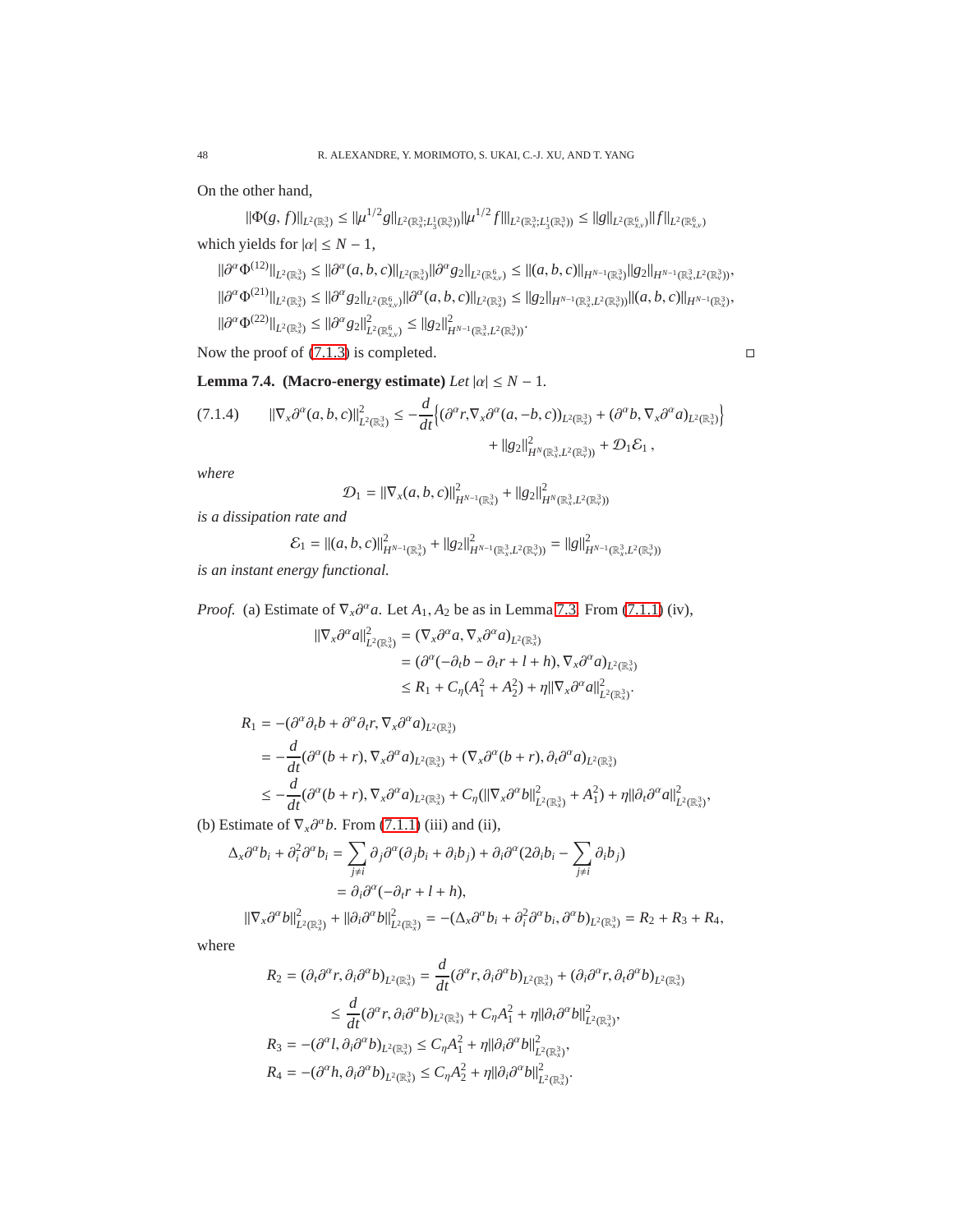On the other hand,

$$\|\Phi(g,f)\|_{L^2(\mathbb{R}^3_x)} \le \|\mu^{1/2} g\|_{L^2(\mathbb{R}^3_x; L^1_3(\mathbb{R}^3_v))} \|\mu^{1/2} f\|\|_{L^2(\mathbb{R}^3_x; L^1_3(\mathbb{R}^3_v))} \le \|g\|_{L^2(\mathbb{R}^6_{x,v})} \|f\|_{L^2(\mathbb{R}^6_{x,v})}$$

which yields for $|\alpha| \le N-1$,

$$\|\partial^\alpha \Phi^{(12)}\|_{L^2(\mathbb{R}^3_x)} \le \|\partial^\alpha (a,b,c)\|_{L^2(\mathbb{R}^3_x)} \|\partial^\alpha g_2\|_{L^2(\mathbb{R}^6_{x,v})} \le \|(a,b,c)\|_{H^{N-1}(\mathbb{R}^3_x)} \|g_2\|_{H^{N-1}(\mathbb{R}^3_x, L^2(\mathbb{R}^3_v))},$$

$$\|\partial^\alpha \Phi^{(21)}\|_{L^2(\mathbb{R}^3_x)} \le \|\partial^\alpha g_2\|_{L^2(\mathbb{R}^6_{x,v})} \|\partial^\alpha (a,b,c)\|_{L^2(\mathbb{R}^3_x)} \le \|g_2\|_{H^{N-1}(\mathbb{R}^3_x, L^2(\mathbb{R}^3_v))} \|(a,b,c)\|_{H^{N-1}(\mathbb{R}^3_x)},$$

$$\|\partial^\alpha \Phi^{(22)}\|_{L^2(\mathbb{R}^3_x)} \le \|\partial^\alpha g_2\|^2_{L^2(\mathbb{R}^6_{x,v})} \le \|g_2\|^2_{H^{N-1}(\mathbb{R}^3_x, L^2(\mathbb{R}^3_v))}.$$

Now the proof of (7.1.3) is completed. □

**Lemma 7.4. (Macro-energy estimate)** *Let $|\alpha| \le N-1$.*

$$\|\nabla_x \partial^\alpha (a,b,c)\|^2_{L^2(\mathbb{R}^3_x)} \le -\frac{d}{dt}\big\{(\partial^\alpha r, \nabla_x \partial^\alpha (a,-b,c))_{L^2(\mathbb{R}^3_x)} + (\partial^\alpha b, \nabla_x \partial^\alpha a)_{L^2(\mathbb{R}^3_x)}\big\} + \|g_2\|^2_{H^N(\mathbb{R}^3_x, L^2(\mathbb{R}^3_v))} + \mathcal{D}_1 \mathcal{E}_1, \tag{7.1.4}$$

*where*

$$\mathcal{D}_1 = \|\nabla_x (a,b,c)\|^2_{H^{N-1}(\mathbb{R}^3_x)} + \|g_2\|^2_{H^N(\mathbb{R}^3_x, L^2(\mathbb{R}^3_v))}$$

*is a dissipation rate and*

$$\mathcal{E}_1 = \|(a,b,c)\|^2_{H^{N-1}(\mathbb{R}^3_x)} + \|g_2\|^2_{H^{N-1}(\mathbb{R}^3_x, L^2(\mathbb{R}^3_v))} = \|g\|^2_{H^{N-1}(\mathbb{R}^3_x, L^2(\mathbb{R}^3_v))}$$

*is an instant energy functional.*

*Proof.* (a) Estimate of $\nabla_x \partial^\alpha a$. Let $A_1, A_2$ be as in Lemma 7.3. From (7.1.1) (iv),

$$\begin{aligned}
\|\nabla_x \partial^\alpha a\|^2_{L^2(\mathbb{R}^3_x)} &= (\nabla_x \partial^\alpha a, \nabla_x \partial^\alpha a)_{L^2(\mathbb{R}^3_x)} \\
&= (\partial^\alpha(-\partial_t b - \partial_t r + l + h), \nabla_x \partial^\alpha a)_{L^2(\mathbb{R}^3_x)} \\
&\le R_1 + C_\eta (A_1^2 + A_2^2) + \eta \|\nabla_x \partial^\alpha a\|^2_{L^2(\mathbb{R}^3_x)}.
\end{aligned}$$

$$\begin{aligned}
R_1 &= -(\partial^\alpha \partial_t b + \partial^\alpha \partial_t r, \nabla_x \partial^\alpha a)_{L^2(\mathbb{R}^3_x)} \\
&= -\frac{d}{dt}(\partial^\alpha (b+r), \nabla_x \partial^\alpha a)_{L^2(\mathbb{R}^3_x)} + (\nabla_x \partial^\alpha (b+r), \partial_t \partial^\alpha a)_{L^2(\mathbb{R}^3_x)} \\
&\le -\frac{d}{dt}(\partial^\alpha (b+r), \nabla_x \partial^\alpha a)_{L^2(\mathbb{R}^3_x)} + C_\eta (\|\nabla_x \partial^\alpha b\|^2_{L^2(\mathbb{R}^3_x)} + A_1^2) + \eta \|\partial_t \partial^\alpha a\|^2_{L^2(\mathbb{R}^3_x)},
\end{aligned}$$

(b) Estimate of $\nabla_x \partial^\alpha b$. From (7.1.1) (iii) and (ii),

$$\begin{aligned}
\Delta_x \partial^\alpha b_i + \partial_i^2 \partial^\alpha b_i &= \sum_{j\ne i} \partial_j \partial^\alpha (\partial_j b_i + \partial_i b_j) + \partial_i \partial^\alpha (2\partial_i b_i - \sum_{j \ne i} \partial_i b_j) \\
&= \partial_i \partial^\alpha (-\partial_t r + l + h),
\end{aligned}$$

$$\|\nabla_x \partial^\alpha b\|^2_{L^2(\mathbb{R}^3_x)} + \|\partial_i \partial^\alpha b\|^2_{L^2(\mathbb{R}^3_x)} = -(\Delta_x \partial^\alpha b_i + \partial_i^2 \partial^\alpha b_i, \partial^\alpha b)_{L^2(\mathbb{R}^3_x)} = R_2 + R_3 + R_4,$$

where

$$\begin{aligned}
R_2 &= (\partial_t \partial^\alpha r, \partial_i \partial^\alpha b)_{L^2(\mathbb{R}^3_x)} = \frac{d}{dt}(\partial^\alpha r, \partial_i \partial^\alpha b)_{L^2(\mathbb{R}^3_x)} + (\partial_i \partial^\alpha r, \partial_t \partial^\alpha b)_{L^2(\mathbb{R}^3_x)} \\
&\le \frac{d}{dt}(\partial^\alpha r, \partial_i \partial^\alpha b)_{L^2(\mathbb{R}^3_x)} + C_\eta A_1^2 + \eta \|\partial_t \partial^\alpha b\|^2_{L^2(\mathbb{R}^3_x)}, \\
R_3 &= -(\partial^\alpha l, \partial_i \partial^\alpha b)_{L^2(\mathbb{R}^3_x)} \le C_\eta A_1^2 + \eta \|\partial_i \partial^\alpha b\|^2_{L^2(\mathbb{R}^3_x)}, \\
R_4 &= -(\partial^\alpha h, \partial_i \partial^\alpha b)_{L^2(\mathbb{R}^3_x)} \le C_\eta A_2^2 + \eta \|\partial_i \partial^\alpha b\|^2_{L^2(\mathbb{R}^3_x)}.
\end{aligned}$$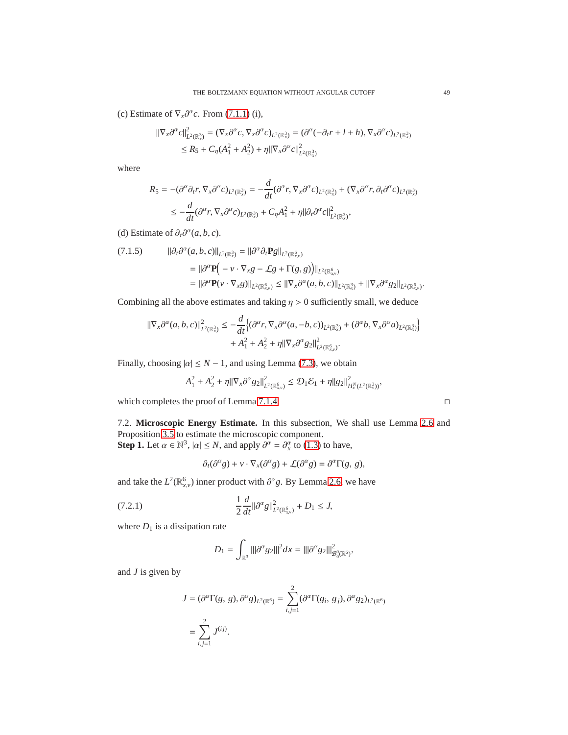(c) Estimate of $\nabla_x \partial^\alpha c$. From (7.1.1) (i),

$$
\begin{aligned}
\|\nabla_x \partial^\alpha c\|^2_{L^2(\mathbb{R}^3_x)} &= (\nabla_x \partial^\alpha c, \nabla_x \partial^\alpha c)_{L^2(\mathbb{R}^3_x)} = (\partial^\alpha(-\partial_t r + l + h), \nabla_x \partial^\alpha c)_{L^2(\mathbb{R}^3_x)} \\
&\le R_5 + C_\eta (A_1^2 + A_2^2) + \eta \|\nabla_x \partial^\alpha c\|^2_{L^2(\mathbb{R}^3_x)}
\end{aligned}
$$

where

$$
\begin{aligned}
R_5 &= -(\partial^\alpha \partial_t r, \nabla_x \partial^\alpha c)_{L^2(\mathbb{R}^3_x)} = -\frac{d}{dt}(\partial^\alpha r, \nabla_x \partial^\alpha c)_{L^2(\mathbb{R}^3_x)} + (\nabla_x \partial^\alpha r, \partial_t \partial^\alpha c)_{L^2(\mathbb{R}^3_x)} \\
&\le -\frac{d}{dt}(\partial^\alpha r, \nabla_x \partial^\alpha c)_{L^2(\mathbb{R}^3_x)} + C_\eta A_1^2 + \eta \|\partial_t \partial^\alpha c\|^2_{L^2(\mathbb{R}^3_x)},
\end{aligned}
$$

(d) Estimate of $\partial_t \partial^\alpha (a, b, c)$.

$$
\begin{aligned}
\|\partial_t \partial^\alpha (a,b,c)\|_{L^2(\mathbb{R}^3_x)} &= \|\partial^\alpha \partial_t \mathbf{P} g\|_{L^2(\mathbb{R}^6_{x,v})} \\
&= \|\partial^\alpha \mathbf{P}\Big( - v \cdot \nabla_x g - \mathcal{L} g + \Gamma(g,g)\Big)\|_{L^2(\mathbb{R}^6_{x,v})} \\
&= \|\partial^\alpha \mathbf{P}(v \cdot \nabla_x g)\|_{L^2(\mathbb{R}^6_{x,v})} \le \|\nabla_x \partial^\alpha (a,b,c)\|_{L^2(\mathbb{R}^3_x)} + \|\nabla_x \partial^\alpha g_2\|_{L^2(\mathbb{R}^6_{x,v})}.
\end{aligned}
\tag{7.1.5}
$$

Combining all the above estimates and taking $\eta > 0$ sufficiently small, we deduce

$$
\begin{aligned}
\|\nabla_x \partial^\alpha (a,b,c)\|^2_{L^2(\mathbb{R}^3_x)} \le &-\frac{d}{dt}\Big\{(\partial^\alpha r, \nabla_x \partial^\alpha (a, -b, c))_{L^2(\mathbb{R}^3_x)} + (\partial^\alpha b, \nabla_x \partial^\alpha a)_{L^2(\mathbb{R}^3_x)}\Big\} \\
&+ A_1^2 + A_2^2 + \eta \|\nabla_x \partial^\alpha g_2\|^2_{L^2(\mathbb{R}^6_{x,v})}.
\end{aligned}
$$

Finally, choosing $|\alpha| \le N-1$, and using Lemma (7.3), we obtain

$$
A_1^2 + A_2^2 + \eta \|\nabla_x \partial^\alpha g_2\|^2_{L^2(\mathbb{R}^6_{x,v})} \le \mathcal{D}_1 \mathcal{E}_1 + \eta \|g_2\|^2_{H^N_x(L^2(\mathbb{R}^3_v))},
$$

which completes the proof of Lemma 7.1.4. ◻

7.2. **Microscopic Energy Estimate.** In this subsection, We shall use Lemma 2.6 and Proposition 3.5 to estimate the microscopic component.
**Step 1.** Let $\alpha \in \mathbb{N}^3$, $|\alpha| \le N$, and apply $\partial^\alpha = \partial^\alpha_x$ to (1.3) to have,

$$
\partial_t(\partial^\alpha g) + v \cdot \nabla_x (\partial^\alpha g) + \mathcal{L}(\partial^\alpha g) = \partial^\alpha \Gamma(g,\, g),
$$

and take the $L^2(\mathbb{R}^6_{x,v})$ inner product with $\partial^\alpha g$. By Lemma 2.6, we have

$$
\frac{1}{2}\frac{d}{dt}\|\partial^\alpha g\|^2_{L^2(\mathbb{R}^6_{x,v})} + D_1 \le J,
\tag{7.2.1}
$$

where $D_1$ is a dissipation rate

$$
D_1 = \int_{\mathbb{R}^3} |||\partial^\alpha g_2|||^2 dx = |||\partial^\alpha g_2|||^2_{\mathcal{B}^0_0(\mathbb{R}^6)},
$$

and $J$ is given by

$$
\begin{aligned}
J &= (\partial^\alpha \Gamma(g,\, g), \partial^\alpha g)_{L^2(\mathbb{R}^6)} = \sum_{i,j=1}^{2} (\partial^\alpha \Gamma(g_i,\, g_j), \partial^\alpha g_2)_{L^2(\mathbb{R}^6)} \\
&= \sum_{i,j=1}^{2} J^{(ij)}.
\end{aligned}
$$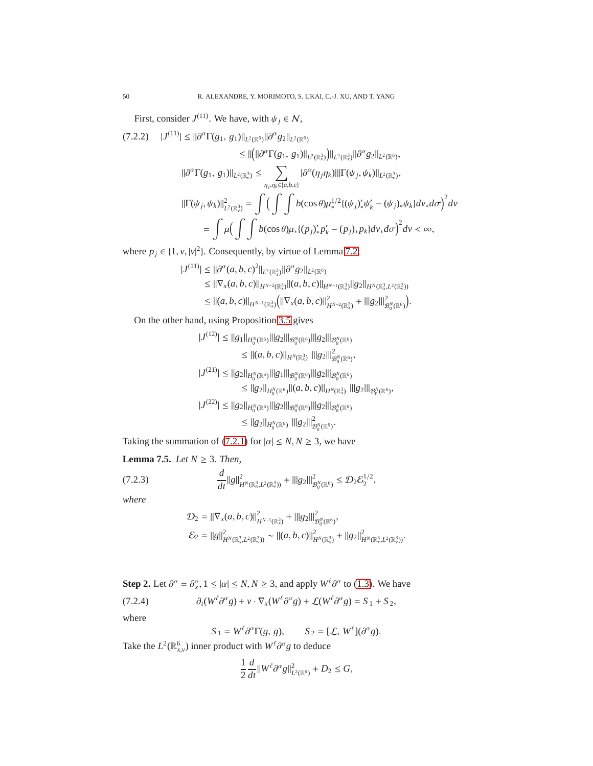First, consider $J^{(11)}$. We have, with $\psi_j \in \mathcal{N}$,

$$
\begin{aligned}
(7.2.2) \quad |J^{(11)}| &\le \|\partial^\alpha \Gamma(g_1,\, g_1)\|_{L^2(\mathbb{R}^6)} \|\partial^\alpha g_2\|_{L^2(\mathbb{R}^6)} \\
&\le \Big\| \Big( \|\partial^\alpha \Gamma(g_1,\, g_1)\|_{L^2(\mathbb{R}^3_v)} \Big) \Big\|_{L^2(\mathbb{R}^3_x)} \|\partial^\alpha g_2\|_{L^2(\mathbb{R}^6)},
\end{aligned}
$$

$$
\|\partial^\alpha \Gamma(g_1,\, g_1)\|_{L^2(\mathbb{R}^3_v)} \le \sum_{\eta_j, \eta_k \in \{a,b,c\}} |\partial^\alpha(\eta_j \eta_k)| \|\Gamma(\psi_j, \psi_k)\|_{L^2(\mathbb{R}^3_v)},
$$

$$
\begin{aligned}
\|\Gamma(\psi_j, \psi_k)\|^2_{L^2(\mathbb{R}^3_v)} &= \int \Big( \int\int b(\cos\theta) \mu_*^{1/2} \{(\psi_j)'_* \psi'_k - (\psi_j)_* \psi_k\} dv_* d\sigma \Big)^2 dv \\
&= \int \mu \Big( \int\int b(\cos\theta) \mu_* \{(p_j)'_* p'_k - (p_j)_* p_k\} dv_* d\sigma \Big)^2 dv < \infty,
\end{aligned}
$$

where $p_j \in \{1, v, |v|^2\}$. Consequently, by virtue of Lemma 7.2,

$$
\begin{aligned}
|J^{(11)}| &\le \|\partial^\alpha(a,b,c)^2\|_{L^2(\mathbb{R}^3_x)} \|\partial^\alpha g_2\|_{L^2(\mathbb{R}^6)} \\
&\le \|\nabla_x(a,b,c)\|_{H^{N-2}(\mathbb{R}^3_x)} \|(a,b,c)\|_{H^{N-1}(\mathbb{R}^3_x)} \|g_2\|_{H^N(\mathbb{R}^3_x, L^2(\mathbb{R}^3_v))} \\
&\le \|(a,b,c)\|_{H^{N-1}(\mathbb{R}^3_x)} \Big( \|\nabla_x(a,b,c)\|^2_{H^{N-2}(\mathbb{R}^3_x)} + |||g_2|||^2_{\mathcal{B}_0^N(\mathbb{R}^6)} \Big).
\end{aligned}
$$

On the other hand, using Proposition 3.5 gives

$$
\begin{aligned}
|J^{(12)}| &\le \|g_1\|_{H_0^N(\mathbb{R}^6)} |||g_2|||_{\mathcal{B}_0^N(\mathbb{R}^6)} |||g_2|||_{\mathcal{B}_0^N(\mathbb{R}^6)} \\
&\le \|(a,b,c)\|_{H^N(\mathbb{R}^3_x)} \; |||g_2|||^2_{\mathcal{B}_0^N(\mathbb{R}^6)}, \\
|J^{(21)}| &\le \|g_2\|_{H_0^N(\mathbb{R}^6)} |||g_1|||_{\mathcal{B}_0^N(\mathbb{R}^6)} |||g_2|||_{\mathcal{B}_0^N(\mathbb{R}^6)} \\
&\le \|g_2\|_{H_0^N(\mathbb{R}^6)} \|(a,b,c)\|_{H^N(\mathbb{R}^3_x)} \; |||g_2|||_{\mathcal{B}_0^N(\mathbb{R}^6)}, \\
|J^{(22)}| &\le \|g_2\|_{H_0^N(\mathbb{R}^6)} |||g_2|||_{\mathcal{B}_0^N(\mathbb{R}^6)} |||g_2|||_{\mathcal{B}_0^N(\mathbb{R}^6)} \\
&\le \|g_2\|_{H_0^N(\mathbb{R}^6)} \; |||g_2|||^2_{\mathcal{B}_0^N(\mathbb{R}^6)}.
\end{aligned}
$$

Taking the summation of (7.2.1) for $|\alpha| \le N$, $N \ge 3$, we have

**Lemma 7.5.** *Let $N \ge 3$. Then,*

$$
(7.2.3) \qquad \frac{d}{dt} \|g\|^2_{H^N(\mathbb{R}^3_x, L^2(\mathbb{R}^3_v))} + |||g_2|||^2_{\mathcal{B}_0^N(\mathbb{R}^6)} \le \mathcal{D}_2 \mathcal{E}_2^{1/2},
$$

*where*

$$
\begin{aligned}
\mathcal{D}_2 &= \|\nabla_x(a,b,c)\|^2_{H^{N-1}(\mathbb{R}^3_x)} + |||g_2|||^2_{\mathcal{B}_0^N(\mathbb{R}^6)}, \\
\mathcal{E}_2 &= \|g\|^2_{H^N(\mathbb{R}^3_x, L^2(\mathbb{R}^3_v))} \sim \|(a,b,c)\|^2_{H^N(\mathbb{R}^3_x)} + \|g_2\|^2_{H^N(\mathbb{R}^3_x, L^2(\mathbb{R}^3_v))}.
\end{aligned}
$$

**Step 2.** Let $\partial^\alpha = \partial^\alpha_x$, $1 \le |\alpha| \le N$, $N \ge 3$, and apply $W^\ell \partial^\alpha$ to (1.3). We have

$$
(7.2.4) \qquad \partial_t(W^\ell \partial^\alpha g) + v \cdot \nabla_x(W^\ell \partial^\alpha g) + \mathcal{L}(W^\ell \partial^\alpha g) = S_1 + S_2,
$$

where

$$
S_1 = W^\ell \partial^\alpha \Gamma(g, g), \qquad S_2 = [\mathcal{L}, W^\ell](\partial^\alpha g).
$$

Take the $L^2(\mathbb{R}^6_{x,v})$ inner product with $W^\ell \partial^\alpha g$ to deduce

$$
\frac{1}{2} \frac{d}{dt} \|W^\ell \partial^\alpha g\|^2_{L^2(\mathbb{R}^6)} + D_2 \le G,
$$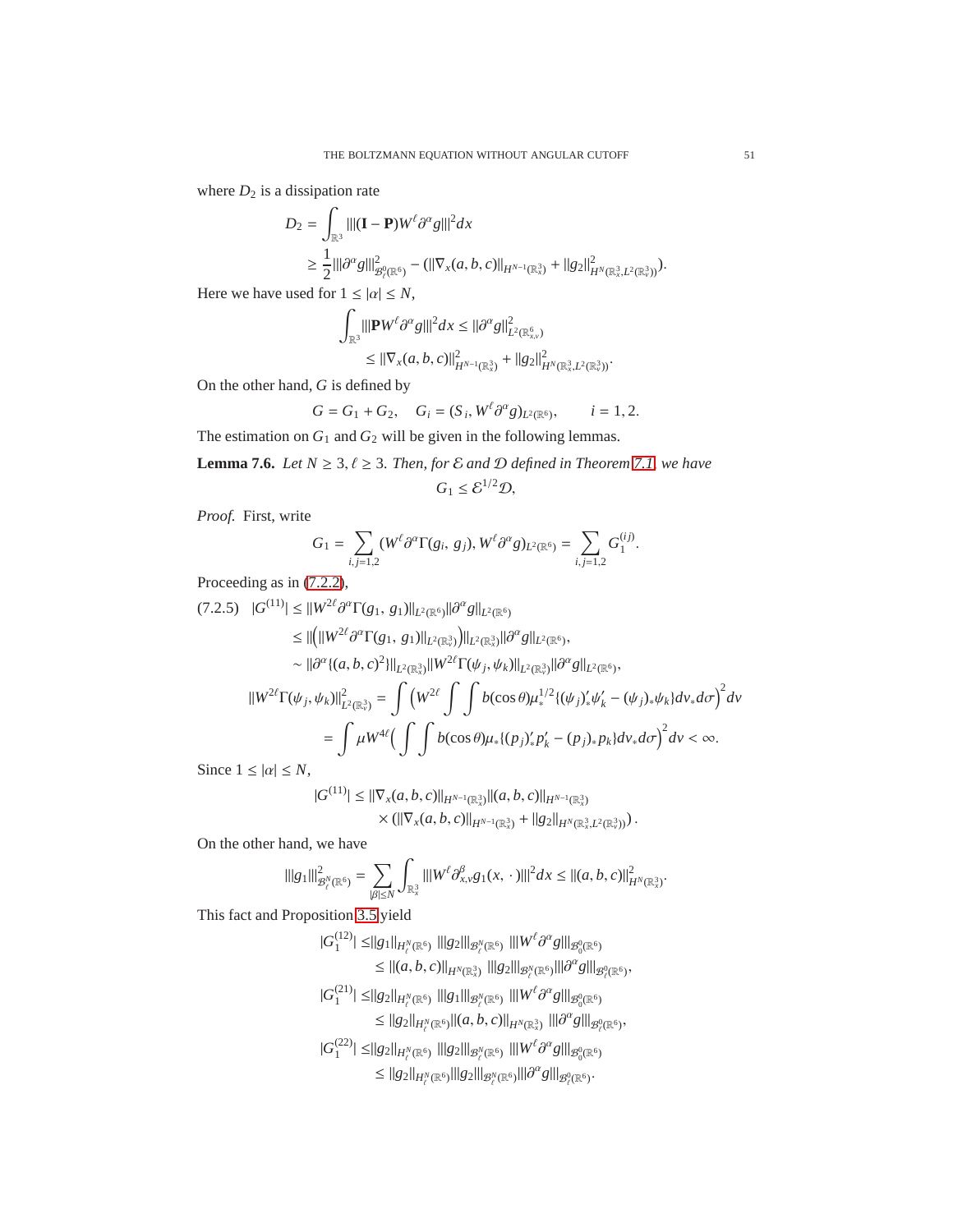where $D_2$ is a dissipation rate

$$
\begin{aligned}
D_2 &= \int_{\mathbb{R}^3} |||(\mathbf{I}-\mathbf{P})W^\ell \partial^\alpha g|||^2 dx \\
&\geq \frac{1}{2}|||\partial^\alpha g|||^2_{\mathcal{B}^0_\ell(\mathbb{R}^6)} - (\|\nabla_x(a,b,c)\|_{H^{N-1}(\mathbb{R}^3_x)} + \|g_2\|^2_{H^N(\mathbb{R}^3_x, L^2(\mathbb{R}^3_v))}).
\end{aligned}
$$

Here we have used for $1 \leq |\alpha| \leq N$,

$$
\begin{aligned}
\int_{\mathbb{R}^3} |||\mathbf{P}W^\ell \partial^\alpha g|||^2 dx &\leq \|\partial^\alpha g\|^2_{L^2(\mathbb{R}^6_{x,v})} \\
&\leq \|\nabla_x(a,b,c)\|^2_{H^{N-1}(\mathbb{R}^3_x)} + \|g_2\|^2_{H^N(\mathbb{R}^3_x, L^2(\mathbb{R}^3_v))}.
\end{aligned}
$$

On the other hand, $G$ is defined by

$$
G = G_1 + G_2, \quad G_i = (S_i, W^\ell \partial^\alpha g)_{L^2(\mathbb{R}^6)}, \qquad i = 1, 2.
$$

The estimation on $G_1$ and $G_2$ will be given in the following lemmas.

**Lemma 7.6.** *Let $N \geq 3, \ell \geq 3$. Then, for $\mathcal{E}$ and $\mathcal{D}$ defined in Theorem 7.1, we have*

$$
G_1 \leq \mathcal{E}^{1/2}\mathcal{D},
$$

*Proof.* First, write

$$
G_1 = \sum_{i,j=1,2} (W^\ell \partial^\alpha \Gamma(g_i,\, g_j), W^\ell \partial^\alpha g)_{L^2(\mathbb{R}^6)} = \sum_{i,j=1,2} G_1^{(ij)}.
$$

Proceeding as in (7.2.2),

$$
\begin{aligned}
(7.2.5) \quad |G^{(11)}| &\leq \|W^{2\ell}\partial^\alpha \Gamma(g_1,\, g_1)\|_{L^2(\mathbb{R}^6)}\|\partial^\alpha g\|_{L^2(\mathbb{R}^6)} \\
&\leq \|\Big(\|W^{2\ell}\partial^\alpha \Gamma(g_1,\, g_1)\|_{L^2(\mathbb{R}^3_v)}\Big)\|_{L^2(\mathbb{R}^3_x)}\|\partial^\alpha g\|_{L^2(\mathbb{R}^6)}, \\
&\sim \|\partial^\alpha\{(a,b,c)^2\}\|_{L^2(\mathbb{R}^3_x)}\|W^{2\ell}\Gamma(\psi_j,\psi_k)\|_{L^2(\mathbb{R}^3_v)}\|\partial^\alpha g\|_{L^2(\mathbb{R}^6)}, \\
\|W^{2\ell}\Gamma(\psi_j,\psi_k)\|^2_{L^2(\mathbb{R}^3_v)} &= \int \Big(W^{2\ell}\int\int b(\cos\theta)\mu_*^{1/2}\{(\psi_j)'_*\psi'_k - (\psi_j)_*\psi_k\}dv_* d\sigma\Big)^2 dv \\
&= \int \mu W^{4\ell}\Big(\int\int b(\cos\theta)\mu_*\{(p_j)'_* p'_k - (p_j)_* p_k\}dv_* d\sigma\Big)^2 dv < \infty.
\end{aligned}
$$

Since $1 \leq |\alpha| \leq N$,

$$
\begin{aligned}
|G^{(11)}| \leq\ & \|\nabla_x(a,b,c)\|_{H^{N-1}(\mathbb{R}^3_x)}\|(a,b,c)\|_{H^{N-1}(\mathbb{R}^3_x)} \\
&\times (\|\nabla_x(a,b,c)\|_{H^{N-1}(\mathbb{R}^3_x)} + \|g_2\|_{H^N(\mathbb{R}^3_x, L^2(\mathbb{R}^3_v))}).
\end{aligned}
$$

On the other hand, we have

$$
|||g_1|||^2_{\mathcal{B}^N_\ell(\mathbb{R}^6)} = \sum_{|\beta|\leq N}\int_{\mathbb{R}^3_x} |||W^\ell \partial^\beta_{x,v} g_1(x,\,\cdot\,)|||^2 dx \leq \|(a,b,c)\|^2_{H^N(\mathbb{R}^3_x)}.
$$

This fact and Proposition 3.5 yield

$$
\begin{aligned}
|G_1^{(12)}| &\leq \|g_1\|_{H^N_\ell(\mathbb{R}^6)}\ |||g_2|||_{\mathcal{B}^N_\ell(\mathbb{R}^6)}\ |||W^\ell \partial^\alpha g|||_{\mathcal{B}^0_0(\mathbb{R}^6)} \\
&\leq \|(a,b,c)\|_{H^N(\mathbb{R}^3_x)}\ |||g_2|||_{\mathcal{B}^N_\ell(\mathbb{R}^6)}|||\partial^\alpha g|||_{\mathcal{B}^0_\ell(\mathbb{R}^6)}, \\
|G_1^{(21)}| &\leq \|g_2\|_{H^N_\ell(\mathbb{R}^6)}\ |||g_1|||_{\mathcal{B}^N_\ell(\mathbb{R}^6)}\ |||W^\ell \partial^\alpha g|||_{\mathcal{B}^0_0(\mathbb{R}^6)} \\
&\leq \|g_2\|_{H^N_\ell(\mathbb{R}^6)}\|(a,b,c)\|_{H^N(\mathbb{R}^3_x)}\ |||\partial^\alpha g|||_{\mathcal{B}^0_\ell(\mathbb{R}^6)}, \\
|G_1^{(22)}| &\leq \|g_2\|_{H^N_\ell(\mathbb{R}^6)}\ |||g_2|||_{\mathcal{B}^N_\ell(\mathbb{R}^6)}\ |||W^\ell \partial^\alpha g|||_{\mathcal{B}^0_0(\mathbb{R}^6)} \\
&\leq \|g_2\|_{H^N_\ell(\mathbb{R}^6)}|||g_2|||_{\mathcal{B}^N_\ell(\mathbb{R}^6)}|||\partial^\alpha g|||_{\mathcal{B}^0_\ell(\mathbb{R}^6)}.
\end{aligned}
$$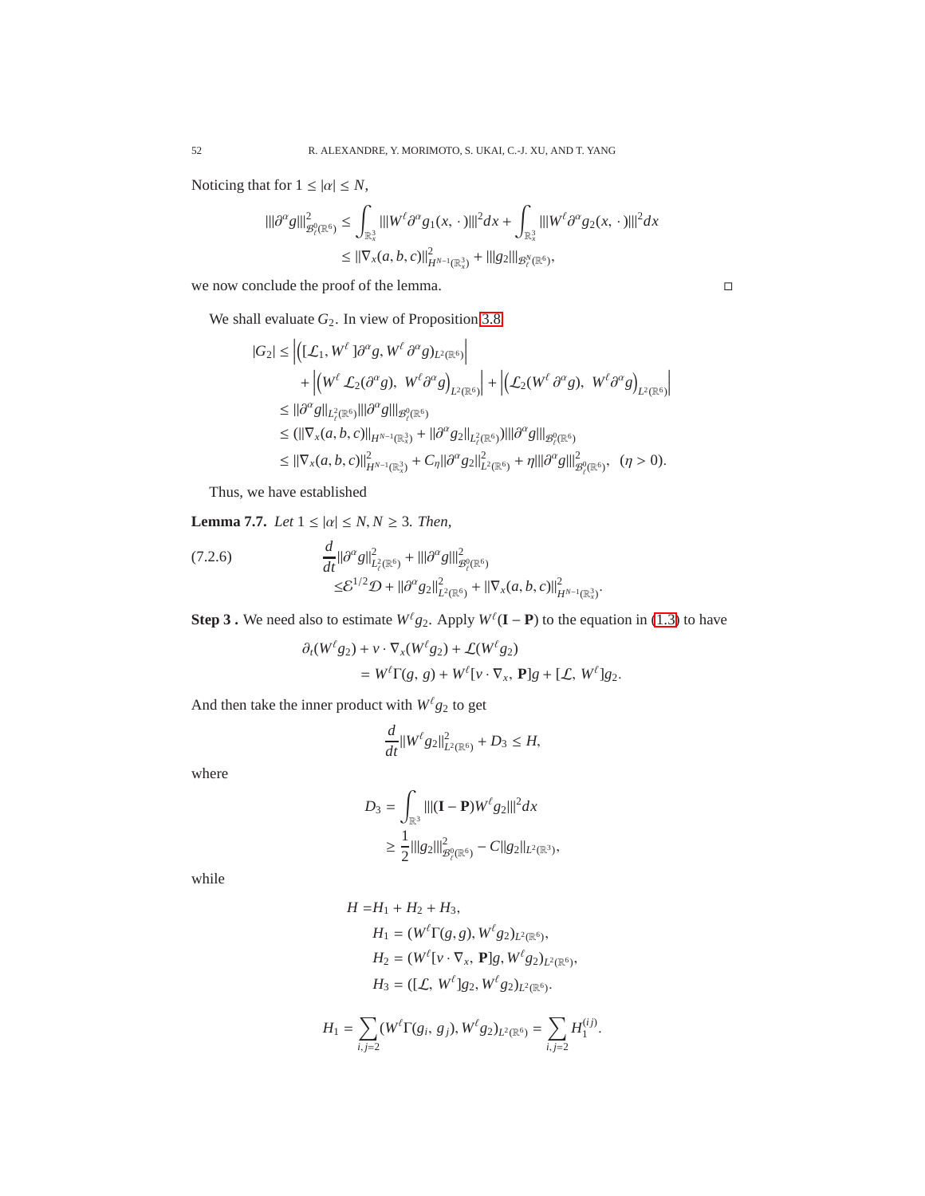Noticing that for $1 \le |\alpha| \le N$,

$$
\begin{aligned}
|||\partial^\alpha g|||^2_{\mathcal{B}^0_\ell(\mathbb{R}^6)} &\le \int_{\mathbb{R}^3_x} |||W^\ell \partial^\alpha g_1(x,\,\cdot)|||^2 dx + \int_{\mathbb{R}^3_x} |||W^\ell \partial^\alpha g_2(x,\,\cdot)|||^2 dx \\
&\le \|\nabla_x(a,b,c)\|^2_{H^{N-1}(\mathbb{R}^3_x)} + |||g_2|||_{\mathcal{B}^N_\ell(\mathbb{R}^6)},
\end{aligned}
$$

we now conclude the proof of the lemma. $\square$

We shall evaluate $G_2$. In view of Proposition 3.8

$$
\begin{aligned}
|G_2| \le& \left|\left([\mathcal{L}_1, W^\ell\,]\partial^\alpha g, W^\ell\,\partial^\alpha g\right)_{L^2(\mathbb{R}^6)}\right| \\
&+ \left|\left(W^\ell\,\mathcal{L}_2(\partial^\alpha g),\ W^\ell \partial^\alpha g\right)_{L^2(\mathbb{R}^6)}\right| + \left|\left(\mathcal{L}_2(W^\ell\,\partial^\alpha g),\ W^\ell \partial^\alpha g\right)_{L^2(\mathbb{R}^6)}\right| \\
\le& \|\partial^\alpha g\|_{L^2_\ell(\mathbb{R}^6)} |||\partial^\alpha g|||_{\mathcal{B}^0_\ell(\mathbb{R}^6)} \\
\le& (\|\nabla_x(a,b,c)\|_{H^{N-1}(\mathbb{R}^3_x)} + \|\partial^\alpha g_2\|_{L^2_\ell(\mathbb{R}^6)}) |||\partial^\alpha g|||_{\mathcal{B}^0_\ell(\mathbb{R}^6)} \\
\le& \|\nabla_x(a,b,c)\|^2_{H^{N-1}(\mathbb{R}^3_x)} + C_\eta \|\partial^\alpha g_2\|^2_{L^2(\mathbb{R}^6)} + \eta |||\partial^\alpha g|||^2_{\mathcal{B}^0_\ell(\mathbb{R}^6)}, \quad (\eta > 0).
\end{aligned}
$$

Thus, we have established

**Lemma 7.7.** *Let $1 \le |\alpha| \le N, N \ge 3$. Then,*

$$
\begin{aligned}
&\frac{d}{dt}\|\partial^\alpha g\|^2_{L^2_\ell(\mathbb{R}^6)} + |||\partial^\alpha g|||^2_{\mathcal{B}^0_\ell(\mathbb{R}^6)} \\
&\le \mathcal{E}^{1/2}\mathcal{D} + \|\partial^\alpha g_2\|^2_{L^2(\mathbb{R}^6)} + \|\nabla_x(a,b,c)\|^2_{H^{N-1}(\mathbb{R}^3_x)}.
\end{aligned} \tag{7.2.6}
$$

**Step 3 .** We need also to estimate $W^\ell g_2$. Apply $W^\ell(\mathbf{I} - \mathbf{P})$ to the equation in (1.3) to have

$$
\begin{aligned}
&\partial_t(W^\ell g_2) + v \cdot \nabla_x(W^\ell g_2) + \mathcal{L}(W^\ell g_2) \\
&\qquad = W^\ell \Gamma(g,\,g) + W^\ell [v \cdot \nabla_x,\, \mathbf{P}]g + [\mathcal{L},\, W^\ell]g_2.
\end{aligned}
$$

And then take the inner product with $W^\ell g_2$ to get

$$
\frac{d}{dt}\|W^\ell g_2\|^2_{L^2(\mathbb{R}^6)} + D_3 \le H,
$$

where

$$
\begin{aligned}
D_3 &= \int_{\mathbb{R}^3} |||(\mathbf{I} - \mathbf{P}) W^\ell g_2|||^2 dx \\
&\ge \frac{1}{2}|||g_2|||^2_{\mathcal{B}^0_\ell(\mathbb{R}^6)} - C\|g_2\|_{L^2(\mathbb{R}^3)},
\end{aligned}
$$

while

$$
\begin{aligned}
H =& H_1 + H_2 + H_3, \\
&H_1 = (W^\ell \Gamma(g,g), W^\ell g_2)_{L^2(\mathbb{R}^6)}, \\
&H_2 = (W^\ell [v \cdot \nabla_x,\, \mathbf{P}]g, W^\ell g_2)_{L^2(\mathbb{R}^6)}, \\
&H_3 = ([\mathcal{L},\, W^\ell]g_2, W^\ell g_2)_{L^2(\mathbb{R}^6)}.
\end{aligned}
$$

$$
H_1 = \sum_{i,j=2} (W^\ell \Gamma(g_i,\, g_j), W^\ell g_2)_{L^2(\mathbb{R}^6)} = \sum_{i,j=2} H_1^{(ij)}.
$$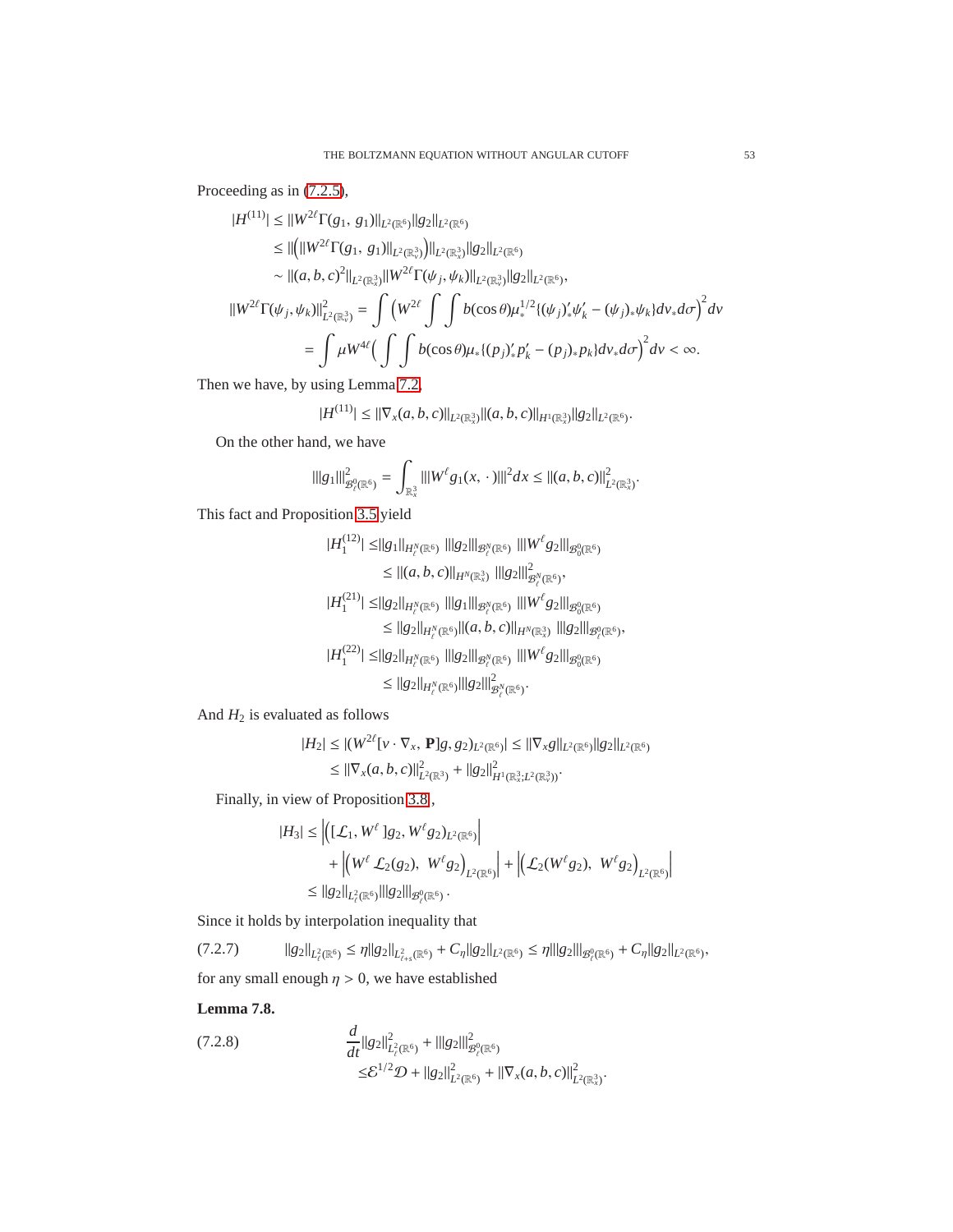Proceeding as in (7.2.5),

$$
\begin{aligned}
|H^{(11)}| &\le \|W^{2\ell}\Gamma(g_1,\, g_1)\|_{L^2(\mathbb{R}^6)}\|g_2\|_{L^2(\mathbb{R}^6)}\\
&\le \|\Big(\|W^{2\ell}\Gamma(g_1,\, g_1)\|_{L^2(\mathbb{R}^3_v)}\Big)\|_{L^2(\mathbb{R}^3_x)}\|g_2\|_{L^2(\mathbb{R}^6)}\\
&\sim \|(a,b,c)^2\|_{L^2(\mathbb{R}^3_x)}\|W^{2\ell}\Gamma(\psi_j,\psi_k)\|_{L^2(\mathbb{R}^3_v)}\|g_2\|_{L^2(\mathbb{R}^6)},\\
\|W^{2\ell}\Gamma(\psi_j,\psi_k)\|^2_{L^2(\mathbb{R}^3_v)} &= \int \Big(W^{2\ell}\int\int b(\cos\theta)\mu_*^{1/2}\{(\psi_j)'_*\psi'_k-(\psi_j)_*\psi_k\}dv_*d\sigma\Big)^2 dv\\
&= \int \mu W^{4\ell}\Big(\int\int b(\cos\theta)\mu_*\{(p_j)'_*p'_k-(p_j)_*p_k\}dv_*d\sigma\Big)^2 dv<\infty .
\end{aligned}
$$

Then we have, by using Lemma 7.2,

$$
|H^{(11)}| \le \|\nabla_x(a,b,c)\|_{L^2(\mathbb{R}^3_x)}\|(a,b,c)\|_{H^1(\mathbb{R}^3_x)}\|g_2\|_{L^2(\mathbb{R}^6)}.
$$

On the other hand, we have

$$
|||g_1|||^2_{\mathcal{B}^0_\ell(\mathbb{R}^6)} = \int_{\mathbb{R}^3_x}|||W^\ell g_1(x,\,\cdot)|||^2dx \le \|(a,b,c)\|^2_{L^2(\mathbb{R}^3_x)}.
$$

This fact and Proposition 3.5 yield

$$
\begin{aligned}
|H_1^{(12)}| &\le \|g_1\|_{H^N_\ell(\mathbb{R}^6)}\;|||g_2|||_{\mathcal{B}^N_\ell(\mathbb{R}^6)}\;|||W^\ell g_2|||_{\mathcal{B}^0_0(\mathbb{R}^6)}\\
&\le \|(a,b,c)\|_{H^N(\mathbb{R}^3_x)}\;|||g_2|||^2_{\mathcal{B}^N_\ell(\mathbb{R}^6)},\\
|H_1^{(21)}| &\le \|g_2\|_{H^N_\ell(\mathbb{R}^6)}\;|||g_1|||_{\mathcal{B}^N_\ell(\mathbb{R}^6)}\;|||W^\ell g_2|||_{\mathcal{B}^0_0(\mathbb{R}^6)}\\
&\le \|g_2\|_{H^N_\ell(\mathbb{R}^6)}\|(a,b,c)\|_{H^N(\mathbb{R}^3_x)}\;|||g_2|||_{\mathcal{B}^0_\ell(\mathbb{R}^6)},\\
|H_1^{(22)}| &\le \|g_2\|_{H^N_\ell(\mathbb{R}^6)}\;|||g_2|||_{\mathcal{B}^N_\ell(\mathbb{R}^6)}\;|||W^\ell g_2|||_{\mathcal{B}^0_0(\mathbb{R}^6)}\\
&\le \|g_2\|_{H^N_\ell(\mathbb{R}^6)}|||g_2|||^2_{\mathcal{B}^N_\ell(\mathbb{R}^6)}.
\end{aligned}
$$

And $H_2$ is evaluated as follows

$$
\begin{aligned}
|H_2| &\le |(W^{2\ell}[v\cdot\nabla_x,\,\mathbf{P}]g, g_2)_{L^2(\mathbb{R}^6)}| \le \|\nabla_x g\|_{L^2(\mathbb{R}^6)}\|g_2\|_{L^2(\mathbb{R}^6)}\\
&\le \|\nabla_x(a,b,c)\|^2_{L^2(\mathbb{R}^3)} + \|g_2\|^2_{H^1(\mathbb{R}^3_x;L^2(\mathbb{R}^3_v))}.
\end{aligned}
$$

Finally, in view of Proposition 3.8,

$$
\begin{aligned}
|H_3| &\le \Big|\Big([\mathcal{L}_1, W^\ell\,]g_2, W^\ell g_2)_{L^2(\mathbb{R}^6)}\Big|\\
&\quad + \Big|\Big(W^\ell\,\mathcal{L}_2(g_2),\; W^\ell g_2\Big)_{L^2(\mathbb{R}^6)}\Big| + \Big|\Big(\mathcal{L}_2(W^\ell g_2),\; W^\ell g_2\Big)_{L^2(\mathbb{R}^6)}\Big|\\
&\le \|g_2\|_{L^2_\ell(\mathbb{R}^6)}|||g_2|||_{\mathcal{B}^0_\ell(\mathbb{R}^6)}\,.
\end{aligned}
$$

Since it holds by interpolation inequality that

$$
\|g_2\|_{L^2_\ell(\mathbb{R}^6)} \le \eta\|g_2\|_{L^2_{\ell+s}(\mathbb{R}^6)} + C_\eta\|g_2\|_{L^2(\mathbb{R}^6)} \le \eta|||g_2|||_{\mathcal{B}^0_\ell(\mathbb{R}^6)} + C_\eta\|g_2\|_{L^2(\mathbb{R}^6)}, \tag{7.2.7}
$$

for any small enough $\eta>0$, we have established

**Lemma 7.8.**

$$
\begin{aligned}
&\frac{d}{dt}\|g_2\|^2_{L^2_\ell(\mathbb{R}^6)} + |||g_2|||^2_{\mathcal{B}^0_\ell(\mathbb{R}^6)}\\
&\le \mathcal{E}^{1/2}\mathcal{D} + \|g_2\|^2_{L^2(\mathbb{R}^6)} + \|\nabla_x(a,b,c)\|^2_{L^2(\mathbb{R}^3_x)}.
\end{aligned} \tag{7.2.8}
$$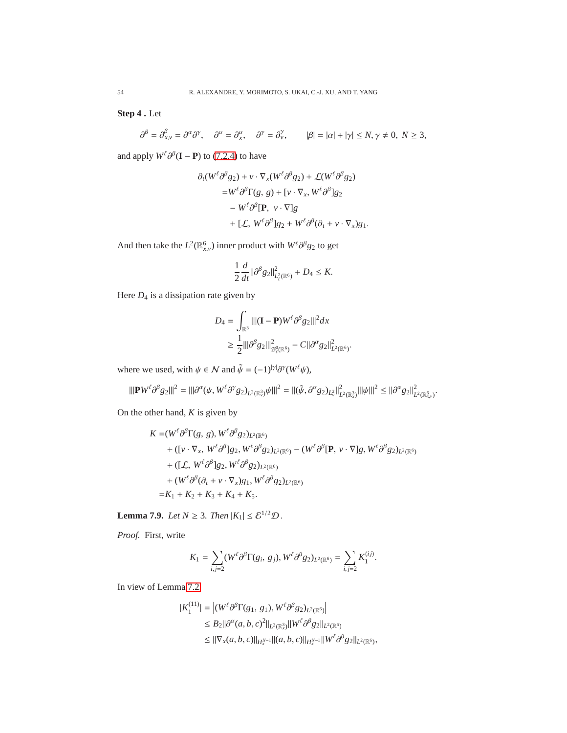**Step 4 .** Let

$$\partial^\beta = \partial^\beta_{x,v} = \partial^\alpha \partial^\gamma, \quad \partial^\alpha = \partial^\alpha_x, \quad \partial^\gamma = \partial^\gamma_v, \qquad |\beta| = |\alpha| + |\gamma| \le N, \gamma \ne 0, \ N \ge 3,$$

and apply $W^\ell \partial^\beta (\mathbf{I} - \mathbf{P})$ to (7.2.4) to have

$$\begin{aligned}
\partial_t (W^\ell \partial^\beta g_2) + v \cdot \nabla_x (W^\ell \partial^\beta g_2) + \mathcal{L}(W^\ell \partial^\beta g_2) \\
= W^\ell \partial^\beta \Gamma(g, g) + [v \cdot \nabla_x, W^\ell \partial^\beta] g_2 \\
- W^\ell \partial^\beta [\mathbf{P}, \ v \cdot \nabla] g \\
+ [\mathcal{L}, \ W^\ell \partial^\beta] g_2 + W^\ell \partial^\beta (\partial_t + v \cdot \nabla_x) g_1.
\end{aligned}$$

And then take the $L^2(\mathbb{R}^6_{x,v})$ inner product with $W^\ell \partial^\beta g_2$ to get

$$\frac{1}{2} \frac{d}{dt} \|\partial^\beta g_2\|^2_{L^2_\ell(\mathbb{R}^6)} + D_4 \le K.$$

Here $D_4$ is a dissipation rate given by

$$\begin{aligned}
D_4 &= \int_{\mathbb{R}^3} |||(\mathbf{I} - \mathbf{P}) W^\ell \partial^\beta g_2|||^2 dx \\
&\ge \frac{1}{2} |||\partial^\beta g_2|||^2_{\mathcal{B}^0_\ell(\mathbb{R}^6)} - C \|\partial^\alpha g_2\|^2_{L^2(\mathbb{R}^6)}.
\end{aligned}$$

where we used, with $\psi \in \mathcal{N}$ and $\tilde{\psi} = (-1)^{|\gamma|} \partial^\gamma (W^\ell \psi)$,

$$|||\mathbf{P} W^\ell \partial^\beta g_2|||^2 = |||\partial^\alpha (\psi, W^\ell \partial^\gamma g_2)_{L^2(\mathbb{R}^3_v)} \psi|||^2 = \|(\tilde{\psi}, \partial^\alpha g_2)_{L^2_v}\|^2_{L^2(\mathbb{R}^3_x)} |||\psi|||^2 \le \|\partial^\alpha g_2\|^2_{L^2(\mathbb{R}^6_{x,v})}.$$

On the other hand, $K$ is given by

$$\begin{aligned}
K =& (W^\ell \partial^\beta \Gamma(g, g), W^\ell \partial^\beta g_2)_{L^2(\mathbb{R}^6)} \\
&+ ([v \cdot \nabla_x, \ W^\ell \partial^\beta] g_2, W^\ell \partial^\beta g_2)_{L^2(\mathbb{R}^6)} - (W^\ell \partial^\beta [\mathbf{P}, \ v \cdot \nabla] g, W^\ell \partial^\beta g_2)_{L^2(\mathbb{R}^6)} \\
&+ ([\mathcal{L}, \ W^\ell \partial^\beta] g_2, W^\ell \partial^\beta g_2)_{L^2(\mathbb{R}^6)} \\
&+ (W^\ell \partial^\beta (\partial_t + v \cdot \nabla_x) g_1, W^\ell \partial^\beta g_2)_{L^2(\mathbb{R}^6)} \\
=& K_1 + K_2 + K_3 + K_4 + K_5.
\end{aligned}$$

**Lemma 7.9.** *Let $N \ge 3$. Then $|K_1| \le \mathcal{E}^{1/2} \mathcal{D}$.*

*Proof.* First, write

$$K_1 = \sum_{i,j=2} (W^\ell \partial^\beta \Gamma(g_i, \ g_j), W^\ell \partial^\beta g_2)_{L^2(\mathbb{R}^6)} = \sum_{i,j=2} K_1^{(ij)}.$$

In view of Lemma 7.2

$$\begin{aligned}
|K_1^{(11)}| &= \left| (W^\ell \partial^\beta \Gamma(g_1, \ g_1), W^\ell \partial^\beta g_2)_{L^2(\mathbb{R}^6)} \right| \\
&\le B_2 \|\partial^\alpha (a, b, c)^2\|_{L^2(\mathbb{R}^3_x)} \|W^\ell \partial^\beta g_2\|_{L^2(\mathbb{R}^6)} \\
&\le \|\nabla_x (a, b, c)\|_{H^{N-1}_x} \|(a, b, c)\|_{H^{N-1}_x} \|W^\ell \partial^\beta g_2\|_{L^2(\mathbb{R}^6)},
\end{aligned}$$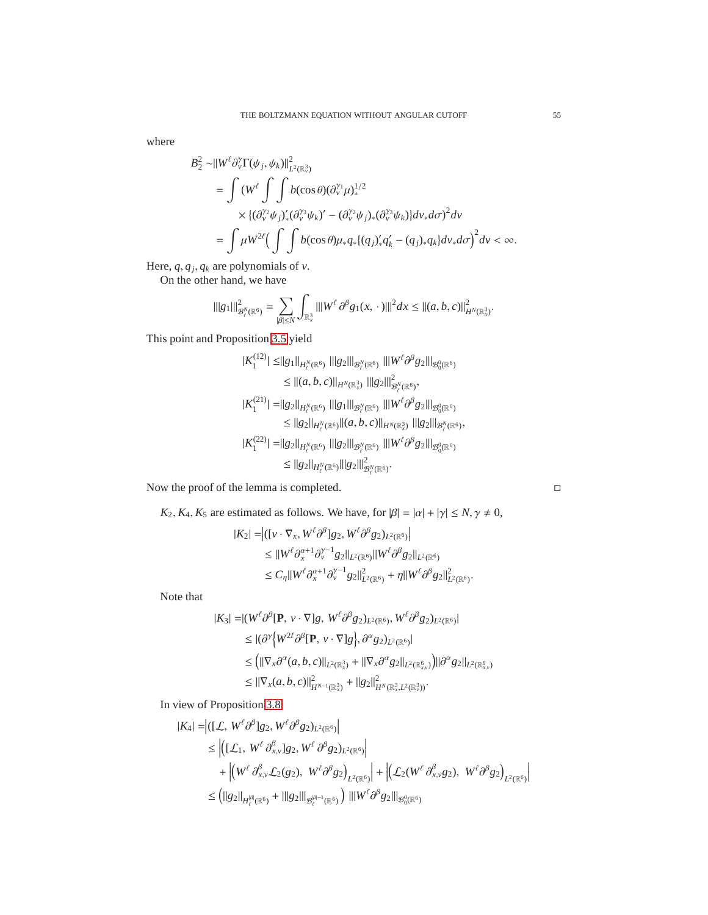where

$$
\begin{aligned}
B_2^2 \sim & \|W^\ell \partial_v^\gamma \Gamma(\psi_j, \psi_k)\|^2_{L^2(\mathbb{R}^3_v)} \\
= & \int \Big(W^\ell \int\int b(\cos\theta)(\partial_v^{\gamma_1}\mu)_*^{1/2} \\
& \times \{(\partial_v^{\gamma_2}\psi_j)'_*(\partial_v^{\gamma_3}\psi_k)' - (\partial_v^{\gamma_2}\psi_j)_*(\partial_v^{\gamma_3}\psi_k)\} dv_* d\sigma\Big)^2 dv \\
= & \int \mu W^{2\ell}\Big(\int\int b(\cos\theta)\mu_* q_* \{(q_j)'_* q'_k - (q_j)_* q_k\} dv_* d\sigma\Big)^2 dv < \infty.
\end{aligned}
$$

Here, $q, q_j, q_k$ are polynomials of $v$.

On the other hand, we have

$$
|||g_1|||^2_{\mathcal{B}^N_\ell(\mathbb{R}^6)} = \sum_{|\beta|\le N} \int_{\mathbb{R}^3_x} |||W^\ell\, \partial^\beta g_1(x,\,\cdot\,)|||^2 dx \le \|(a,b,c)\|^2_{H^N(\mathbb{R}^3_x)}.
$$

This point and Proposition 3.5 yield

$$
\begin{aligned}
|K_1^{(12)}| \le & \|g_1\|_{H^N_\ell(\mathbb{R}^6)}\ |||g_2|||_{\mathcal{B}^N_\ell(\mathbb{R}^6)}\ |||W^\ell \partial^\beta g_2|||_{\mathcal{B}^0_0(\mathbb{R}^6)} \\
\le & \|(a,b,c)\|_{H^N(\mathbb{R}^3_x)}\ |||g_2|||^2_{\mathcal{B}^N_\ell(\mathbb{R}^6)}, \\
|K_1^{(21)}| = & \|g_2\|_{H^N_\ell(\mathbb{R}^6)}\ |||g_1|||_{\mathcal{B}^N_\ell(\mathbb{R}^6)}\ |||W^\ell \partial^\beta g_2|||_{\mathcal{B}^0_0(\mathbb{R}^6)} \\
\le & \|g_2\|_{H^N_\ell(\mathbb{R}^6)} \|(a,b,c)\|_{H^N(\mathbb{R}^3_x)}\ |||g_2|||_{\mathcal{B}^N_\ell(\mathbb{R}^6)}, \\
|K_1^{(22)}| = & \|g_2\|_{H^N_\ell(\mathbb{R}^6)}\ |||g_2|||_{\mathcal{B}^N_\ell(\mathbb{R}^6)}\ |||W^\ell \partial^\beta g_2|||_{\mathcal{B}^0_0(\mathbb{R}^6)} \\
\le & \|g_2\|_{H^N_\ell(\mathbb{R}^6)} |||g_2|||^2_{\mathcal{B}^N_\ell(\mathbb{R}^6)}.
\end{aligned}
$$

Now the proof of the lemma is completed. □

$K_2, K_4, K_5$ are estimated as follows. We have, for $|\beta| = |\alpha| + |\gamma| \le N, \gamma \ne 0$,

$$
\begin{aligned}
|K_2| = & \Big|([v\cdot\nabla_x, W^\ell \partial^\beta] g_2, W^\ell \partial^\beta g_2)_{L^2(\mathbb{R}^6)}\Big| \\
\le & \|W^\ell \partial_x^{\alpha+1}\partial_v^{\gamma-1} g_2\|_{L^2(\mathbb{R}^6)} \|W^\ell \partial^\beta g_2\|_{L^2(\mathbb{R}^6)} \\
\le & C_\eta \|W^\ell \partial_x^{\alpha+1}\partial_v^{\gamma-1} g_2\|^2_{L^2(\mathbb{R}^6)} + \eta \|W^\ell \partial^\beta g_2\|^2_{L^2(\mathbb{R}^6)}.
\end{aligned}
$$

Note that

$$
\begin{aligned}
|K_3| = & |(W^\ell \partial^\beta [\mathbf{P},\ v\cdot\nabla] g,\ W^\ell \partial^\beta g_2)_{L^2(\mathbb{R}^6)}, W^\ell \partial^\beta g_2)_{L^2(\mathbb{R}^6)}| \\
\le & |(\partial^\gamma \Big\{W^{2\ell}\partial^\beta [\mathbf{P},\ v\cdot\nabla] g\Big\}, \partial^\alpha g_2)_{L^2(\mathbb{R}^6)}| \\
\le & \Big(\|\nabla_x \partial^\alpha (a,b,c)\|_{L^2(\mathbb{R}^3_x)} + \|\nabla_x \partial^\alpha g_2\|_{L^2(\mathbb{R}^6_{x,v})}\Big) \|\partial^\alpha g_2\|_{L^2(\mathbb{R}^6_{x,v})} \\
\le & \|\nabla_x (a,b,c)\|^2_{H^{N-1}(\mathbb{R}^3_x)} + \|g_2\|^2_{H^N(\mathbb{R}^3_x; L^2(\mathbb{R}^3_v))}.
\end{aligned}
$$

In view of Proposition 3.8

$$
\begin{aligned}
|K_4| = & \Big|([\mathcal{L},\ W^\ell \partial^\beta] g_2, W^\ell \partial^\beta g_2)_{L^2(\mathbb{R}^6)}\Big| \\
\le & \Big|\Big([\mathcal{L}_1,\ W^\ell\, \partial^\beta_{x,v}] g_2, W^\ell\, \partial^\beta g_2\Big)_{L^2(\mathbb{R}^6)}\Big| \\
& + \Big|\Big(W^\ell\, \partial^\beta_{x,v}\mathcal{L}_2(g_2),\ W^\ell \partial^\beta g_2\Big)_{L^2(\mathbb{R}^6)}\Big| + \Big|\Big(\mathcal{L}_2(W^\ell\, \partial^\beta_{x,v} g_2),\ W^\ell \partial^\beta g\Big)_{L^2(\mathbb{R}^6)}\Big| \\
\le & \Big(\|g_2\|_{H^{|\beta|}_\ell(\mathbb{R}^6)} + |||g_2|||_{\mathcal{B}^{|\beta|-1}_\ell(\mathbb{R}^6)}\Big)\ |||W^\ell \partial^\beta g_2|||_{\mathcal{B}^0_0(\mathbb{R}^6)}
\end{aligned}
$$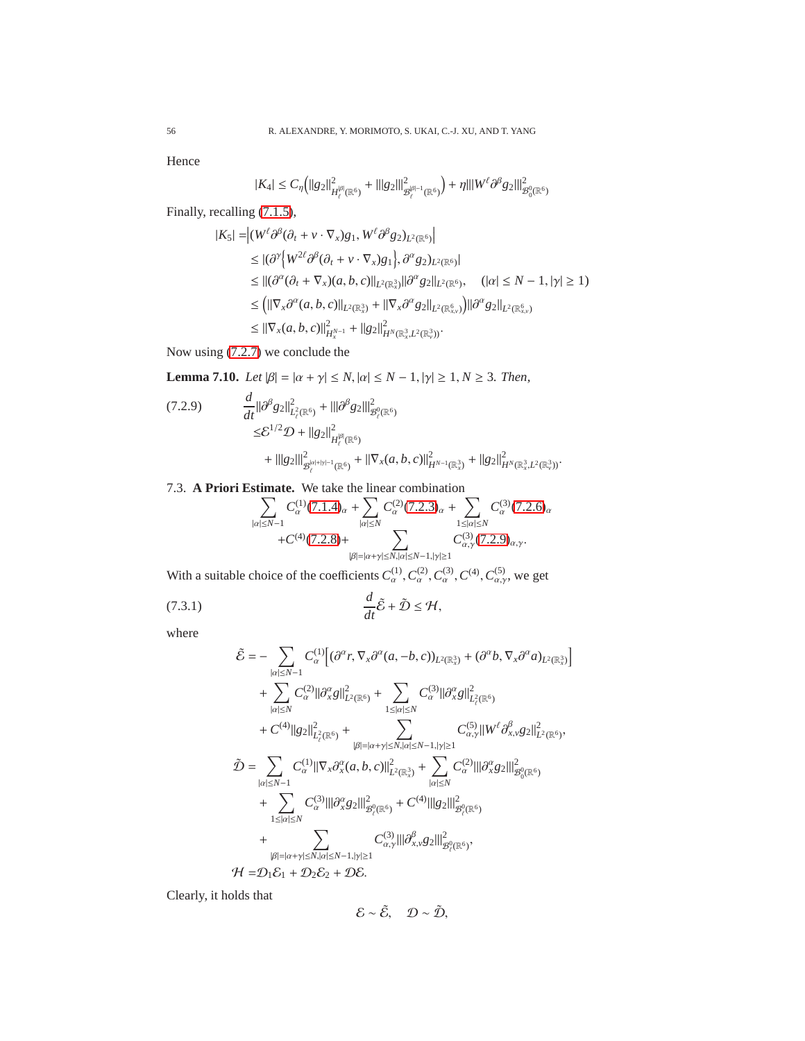Hence

$$|K_4| \le C_\eta\Big(\|g_2\|^2_{H^{|\beta|}_\ell(\mathbb{R}^6)} + |||g_2|||^2_{\mathcal{B}^{|\beta|-1}_\ell(\mathbb{R}^6)}\Big) + \eta|||W^\ell\partial^\beta g_2|||^2_{\mathcal{B}^0_0(\mathbb{R}^6)}$$

Finally, recalling (7.1.5),

$$\begin{aligned}
|K_5| =& \Big|(W^\ell\partial^\beta(\partial_t + v\cdot\nabla_x)g_1, W^\ell\partial^\beta g_2)_{L^2(\mathbb{R}^6)}\Big| \\
\le& |(\partial^\gamma\Big\{W^{2\ell}\partial^\beta(\partial_t + v\cdot\nabla_x)g_1\Big\}, \partial^\alpha g_2)_{L^2(\mathbb{R}^6)}| \\
\le& \|(\partial^\alpha(\partial_t + \nabla_x)(a,b,c)\|_{L^2(\mathbb{R}^3_x)}\|\partial^\alpha g_2\|_{L^2(\mathbb{R}^6)}, \quad (|\alpha| \le N-1, |\gamma| \ge 1) \\
\le& \Big(\|\nabla_x\partial^\alpha(a,b,c)\|_{L^2(\mathbb{R}^3_x)} + \|\nabla_x\partial^\alpha g_2\|_{L^2(\mathbb{R}^6_{x,v})}\Big)\|\partial^\alpha g_2\|_{L^2(\mathbb{R}^6_{x,v})} \\
\le& \|\nabla_x(a,b,c)\|^2_{H^{N-1}_x} + \|g_2\|^2_{H^N(\mathbb{R}^3_x, L^2(\mathbb{R}^3_v))}.
\end{aligned}$$

Now using (7.2.7) we conclude the

**Lemma 7.10.** *Let $|\beta| = |\alpha+\gamma| \le N, |\alpha| \le N-1, |\gamma| \ge 1, N \ge 3$. Then,*

$$\begin{aligned}
(7.2.9) \qquad & \frac{d}{dt}\|\partial^\beta g_2\|^2_{L^2_\ell(\mathbb{R}^6)} + |||\partial^\beta g_2|||^2_{\mathcal{B}^0_\ell(\mathbb{R}^6)} \\
&\le \mathcal{E}^{1/2}\mathcal{D} + \|g_2\|^2_{H^{|\beta|}_\ell(\mathbb{R}^6)} \\
&\quad + |||g_2|||^2_{\mathcal{B}^{|\alpha|+|\gamma|-1}_\ell(\mathbb{R}^6)} + \|\nabla_x(a,b,c)\|^2_{H^{N-1}(\mathbb{R}^3_x)} + \|g_2\|^2_{H^N(\mathbb{R}^3_x, L^2(\mathbb{R}^3_v))}.
\end{aligned}$$

7.3. **A Priori Estimate.** We take the linear combination

$$\begin{aligned}
\sum_{|\alpha|\le N-1} C^{(1)}_\alpha (7.1.4)_\alpha + \sum_{|\alpha|\le N} C^{(2)}_\alpha (7.2.3)_\alpha + \sum_{1\le|\alpha|\le N} C^{(3)}_\alpha (7.2.6)_\alpha \\
+ C^{(4)}(7.2.8) + \sum_{|\beta|=|\alpha+\gamma|\le N, |\alpha|\le N-1, |\gamma|\ge 1} C^{(3)}_{\alpha,\gamma}(7.2.9)_{\alpha,\gamma}.
\end{aligned}$$

With a suitable choice of the coefficients $C^{(1)}_\alpha, C^{(2)}_\alpha, C^{(3)}_\alpha, C^{(4)}, C^{(5)}_{\alpha,\gamma}$, we get

$$(7.3.1) \qquad \frac{d}{dt}\tilde{\mathcal{E}} + \tilde{\mathcal{D}} \le \mathcal{H},$$

where

$$\begin{aligned}
\tilde{\mathcal{E}} =& -\sum_{|\alpha|\le N-1} C^{(1)}_\alpha\Big[(\partial^\alpha r, \nabla_x\partial^\alpha(a,-b,c))_{L^2(\mathbb{R}^3_x)} + (\partial^\alpha b, \nabla_x\partial^\alpha a)_{L^2(\mathbb{R}^3_x)}\Big] \\
&+ \sum_{|\alpha|\le N} C^{(2)}_\alpha\|\partial^\alpha_x g\|^2_{L^2(\mathbb{R}^6)} + \sum_{1\le|\alpha|\le N} C^{(3)}_\alpha\|\partial^\alpha_x g\|^2_{L^2_\ell(\mathbb{R}^6)} \\
&+ C^{(4)}\|g_2\|^2_{L^2_\ell(\mathbb{R}^6)} + \sum_{|\beta|=|\alpha+\gamma|\le N, |\alpha|\le N-1, |\gamma|\ge 1} C^{(5)}_{\alpha,\gamma}\|W^\ell\partial^\beta_{x,v}g_2\|^2_{L^2(\mathbb{R}^6)}, \\
\tilde{\mathcal{D}} =& \sum_{|\alpha|\le N-1} C^{(1)}_\alpha\|\nabla_x\partial^\alpha_x(a,b,c)\|^2_{L^2(\mathbb{R}^3_x)} + \sum_{|\alpha|\le N} C^{(2)}_\alpha|||\partial^\alpha_x g_2|||^2_{\mathcal{B}^0_0(\mathbb{R}^6)} \\
&+ \sum_{1\le|\alpha|\le N} C^{(3)}_\alpha|||\partial^\alpha_x g_2|||^2_{\mathcal{B}^0_\ell(\mathbb{R}^6)} + C^{(4)}|||g_2|||^2_{\mathcal{B}^0_\ell(\mathbb{R}^6)} \\
&+ \sum_{|\beta|=|\alpha+\gamma|\le N, |\alpha|\le N-1, |\gamma|\ge 1} C^{(3)}_{\alpha,\gamma}|||\partial^\beta_{x,v}g_2|||^2_{\mathcal{B}^0_\ell(\mathbb{R}^6)}, \\
\mathcal{H} =& \mathcal{D}_1\mathcal{E}_1 + \mathcal{D}_2\mathcal{E}_2 + \mathcal{D}\mathcal{E}.
\end{aligned}$$

Clearly, it holds that

$$\mathcal{E} \sim \tilde{\mathcal{E}}, \quad \mathcal{D} \sim \tilde{\mathcal{D}},$$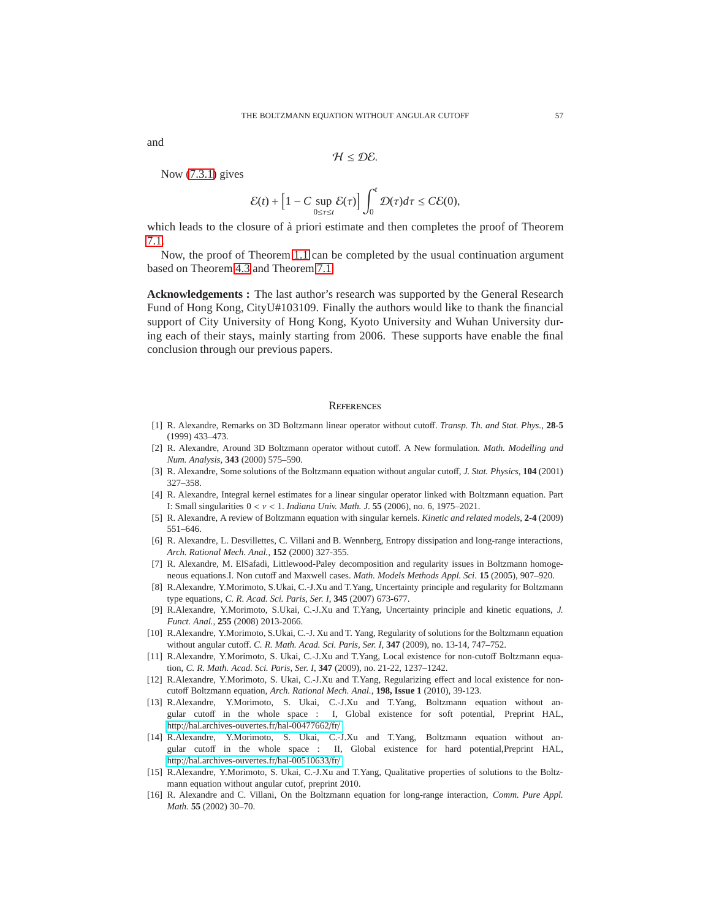and

$$\mathcal{H} \leq \mathcal{D}\mathcal{E}.$$

Now (7.3.1) gives

$$\mathcal{E}(t) + \Big[1 - C \sup_{0 \leq \tau \leq t} \mathcal{E}(\tau)\Big] \int_0^t \mathcal{D}(\tau) d\tau \leq C\mathcal{E}(0),$$

which leads to the closure of à priori estimate and then completes the proof of Theorem 7.1.

Now, the proof of Theorem 1.1 can be completed by the usual continuation argument based on Theorem 4.3 and Theorem 7.1.

**Acknowledgements :** The last author's research was supported by the General Research Fund of Hong Kong, CityU#103109. Finally the authors would like to thank the financial support of City University of Hong Kong, Kyoto University and Wuhan University during each of their stays, mainly starting from 2006. These supports have enable the final conclusion through our previous papers.

## References

[1] R. Alexandre, Remarks on 3D Boltzmann linear operator without cutoff. *Transp. Th. and Stat. Phys.*, **28-5** (1999) 433–473.

[2] R. Alexandre, Around 3D Boltzmann operator without cutoff. A New formulation. *Math. Modelling and Num. Analysis*, **343** (2000) 575–590.

[3] R. Alexandre, Some solutions of the Boltzmann equation without angular cutoff, *J. Stat. Physics*, **104** (2001) 327–358.

[4] R. Alexandre, Integral kernel estimates for a linear singular operator linked with Boltzmann equation. Part I: Small singularities $0 < \nu < 1$. *Indiana Univ. Math. J.* **55** (2006), no. 6, 1975–2021.

[5] R. Alexandre, A review of Boltzmann equation with singular kernels. *Kinetic and related models*, **2-4** (2009) 551–646.

[6] R. Alexandre, L. Desvillettes, C. Villani and B. Wennberg, Entropy dissipation and long-range interactions, *Arch. Rational Mech. Anal.*, **152** (2000) 327-355.

[7] R. Alexandre, M. ElSafadi, Littlewood-Paley decomposition and regularity issues in Boltzmann homogeneous equations.I. Non cutoff and Maxwell cases. *Math. Models Methods Appl. Sci.* **15** (2005), 907–920.

[8] R.Alexandre, Y.Morimoto, S.Ukai, C.-J.Xu and T.Yang, Uncertainty principle and regularity for Boltzmann type equations, *C. R. Acad. Sci. Paris, Ser. I*, **345** (2007) 673-677.

[9] R.Alexandre, Y.Morimoto, S.Ukai, C.-J.Xu and T.Yang, Uncertainty principle and kinetic equations, *J. Funct. Anal.*, **255** (2008) 2013-2066.

[10] R.Alexandre, Y.Morimoto, S.Ukai, C.-J. Xu and T. Yang, Regularity of solutions for the Boltzmann equation without angular cutoff. *C. R. Math. Acad. Sci. Paris, Ser. I*, **347** (2009), no. 13-14, 747–752.

[11] R.Alexandre, Y.Morimoto, S. Ukai, C.-J.Xu and T.Yang, Local existence for non-cutoff Boltzmann equation, *C. R. Math. Acad. Sci. Paris, Ser. I*, **347** (2009), no. 21-22, 1237–1242.

[12] R.Alexandre, Y.Morimoto, S. Ukai, C.-J.Xu and T.Yang, Regularizing effect and local existence for non-cutoff Boltzmann equation, *Arch. Rational Mech. Anal.*, **198, Issue 1** (2010), 39-123.

[13] R.Alexandre, Y.Morimoto, S. Ukai, C.-J.Xu and T.Yang, Boltzmann equation without angular cutoff in the whole space : I, Global existence for soft potential, Preprint HAL, http://hal.archives-ouvertes.fr/hal-00477662/fr/

[14] R.Alexandre, Y.Morimoto, S. Ukai, C.-J.Xu and T.Yang, Boltzmann equation without angular cutoff in the whole space : II, Global existence for hard potential,Preprint HAL, http://hal.archives-ouvertes.fr/hal-00510633/fr/

[15] R.Alexandre, Y.Morimoto, S. Ukai, C.-J.Xu and T.Yang, Qualitative properties of solutions to the Boltzmann equation without angular cutof, preprint 2010.

[16] R. Alexandre and C. Villani, On the Boltzmann equation for long-range interaction, *Comm. Pure Appl. Math.* **55** (2002) 30–70.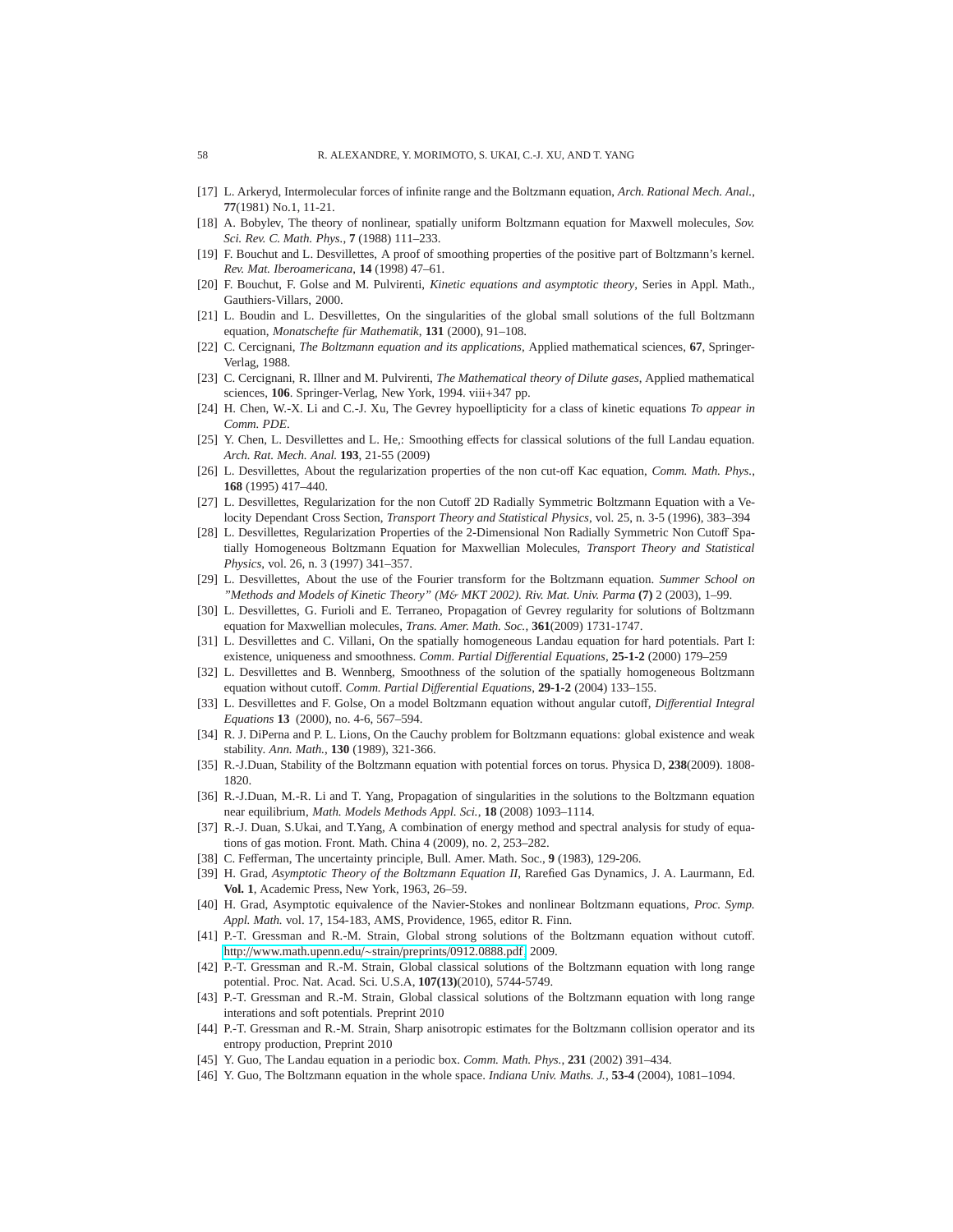[17] L. Arkeryd, Intermolecular forces of infinite range and the Boltzmann equation, *Arch. Rational Mech. Anal.*, **77**(1981) No.1, 11-21.

[18] A. Bobylev, The theory of nonlinear, spatially uniform Boltzmann equation for Maxwell molecules, *Sov. Sci. Rev. C. Math. Phys.*, **7** (1988) 111–233.

[19] F. Bouchut and L. Desvillettes, A proof of smoothing properties of the positive part of Boltzmann's kernel. *Rev. Mat. Iberoamericana*, **14** (1998) 47–61.

[20] F. Bouchut, F. Golse and M. Pulvirenti, *Kinetic equations and asymptotic theory*, Series in Appl. Math., Gauthiers-Villars, 2000.

[21] L. Boudin and L. Desvillettes, On the singularities of the global small solutions of the full Boltzmann equation, *Monatschefte für Mathematik*, **131** (2000), 91–108.

[22] C. Cercignani, *The Boltzmann equation and its applications*, Applied mathematical sciences, **67**, Springer-Verlag, 1988.

[23] C. Cercignani, R. Illner and M. Pulvirenti, *The Mathematical theory of Dilute gases*, Applied mathematical sciences, **106**. Springer-Verlag, New York, 1994. viii+347 pp.

[24] H. Chen, W.-X. Li and C.-J. Xu, The Gevrey hypoellipticity for a class of kinetic equations *To appear in Comm. PDE*.

[25] Y. Chen, L. Desvillettes and L. He,: Smoothing effects for classical solutions of the full Landau equation. *Arch. Rat. Mech. Anal.* **193**, 21-55 (2009)

[26] L. Desvillettes, About the regularization properties of the non cut-off Kac equation, *Comm. Math. Phys.*, **168** (1995) 417–440.

[27] L. Desvillettes, Regularization for the non Cutoff 2D Radially Symmetric Boltzmann Equation with a Velocity Dependant Cross Section, *Transport Theory and Statistical Physics*, vol. 25, n. 3-5 (1996), 383–394

[28] L. Desvillettes, Regularization Properties of the 2-Dimensional Non Radially Symmetric Non Cutoff Spatially Homogeneous Boltzmann Equation for Maxwellian Molecules, *Transport Theory and Statistical Physics*, vol. 26, n. 3 (1997) 341–357.

[29] L. Desvillettes, About the use of the Fourier transform for the Boltzmann equation. *Summer School on "Methods and Models of Kinetic Theory" (M& MKT 2002). Riv. Mat. Univ. Parma* **(7)** 2 (2003), 1–99.

[30] L. Desvillettes, G. Furioli and E. Terraneo, Propagation of Gevrey regularity for solutions of Boltzmann equation for Maxwellian molecules, *Trans. Amer. Math. Soc.*, **361**(2009) 1731-1747.

[31] L. Desvillettes and C. Villani, On the spatially homogeneous Landau equation for hard potentials. Part I: existence, uniqueness and smoothness. *Comm. Partial Differential Equations*, **25-1-2** (2000) 179–259

[32] L. Desvillettes and B. Wennberg, Smoothness of the solution of the spatially homogeneous Boltzmann equation without cutoff. *Comm. Partial Differential Equations*, **29-1-2** (2004) 133–155.

[33] L. Desvillettes and F. Golse, On a model Boltzmann equation without angular cutoff, *Differential Integral Equations* **13** (2000), no. 4-6, 567–594.

[34] R. J. DiPerna and P. L. Lions, On the Cauchy problem for Boltzmann equations: global existence and weak stability. *Ann. Math.*, **130** (1989), 321-366.

[35] R.-J.Duan, Stability of the Boltzmann equation with potential forces on torus. Physica D, **238**(2009). 1808-1820.

[36] R.-J.Duan, M.-R. Li and T. Yang, Propagation of singularities in the solutions to the Boltzmann equation near equilibrium, *Math. Models Methods Appl. Sci.*, **18** (2008) 1093–1114.

[37] R.-J. Duan, S.Ukai, and T.Yang, A combination of energy method and spectral analysis for study of equations of gas motion. Front. Math. China 4 (2009), no. 2, 253–282.

[38] C. Fefferman, The uncertainty principle, Bull. Amer. Math. Soc., **9** (1983), 129-206.

[39] H. Grad, *Asymptotic Theory of the Boltzmann Equation II*, Rarefied Gas Dynamics, J. A. Laurmann, Ed. **Vol. 1**, Academic Press, New York, 1963, 26–59.

[40] H. Grad, Asymptotic equivalence of the Navier-Stokes and nonlinear Boltzmann equations, *Proc. Symp. Appl. Math.* vol. 17, 154-183, AMS, Providence, 1965, editor R. Finn.

[41] P.-T. Gressman and R.-M. Strain, Global strong solutions of the Boltzmann equation without cutoff. http://www.math.upenn.edu/~strain/preprints/0912.0888.pdf, 2009.

[42] P.-T. Gressman and R.-M. Strain, Global classical solutions of the Boltzmann equation with long range potential. Proc. Nat. Acad. Sci. U.S.A, **107(13)**(2010), 5744-5749.

[43] P.-T. Gressman and R.-M. Strain, Global classical solutions of the Boltzmann equation with long range interations and soft potentials. Preprint 2010

[44] P.-T. Gressman and R.-M. Strain, Sharp anisotropic estimates for the Boltzmann collision operator and its entropy production, Preprint 2010

[45] Y. Guo, The Landau equation in a periodic box. *Comm. Math. Phys.*, **231** (2002) 391–434.

[46] Y. Guo, The Boltzmann equation in the whole space. *Indiana Univ. Maths. J.*, **53-4** (2004), 1081–1094.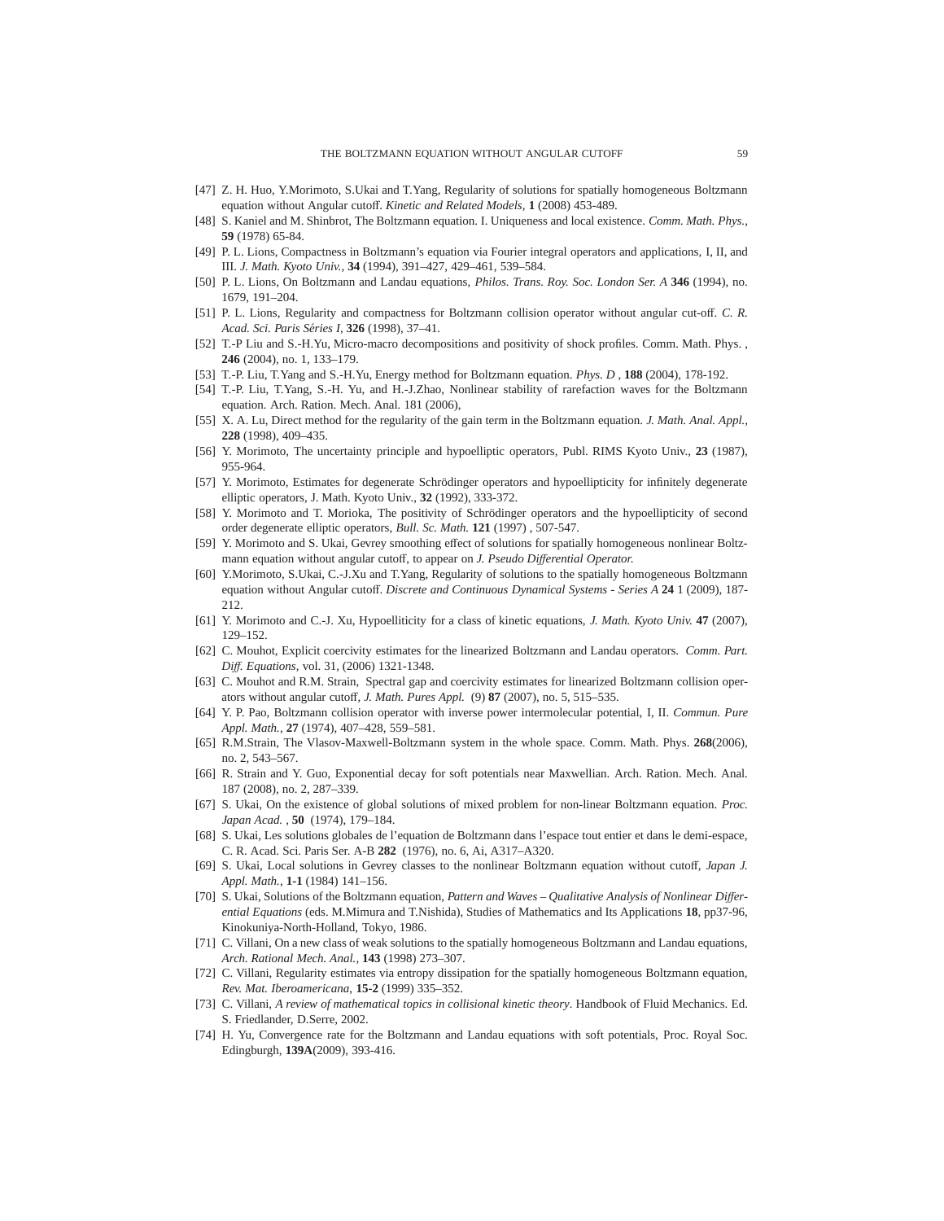[47] Z. H. Huo, Y.Morimoto, S.Ukai and T.Yang, Regularity of solutions for spatially homogeneous Boltzmann equation without Angular cutoff. *Kinetic and Related Models*, **1** (2008) 453-489.

[48] S. Kaniel and M. Shinbrot, The Boltzmann equation. I. Uniqueness and local existence. *Comm. Math. Phys.*, **59** (1978) 65-84.

[49] P. L. Lions, Compactness in Boltzmann's equation via Fourier integral operators and applications, I, II, and III. *J. Math. Kyoto Univ.*, **34** (1994), 391–427, 429–461, 539–584.

[50] P. L. Lions, On Boltzmann and Landau equations, *Philos. Trans. Roy. Soc. London Ser. A* **346** (1994), no. 1679, 191–204.

[51] P. L. Lions, Regularity and compactness for Boltzmann collision operator without angular cut-off. *C. R. Acad. Sci. Paris Séries I*, **326** (1998), 37–41.

[52] T.-P Liu and S.-H.Yu, Micro-macro decompositions and positivity of shock profiles. Comm. Math. Phys. , **246** (2004), no. 1, 133–179.

[53] T.-P. Liu, T.Yang and S.-H.Yu, Energy method for Boltzmann equation. *Phys. D* , **188** (2004), 178-192.

[54] T.-P. Liu, T.Yang, S.-H. Yu, and H.-J.Zhao, Nonlinear stability of rarefaction waves for the Boltzmann equation. Arch. Ration. Mech. Anal. 181 (2006),

[55] X. A. Lu, Direct method for the regularity of the gain term in the Boltzmann equation. *J. Math. Anal. Appl.*, **228** (1998), 409–435.

[56] Y. Morimoto, The uncertainty principle and hypoelliptic operators, Publ. RIMS Kyoto Univ., **23** (1987), 955-964.

[57] Y. Morimoto, Estimates for degenerate Schrödinger operators and hypoellipticity for infinitely degenerate elliptic operators, J. Math. Kyoto Univ., **32** (1992), 333-372.

[58] Y. Morimoto and T. Morioka, The positivity of Schrödinger operators and the hypoellipticity of second order degenerate elliptic operators, *Bull. Sc. Math.* **121** (1997) , 507-547.

[59] Y. Morimoto and S. Ukai, Gevrey smoothing effect of solutions for spatially homogeneous nonlinear Boltzmann equation without angular cutoff, to appear on *J. Pseudo Differential Operator.*

[60] Y.Morimoto, S.Ukai, C.-J.Xu and T.Yang, Regularity of solutions to the spatially homogeneous Boltzmann equation without Angular cutoff. *Discrete and Continuous Dynamical Systems - Series A* **24** 1 (2009), 187-212.

[61] Y. Morimoto and C.-J. Xu, Hypoelliticity for a class of kinetic equations, *J. Math. Kyoto Univ.* **47** (2007), 129–152.

[62] C. Mouhot, Explicit coercivity estimates for the linearized Boltzmann and Landau operators. *Comm. Part. Diff. Equations*, vol. 31, (2006) 1321-1348.

[63] C. Mouhot and R.M. Strain, Spectral gap and coercivity estimates for linearized Boltzmann collision operators without angular cutoff, *J. Math. Pures Appl.* (9) **87** (2007), no. 5, 515–535.

[64] Y. P. Pao, Boltzmann collision operator with inverse power intermolecular potential, I, II. *Commun. Pure Appl. Math.*, **27** (1974), 407–428, 559–581.

[65] R.M.Strain, The Vlasov-Maxwell-Boltzmann system in the whole space. Comm. Math. Phys. **268**(2006), no. 2, 543–567.

[66] R. Strain and Y. Guo, Exponential decay for soft potentials near Maxwellian. Arch. Ration. Mech. Anal. 187 (2008), no. 2, 287–339.

[67] S. Ukai, On the existence of global solutions of mixed problem for non-linear Boltzmann equation. *Proc. Japan Acad.* , **50** (1974), 179–184.

[68] S. Ukai, Les solutions globales de l'equation de Boltzmann dans l'espace tout entier et dans le demi-espace, C. R. Acad. Sci. Paris Ser. A-B **282** (1976), no. 6, Ai, A317–A320.

[69] S. Ukai, Local solutions in Gevrey classes to the nonlinear Boltzmann equation without cutoff, *Japan J. Appl. Math.*, **1-1** (1984) 141–156.

[70] S. Ukai, Solutions of the Boltzmann equation, *Pattern and Waves – Qualitative Analysis of Nonlinear Differential Equations* (eds. M.Mimura and T.Nishida), Studies of Mathematics and Its Applications **18**, pp37-96, Kinokuniya-North-Holland, Tokyo, 1986.

[71] C. Villani, On a new class of weak solutions to the spatially homogeneous Boltzmann and Landau equations, *Arch. Rational Mech. Anal.*, **143** (1998) 273–307.

[72] C. Villani, Regularity estimates via entropy dissipation for the spatially homogeneous Boltzmann equation, *Rev. Mat. Iberoamericana*, **15-2** (1999) 335–352.

[73] C. Villani, *A review of mathematical topics in collisional kinetic theory*. Handbook of Fluid Mechanics. Ed. S. Friedlander, D.Serre, 2002.

[74] H. Yu, Convergence rate for the Boltzmann and Landau equations with soft potentials, Proc. Royal Soc. Edingburgh, **139A**(2009), 393-416.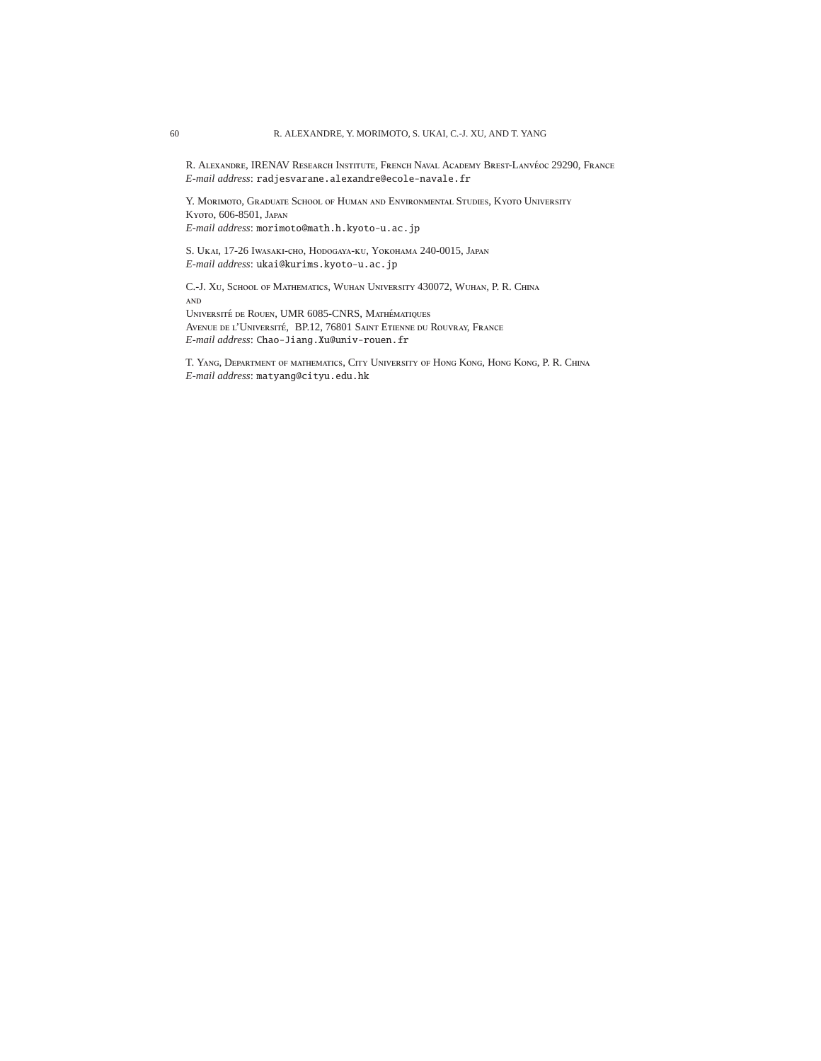R. Alexandre, IRENAV Research Institute, French Naval Academy Brest-Lanvéoc 29290, France
*E-mail address*: radjesvarane.alexandre@ecole-navale.fr

Y. Morimoto, Graduate School of Human and Environmental Studies, Kyoto University
Kyoto, 606-8501, Japan
*E-mail address*: morimoto@math.h.kyoto-u.ac.jp

S. Ukai, 17-26 Iwasaki-cho, Hodogaya-ku, Yokohama 240-0015, Japan
*E-mail address*: ukai@kurims.kyoto-u.ac.jp

C.-J. Xu, School of Mathematics, Wuhan University 430072, Wuhan, P. R. China
and
Université de Rouen, UMR 6085-CNRS, Mathématiques
Avenue de l'Université, BP.12, 76801 Saint Etienne du Rouvray, France
*E-mail address*: Chao-Jiang.Xu@univ-rouen.fr

T. Yang, Department of mathematics, City University of Hong Kong, Hong Kong, P. R. China
*E-mail address*: matyang@cityu.edu.hk